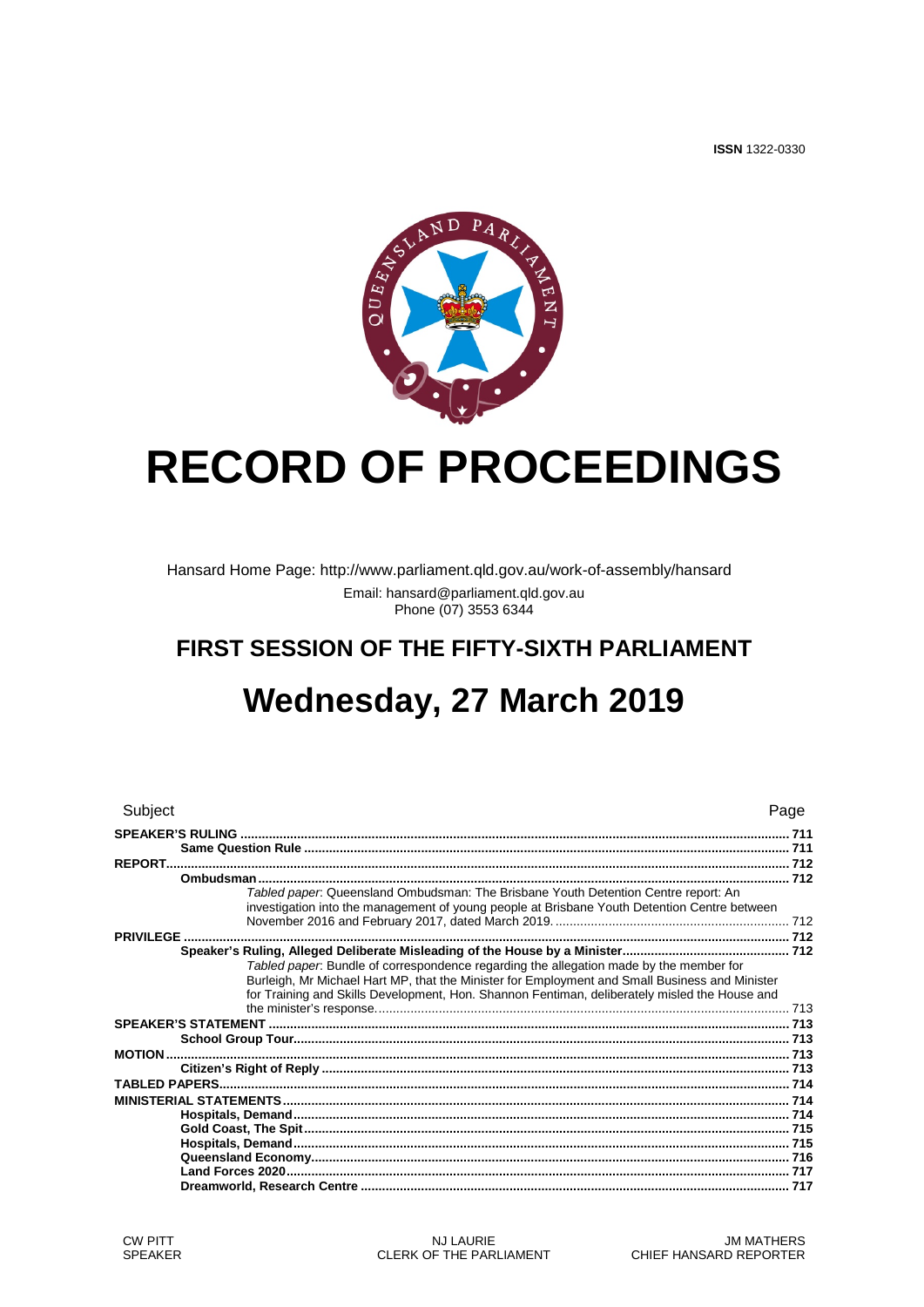**ISSN** 1322-0330

# RECORD OF PROCEEDINGS

Hansard Home Page: http://www.parliament.qld.gov.au/work-of-assembly/hansard

Email: hansard@parliament.qld.gov.au
Phone (07) 3553 6344

## FIRST SESSION OF THE FIFTY-SIXTH PARLIAMENT

# Wednesday, 27 March 2019

| Subject | Page |
|---|---|
| **SPEAKER'S RULING** | **711** |
| **Same Question Rule** | **711** |
| **REPORT** | **712** |
| **Ombudsman** | **712** |
| *Tabled paper*: Queensland Ombudsman: The Brisbane Youth Detention Centre report: An investigation into the management of young people at Brisbane Youth Detention Centre between November 2016 and February 2017, dated March 2019. | 712 |
| **PRIVILEGE** | **712** |
| **Speaker's Ruling, Alleged Deliberate Misleading of the House by a Minister** | **712** |
| *Tabled paper*: Bundle of correspondence regarding the allegation made by the member for Burleigh, Mr Michael Hart MP, that the Minister for Employment and Small Business and Minister for Training and Skills Development, Hon. Shannon Fentiman, deliberately misled the House and the minister's response. | 713 |
| **SPEAKER'S STATEMENT** | **713** |
| **School Group Tour** | **713** |
| **MOTION** | **713** |
| **Citizen's Right of Reply** | **713** |
| **TABLED PAPERS** | **714** |
| **MINISTERIAL STATEMENTS** | **714** |
| **Hospitals, Demand** | **714** |
| **Gold Coast, The Spit** | **715** |
| **Hospitals, Demand** | **715** |
| **Queensland Economy** | **716** |
| **Land Forces 2020** | **717** |
| **Dreamworld, Research Centre** | **717** |

CW PITT
SPEAKER

NJ LAURIE
CLERK OF THE PARLIAMENT

JM MATHERS
CHIEF HANSARD REPORTER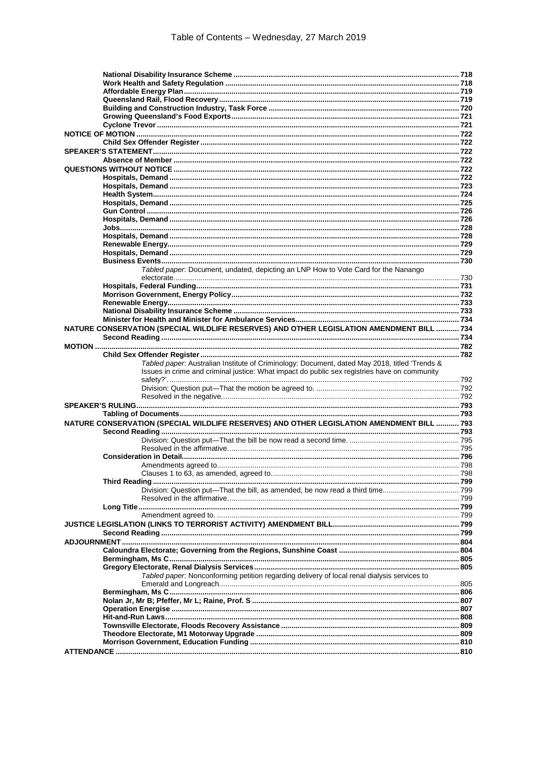# Table of Contents – Wednesday, 27 March 2019

| | |
|---|---|
| **National Disability Insurance Scheme** | 718 |
| **Work Health and Safety Regulation** | 718 |
| **Affordable Energy Plan** | 719 |
| **Queensland Rail, Flood Recovery** | 719 |
| **Building and Construction Industry, Task Force** | 720 |
| **Growing Queensland's Food Exports** | 721 |
| **Cyclone Trevor** | 721 |
| **NOTICE OF MOTION** | 722 |
| **Child Sex Offender Register** | 722 |
| **SPEAKER'S STATEMENT** | 722 |
| **Absence of Member** | 722 |
| **QUESTIONS WITHOUT NOTICE** | 722 |
| **Hospitals, Demand** | 722 |
| **Hospitals, Demand** | 723 |
| **Health System** | 724 |
| **Hospitals, Demand** | 725 |
| **Gun Control** | 726 |
| **Hospitals, Demand** | 726 |
| **Jobs** | 728 |
| **Hospitals, Demand** | 728 |
| **Renewable Energy** | 729 |
| **Hospitals, Demand** | 729 |
| **Business Events** | 730 |
| *Tabled paper*: Document, undated, depicting an LNP How to Vote Card for the Nanango electorate. | 730 |
| **Hospitals, Federal Funding** | 731 |
| **Morrison Government, Energy Policy** | 732 |
| **Renewable Energy** | 733 |
| **National Disability Insurance Scheme** | 733 |
| **Minister for Health and Minister for Ambulance Services** | 734 |
| **NATURE CONSERVATION (SPECIAL WILDLIFE RESERVES) AND OTHER LEGISLATION AMENDMENT BILL** | 734 |
| **Second Reading** | 734 |
| **MOTION** | 782 |
| **Child Sex Offender Register** | 782 |
| *Tabled paper*: Australian Institute of Criminology: Document, dated May 2018, titled 'Trends & Issues in crime and criminal justice: What impact do public sex registries have on community safety?'. | 792 |
| Division: Question put—That the motion be agreed to. | 792 |
| Resolved in the negative. | 792 |
| **SPEAKER'S RULING** | 793 |
| **Tabling of Documents** | 793 |
| **NATURE CONSERVATION (SPECIAL WILDLIFE RESERVES) AND OTHER LEGISLATION AMENDMENT BILL** | 793 |
| **Second Reading** | 793 |
| Division: Question put—That the bill be now read a second time. | 795 |
| Resolved in the affirmative. | 795 |
| **Consideration in Detail** | 796 |
| Amendments agreed to. | 798 |
| Clauses 1 to 63, as amended, agreed to. | 798 |
| **Third Reading** | 799 |
| Division: Question put—That the bill, as amended, be now read a third time. | 799 |
| Resolved in the affirmative. | 799 |
| **Long Title** | 799 |
| Amendment agreed to. | 799 |
| **JUSTICE LEGISLATION (LINKS TO TERRORIST ACTIVITY) AMENDMENT BILL** | 799 |
| **Second Reading** | 799 |
| **ADJOURNMENT** | 804 |
| **Caloundra Electorate; Governing from the Regions, Sunshine Coast** | 804 |
| **Bermingham, Ms C** | 805 |
| **Gregory Electorate, Renal Dialysis Services** | 805 |
| *Tabled paper*: Nonconforming petition regarding delivery of local renal dialysis services to Emerald and Longreach. | 805 |
| **Bermingham, Ms C** | 806 |
| **Nolan Jr, Mr B; Pfeffer, Mr L; Raine, Prof. S** | 807 |
| **Operation Energise** | 807 |
| **Hit-and-Run Laws** | 808 |
| **Townsville Electorate, Floods Recovery Assistance** | 809 |
| **Theodore Electorate, M1 Motorway Upgrade** | 809 |
| **Morrison Government, Education Funding** | 810 |
| **ATTENDANCE** | 810 |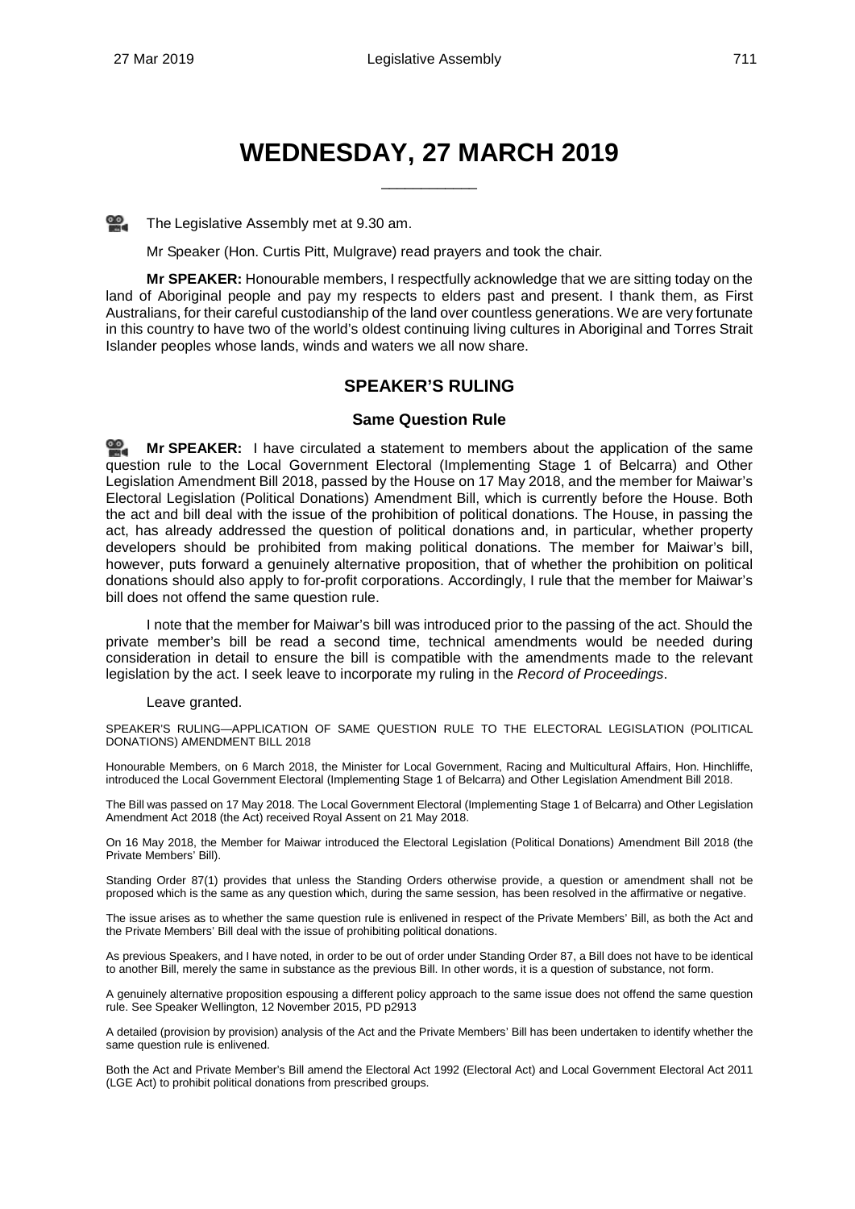# WEDNESDAY, 27 MARCH 2019

The Legislative Assembly met at 9.30 am.

Mr Speaker (Hon. Curtis Pitt, Mulgrave) read prayers and took the chair.

**Mr SPEAKER:** Honourable members, I respectfully acknowledge that we are sitting today on the land of Aboriginal people and pay my respects to elders past and present. I thank them, as First Australians, for their careful custodianship of the land over countless generations. We are very fortunate in this country to have two of the world's oldest continuing living cultures in Aboriginal and Torres Strait Islander peoples whose lands, winds and waters we all now share.

## SPEAKER'S RULING

### Same Question Rule

**Mr SPEAKER:** I have circulated a statement to members about the application of the same question rule to the Local Government Electoral (Implementing Stage 1 of Belcarra) and Other Legislation Amendment Bill 2018, passed by the House on 17 May 2018, and the member for Maiwar's Electoral Legislation (Political Donations) Amendment Bill, which is currently before the House. Both the act and bill deal with the issue of the prohibition of political donations. The House, in passing the act, has already addressed the question of political donations and, in particular, whether property developers should be prohibited from making political donations. The member for Maiwar's bill, however, puts forward a genuinely alternative proposition, that of whether the prohibition on political donations should also apply to for-profit corporations. Accordingly, I rule that the member for Maiwar's bill does not offend the same question rule.

I note that the member for Maiwar's bill was introduced prior to the passing of the act. Should the private member's bill be read a second time, technical amendments would be needed during consideration in detail to ensure the bill is compatible with the amendments made to the relevant legislation by the act. I seek leave to incorporate my ruling in the *Record of Proceedings*.

Leave granted.

SPEAKER'S RULING—APPLICATION OF SAME QUESTION RULE TO THE ELECTORAL LEGISLATION (POLITICAL DONATIONS) AMENDMENT BILL 2018

Honourable Members, on 6 March 2018, the Minister for Local Government, Racing and Multicultural Affairs, Hon. Hinchliffe, introduced the Local Government Electoral (Implementing Stage 1 of Belcarra) and Other Legislation Amendment Bill 2018.

The Bill was passed on 17 May 2018. The Local Government Electoral (Implementing Stage 1 of Belcarra) and Other Legislation Amendment Act 2018 (the Act) received Royal Assent on 21 May 2018.

On 16 May 2018, the Member for Maiwar introduced the Electoral Legislation (Political Donations) Amendment Bill 2018 (the Private Members' Bill).

Standing Order 87(1) provides that unless the Standing Orders otherwise provide, a question or amendment shall not be proposed which is the same as any question which, during the same session, has been resolved in the affirmative or negative.

The issue arises as to whether the same question rule is enlivened in respect of the Private Members' Bill, as both the Act and the Private Members' Bill deal with the issue of prohibiting political donations.

As previous Speakers, and I have noted, in order to be out of order under Standing Order 87, a Bill does not have to be identical to another Bill, merely the same in substance as the previous Bill. In other words, it is a question of substance, not form.

A genuinely alternative proposition espousing a different policy approach to the same issue does not offend the same question rule. See Speaker Wellington, 12 November 2015, PD p2913

A detailed (provision by provision) analysis of the Act and the Private Members' Bill has been undertaken to identify whether the same question rule is enlivened.

Both the Act and Private Member's Bill amend the Electoral Act 1992 (Electoral Act) and Local Government Electoral Act 2011 (LGE Act) to prohibit political donations from prescribed groups.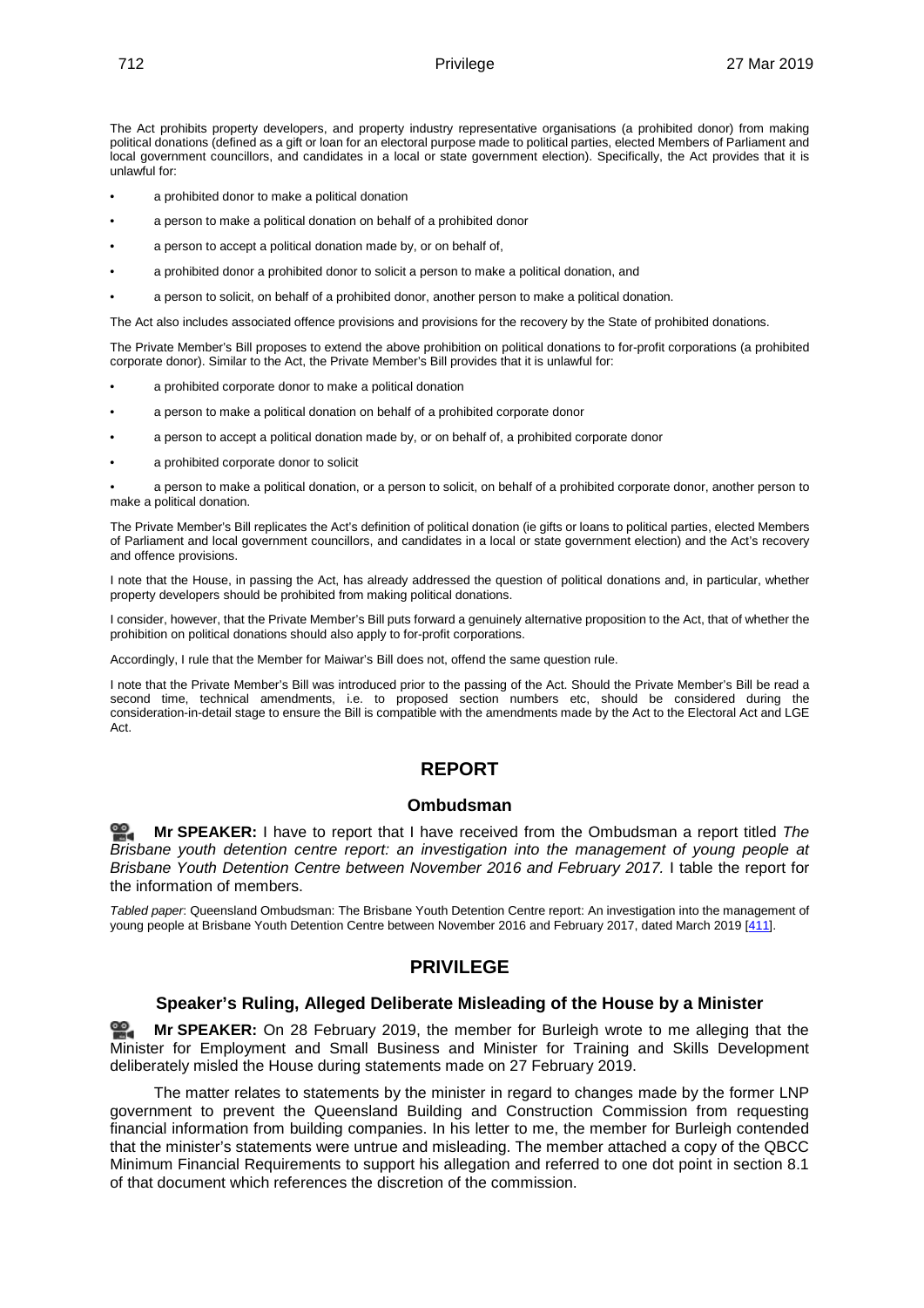The Act prohibits property developers, and property industry representative organisations (a prohibited donor) from making political donations (defined as a gift or loan for an electoral purpose made to political parties, elected Members of Parliament and local government councillors, and candidates in a local or state government election). Specifically, the Act provides that it is unlawful for:

- a prohibited donor to make a political donation
- a person to make a political donation on behalf of a prohibited donor
- a person to accept a political donation made by, or on behalf of,
- a prohibited donor a prohibited donor to solicit a person to make a political donation, and
- a person to solicit, on behalf of a prohibited donor, another person to make a political donation.

The Act also includes associated offence provisions and provisions for the recovery by the State of prohibited donations.

The Private Member's Bill proposes to extend the above prohibition on political donations to for-profit corporations (a prohibited corporate donor). Similar to the Act, the Private Member's Bill provides that it is unlawful for:

- a prohibited corporate donor to make a political donation
- a person to make a political donation on behalf of a prohibited corporate donor
- a person to accept a political donation made by, or on behalf of, a prohibited corporate donor
- a prohibited corporate donor to solicit
- a person to make a political donation, or a person to solicit, on behalf of a prohibited corporate donor, another person to make a political donation.

The Private Member's Bill replicates the Act's definition of political donation (ie gifts or loans to political parties, elected Members of Parliament and local government councillors, and candidates in a local or state government election) and the Act's recovery and offence provisions.

I note that the House, in passing the Act, has already addressed the question of political donations and, in particular, whether property developers should be prohibited from making political donations.

I consider, however, that the Private Member's Bill puts forward a genuinely alternative proposition to the Act, that of whether the prohibition on political donations should also apply to for-profit corporations.

Accordingly, I rule that the Member for Maiwar's Bill does not, offend the same question rule.

I note that the Private Member's Bill was introduced prior to the passing of the Act. Should the Private Member's Bill be read a second time, technical amendments, i.e. to proposed section numbers etc, should be considered during the consideration-in-detail stage to ensure the Bill is compatible with the amendments made by the Act to the Electoral Act and LGE Act.

# REPORT

## Ombudsman

**Mr SPEAKER:** I have to report that I have received from the Ombudsman a report titled *The Brisbane youth detention centre report: an investigation into the management of young people at Brisbane Youth Detention Centre between November 2016 and February 2017.* I table the report for the information of members.

*Tabled paper*: Queensland Ombudsman: The Brisbane Youth Detention Centre report: An investigation into the management of young people at Brisbane Youth Detention Centre between November 2016 and February 2017, dated March 2019 [411].

# PRIVILEGE

## Speaker's Ruling, Alleged Deliberate Misleading of the House by a Minister

**Mr SPEAKER:** On 28 February 2019, the member for Burleigh wrote to me alleging that the Minister for Employment and Small Business and Minister for Training and Skills Development deliberately misled the House during statements made on 27 February 2019.

The matter relates to statements by the minister in regard to changes made by the former LNP government to prevent the Queensland Building and Construction Commission from requesting financial information from building companies. In his letter to me, the member for Burleigh contended that the minister's statements were untrue and misleading. The member attached a copy of the QBCC Minimum Financial Requirements to support his allegation and referred to one dot point in section 8.1 of that document which references the discretion of the commission.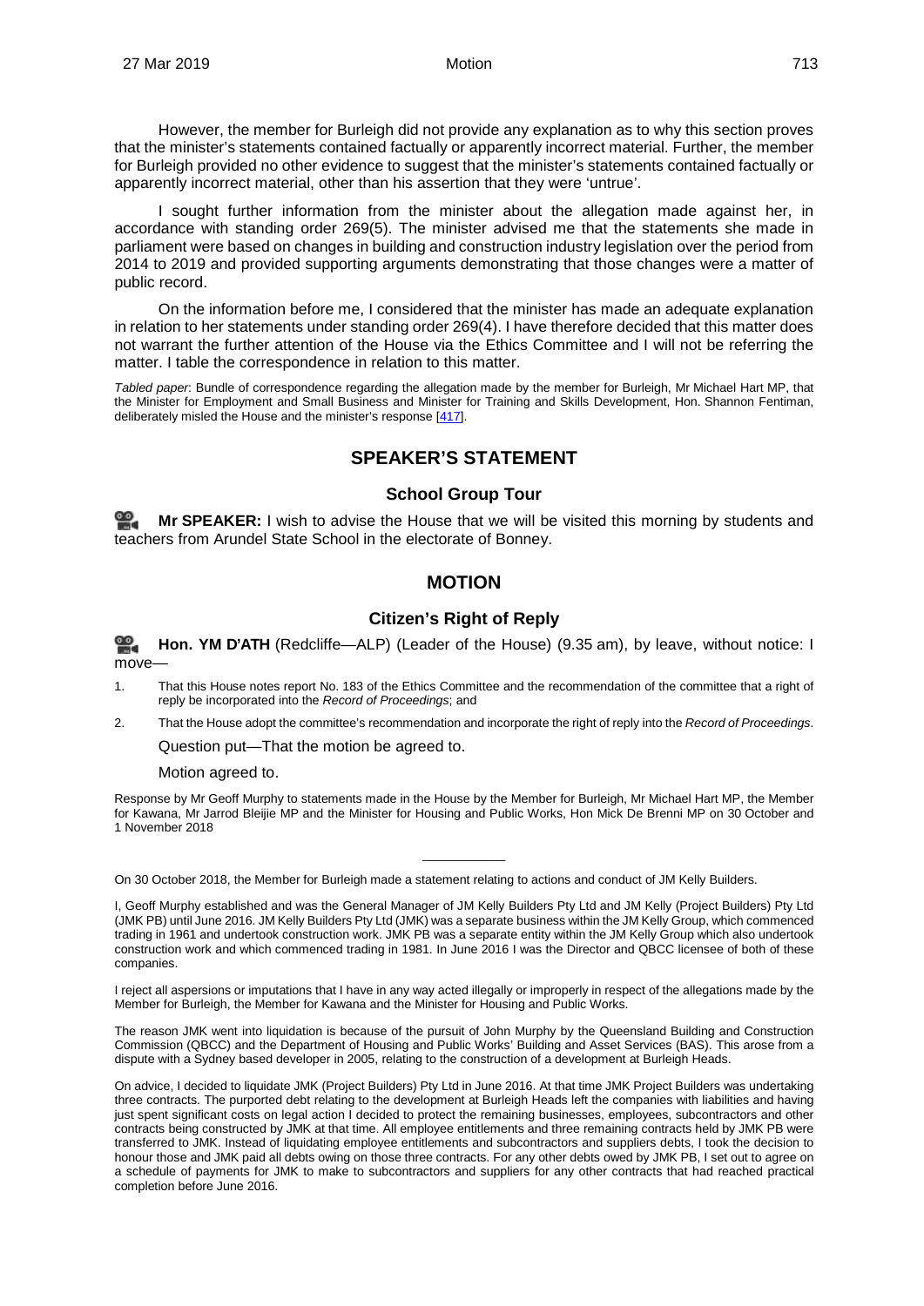However, the member for Burleigh did not provide any explanation as to why this section proves that the minister's statements contained factually or apparently incorrect material. Further, the member for Burleigh provided no other evidence to suggest that the minister's statements contained factually or apparently incorrect material, other than his assertion that they were 'untrue'.

I sought further information from the minister about the allegation made against her, in accordance with standing order 269(5). The minister advised me that the statements she made in parliament were based on changes in building and construction industry legislation over the period from 2014 to 2019 and provided supporting arguments demonstrating that those changes were a matter of public record.

On the information before me, I considered that the minister has made an adequate explanation in relation to her statements under standing order 269(4). I have therefore decided that this matter does not warrant the further attention of the House via the Ethics Committee and I will not be referring the matter. I table the correspondence in relation to this matter.

*Tabled paper*: Bundle of correspondence regarding the allegation made by the member for Burleigh, Mr Michael Hart MP, that the Minister for Employment and Small Business and Minister for Training and Skills Development, Hon. Shannon Fentiman, deliberately misled the House and the minister's response [417].

## SPEAKER'S STATEMENT

### School Group Tour

**Mr SPEAKER:** I wish to advise the House that we will be visited this morning by students and teachers from Arundel State School in the electorate of Bonney.

## MOTION

### Citizen's Right of Reply

**Hon. YM D'ATH** (Redcliffe—ALP) (Leader of the House) (9.35 am), by leave, without notice: I move—

1. That this House notes report No. 183 of the Ethics Committee and the recommendation of the committee that a right of reply be incorporated into the *Record of Proceedings*; and
2. That the House adopt the committee's recommendation and incorporate the right of reply into the *Record of Proceedings*.

Question put—That the motion be agreed to.

Motion agreed to.

Response by Mr Geoff Murphy to statements made in the House by the Member for Burleigh, Mr Michael Hart MP, the Member for Kawana, Mr Jarrod Bleijie MP and the Minister for Housing and Public Works, Hon Mick De Brenni MP on 30 October and 1 November 2018

---

On 30 October 2018, the Member for Burleigh made a statement relating to actions and conduct of JM Kelly Builders.

I, Geoff Murphy established and was the General Manager of JM Kelly Builders Pty Ltd and JM Kelly (Project Builders) Pty Ltd (JMK PB) until June 2016. JM Kelly Builders Pty Ltd (JMK) was a separate business within the JM Kelly Group, which commenced trading in 1961 and undertook construction work. JMK PB was a separate entity within the JM Kelly Group which also undertook construction work and which commenced trading in 1981. In June 2016 I was the Director and QBCC licensee of both of these companies.

I reject all aspersions or imputations that I have in any way acted illegally or improperly in respect of the allegations made by the Member for Burleigh, the Member for Kawana and the Minister for Housing and Public Works.

The reason JMK went into liquidation is because of the pursuit of John Murphy by the Queensland Building and Construction Commission (QBCC) and the Department of Housing and Public Works' Building and Asset Services (BAS). This arose from a dispute with a Sydney based developer in 2005, relating to the construction of a development at Burleigh Heads.

On advice, I decided to liquidate JMK (Project Builders) Pty Ltd in June 2016. At that time JMK Project Builders was undertaking three contracts. The purported debt relating to the development at Burleigh Heads left the companies with liabilities and having just spent significant costs on legal action I decided to protect the remaining businesses, employees, subcontractors and other contracts being constructed by JMK at that time. All employee entitlements and three remaining contracts held by JMK PB were transferred to JMK. Instead of liquidating employee entitlements and subcontractors and suppliers debts, I took the decision to honour those and JMK paid all debts owing on those three contracts. For any other debts owed by JMK PB, I set out to agree on a schedule of payments for JMK to make to subcontractors and suppliers for any other contracts that had reached practical completion before June 2016.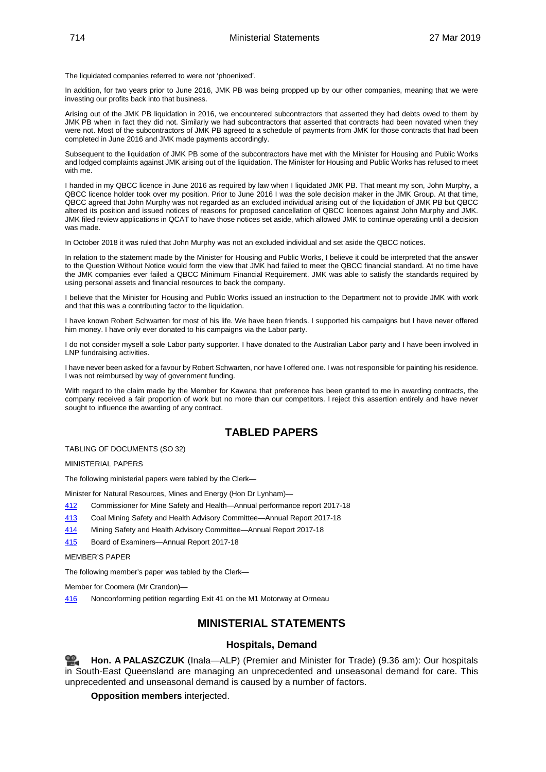The liquidated companies referred to were not 'phoenixed'.

In addition, for two years prior to June 2016, JMK PB was being propped up by our other companies, meaning that we were investing our profits back into that business.

Arising out of the JMK PB liquidation in 2016, we encountered subcontractors that asserted they had debts owed to them by JMK PB when in fact they did not. Similarly we had subcontractors that asserted that contracts had been novated when they were not. Most of the subcontractors of JMK PB agreed to a schedule of payments from JMK for those contracts that had been completed in June 2016 and JMK made payments accordingly.

Subsequent to the liquidation of JMK PB some of the subcontractors have met with the Minister for Housing and Public Works and lodged complaints against JMK arising out of the liquidation. The Minister for Housing and Public Works has refused to meet with me.

I handed in my QBCC licence in June 2016 as required by law when I liquidated JMK PB. That meant my son, John Murphy, a QBCC licence holder took over my position. Prior to June 2016 I was the sole decision maker in the JMK Group. At that time, QBCC agreed that John Murphy was not regarded as an excluded individual arising out of the liquidation of JMK PB but QBCC altered its position and issued notices of reasons for proposed cancellation of QBCC licences against John Murphy and JMK. JMK filed review applications in QCAT to have those notices set aside, which allowed JMK to continue operating until a decision was made.

In October 2018 it was ruled that John Murphy was not an excluded individual and set aside the QBCC notices.

In relation to the statement made by the Minister for Housing and Public Works, I believe it could be interpreted that the answer to the Question Without Notice would form the view that JMK had failed to meet the QBCC financial standard. At no time have the JMK companies ever failed a QBCC Minimum Financial Requirement. JMK was able to satisfy the standards required by using personal assets and financial resources to back the company.

I believe that the Minister for Housing and Public Works issued an instruction to the Department not to provide JMK with work and that this was a contributing factor to the liquidation.

I have known Robert Schwarten for most of his life. We have been friends. I supported his campaigns but I have never offered him money. I have only ever donated to his campaigns via the Labor party.

I do not consider myself a sole Labor party supporter. I have donated to the Australian Labor party and I have been involved in LNP fundraising activities.

I have never been asked for a favour by Robert Schwarten, nor have I offered one. I was not responsible for painting his residence. I was not reimbursed by way of government funding.

With regard to the claim made by the Member for Kawana that preference has been granted to me in awarding contracts, the company received a fair proportion of work but no more than our competitors. I reject this assertion entirely and have never sought to influence the awarding of any contract.

## TABLED PAPERS

TABLING OF DOCUMENTS (SO 32)

MINISTERIAL PAPERS

The following ministerial papers were tabled by the Clerk—

Minister for Natural Resources, Mines and Energy (Hon Dr Lynham)—

412 Commissioner for Mine Safety and Health—Annual performance report 2017-18

413 Coal Mining Safety and Health Advisory Committee—Annual Report 2017-18

414 Mining Safety and Health Advisory Committee—Annual Report 2017-18

415 Board of Examiners—Annual Report 2017-18

MEMBER'S PAPER

The following member's paper was tabled by the Clerk—

Member for Coomera (Mr Crandon)—

416 Nonconforming petition regarding Exit 41 on the M1 Motorway at Ormeau

## MINISTERIAL STATEMENTS

### Hospitals, Demand

**Hon. A PALASZCZUK** (Inala—ALP) (Premier and Minister for Trade) (9.36 am): Our hospitals in South-East Queensland are managing an unprecedented and unseasonal demand for care. This unprecedented and unseasonal demand is caused by a number of factors.

**Opposition members** interjected.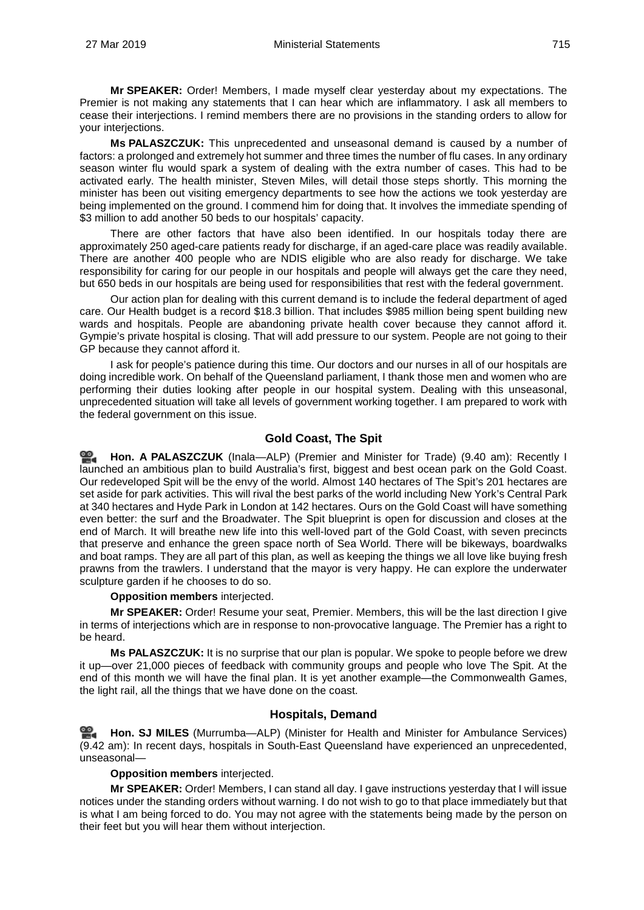**Mr SPEAKER:** Order! Members, I made myself clear yesterday about my expectations. The Premier is not making any statements that I can hear which are inflammatory. I ask all members to cease their interjections. I remind members there are no provisions in the standing orders to allow for your interjections.

**Ms PALASZCZUK:** This unprecedented and unseasonal demand is caused by a number of factors: a prolonged and extremely hot summer and three times the number of flu cases. In any ordinary season winter flu would spark a system of dealing with the extra number of cases. This had to be activated early. The health minister, Steven Miles, will detail those steps shortly. This morning the minister has been out visiting emergency departments to see how the actions we took yesterday are being implemented on the ground. I commend him for doing that. It involves the immediate spending of $3 million to add another 50 beds to our hospitals' capacity.

There are other factors that have also been identified. In our hospitals today there are approximately 250 aged-care patients ready for discharge, if an aged-care place was readily available. There are another 400 people who are NDIS eligible who are also ready for discharge. We take responsibility for caring for our people in our hospitals and people will always get the care they need, but 650 beds in our hospitals are being used for responsibilities that rest with the federal government.

Our action plan for dealing with this current demand is to include the federal department of aged care. Our Health budget is a record $18.3 billion. That includes $985 million being spent building new wards and hospitals. People are abandoning private health cover because they cannot afford it. Gympie's private hospital is closing. That will add pressure to our system. People are not going to their GP because they cannot afford it.

I ask for people's patience during this time. Our doctors and our nurses in all of our hospitals are doing incredible work. On behalf of the Queensland parliament, I thank those men and women who are performing their duties looking after people in our hospital system. Dealing with this unseasonal, unprecedented situation will take all levels of government working together. I am prepared to work with the federal government on this issue.

## Gold Coast, The Spit

**Hon. A PALASZCZUK** (Inala—ALP) (Premier and Minister for Trade) (9.40 am): Recently I launched an ambitious plan to build Australia's first, biggest and best ocean park on the Gold Coast. Our redeveloped Spit will be the envy of the world. Almost 140 hectares of The Spit's 201 hectares are set aside for park activities. This will rival the best parks of the world including New York's Central Park at 340 hectares and Hyde Park in London at 142 hectares. Ours on the Gold Coast will have something even better: the surf and the Broadwater. The Spit blueprint is open for discussion and closes at the end of March. It will breathe new life into this well-loved part of the Gold Coast, with seven precincts that preserve and enhance the green space north of Sea World. There will be bikeways, boardwalks and boat ramps. They are all part of this plan, as well as keeping the things we all love like buying fresh prawns from the trawlers. I understand that the mayor is very happy. He can explore the underwater sculpture garden if he chooses to do so.

**Opposition members** interjected.

**Mr SPEAKER:** Order! Resume your seat, Premier. Members, this will be the last direction I give in terms of interjections which are in response to non-provocative language. The Premier has a right to be heard.

**Ms PALASZCZUK:** It is no surprise that our plan is popular. We spoke to people before we drew it up—over 21,000 pieces of feedback with community groups and people who love The Spit. At the end of this month we will have the final plan. It is yet another example—the Commonwealth Games, the light rail, all the things that we have done on the coast.

## Hospitals, Demand

**Hon. SJ MILES** (Murrumba—ALP) (Minister for Health and Minister for Ambulance Services) (9.42 am): In recent days, hospitals in South-East Queensland have experienced an unprecedented, unseasonal—

**Opposition members** interjected.

**Mr SPEAKER:** Order! Members, I can stand all day. I gave instructions yesterday that I will issue notices under the standing orders without warning. I do not wish to go to that place immediately but that is what I am being forced to do. You may not agree with the statements being made by the person on their feet but you will hear them without interjection.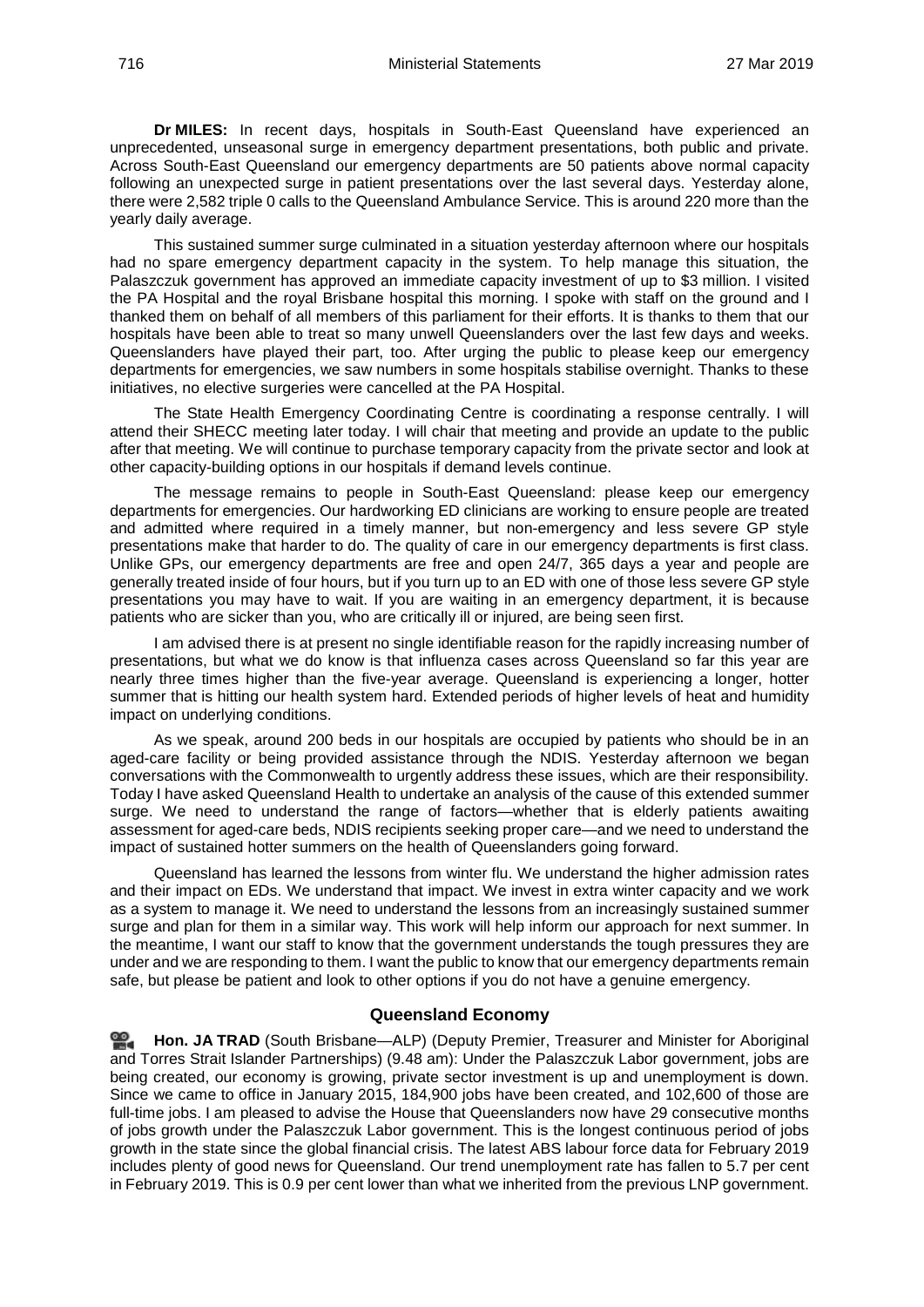**Dr MILES:** In recent days, hospitals in South-East Queensland have experienced an unprecedented, unseasonal surge in emergency department presentations, both public and private. Across South-East Queensland our emergency departments are 50 patients above normal capacity following an unexpected surge in patient presentations over the last several days. Yesterday alone, there were 2,582 triple 0 calls to the Queensland Ambulance Service. This is around 220 more than the yearly daily average.

This sustained summer surge culminated in a situation yesterday afternoon where our hospitals had no spare emergency department capacity in the system. To help manage this situation, the Palaszczuk government has approved an immediate capacity investment of up to $3 million. I visited the PA Hospital and the royal Brisbane hospital this morning. I spoke with staff on the ground and I thanked them on behalf of all members of this parliament for their efforts. It is thanks to them that our hospitals have been able to treat so many unwell Queenslanders over the last few days and weeks. Queenslanders have played their part, too. After urging the public to please keep our emergency departments for emergencies, we saw numbers in some hospitals stabilise overnight. Thanks to these initiatives, no elective surgeries were cancelled at the PA Hospital.

The State Health Emergency Coordinating Centre is coordinating a response centrally. I will attend their SHECC meeting later today. I will chair that meeting and provide an update to the public after that meeting. We will continue to purchase temporary capacity from the private sector and look at other capacity-building options in our hospitals if demand levels continue.

The message remains to people in South-East Queensland: please keep our emergency departments for emergencies. Our hardworking ED clinicians are working to ensure people are treated and admitted where required in a timely manner, but non-emergency and less severe GP style presentations make that harder to do. The quality of care in our emergency departments is first class. Unlike GPs, our emergency departments are free and open 24/7, 365 days a year and people are generally treated inside of four hours, but if you turn up to an ED with one of those less severe GP style presentations you may have to wait. If you are waiting in an emergency department, it is because patients who are sicker than you, who are critically ill or injured, are being seen first.

I am advised there is at present no single identifiable reason for the rapidly increasing number of presentations, but what we do know is that influenza cases across Queensland so far this year are nearly three times higher than the five-year average. Queensland is experiencing a longer, hotter summer that is hitting our health system hard. Extended periods of higher levels of heat and humidity impact on underlying conditions.

As we speak, around 200 beds in our hospitals are occupied by patients who should be in an aged-care facility or being provided assistance through the NDIS. Yesterday afternoon we began conversations with the Commonwealth to urgently address these issues, which are their responsibility. Today I have asked Queensland Health to undertake an analysis of the cause of this extended summer surge. We need to understand the range of factors—whether that is elderly patients awaiting assessment for aged-care beds, NDIS recipients seeking proper care—and we need to understand the impact of sustained hotter summers on the health of Queenslanders going forward.

Queensland has learned the lessons from winter flu. We understand the higher admission rates and their impact on EDs. We understand that impact. We invest in extra winter capacity and we work as a system to manage it. We need to understand the lessons from an increasingly sustained summer surge and plan for them in a similar way. This work will help inform our approach for next summer. In the meantime, I want our staff to know that the government understands the tough pressures they are under and we are responding to them. I want the public to know that our emergency departments remain safe, but please be patient and look to other options if you do not have a genuine emergency.

## Queensland Economy

**Hon. JA TRAD** (South Brisbane—ALP) (Deputy Premier, Treasurer and Minister for Aboriginal and Torres Strait Islander Partnerships) (9.48 am): Under the Palaszczuk Labor government, jobs are being created, our economy is growing, private sector investment is up and unemployment is down. Since we came to office in January 2015, 184,900 jobs have been created, and 102,600 of those are full-time jobs. I am pleased to advise the House that Queenslanders now have 29 consecutive months of jobs growth under the Palaszczuk Labor government. This is the longest continuous period of jobs growth in the state since the global financial crisis. The latest ABS labour force data for February 2019 includes plenty of good news for Queensland. Our trend unemployment rate has fallen to 5.7 per cent in February 2019. This is 0.9 per cent lower than what we inherited from the previous LNP government.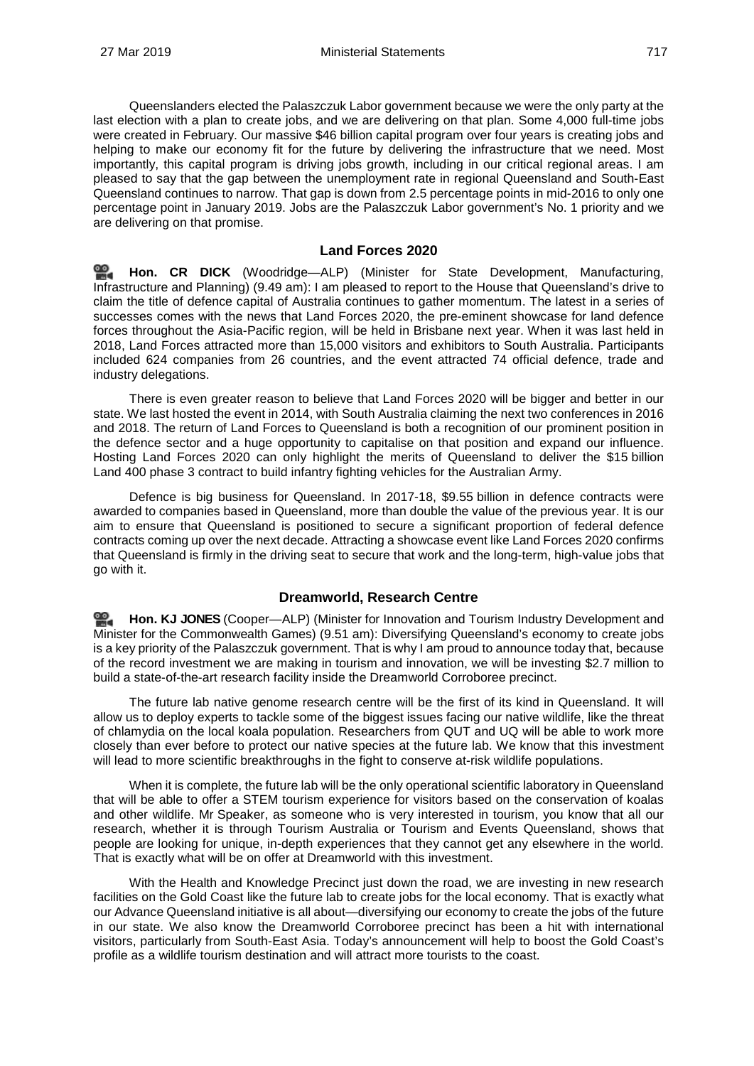Queenslanders elected the Palaszczuk Labor government because we were the only party at the last election with a plan to create jobs, and we are delivering on that plan. Some 4,000 full-time jobs were created in February. Our massive $46 billion capital program over four years is creating jobs and helping to make our economy fit for the future by delivering the infrastructure that we need. Most importantly, this capital program is driving jobs growth, including in our critical regional areas. I am pleased to say that the gap between the unemployment rate in regional Queensland and South-East Queensland continues to narrow. That gap is down from 2.5 percentage points in mid-2016 to only one percentage point in January 2019. Jobs are the Palaszczuk Labor government's No. 1 priority and we are delivering on that promise.

## Land Forces 2020

**Hon. CR DICK** (Woodridge—ALP) (Minister for State Development, Manufacturing, Infrastructure and Planning) (9.49 am): I am pleased to report to the House that Queensland's drive to claim the title of defence capital of Australia continues to gather momentum. The latest in a series of successes comes with the news that Land Forces 2020, the pre-eminent showcase for land defence forces throughout the Asia-Pacific region, will be held in Brisbane next year. When it was last held in 2018, Land Forces attracted more than 15,000 visitors and exhibitors to South Australia. Participants included 624 companies from 26 countries, and the event attracted 74 official defence, trade and industry delegations.

There is even greater reason to believe that Land Forces 2020 will be bigger and better in our state. We last hosted the event in 2014, with South Australia claiming the next two conferences in 2016 and 2018. The return of Land Forces to Queensland is both a recognition of our prominent position in the defence sector and a huge opportunity to capitalise on that position and expand our influence. Hosting Land Forces 2020 can only highlight the merits of Queensland to deliver the $15 billion Land 400 phase 3 contract to build infantry fighting vehicles for the Australian Army.

Defence is big business for Queensland. In 2017-18, $9.55 billion in defence contracts were awarded to companies based in Queensland, more than double the value of the previous year. It is our aim to ensure that Queensland is positioned to secure a significant proportion of federal defence contracts coming up over the next decade. Attracting a showcase event like Land Forces 2020 confirms that Queensland is firmly in the driving seat to secure that work and the long-term, high-value jobs that go with it.

## Dreamworld, Research Centre

**Hon. KJ JONES** (Cooper—ALP) (Minister for Innovation and Tourism Industry Development and Minister for the Commonwealth Games) (9.51 am): Diversifying Queensland's economy to create jobs is a key priority of the Palaszczuk government. That is why I am proud to announce today that, because of the record investment we are making in tourism and innovation, we will be investing $2.7 million to build a state-of-the-art research facility inside the Dreamworld Corroboree precinct.

The future lab native genome research centre will be the first of its kind in Queensland. It will allow us to deploy experts to tackle some of the biggest issues facing our native wildlife, like the threat of chlamydia on the local koala population. Researchers from QUT and UQ will be able to work more closely than ever before to protect our native species at the future lab. We know that this investment will lead to more scientific breakthroughs in the fight to conserve at-risk wildlife populations.

When it is complete, the future lab will be the only operational scientific laboratory in Queensland that will be able to offer a STEM tourism experience for visitors based on the conservation of koalas and other wildlife. Mr Speaker, as someone who is very interested in tourism, you know that all our research, whether it is through Tourism Australia or Tourism and Events Queensland, shows that people are looking for unique, in-depth experiences that they cannot get any elsewhere in the world. That is exactly what will be on offer at Dreamworld with this investment.

With the Health and Knowledge Precinct just down the road, we are investing in new research facilities on the Gold Coast like the future lab to create jobs for the local economy. That is exactly what our Advance Queensland initiative is all about—diversifying our economy to create the jobs of the future in our state. We also know the Dreamworld Corroboree precinct has been a hit with international visitors, particularly from South-East Asia. Today's announcement will help to boost the Gold Coast's profile as a wildlife tourism destination and will attract more tourists to the coast.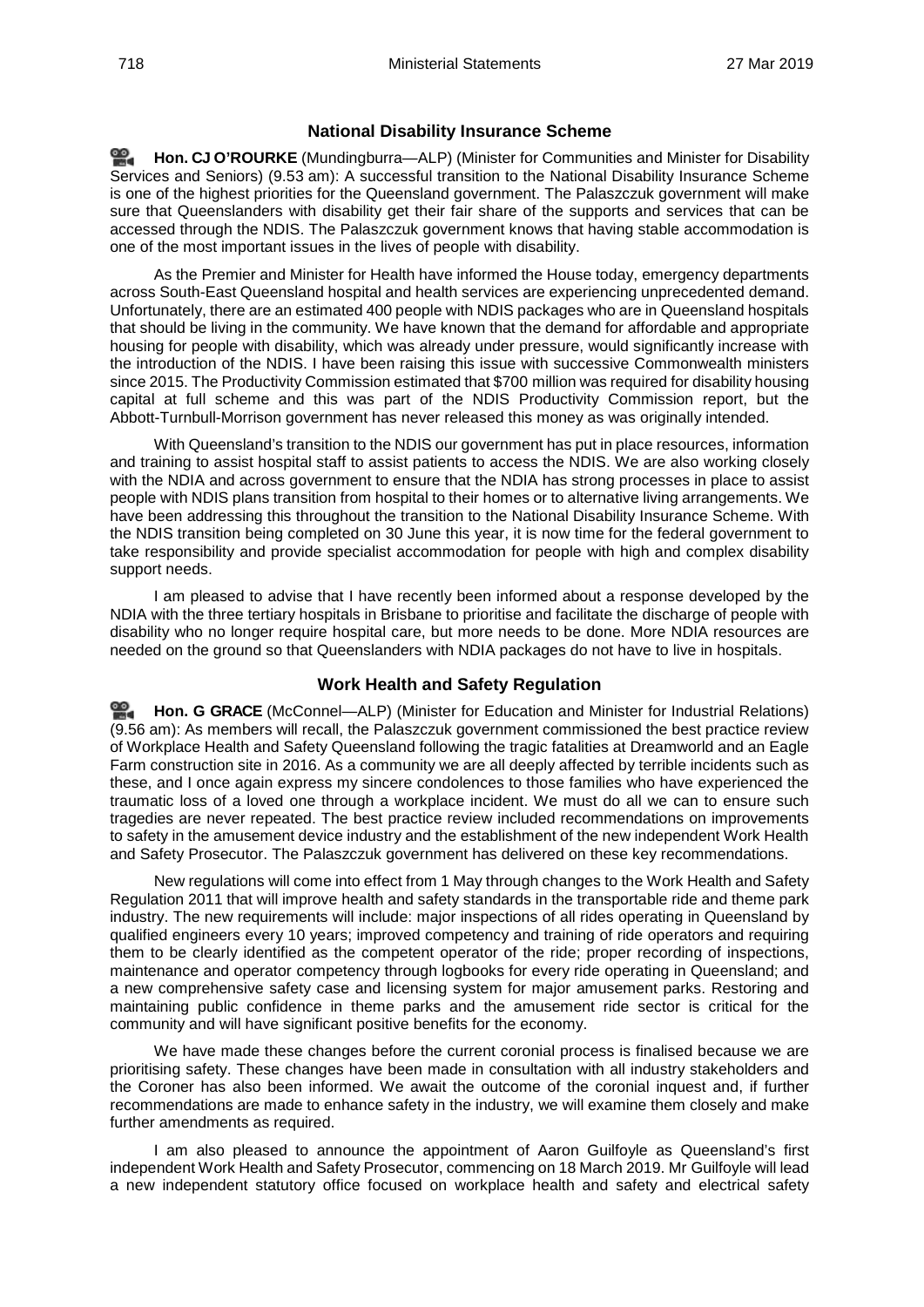## National Disability Insurance Scheme

**Hon. CJ O'ROURKE** (Mundingburra—ALP) (Minister for Communities and Minister for Disability Services and Seniors) (9.53 am): A successful transition to the National Disability Insurance Scheme is one of the highest priorities for the Queensland government. The Palaszczuk government will make sure that Queenslanders with disability get their fair share of the supports and services that can be accessed through the NDIS. The Palaszczuk government knows that having stable accommodation is one of the most important issues in the lives of people with disability.

As the Premier and Minister for Health have informed the House today, emergency departments across South-East Queensland hospital and health services are experiencing unprecedented demand. Unfortunately, there are an estimated 400 people with NDIS packages who are in Queensland hospitals that should be living in the community. We have known that the demand for affordable and appropriate housing for people with disability, which was already under pressure, would significantly increase with the introduction of the NDIS. I have been raising this issue with successive Commonwealth ministers since 2015. The Productivity Commission estimated that $700 million was required for disability housing capital at full scheme and this was part of the NDIS Productivity Commission report, but the Abbott-Turnbull-Morrison government has never released this money as was originally intended.

With Queensland's transition to the NDIS our government has put in place resources, information and training to assist hospital staff to assist patients to access the NDIS. We are also working closely with the NDIA and across government to ensure that the NDIA has strong processes in place to assist people with NDIS plans transition from hospital to their homes or to alternative living arrangements. We have been addressing this throughout the transition to the National Disability Insurance Scheme. With the NDIS transition being completed on 30 June this year, it is now time for the federal government to take responsibility and provide specialist accommodation for people with high and complex disability support needs.

I am pleased to advise that I have recently been informed about a response developed by the NDIA with the three tertiary hospitals in Brisbane to prioritise and facilitate the discharge of people with disability who no longer require hospital care, but more needs to be done. More NDIA resources are needed on the ground so that Queenslanders with NDIA packages do not have to live in hospitals.

## Work Health and Safety Regulation

**Hon. G GRACE** (McConnel—ALP) (Minister for Education and Minister for Industrial Relations) (9.56 am): As members will recall, the Palaszczuk government commissioned the best practice review of Workplace Health and Safety Queensland following the tragic fatalities at Dreamworld and an Eagle Farm construction site in 2016. As a community we are all deeply affected by terrible incidents such as these, and I once again express my sincere condolences to those families who have experienced the traumatic loss of a loved one through a workplace incident. We must do all we can to ensure such tragedies are never repeated. The best practice review included recommendations on improvements to safety in the amusement device industry and the establishment of the new independent Work Health and Safety Prosecutor. The Palaszczuk government has delivered on these key recommendations.

New regulations will come into effect from 1 May through changes to the Work Health and Safety Regulation 2011 that will improve health and safety standards in the transportable ride and theme park industry. The new requirements will include: major inspections of all rides operating in Queensland by qualified engineers every 10 years; improved competency and training of ride operators and requiring them to be clearly identified as the competent operator of the ride; proper recording of inspections, maintenance and operator competency through logbooks for every ride operating in Queensland; and a new comprehensive safety case and licensing system for major amusement parks. Restoring and maintaining public confidence in theme parks and the amusement ride sector is critical for the community and will have significant positive benefits for the economy.

We have made these changes before the current coronial process is finalised because we are prioritising safety. These changes have been made in consultation with all industry stakeholders and the Coroner has also been informed. We await the outcome of the coronial inquest and, if further recommendations are made to enhance safety in the industry, we will examine them closely and make further amendments as required.

I am also pleased to announce the appointment of Aaron Guilfoyle as Queensland's first independent Work Health and Safety Prosecutor, commencing on 18 March 2019. Mr Guilfoyle will lead a new independent statutory office focused on workplace health and safety and electrical safety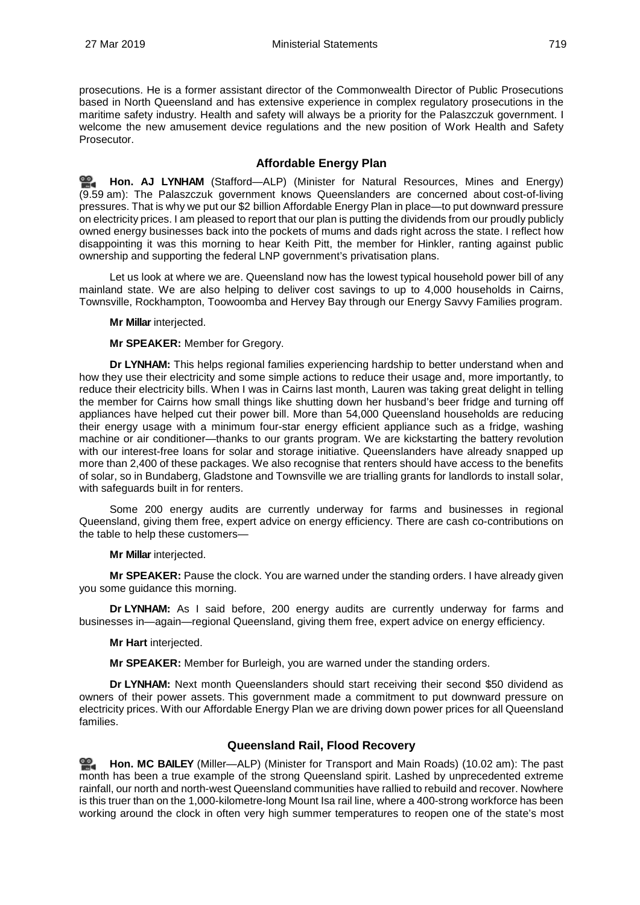prosecutions. He is a former assistant director of the Commonwealth Director of Public Prosecutions based in North Queensland and has extensive experience in complex regulatory prosecutions in the maritime safety industry. Health and safety will always be a priority for the Palaszczuk government. I welcome the new amusement device regulations and the new position of Work Health and Safety Prosecutor.

## Affordable Energy Plan

**Hon. AJ LYNHAM** (Stafford—ALP) (Minister for Natural Resources, Mines and Energy) (9.59 am): The Palaszczuk government knows Queenslanders are concerned about cost-of-living pressures. That is why we put our $2 billion Affordable Energy Plan in place—to put downward pressure on electricity prices. I am pleased to report that our plan is putting the dividends from our proudly publicly owned energy businesses back into the pockets of mums and dads right across the state. I reflect how disappointing it was this morning to hear Keith Pitt, the member for Hinkler, ranting against public ownership and supporting the federal LNP government's privatisation plans.

Let us look at where we are. Queensland now has the lowest typical household power bill of any mainland state. We are also helping to deliver cost savings to up to 4,000 households in Cairns, Townsville, Rockhampton, Toowoomba and Hervey Bay through our Energy Savvy Families program.

**Mr Millar** interjected.

**Mr SPEAKER:** Member for Gregory.

**Dr LYNHAM:** This helps regional families experiencing hardship to better understand when and how they use their electricity and some simple actions to reduce their usage and, more importantly, to reduce their electricity bills. When I was in Cairns last month, Lauren was taking great delight in telling the member for Cairns how small things like shutting down her husband's beer fridge and turning off appliances have helped cut their power bill. More than 54,000 Queensland households are reducing their energy usage with a minimum four-star energy efficient appliance such as a fridge, washing machine or air conditioner—thanks to our grants program. We are kickstarting the battery revolution with our interest-free loans for solar and storage initiative. Queenslanders have already snapped up more than 2,400 of these packages. We also recognise that renters should have access to the benefits of solar, so in Bundaberg, Gladstone and Townsville we are trialling grants for landlords to install solar, with safeguards built in for renters.

Some 200 energy audits are currently underway for farms and businesses in regional Queensland, giving them free, expert advice on energy efficiency. There are cash co-contributions on the table to help these customers—

**Mr Millar** interjected.

**Mr SPEAKER:** Pause the clock. You are warned under the standing orders. I have already given you some guidance this morning.

**Dr LYNHAM:** As I said before, 200 energy audits are currently underway for farms and businesses in—again—regional Queensland, giving them free, expert advice on energy efficiency.

**Mr Hart** interjected.

**Mr SPEAKER:** Member for Burleigh, you are warned under the standing orders.

**Dr LYNHAM:** Next month Queenslanders should start receiving their second $50 dividend as owners of their power assets. This government made a commitment to put downward pressure on electricity prices. With our Affordable Energy Plan we are driving down power prices for all Queensland families.

## Queensland Rail, Flood Recovery

**Hon. MC BAILEY** (Miller—ALP) (Minister for Transport and Main Roads) (10.02 am): The past month has been a true example of the strong Queensland spirit. Lashed by unprecedented extreme rainfall, our north and north-west Queensland communities have rallied to rebuild and recover. Nowhere is this truer than on the 1,000-kilometre-long Mount Isa rail line, where a 400-strong workforce has been working around the clock in often very high summer temperatures to reopen one of the state's most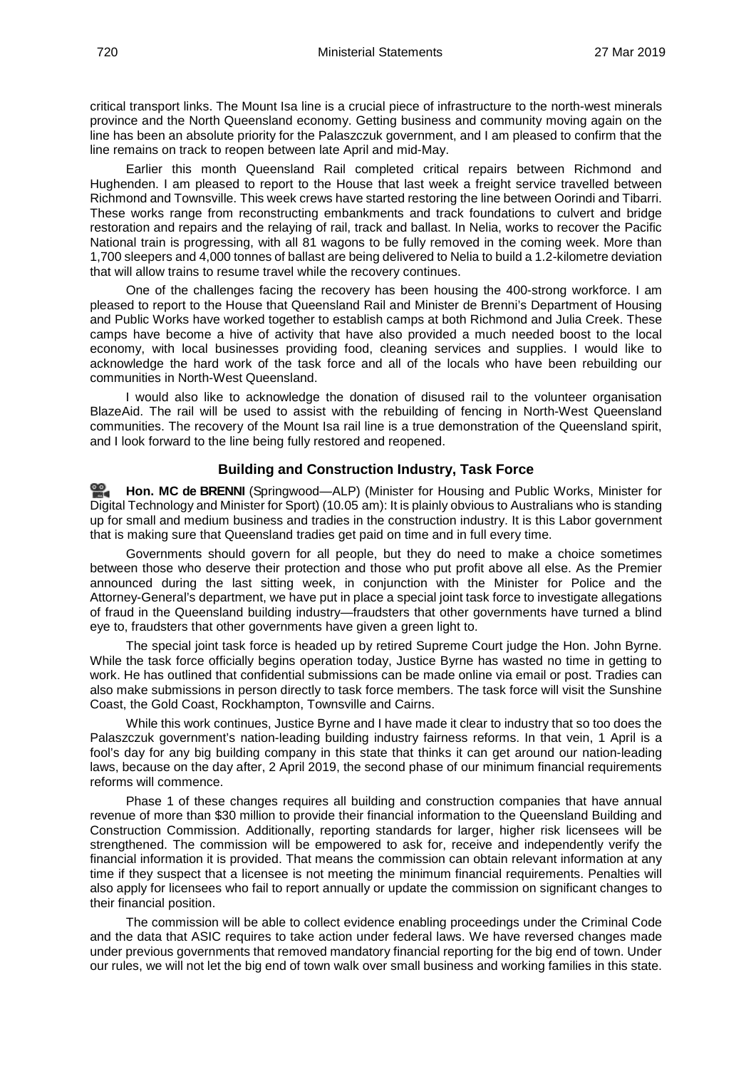critical transport links. The Mount Isa line is a crucial piece of infrastructure to the north-west minerals province and the North Queensland economy. Getting business and community moving again on the line has been an absolute priority for the Palaszczuk government, and I am pleased to confirm that the line remains on track to reopen between late April and mid-May.

Earlier this month Queensland Rail completed critical repairs between Richmond and Hughenden. I am pleased to report to the House that last week a freight service travelled between Richmond and Townsville. This week crews have started restoring the line between Oorindi and Tibarri. These works range from reconstructing embankments and track foundations to culvert and bridge restoration and repairs and the relaying of rail, track and ballast. In Nelia, works to recover the Pacific National train is progressing, with all 81 wagons to be fully removed in the coming week. More than 1,700 sleepers and 4,000 tonnes of ballast are being delivered to Nelia to build a 1.2-kilometre deviation that will allow trains to resume travel while the recovery continues.

One of the challenges facing the recovery has been housing the 400-strong workforce. I am pleased to report to the House that Queensland Rail and Minister de Brenni's Department of Housing and Public Works have worked together to establish camps at both Richmond and Julia Creek. These camps have become a hive of activity that have also provided a much needed boost to the local economy, with local businesses providing food, cleaning services and supplies. I would like to acknowledge the hard work of the task force and all of the locals who have been rebuilding our communities in North-West Queensland.

I would also like to acknowledge the donation of disused rail to the volunteer organisation BlazeAid. The rail will be used to assist with the rebuilding of fencing in North-West Queensland communities. The recovery of the Mount Isa rail line is a true demonstration of the Queensland spirit, and I look forward to the line being fully restored and reopened.

## Building and Construction Industry, Task Force

**Hon. MC de BRENNI** (Springwood—ALP) (Minister for Housing and Public Works, Minister for Digital Technology and Minister for Sport) (10.05 am): It is plainly obvious to Australians who is standing up for small and medium business and tradies in the construction industry. It is this Labor government that is making sure that Queensland tradies get paid on time and in full every time.

Governments should govern for all people, but they do need to make a choice sometimes between those who deserve their protection and those who put profit above all else. As the Premier announced during the last sitting week, in conjunction with the Minister for Police and the Attorney-General's department, we have put in place a special joint task force to investigate allegations of fraud in the Queensland building industry—fraudsters that other governments have turned a blind eye to, fraudsters that other governments have given a green light to.

The special joint task force is headed up by retired Supreme Court judge the Hon. John Byrne. While the task force officially begins operation today, Justice Byrne has wasted no time in getting to work. He has outlined that confidential submissions can be made online via email or post. Tradies can also make submissions in person directly to task force members. The task force will visit the Sunshine Coast, the Gold Coast, Rockhampton, Townsville and Cairns.

While this work continues, Justice Byrne and I have made it clear to industry that so too does the Palaszczuk government's nation-leading building industry fairness reforms. In that vein, 1 April is a fool's day for any big building company in this state that thinks it can get around our nation-leading laws, because on the day after, 2 April 2019, the second phase of our minimum financial requirements reforms will commence.

Phase 1 of these changes requires all building and construction companies that have annual revenue of more than $30 million to provide their financial information to the Queensland Building and Construction Commission. Additionally, reporting standards for larger, higher risk licensees will be strengthened. The commission will be empowered to ask for, receive and independently verify the financial information it is provided. That means the commission can obtain relevant information at any time if they suspect that a licensee is not meeting the minimum financial requirements. Penalties will also apply for licensees who fail to report annually or update the commission on significant changes to their financial position.

The commission will be able to collect evidence enabling proceedings under the Criminal Code and the data that ASIC requires to take action under federal laws. We have reversed changes made under previous governments that removed mandatory financial reporting for the big end of town. Under our rules, we will not let the big end of town walk over small business and working families in this state.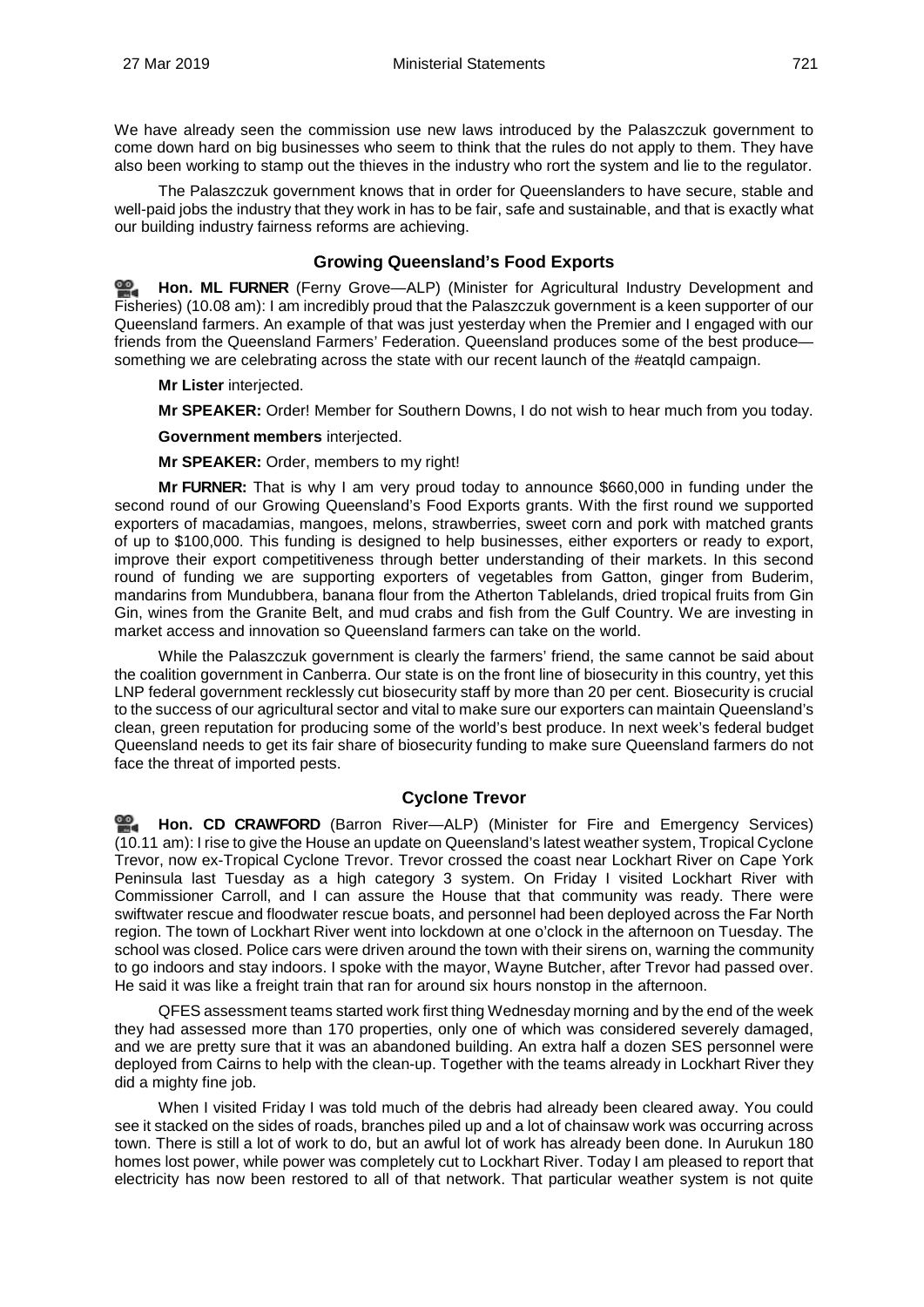We have already seen the commission use new laws introduced by the Palaszczuk government to come down hard on big businesses who seem to think that the rules do not apply to them. They have also been working to stamp out the thieves in the industry who rort the system and lie to the regulator.

The Palaszczuk government knows that in order for Queenslanders to have secure, stable and well-paid jobs the industry that they work in has to be fair, safe and sustainable, and that is exactly what our building industry fairness reforms are achieving.

## Growing Queensland's Food Exports

**Hon. ML FURNER** (Ferny Grove—ALP) (Minister for Agricultural Industry Development and Fisheries) (10.08 am): I am incredibly proud that the Palaszczuk government is a keen supporter of our Queensland farmers. An example of that was just yesterday when the Premier and I engaged with our friends from the Queensland Farmers' Federation. Queensland produces some of the best produce—something we are celebrating across the state with our recent launch of the #eatqld campaign.

**Mr Lister** interjected.

**Mr SPEAKER:** Order! Member for Southern Downs, I do not wish to hear much from you today.

**Government members** interjected.

**Mr SPEAKER:** Order, members to my right!

**Mr FURNER:** That is why I am very proud today to announce $660,000 in funding under the second round of our Growing Queensland's Food Exports grants. With the first round we supported exporters of macadamias, mangoes, melons, strawberries, sweet corn and pork with matched grants of up to $100,000. This funding is designed to help businesses, either exporters or ready to export, improve their export competitiveness through better understanding of their markets. In this second round of funding we are supporting exporters of vegetables from Gatton, ginger from Buderim, mandarins from Mundubbera, banana flour from the Atherton Tablelands, dried tropical fruits from Gin Gin, wines from the Granite Belt, and mud crabs and fish from the Gulf Country. We are investing in market access and innovation so Queensland farmers can take on the world.

While the Palaszczuk government is clearly the farmers' friend, the same cannot be said about the coalition government in Canberra. Our state is on the front line of biosecurity in this country, yet this LNP federal government recklessly cut biosecurity staff by more than 20 per cent. Biosecurity is crucial to the success of our agricultural sector and vital to make sure our exporters can maintain Queensland's clean, green reputation for producing some of the world's best produce. In next week's federal budget Queensland needs to get its fair share of biosecurity funding to make sure Queensland farmers do not face the threat of imported pests.

## Cyclone Trevor

**Hon. CD CRAWFORD** (Barron River—ALP) (Minister for Fire and Emergency Services) (10.11 am): I rise to give the House an update on Queensland's latest weather system, Tropical Cyclone Trevor, now ex-Tropical Cyclone Trevor. Trevor crossed the coast near Lockhart River on Cape York Peninsula last Tuesday as a high category 3 system. On Friday I visited Lockhart River with Commissioner Carroll, and I can assure the House that that community was ready. There were swiftwater rescue and floodwater rescue boats, and personnel had been deployed across the Far North region. The town of Lockhart River went into lockdown at one o'clock in the afternoon on Tuesday. The school was closed. Police cars were driven around the town with their sirens on, warning the community to go indoors and stay indoors. I spoke with the mayor, Wayne Butcher, after Trevor had passed over. He said it was like a freight train that ran for around six hours nonstop in the afternoon.

QFES assessment teams started work first thing Wednesday morning and by the end of the week they had assessed more than 170 properties, only one of which was considered severely damaged, and we are pretty sure that it was an abandoned building. An extra half a dozen SES personnel were deployed from Cairns to help with the clean-up. Together with the teams already in Lockhart River they did a mighty fine job.

When I visited Friday I was told much of the debris had already been cleared away. You could see it stacked on the sides of roads, branches piled up and a lot of chainsaw work was occurring across town. There is still a lot of work to do, but an awful lot of work has already been done. In Aurukun 180 homes lost power, while power was completely cut to Lockhart River. Today I am pleased to report that electricity has now been restored to all of that network. That particular weather system is not quite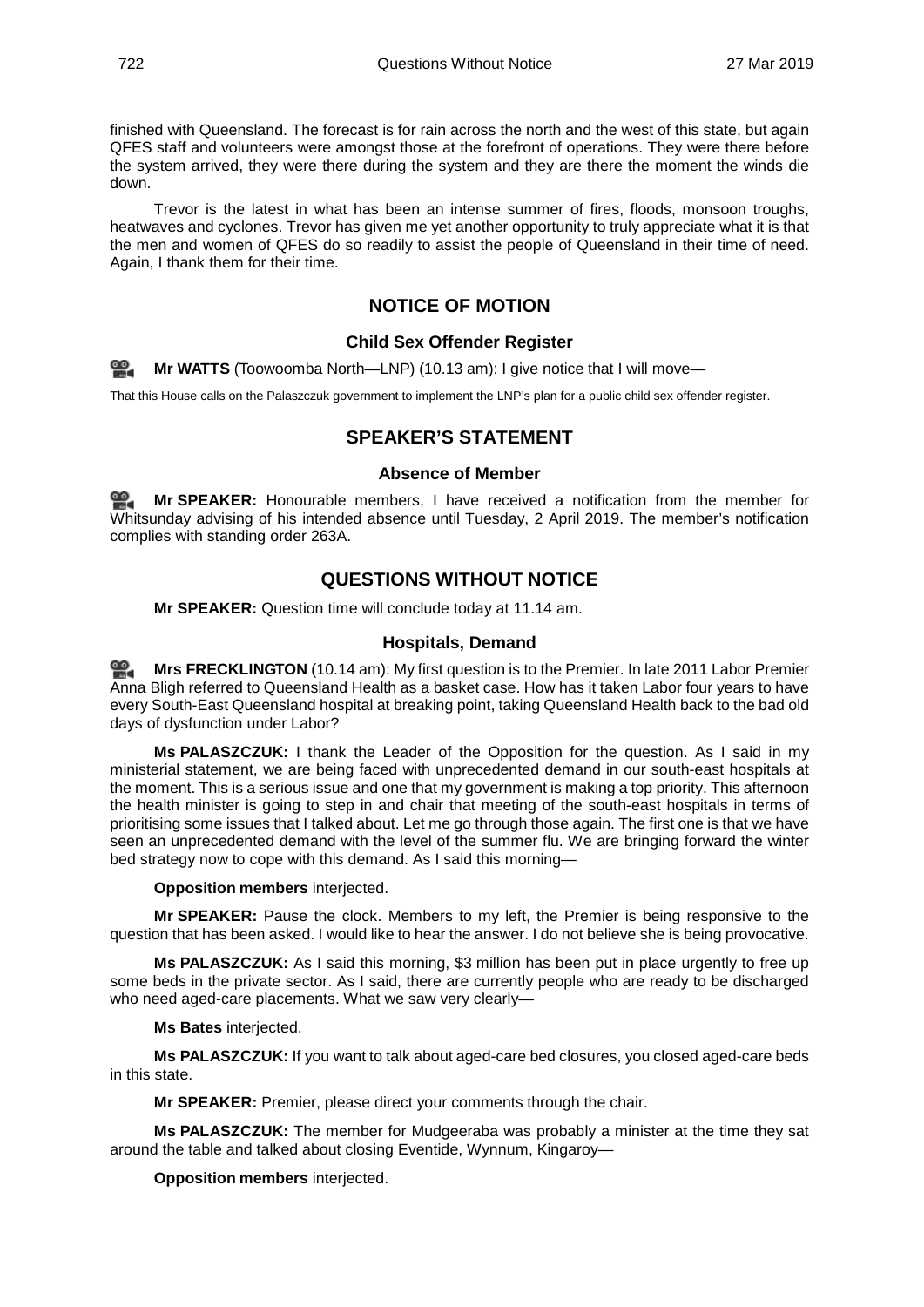finished with Queensland. The forecast is for rain across the north and the west of this state, but again QFES staff and volunteers were amongst those at the forefront of operations. They were there before the system arrived, they were there during the system and they are there the moment the winds die down.

Trevor is the latest in what has been an intense summer of fires, floods, monsoon troughs, heatwaves and cyclones. Trevor has given me yet another opportunity to truly appreciate what it is that the men and women of QFES do so readily to assist the people of Queensland in their time of need. Again, I thank them for their time.

## NOTICE OF MOTION

### Child Sex Offender Register

**Mr WATTS** (Toowoomba North—LNP) (10.13 am): I give notice that I will move—

That this House calls on the Palaszczuk government to implement the LNP's plan for a public child sex offender register.

## SPEAKER'S STATEMENT

### Absence of Member

**Mr SPEAKER:** Honourable members, I have received a notification from the member for Whitsunday advising of his intended absence until Tuesday, 2 April 2019. The member's notification complies with standing order 263A.

## QUESTIONS WITHOUT NOTICE

**Mr SPEAKER:** Question time will conclude today at 11.14 am.

### Hospitals, Demand

**Mrs FRECKLINGTON** (10.14 am): My first question is to the Premier. In late 2011 Labor Premier Anna Bligh referred to Queensland Health as a basket case. How has it taken Labor four years to have every South-East Queensland hospital at breaking point, taking Queensland Health back to the bad old days of dysfunction under Labor?

**Ms PALASZCZUK:** I thank the Leader of the Opposition for the question. As I said in my ministerial statement, we are being faced with unprecedented demand in our south-east hospitals at the moment. This is a serious issue and one that my government is making a top priority. This afternoon the health minister is going to step in and chair that meeting of the south-east hospitals in terms of prioritising some issues that I talked about. Let me go through those again. The first one is that we have seen an unprecedented demand with the level of the summer flu. We are bringing forward the winter bed strategy now to cope with this demand. As I said this morning—

**Opposition members** interjected.

**Mr SPEAKER:** Pause the clock. Members to my left, the Premier is being responsive to the question that has been asked. I would like to hear the answer. I do not believe she is being provocative.

**Ms PALASZCZUK:** As I said this morning, $3 million has been put in place urgently to free up some beds in the private sector. As I said, there are currently people who are ready to be discharged who need aged-care placements. What we saw very clearly—

**Ms Bates** interjected.

**Ms PALASZCZUK:** If you want to talk about aged-care bed closures, you closed aged-care beds in this state.

**Mr SPEAKER:** Premier, please direct your comments through the chair.

**Ms PALASZCZUK:** The member for Mudgeeraba was probably a minister at the time they sat around the table and talked about closing Eventide, Wynnum, Kingaroy—

**Opposition members** interjected.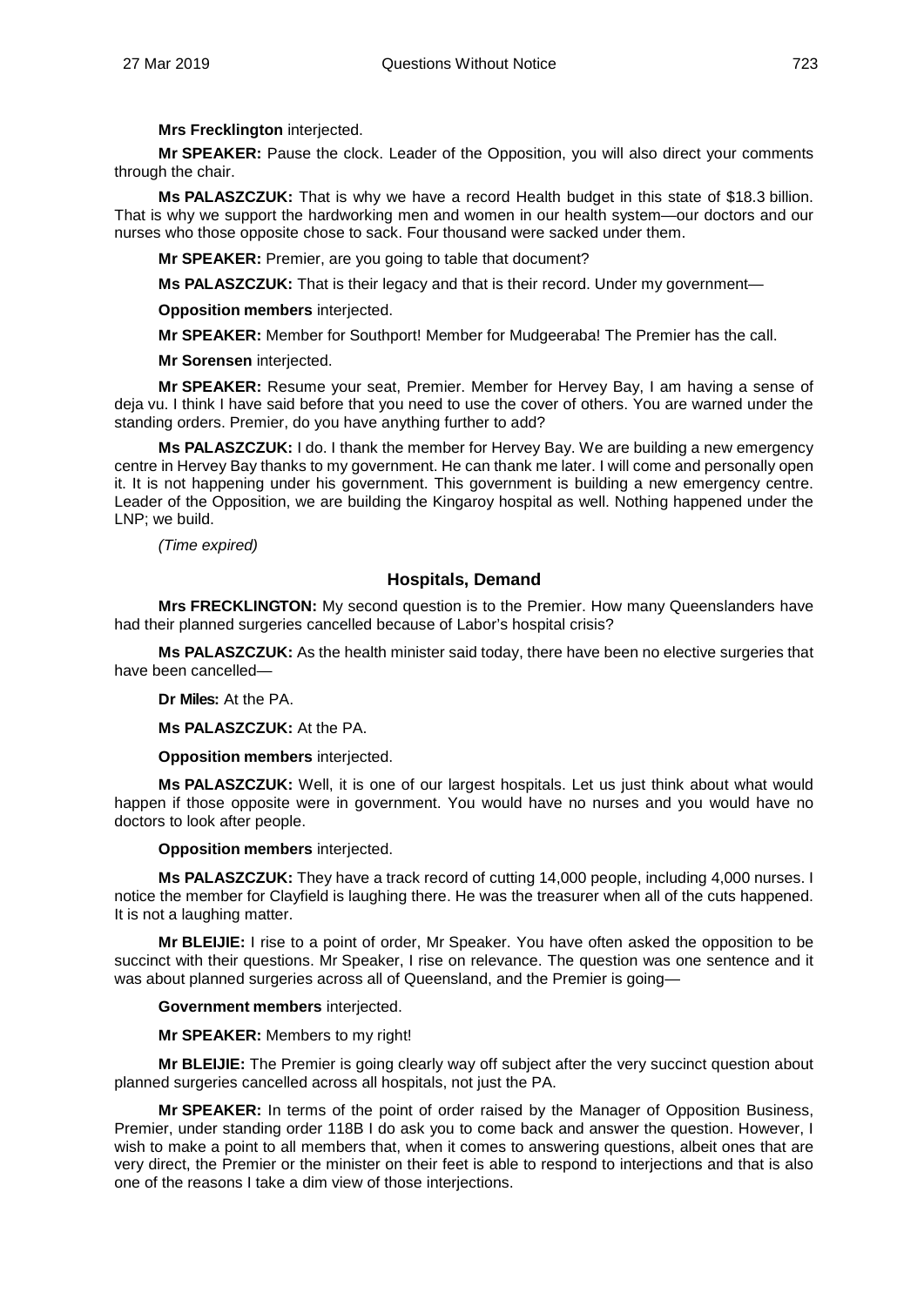**Mrs Frecklington** interjected.

**Mr SPEAKER:** Pause the clock. Leader of the Opposition, you will also direct your comments through the chair.

**Ms PALASZCZUK:** That is why we have a record Health budget in this state of $18.3 billion. That is why we support the hardworking men and women in our health system—our doctors and our nurses who those opposite chose to sack. Four thousand were sacked under them.

**Mr SPEAKER:** Premier, are you going to table that document?

**Ms PALASZCZUK:** That is their legacy and that is their record. Under my government—

**Opposition members** interjected.

**Mr SPEAKER:** Member for Southport! Member for Mudgeeraba! The Premier has the call.

**Mr Sorensen** interjected.

**Mr SPEAKER:** Resume your seat, Premier. Member for Hervey Bay, I am having a sense of deja vu. I think I have said before that you need to use the cover of others. You are warned under the standing orders. Premier, do you have anything further to add?

**Ms PALASZCZUK:** I do. I thank the member for Hervey Bay. We are building a new emergency centre in Hervey Bay thanks to my government. He can thank me later. I will come and personally open it. It is not happening under his government. This government is building a new emergency centre. Leader of the Opposition, we are building the Kingaroy hospital as well. Nothing happened under the LNP; we build.

*(Time expired)*

## Hospitals, Demand

**Mrs FRECKLINGTON:** My second question is to the Premier. How many Queenslanders have had their planned surgeries cancelled because of Labor's hospital crisis?

**Ms PALASZCZUK:** As the health minister said today, there have been no elective surgeries that have been cancelled—

**Dr Miles:** At the PA.

**Ms PALASZCZUK:** At the PA.

**Opposition members** interjected.

**Ms PALASZCZUK:** Well, it is one of our largest hospitals. Let us just think about what would happen if those opposite were in government. You would have no nurses and you would have no doctors to look after people.

**Opposition members** interjected.

**Ms PALASZCZUK:** They have a track record of cutting 14,000 people, including 4,000 nurses. I notice the member for Clayfield is laughing there. He was the treasurer when all of the cuts happened. It is not a laughing matter.

**Mr BLEIJIE:** I rise to a point of order, Mr Speaker. You have often asked the opposition to be succinct with their questions. Mr Speaker, I rise on relevance. The question was one sentence and it was about planned surgeries across all of Queensland, and the Premier is going—

**Government members** interjected.

**Mr SPEAKER:** Members to my right!

**Mr BLEIJIE:** The Premier is going clearly way off subject after the very succinct question about planned surgeries cancelled across all hospitals, not just the PA.

**Mr SPEAKER:** In terms of the point of order raised by the Manager of Opposition Business, Premier, under standing order 118B I do ask you to come back and answer the question. However, I wish to make a point to all members that, when it comes to answering questions, albeit ones that are very direct, the Premier or the minister on their feet is able to respond to interjections and that is also one of the reasons I take a dim view of those interjections.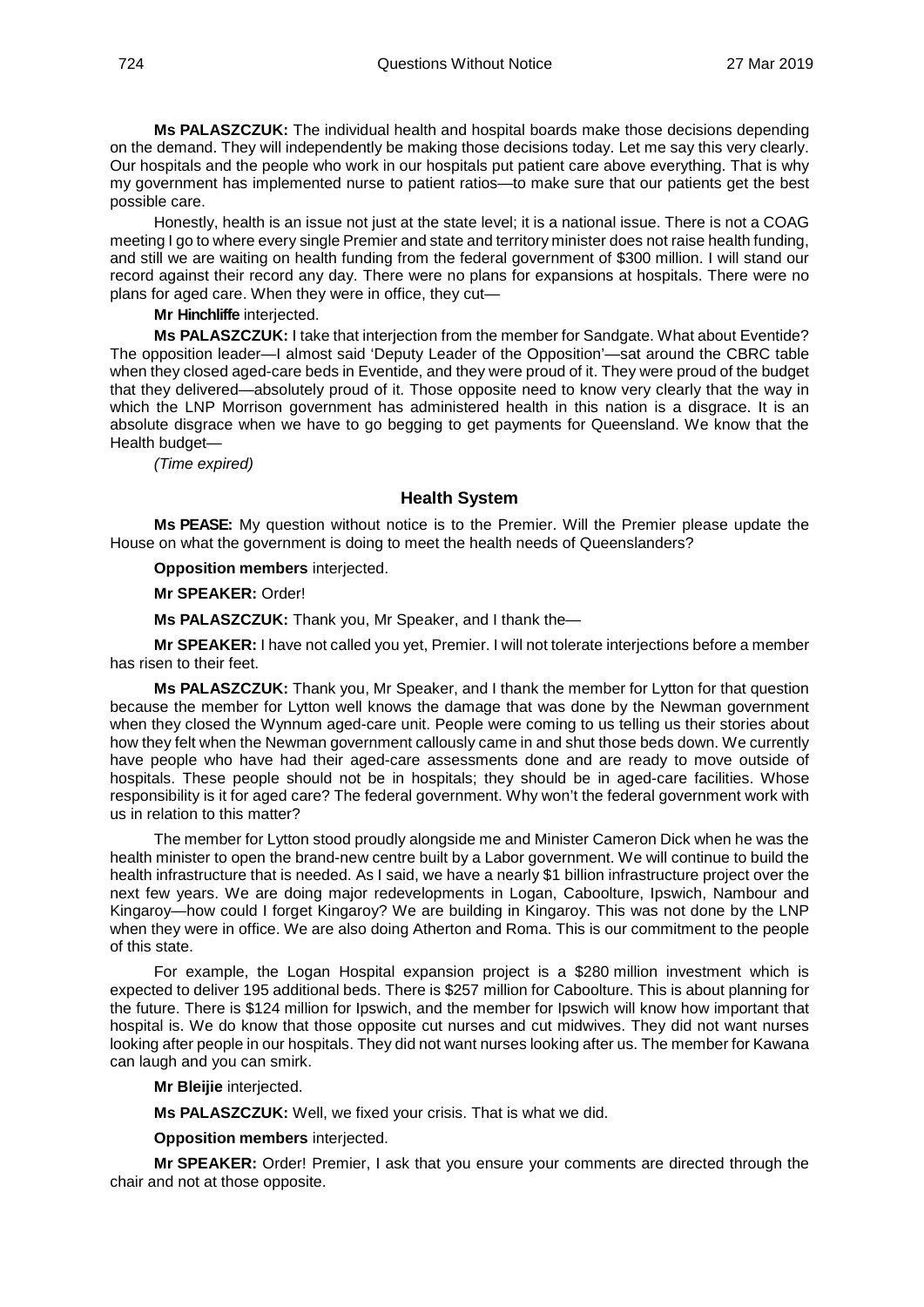**Ms PALASZCZUK:** The individual health and hospital boards make those decisions depending on the demand. They will independently be making those decisions today. Let me say this very clearly. Our hospitals and the people who work in our hospitals put patient care above everything. That is why my government has implemented nurse to patient ratios—to make sure that our patients get the best possible care.

Honestly, health is an issue not just at the state level; it is a national issue. There is not a COAG meeting I go to where every single Premier and state and territory minister does not raise health funding, and still we are waiting on health funding from the federal government of $300 million. I will stand our record against their record any day. There were no plans for expansions at hospitals. There were no plans for aged care. When they were in office, they cut—

**Mr Hinchliffe** interjected.

**Ms PALASZCZUK:** I take that interjection from the member for Sandgate. What about Eventide? The opposition leader—I almost said 'Deputy Leader of the Opposition'—sat around the CBRC table when they closed aged-care beds in Eventide, and they were proud of it. They were proud of the budget that they delivered—absolutely proud of it. Those opposite need to know very clearly that the way in which the LNP Morrison government has administered health in this nation is a disgrace. It is an absolute disgrace when we have to go begging to get payments for Queensland. We know that the Health budget—

*(Time expired)*

### Health System

**Ms PEASE:** My question without notice is to the Premier. Will the Premier please update the House on what the government is doing to meet the health needs of Queenslanders?

**Opposition members** interjected.

**Mr SPEAKER:** Order!

**Ms PALASZCZUK:** Thank you, Mr Speaker, and I thank the—

**Mr SPEAKER:** I have not called you yet, Premier. I will not tolerate interjections before a member has risen to their feet.

**Ms PALASZCZUK:** Thank you, Mr Speaker, and I thank the member for Lytton for that question because the member for Lytton well knows the damage that was done by the Newman government when they closed the Wynnum aged-care unit. People were coming to us telling us their stories about how they felt when the Newman government callously came in and shut those beds down. We currently have people who have had their aged-care assessments done and are ready to move outside of hospitals. These people should not be in hospitals; they should be in aged-care facilities. Whose responsibility is it for aged care? The federal government. Why won't the federal government work with us in relation to this matter?

The member for Lytton stood proudly alongside me and Minister Cameron Dick when he was the health minister to open the brand-new centre built by a Labor government. We will continue to build the health infrastructure that is needed. As I said, we have a nearly $1 billion infrastructure project over the next few years. We are doing major redevelopments in Logan, Caboolture, Ipswich, Nambour and Kingaroy—how could I forget Kingaroy? We are building in Kingaroy. This was not done by the LNP when they were in office. We are also doing Atherton and Roma. This is our commitment to the people of this state.

For example, the Logan Hospital expansion project is a $280 million investment which is expected to deliver 195 additional beds. There is $257 million for Caboolture. This is about planning for the future. There is $124 million for Ipswich, and the member for Ipswich will know how important that hospital is. We do know that those opposite cut nurses and cut midwives. They did not want nurses looking after people in our hospitals. They did not want nurses looking after us. The member for Kawana can laugh and you can smirk.

**Mr Bleijie** interjected.

**Ms PALASZCZUK:** Well, we fixed your crisis. That is what we did.

**Opposition members** interjected.

**Mr SPEAKER:** Order! Premier, I ask that you ensure your comments are directed through the chair and not at those opposite.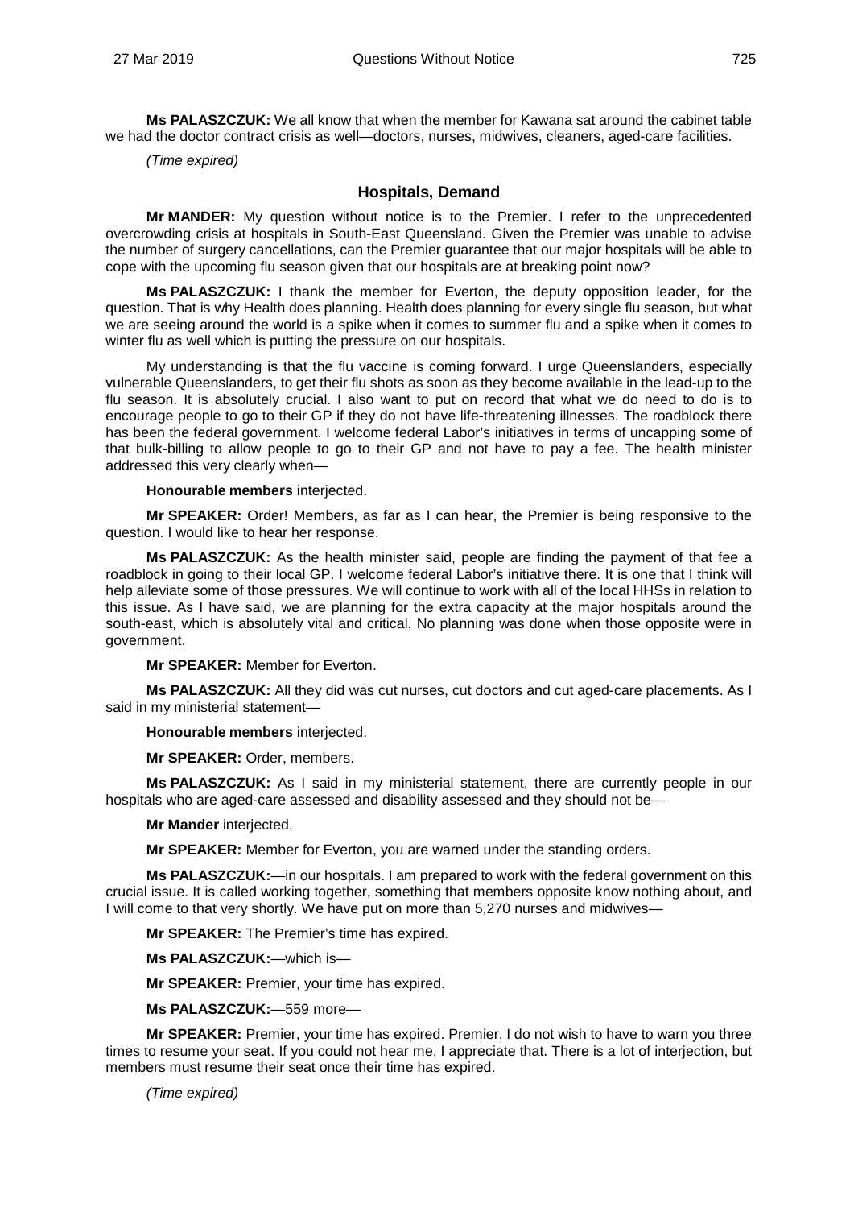**Ms PALASZCZUK:** We all know that when the member for Kawana sat around the cabinet table we had the doctor contract crisis as well—doctors, nurses, midwives, cleaners, aged-care facilities.

*(Time expired)*

## Hospitals, Demand

**Mr MANDER:** My question without notice is to the Premier. I refer to the unprecedented overcrowding crisis at hospitals in South-East Queensland. Given the Premier was unable to advise the number of surgery cancellations, can the Premier guarantee that our major hospitals will be able to cope with the upcoming flu season given that our hospitals are at breaking point now?

**Ms PALASZCZUK:** I thank the member for Everton, the deputy opposition leader, for the question. That is why Health does planning. Health does planning for every single flu season, but what we are seeing around the world is a spike when it comes to summer flu and a spike when it comes to winter flu as well which is putting the pressure on our hospitals.

My understanding is that the flu vaccine is coming forward. I urge Queenslanders, especially vulnerable Queenslanders, to get their flu shots as soon as they become available in the lead-up to the flu season. It is absolutely crucial. I also want to put on record that what we do need to do is to encourage people to go to their GP if they do not have life-threatening illnesses. The roadblock there has been the federal government. I welcome federal Labor's initiatives in terms of uncapping some of that bulk-billing to allow people to go to their GP and not have to pay a fee. The health minister addressed this very clearly when—

**Honourable members** interjected.

**Mr SPEAKER:** Order! Members, as far as I can hear, the Premier is being responsive to the question. I would like to hear her response.

**Ms PALASZCZUK:** As the health minister said, people are finding the payment of that fee a roadblock in going to their local GP. I welcome federal Labor's initiative there. It is one that I think will help alleviate some of those pressures. We will continue to work with all of the local HHSs in relation to this issue. As I have said, we are planning for the extra capacity at the major hospitals around the south-east, which is absolutely vital and critical. No planning was done when those opposite were in government.

**Mr SPEAKER:** Member for Everton.

**Ms PALASZCZUK:** All they did was cut nurses, cut doctors and cut aged-care placements. As I said in my ministerial statement—

**Honourable members** interjected.

**Mr SPEAKER:** Order, members.

**Ms PALASZCZUK:** As I said in my ministerial statement, there are currently people in our hospitals who are aged-care assessed and disability assessed and they should not be—

**Mr Mander** interjected.

**Mr SPEAKER:** Member for Everton, you are warned under the standing orders.

**Ms PALASZCZUK:**—in our hospitals. I am prepared to work with the federal government on this crucial issue. It is called working together, something that members opposite know nothing about, and I will come to that very shortly. We have put on more than 5,270 nurses and midwives—

**Mr SPEAKER:** The Premier's time has expired.

**Ms PALASZCZUK:**—which is—

**Mr SPEAKER:** Premier, your time has expired.

**Ms PALASZCZUK:**—559 more—

**Mr SPEAKER:** Premier, your time has expired. Premier, I do not wish to have to warn you three times to resume your seat. If you could not hear me, I appreciate that. There is a lot of interjection, but members must resume their seat once their time has expired.

*(Time expired)*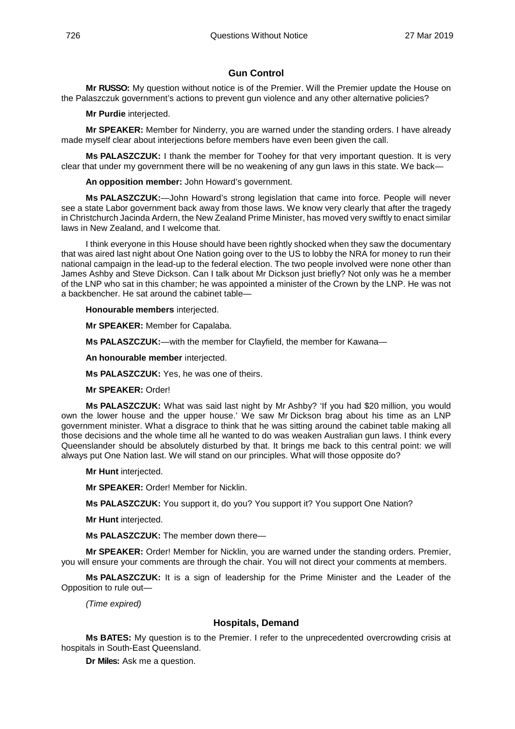## Gun Control

**Mr RUSSO:** My question without notice is of the Premier. Will the Premier update the House on the Palaszczuk government's actions to prevent gun violence and any other alternative policies?

**Mr Purdie** interjected.

**Mr SPEAKER:** Member for Ninderry, you are warned under the standing orders. I have already made myself clear about interjections before members have even been given the call.

**Ms PALASZCZUK:** I thank the member for Toohey for that very important question. It is very clear that under my government there will be no weakening of any gun laws in this state. We back—

**An opposition member:** John Howard's government.

**Ms PALASZCZUK:**—John Howard's strong legislation that came into force. People will never see a state Labor government back away from those laws. We know very clearly that after the tragedy in Christchurch Jacinda Ardern, the New Zealand Prime Minister, has moved very swiftly to enact similar laws in New Zealand, and I welcome that.

I think everyone in this House should have been rightly shocked when they saw the documentary that was aired last night about One Nation going over to the US to lobby the NRA for money to run their national campaign in the lead-up to the federal election. The two people involved were none other than James Ashby and Steve Dickson. Can I talk about Mr Dickson just briefly? Not only was he a member of the LNP who sat in this chamber; he was appointed a minister of the Crown by the LNP. He was not a backbencher. He sat around the cabinet table—

**Honourable members** interjected.

**Mr SPEAKER:** Member for Capalaba.

**Ms PALASZCZUK:**—with the member for Clayfield, the member for Kawana—

**An honourable member** interjected.

**Ms PALASZCZUK:** Yes, he was one of theirs.

**Mr SPEAKER:** Order!

**Ms PALASZCZUK:** What was said last night by Mr Ashby? 'If you had $20 million, you would own the lower house and the upper house.' We saw Mr Dickson brag about his time as an LNP government minister. What a disgrace to think that he was sitting around the cabinet table making all those decisions and the whole time all he wanted to do was weaken Australian gun laws. I think every Queenslander should be absolutely disturbed by that. It brings me back to this central point: we will always put One Nation last. We will stand on our principles. What will those opposite do?

**Mr Hunt** interjected.

**Mr SPEAKER:** Order! Member for Nicklin.

**Ms PALASZCZUK:** You support it, do you? You support it? You support One Nation?

**Mr Hunt** interjected.

**Ms PALASZCZUK:** The member down there—

**Mr SPEAKER:** Order! Member for Nicklin, you are warned under the standing orders. Premier, you will ensure your comments are through the chair. You will not direct your comments at members.

**Ms PALASZCZUK:** It is a sign of leadership for the Prime Minister and the Leader of the Opposition to rule out—

*(Time expired)*

## Hospitals, Demand

**Ms BATES:** My question is to the Premier. I refer to the unprecedented overcrowding crisis at hospitals in South-East Queensland.

**Dr Miles:** Ask me a question.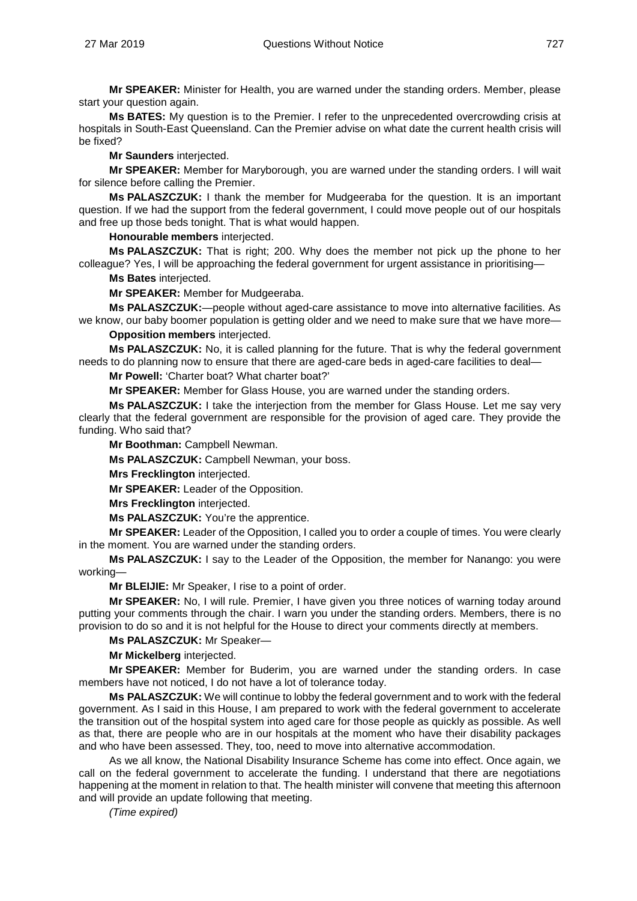**Mr SPEAKER:** Minister for Health, you are warned under the standing orders. Member, please start your question again.

**Ms BATES:** My question is to the Premier. I refer to the unprecedented overcrowding crisis at hospitals in South-East Queensland. Can the Premier advise on what date the current health crisis will be fixed?

**Mr Saunders** interjected.

**Mr SPEAKER:** Member for Maryborough, you are warned under the standing orders. I will wait for silence before calling the Premier.

**Ms PALASZCZUK:** I thank the member for Mudgeeraba for the question. It is an important question. If we had the support from the federal government, I could move people out of our hospitals and free up those beds tonight. That is what would happen.

**Honourable members** interjected.

**Ms PALASZCZUK:** That is right; 200. Why does the member not pick up the phone to her colleague? Yes, I will be approaching the federal government for urgent assistance in prioritising—

**Ms Bates** interjected.

**Mr SPEAKER:** Member for Mudgeeraba.

**Ms PALASZCZUK:**—people without aged-care assistance to move into alternative facilities. As we know, our baby boomer population is getting older and we need to make sure that we have more—

**Opposition members** interjected.

**Ms PALASZCZUK:** No, it is called planning for the future. That is why the federal government needs to do planning now to ensure that there are aged-care beds in aged-care facilities to deal—

**Mr Powell:** 'Charter boat? What charter boat?'

**Mr SPEAKER:** Member for Glass House, you are warned under the standing orders.

**Ms PALASZCZUK:** I take the interjection from the member for Glass House. Let me say very clearly that the federal government are responsible for the provision of aged care. They provide the funding. Who said that?

**Mr Boothman:** Campbell Newman.

**Ms PALASZCZUK:** Campbell Newman, your boss.

**Mrs Frecklington** interjected.

**Mr SPEAKER:** Leader of the Opposition.

**Mrs Frecklington** interjected.

**Ms PALASZCZUK:** You're the apprentice.

**Mr SPEAKER:** Leader of the Opposition, I called you to order a couple of times. You were clearly in the moment. You are warned under the standing orders.

**Ms PALASZCZUK:** I say to the Leader of the Opposition, the member for Nanango: you were working—

**Mr BLEIJIE:** Mr Speaker, I rise to a point of order.

**Mr SPEAKER:** No, I will rule. Premier, I have given you three notices of warning today around putting your comments through the chair. I warn you under the standing orders. Members, there is no provision to do so and it is not helpful for the House to direct your comments directly at members.

**Ms PALASZCZUK:** Mr Speaker—

**Mr Mickelberg** interjected.

**Mr SPEAKER:** Member for Buderim, you are warned under the standing orders. In case members have not noticed, I do not have a lot of tolerance today.

**Ms PALASZCZUK:** We will continue to lobby the federal government and to work with the federal government. As I said in this House, I am prepared to work with the federal government to accelerate the transition out of the hospital system into aged care for those people as quickly as possible. As well as that, there are people who are in our hospitals at the moment who have their disability packages and who have been assessed. They, too, need to move into alternative accommodation.

As we all know, the National Disability Insurance Scheme has come into effect. Once again, we call on the federal government to accelerate the funding. I understand that there are negotiations happening at the moment in relation to that. The health minister will convene that meeting this afternoon and will provide an update following that meeting.

*(Time expired)*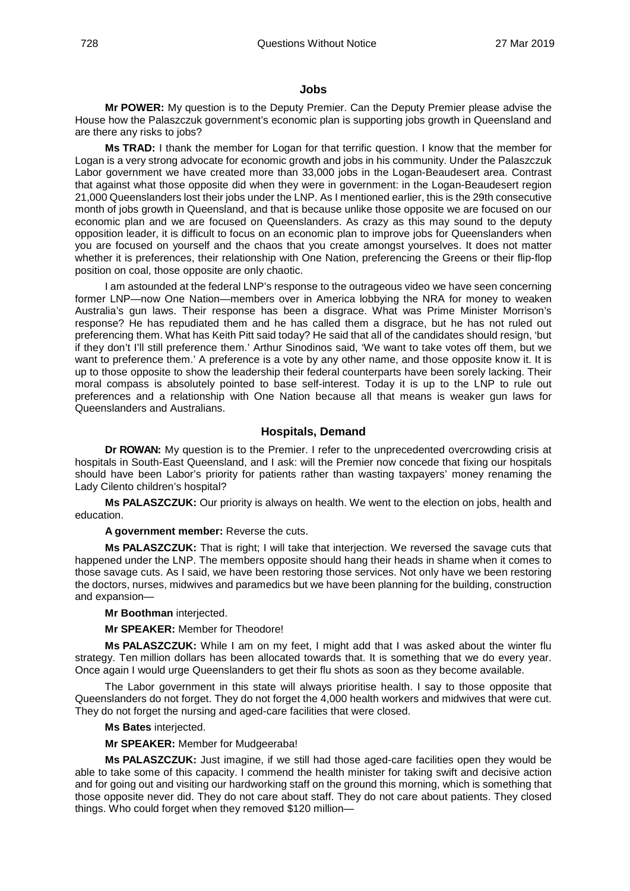## Jobs

**Mr POWER:** My question is to the Deputy Premier. Can the Deputy Premier please advise the House how the Palaszczuk government's economic plan is supporting jobs growth in Queensland and are there any risks to jobs?

**Ms TRAD:** I thank the member for Logan for that terrific question. I know that the member for Logan is a very strong advocate for economic growth and jobs in his community. Under the Palaszczuk Labor government we have created more than 33,000 jobs in the Logan-Beaudesert area. Contrast that against what those opposite did when they were in government: in the Logan-Beaudesert region 21,000 Queenslanders lost their jobs under the LNP. As I mentioned earlier, this is the 29th consecutive month of jobs growth in Queensland, and that is because unlike those opposite we are focused on our economic plan and we are focused on Queenslanders. As crazy as this may sound to the deputy opposition leader, it is difficult to focus on an economic plan to improve jobs for Queenslanders when you are focused on yourself and the chaos that you create amongst yourselves. It does not matter whether it is preferences, their relationship with One Nation, preferencing the Greens or their flip-flop position on coal, those opposite are only chaotic.

I am astounded at the federal LNP's response to the outrageous video we have seen concerning former LNP—now One Nation—members over in America lobbying the NRA for money to weaken Australia's gun laws. Their response has been a disgrace. What was Prime Minister Morrison's response? He has repudiated them and he has called them a disgrace, but he has not ruled out preferencing them. What has Keith Pitt said today? He said that all of the candidates should resign, 'but if they don't I'll still preference them.' Arthur Sinodinos said, 'We want to take votes off them, but we want to preference them.' A preference is a vote by any other name, and those opposite know it. It is up to those opposite to show the leadership their federal counterparts have been sorely lacking. Their moral compass is absolutely pointed to base self-interest. Today it is up to the LNP to rule out preferences and a relationship with One Nation because all that means is weaker gun laws for Queenslanders and Australians.

## Hospitals, Demand

**Dr ROWAN:** My question is to the Premier. I refer to the unprecedented overcrowding crisis at hospitals in South-East Queensland, and I ask: will the Premier now concede that fixing our hospitals should have been Labor's priority for patients rather than wasting taxpayers' money renaming the Lady Cilento children's hospital?

**Ms PALASZCZUK:** Our priority is always on health. We went to the election on jobs, health and education.

**A government member:** Reverse the cuts.

**Ms PALASZCZUK:** That is right; I will take that interjection. We reversed the savage cuts that happened under the LNP. The members opposite should hang their heads in shame when it comes to those savage cuts. As I said, we have been restoring those services. Not only have we been restoring the doctors, nurses, midwives and paramedics but we have been planning for the building, construction and expansion—

**Mr Boothman** interjected.

**Mr SPEAKER:** Member for Theodore!

**Ms PALASZCZUK:** While I am on my feet, I might add that I was asked about the winter flu strategy. Ten million dollars has been allocated towards that. It is something that we do every year. Once again I would urge Queenslanders to get their flu shots as soon as they become available.

The Labor government in this state will always prioritise health. I say to those opposite that Queenslanders do not forget. They do not forget the 4,000 health workers and midwives that were cut. They do not forget the nursing and aged-care facilities that were closed.

**Ms Bates** interjected.

**Mr SPEAKER:** Member for Mudgeeraba!

**Ms PALASZCZUK:** Just imagine, if we still had those aged-care facilities open they would be able to take some of this capacity. I commend the health minister for taking swift and decisive action and for going out and visiting our hardworking staff on the ground this morning, which is something that those opposite never did. They do not care about staff. They do not care about patients. They closed things. Who could forget when they removed $120 million—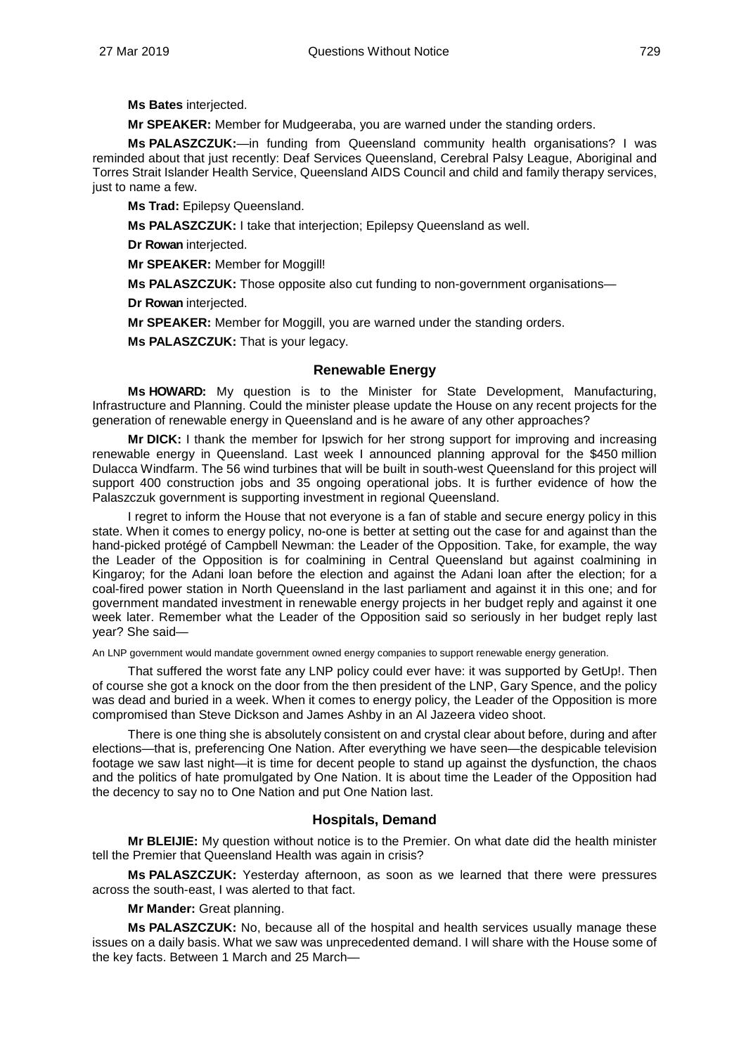**Ms Bates** interjected.

**Mr SPEAKER:** Member for Mudgeeraba, you are warned under the standing orders.

**Ms PALASZCZUK:**—in funding from Queensland community health organisations? I was reminded about that just recently: Deaf Services Queensland, Cerebral Palsy League, Aboriginal and Torres Strait Islander Health Service, Queensland AIDS Council and child and family therapy services, just to name a few.

**Ms Trad:** Epilepsy Queensland.

**Ms PALASZCZUK:** I take that interjection; Epilepsy Queensland as well.

**Dr Rowan** interjected.

**Mr SPEAKER:** Member for Moggill!

**Ms PALASZCZUK:** Those opposite also cut funding to non-government organisations—

**Dr Rowan** interjected.

**Mr SPEAKER:** Member for Moggill, you are warned under the standing orders.

**Ms PALASZCZUK:** That is your legacy.

## Renewable Energy

**Ms HOWARD:** My question is to the Minister for State Development, Manufacturing, Infrastructure and Planning. Could the minister please update the House on any recent projects for the generation of renewable energy in Queensland and is he aware of any other approaches?

**Mr DICK:** I thank the member for Ipswich for her strong support for improving and increasing renewable energy in Queensland. Last week I announced planning approval for the $450 million Dulacca Windfarm. The 56 wind turbines that will be built in south-west Queensland for this project will support 400 construction jobs and 35 ongoing operational jobs. It is further evidence of how the Palaszczuk government is supporting investment in regional Queensland.

I regret to inform the House that not everyone is a fan of stable and secure energy policy in this state. When it comes to energy policy, no-one is better at setting out the case for and against than the hand-picked protégé of Campbell Newman: the Leader of the Opposition. Take, for example, the way the Leader of the Opposition is for coalmining in Central Queensland but against coalmining in Kingaroy; for the Adani loan before the election and against the Adani loan after the election; for a coal-fired power station in North Queensland in the last parliament and against it in this one; and for government mandated investment in renewable energy projects in her budget reply and against it one week later. Remember what the Leader of the Opposition said so seriously in her budget reply last year? She said—

An LNP government would mandate government owned energy companies to support renewable energy generation.

That suffered the worst fate any LNP policy could ever have: it was supported by GetUp!. Then of course she got a knock on the door from the then president of the LNP, Gary Spence, and the policy was dead and buried in a week. When it comes to energy policy, the Leader of the Opposition is more compromised than Steve Dickson and James Ashby in an Al Jazeera video shoot.

There is one thing she is absolutely consistent on and crystal clear about before, during and after elections—that is, preferencing One Nation. After everything we have seen—the despicable television footage we saw last night—it is time for decent people to stand up against the dysfunction, the chaos and the politics of hate promulgated by One Nation. It is about time the Leader of the Opposition had the decency to say no to One Nation and put One Nation last.

## Hospitals, Demand

**Mr BLEIJIE:** My question without notice is to the Premier. On what date did the health minister tell the Premier that Queensland Health was again in crisis?

**Ms PALASZCZUK:** Yesterday afternoon, as soon as we learned that there were pressures across the south-east, I was alerted to that fact.

**Mr Mander:** Great planning.

**Ms PALASZCZUK:** No, because all of the hospital and health services usually manage these issues on a daily basis. What we saw was unprecedented demand. I will share with the House some of the key facts. Between 1 March and 25 March—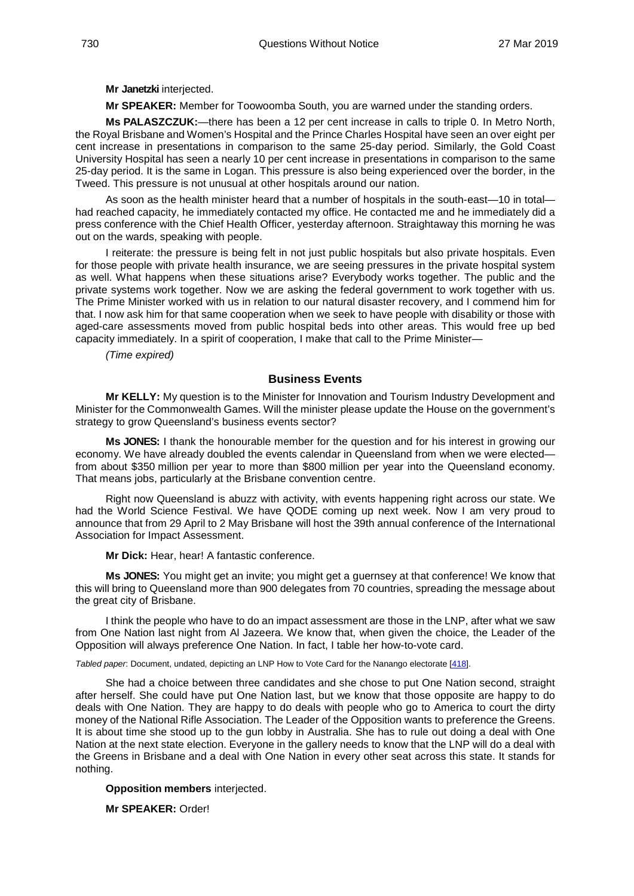**Mr Janetzki** interjected.

**Mr SPEAKER:** Member for Toowoomba South, you are warned under the standing orders.

**Ms PALASZCZUK:**—there has been a 12 per cent increase in calls to triple 0. In Metro North, the Royal Brisbane and Women's Hospital and the Prince Charles Hospital have seen an over eight per cent increase in presentations in comparison to the same 25-day period. Similarly, the Gold Coast University Hospital has seen a nearly 10 per cent increase in presentations in comparison to the same 25-day period. It is the same in Logan. This pressure is also being experienced over the border, in the Tweed. This pressure is not unusual at other hospitals around our nation.

As soon as the health minister heard that a number of hospitals in the south-east—10 in total—had reached capacity, he immediately contacted my office. He contacted me and he immediately did a press conference with the Chief Health Officer, yesterday afternoon. Straightaway this morning he was out on the wards, speaking with people.

I reiterate: the pressure is being felt in not just public hospitals but also private hospitals. Even for those people with private health insurance, we are seeing pressures in the private hospital system as well. What happens when these situations arise? Everybody works together. The public and the private systems work together. Now we are asking the federal government to work together with us. The Prime Minister worked with us in relation to our natural disaster recovery, and I commend him for that. I now ask him for that same cooperation when we seek to have people with disability or those with aged-care assessments moved from public hospital beds into other areas. This would free up bed capacity immediately. In a spirit of cooperation, I make that call to the Prime Minister—

*(Time expired)*

## Business Events

**Mr KELLY:** My question is to the Minister for Innovation and Tourism Industry Development and Minister for the Commonwealth Games. Will the minister please update the House on the government's strategy to grow Queensland's business events sector?

**Ms JONES:** I thank the honourable member for the question and for his interest in growing our economy. We have already doubled the events calendar in Queensland from when we were elected—from about $350 million per year to more than $800 million per year into the Queensland economy. That means jobs, particularly at the Brisbane convention centre.

Right now Queensland is abuzz with activity, with events happening right across our state. We had the World Science Festival. We have QODE coming up next week. Now I am very proud to announce that from 29 April to 2 May Brisbane will host the 39th annual conference of the International Association for Impact Assessment.

**Mr Dick:** Hear, hear! A fantastic conference.

**Ms JONES:** You might get an invite; you might get a guernsey at that conference! We know that this will bring to Queensland more than 900 delegates from 70 countries, spreading the message about the great city of Brisbane.

I think the people who have to do an impact assessment are those in the LNP, after what we saw from One Nation last night from Al Jazeera. We know that, when given the choice, the Leader of the Opposition will always preference One Nation. In fact, I table her how-to-vote card.

*Tabled paper*: Document, undated, depicting an LNP How to Vote Card for the Nanango electorate [418].

She had a choice between three candidates and she chose to put One Nation second, straight after herself. She could have put One Nation last, but we know that those opposite are happy to do deals with One Nation. They are happy to do deals with people who go to America to court the dirty money of the National Rifle Association. The Leader of the Opposition wants to preference the Greens. It is about time she stood up to the gun lobby in Australia. She has to rule out doing a deal with One Nation at the next state election. Everyone in the gallery needs to know that the LNP will do a deal with the Greens in Brisbane and a deal with One Nation in every other seat across this state. It stands for nothing.

**Opposition members** interjected.

**Mr SPEAKER:** Order!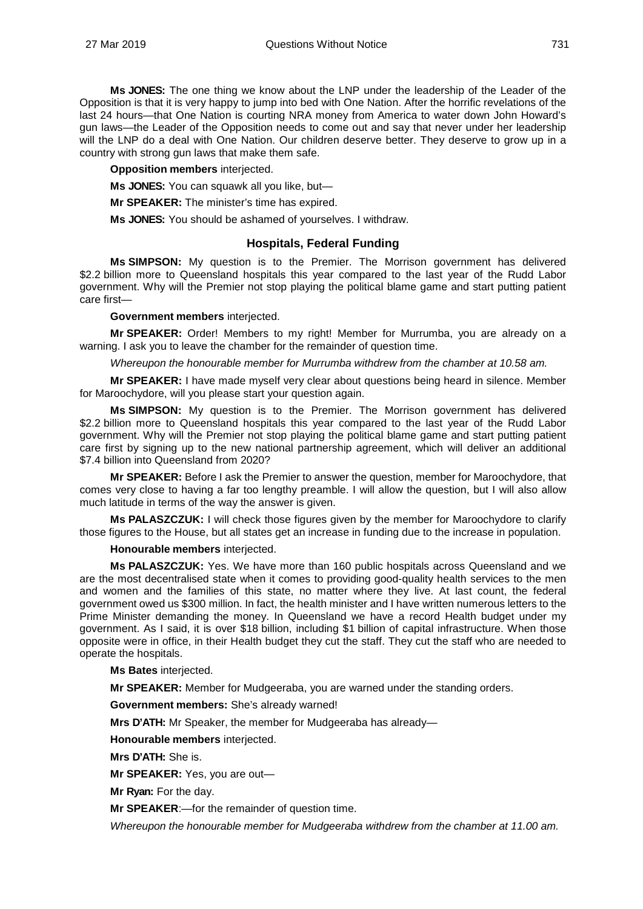**Ms JONES:** The one thing we know about the LNP under the leadership of the Leader of the Opposition is that it is very happy to jump into bed with One Nation. After the horrific revelations of the last 24 hours—that One Nation is courting NRA money from America to water down John Howard's gun laws—the Leader of the Opposition needs to come out and say that never under her leadership will the LNP do a deal with One Nation. Our children deserve better. They deserve to grow up in a country with strong gun laws that make them safe.

**Opposition members** interjected.

**Ms JONES:** You can squawk all you like, but—

**Mr SPEAKER:** The minister's time has expired.

**Ms JONES:** You should be ashamed of yourselves. I withdraw.

## Hospitals, Federal Funding

**Ms SIMPSON:** My question is to the Premier. The Morrison government has delivered $2.2 billion more to Queensland hospitals this year compared to the last year of the Rudd Labor government. Why will the Premier not stop playing the political blame game and start putting patient care first—

**Government members** interjected.

**Mr SPEAKER:** Order! Members to my right! Member for Murrumba, you are already on a warning. I ask you to leave the chamber for the remainder of question time.

*Whereupon the honourable member for Murrumba withdrew from the chamber at 10.58 am.*

**Mr SPEAKER:** I have made myself very clear about questions being heard in silence. Member for Maroochydore, will you please start your question again.

**Ms SIMPSON:** My question is to the Premier. The Morrison government has delivered $2.2 billion more to Queensland hospitals this year compared to the last year of the Rudd Labor government. Why will the Premier not stop playing the political blame game and start putting patient care first by signing up to the new national partnership agreement, which will deliver an additional $7.4 billion into Queensland from 2020?

**Mr SPEAKER:** Before I ask the Premier to answer the question, member for Maroochydore, that comes very close to having a far too lengthy preamble. I will allow the question, but I will also allow much latitude in terms of the way the answer is given.

**Ms PALASZCZUK:** I will check those figures given by the member for Maroochydore to clarify those figures to the House, but all states get an increase in funding due to the increase in population.

**Honourable members** interjected.

**Ms PALASZCZUK:** Yes. We have more than 160 public hospitals across Queensland and we are the most decentralised state when it comes to providing good-quality health services to the men and women and the families of this state, no matter where they live. At last count, the federal government owed us $300 million. In fact, the health minister and I have written numerous letters to the Prime Minister demanding the money. In Queensland we have a record Health budget under my government. As I said, it is over $18 billion, including $1 billion of capital infrastructure. When those opposite were in office, in their Health budget they cut the staff. They cut the staff who are needed to operate the hospitals.

**Ms Bates** interjected.

**Mr SPEAKER:** Member for Mudgeeraba, you are warned under the standing orders.

**Government members:** She's already warned!

**Mrs D'ATH:** Mr Speaker, the member for Mudgeeraba has already—

**Honourable members** interjected.

**Mrs D'ATH:** She is.

**Mr SPEAKER:** Yes, you are out—

**Mr Ryan:** For the day.

**Mr SPEAKER**:—for the remainder of question time.

*Whereupon the honourable member for Mudgeeraba withdrew from the chamber at 11.00 am.*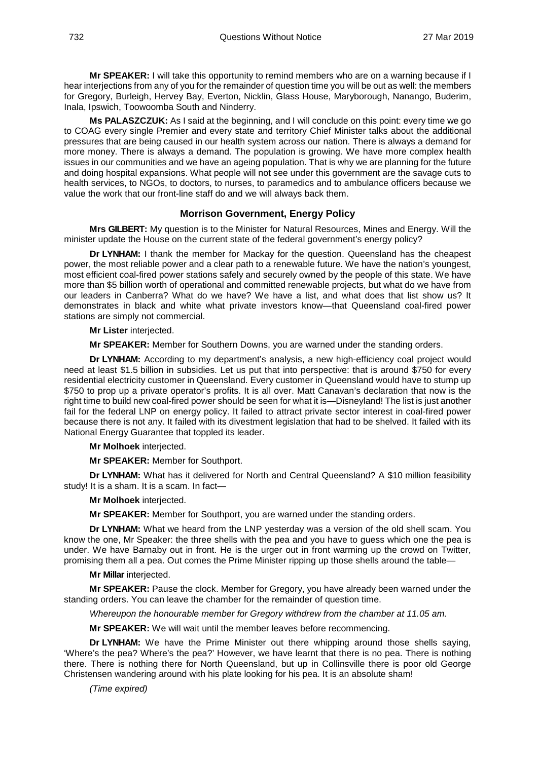**Mr SPEAKER:** I will take this opportunity to remind members who are on a warning because if I hear interjections from any of you for the remainder of question time you will be out as well: the members for Gregory, Burleigh, Hervey Bay, Everton, Nicklin, Glass House, Maryborough, Nanango, Buderim, Inala, Ipswich, Toowoomba South and Ninderry.

**Ms PALASZCZUK:** As I said at the beginning, and I will conclude on this point: every time we go to COAG every single Premier and every state and territory Chief Minister talks about the additional pressures that are being caused in our health system across our nation. There is always a demand for more money. There is always a demand. The population is growing. We have more complex health issues in our communities and we have an ageing population. That is why we are planning for the future and doing hospital expansions. What people will not see under this government are the savage cuts to health services, to NGOs, to doctors, to nurses, to paramedics and to ambulance officers because we value the work that our front-line staff do and we will always back them.

## Morrison Government, Energy Policy

**Mrs GILBERT:** My question is to the Minister for Natural Resources, Mines and Energy. Will the minister update the House on the current state of the federal government's energy policy?

**Dr LYNHAM:** I thank the member for Mackay for the question. Queensland has the cheapest power, the most reliable power and a clear path to a renewable future. We have the nation's youngest, most efficient coal-fired power stations safely and securely owned by the people of this state. We have more than $5 billion worth of operational and committed renewable projects, but what do we have from our leaders in Canberra? What do we have? We have a list, and what does that list show us? It demonstrates in black and white what private investors know—that Queensland coal-fired power stations are simply not commercial.

**Mr Lister** interjected.

**Mr SPEAKER:** Member for Southern Downs, you are warned under the standing orders.

**Dr LYNHAM:** According to my department's analysis, a new high-efficiency coal project would need at least $1.5 billion in subsidies. Let us put that into perspective: that is around $750 for every residential electricity customer in Queensland. Every customer in Queensland would have to stump up $750 to prop up a private operator's profits. It is all over. Matt Canavan's declaration that now is the right time to build new coal-fired power should be seen for what it is—Disneyland! The list is just another fail for the federal LNP on energy policy. It failed to attract private sector interest in coal-fired power because there is not any. It failed with its divestment legislation that had to be shelved. It failed with its National Energy Guarantee that toppled its leader.

**Mr Molhoek** interjected.

**Mr SPEAKER:** Member for Southport.

**Dr LYNHAM:** What has it delivered for North and Central Queensland? A $10 million feasibility study! It is a sham. It is a scam. In fact—

**Mr Molhoek** interjected.

**Mr SPEAKER:** Member for Southport, you are warned under the standing orders.

**Dr LYNHAM:** What we heard from the LNP yesterday was a version of the old shell scam. You know the one, Mr Speaker: the three shells with the pea and you have to guess which one the pea is under. We have Barnaby out in front. He is the urger out in front warming up the crowd on Twitter, promising them all a pea. Out comes the Prime Minister ripping up those shells around the table—

**Mr Millar** interjected.

**Mr SPEAKER:** Pause the clock. Member for Gregory, you have already been warned under the standing orders. You can leave the chamber for the remainder of question time.

*Whereupon the honourable member for Gregory withdrew from the chamber at 11.05 am.*

**Mr SPEAKER:** We will wait until the member leaves before recommencing.

**Dr LYNHAM:** We have the Prime Minister out there whipping around those shells saying, 'Where's the pea? Where's the pea?' However, we have learnt that there is no pea. There is nothing there. There is nothing there for North Queensland, but up in Collinsville there is poor old George Christensen wandering around with his plate looking for his pea. It is an absolute sham!

*(Time expired)*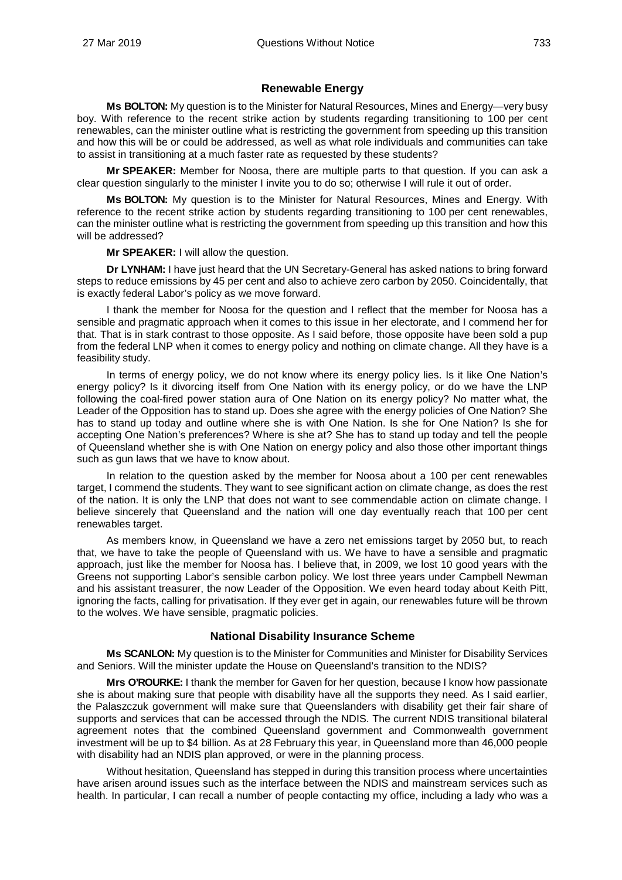## Renewable Energy

**Ms BOLTON:** My question is to the Minister for Natural Resources, Mines and Energy—very busy boy. With reference to the recent strike action by students regarding transitioning to 100 per cent renewables, can the minister outline what is restricting the government from speeding up this transition and how this will be or could be addressed, as well as what role individuals and communities can take to assist in transitioning at a much faster rate as requested by these students?

**Mr SPEAKER:** Member for Noosa, there are multiple parts to that question. If you can ask a clear question singularly to the minister I invite you to do so; otherwise I will rule it out of order.

**Ms BOLTON:** My question is to the Minister for Natural Resources, Mines and Energy. With reference to the recent strike action by students regarding transitioning to 100 per cent renewables, can the minister outline what is restricting the government from speeding up this transition and how this will be addressed?

**Mr SPEAKER:** I will allow the question.

**Dr LYNHAM:** I have just heard that the UN Secretary-General has asked nations to bring forward steps to reduce emissions by 45 per cent and also to achieve zero carbon by 2050. Coincidentally, that is exactly federal Labor's policy as we move forward.

I thank the member for Noosa for the question and I reflect that the member for Noosa has a sensible and pragmatic approach when it comes to this issue in her electorate, and I commend her for that. That is in stark contrast to those opposite. As I said before, those opposite have been sold a pup from the federal LNP when it comes to energy policy and nothing on climate change. All they have is a feasibility study.

In terms of energy policy, we do not know where its energy policy lies. Is it like One Nation's energy policy? Is it divorcing itself from One Nation with its energy policy, or do we have the LNP following the coal-fired power station aura of One Nation on its energy policy? No matter what, the Leader of the Opposition has to stand up. Does she agree with the energy policies of One Nation? She has to stand up today and outline where she is with One Nation. Is she for One Nation? Is she for accepting One Nation's preferences? Where is she at? She has to stand up today and tell the people of Queensland whether she is with One Nation on energy policy and also those other important things such as gun laws that we have to know about.

In relation to the question asked by the member for Noosa about a 100 per cent renewables target, I commend the students. They want to see significant action on climate change, as does the rest of the nation. It is only the LNP that does not want to see commendable action on climate change. I believe sincerely that Queensland and the nation will one day eventually reach that 100 per cent renewables target.

As members know, in Queensland we have a zero net emissions target by 2050 but, to reach that, we have to take the people of Queensland with us. We have to have a sensible and pragmatic approach, just like the member for Noosa has. I believe that, in 2009, we lost 10 good years with the Greens not supporting Labor's sensible carbon policy. We lost three years under Campbell Newman and his assistant treasurer, the now Leader of the Opposition. We even heard today about Keith Pitt, ignoring the facts, calling for privatisation. If they ever get in again, our renewables future will be thrown to the wolves. We have sensible, pragmatic policies.

## National Disability Insurance Scheme

**Ms SCANLON:** My question is to the Minister for Communities and Minister for Disability Services and Seniors. Will the minister update the House on Queensland's transition to the NDIS?

**Mrs O'ROURKE:** I thank the member for Gaven for her question, because I know how passionate she is about making sure that people with disability have all the supports they need. As I said earlier, the Palaszczuk government will make sure that Queenslanders with disability get their fair share of supports and services that can be accessed through the NDIS. The current NDIS transitional bilateral agreement notes that the combined Queensland government and Commonwealth government investment will be up to $4 billion. As at 28 February this year, in Queensland more than 46,000 people with disability had an NDIS plan approved, or were in the planning process.

Without hesitation, Queensland has stepped in during this transition process where uncertainties have arisen around issues such as the interface between the NDIS and mainstream services such as health. In particular, I can recall a number of people contacting my office, including a lady who was a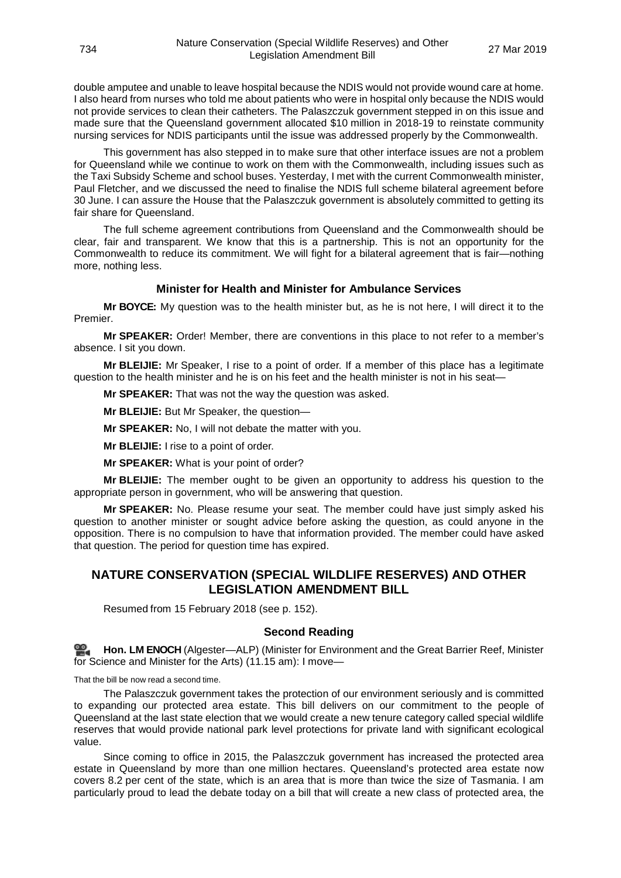double amputee and unable to leave hospital because the NDIS would not provide wound care at home. I also heard from nurses who told me about patients who were in hospital only because the NDIS would not provide services to clean their catheters. The Palaszczuk government stepped in on this issue and made sure that the Queensland government allocated $10 million in 2018-19 to reinstate community nursing services for NDIS participants until the issue was addressed properly by the Commonwealth.

This government has also stepped in to make sure that other interface issues are not a problem for Queensland while we continue to work on them with the Commonwealth, including issues such as the Taxi Subsidy Scheme and school buses. Yesterday, I met with the current Commonwealth minister, Paul Fletcher, and we discussed the need to finalise the NDIS full scheme bilateral agreement before 30 June. I can assure the House that the Palaszczuk government is absolutely committed to getting its fair share for Queensland.

The full scheme agreement contributions from Queensland and the Commonwealth should be clear, fair and transparent. We know that this is a partnership. This is not an opportunity for the Commonwealth to reduce its commitment. We will fight for a bilateral agreement that is fair—nothing more, nothing less.

### Minister for Health and Minister for Ambulance Services

**Mr BOYCE:** My question was to the health minister but, as he is not here, I will direct it to the Premier.

**Mr SPEAKER:** Order! Member, there are conventions in this place to not refer to a member's absence. I sit you down.

**Mr BLEIJIE:** Mr Speaker, I rise to a point of order. If a member of this place has a legitimate question to the health minister and he is on his feet and the health minister is not in his seat—

**Mr SPEAKER:** That was not the way the question was asked.

**Mr BLEIJIE:** But Mr Speaker, the question—

**Mr SPEAKER:** No, I will not debate the matter with you.

**Mr BLEIJIE:** I rise to a point of order.

**Mr SPEAKER:** What is your point of order?

**Mr BLEIJIE:** The member ought to be given an opportunity to address his question to the appropriate person in government, who will be answering that question.

**Mr SPEAKER:** No. Please resume your seat. The member could have just simply asked his question to another minister or sought advice before asking the question, as could anyone in the opposition. There is no compulsion to have that information provided. The member could have asked that question. The period for question time has expired.

## NATURE CONSERVATION (SPECIAL WILDLIFE RESERVES) AND OTHER LEGISLATION AMENDMENT BILL

Resumed from 15 February 2018 (see p. 152).

### Second Reading

**Hon. LM ENOCH** (Algester—ALP) (Minister for Environment and the Great Barrier Reef, Minister for Science and Minister for the Arts) (11.15 am): I move—

That the bill be now read a second time.

The Palaszczuk government takes the protection of our environment seriously and is committed to expanding our protected area estate. This bill delivers on our commitment to the people of Queensland at the last state election that we would create a new tenure category called special wildlife reserves that would provide national park level protections for private land with significant ecological value.

Since coming to office in 2015, the Palaszczuk government has increased the protected area estate in Queensland by more than one million hectares. Queensland's protected area estate now covers 8.2 per cent of the state, which is an area that is more than twice the size of Tasmania. I am particularly proud to lead the debate today on a bill that will create a new class of protected area, the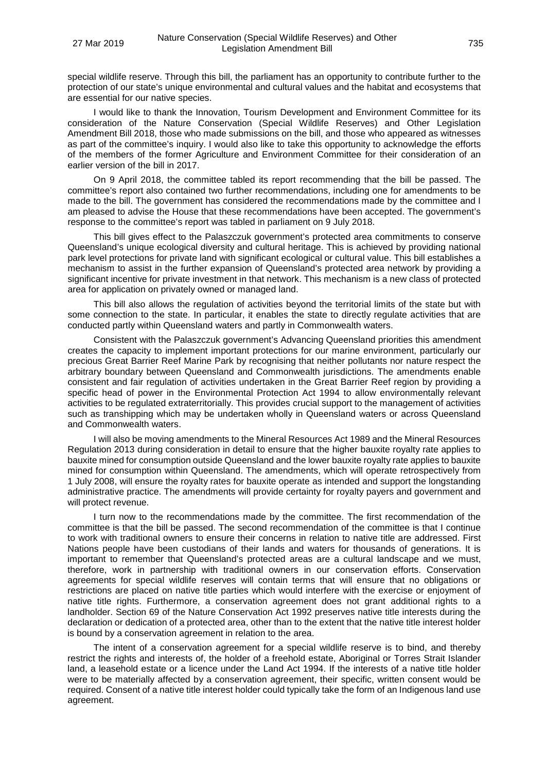special wildlife reserve. Through this bill, the parliament has an opportunity to contribute further to the protection of our state's unique environmental and cultural values and the habitat and ecosystems that are essential for our native species.

I would like to thank the Innovation, Tourism Development and Environment Committee for its consideration of the Nature Conservation (Special Wildlife Reserves) and Other Legislation Amendment Bill 2018, those who made submissions on the bill, and those who appeared as witnesses as part of the committee's inquiry. I would also like to take this opportunity to acknowledge the efforts of the members of the former Agriculture and Environment Committee for their consideration of an earlier version of the bill in 2017.

On 9 April 2018, the committee tabled its report recommending that the bill be passed. The committee's report also contained two further recommendations, including one for amendments to be made to the bill. The government has considered the recommendations made by the committee and I am pleased to advise the House that these recommendations have been accepted. The government's response to the committee's report was tabled in parliament on 9 July 2018.

This bill gives effect to the Palaszczuk government's protected area commitments to conserve Queensland's unique ecological diversity and cultural heritage. This is achieved by providing national park level protections for private land with significant ecological or cultural value. This bill establishes a mechanism to assist in the further expansion of Queensland's protected area network by providing a significant incentive for private investment in that network. This mechanism is a new class of protected area for application on privately owned or managed land.

This bill also allows the regulation of activities beyond the territorial limits of the state but with some connection to the state. In particular, it enables the state to directly regulate activities that are conducted partly within Queensland waters and partly in Commonwealth waters.

Consistent with the Palaszczuk government's Advancing Queensland priorities this amendment creates the capacity to implement important protections for our marine environment, particularly our precious Great Barrier Reef Marine Park by recognising that neither pollutants nor nature respect the arbitrary boundary between Queensland and Commonwealth jurisdictions. The amendments enable consistent and fair regulation of activities undertaken in the Great Barrier Reef region by providing a specific head of power in the Environmental Protection Act 1994 to allow environmentally relevant activities to be regulated extraterritorially. This provides crucial support to the management of activities such as transhipping which may be undertaken wholly in Queensland waters or across Queensland and Commonwealth waters.

I will also be moving amendments to the Mineral Resources Act 1989 and the Mineral Resources Regulation 2013 during consideration in detail to ensure that the higher bauxite royalty rate applies to bauxite mined for consumption outside Queensland and the lower bauxite royalty rate applies to bauxite mined for consumption within Queensland. The amendments, which will operate retrospectively from 1 July 2008, will ensure the royalty rates for bauxite operate as intended and support the longstanding administrative practice. The amendments will provide certainty for royalty payers and government and will protect revenue.

I turn now to the recommendations made by the committee. The first recommendation of the committee is that the bill be passed. The second recommendation of the committee is that I continue to work with traditional owners to ensure their concerns in relation to native title are addressed. First Nations people have been custodians of their lands and waters for thousands of generations. It is important to remember that Queensland's protected areas are a cultural landscape and we must, therefore, work in partnership with traditional owners in our conservation efforts. Conservation agreements for special wildlife reserves will contain terms that will ensure that no obligations or restrictions are placed on native title parties which would interfere with the exercise or enjoyment of native title rights. Furthermore, a conservation agreement does not grant additional rights to a landholder. Section 69 of the Nature Conservation Act 1992 preserves native title interests during the declaration or dedication of a protected area, other than to the extent that the native title interest holder is bound by a conservation agreement in relation to the area.

The intent of a conservation agreement for a special wildlife reserve is to bind, and thereby restrict the rights and interests of, the holder of a freehold estate, Aboriginal or Torres Strait Islander land, a leasehold estate or a licence under the Land Act 1994. If the interests of a native title holder were to be materially affected by a conservation agreement, their specific, written consent would be required. Consent of a native title interest holder could typically take the form of an Indigenous land use agreement.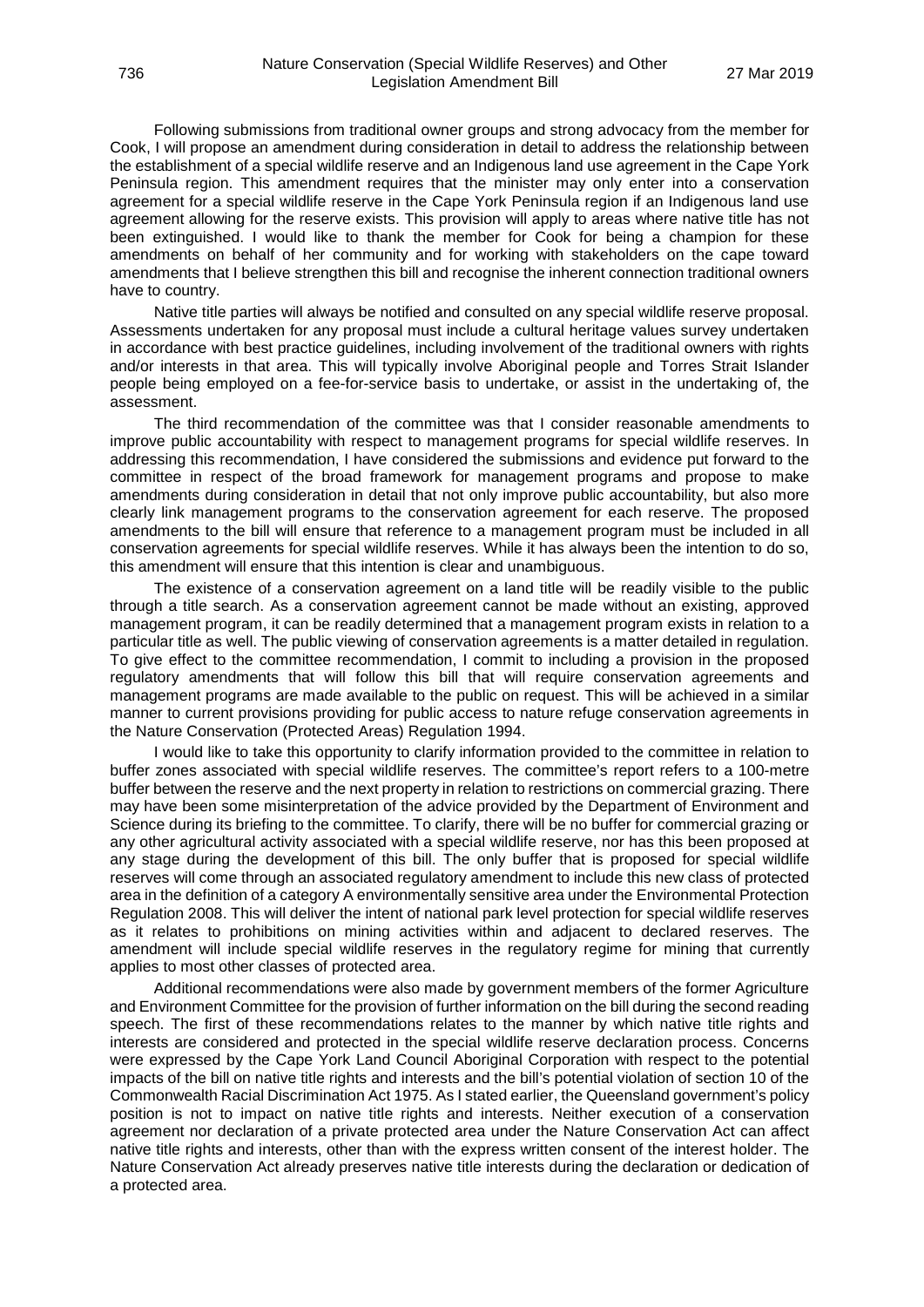Following submissions from traditional owner groups and strong advocacy from the member for Cook, I will propose an amendment during consideration in detail to address the relationship between the establishment of a special wildlife reserve and an Indigenous land use agreement in the Cape York Peninsula region. This amendment requires that the minister may only enter into a conservation agreement for a special wildlife reserve in the Cape York Peninsula region if an Indigenous land use agreement allowing for the reserve exists. This provision will apply to areas where native title has not been extinguished. I would like to thank the member for Cook for being a champion for these amendments on behalf of her community and for working with stakeholders on the cape toward amendments that I believe strengthen this bill and recognise the inherent connection traditional owners have to country.

Native title parties will always be notified and consulted on any special wildlife reserve proposal. Assessments undertaken for any proposal must include a cultural heritage values survey undertaken in accordance with best practice guidelines, including involvement of the traditional owners with rights and/or interests in that area. This will typically involve Aboriginal people and Torres Strait Islander people being employed on a fee-for-service basis to undertake, or assist in the undertaking of, the assessment.

The third recommendation of the committee was that I consider reasonable amendments to improve public accountability with respect to management programs for special wildlife reserves. In addressing this recommendation, I have considered the submissions and evidence put forward to the committee in respect of the broad framework for management programs and propose to make amendments during consideration in detail that not only improve public accountability, but also more clearly link management programs to the conservation agreement for each reserve. The proposed amendments to the bill will ensure that reference to a management program must be included in all conservation agreements for special wildlife reserves. While it has always been the intention to do so, this amendment will ensure that this intention is clear and unambiguous.

The existence of a conservation agreement on a land title will be readily visible to the public through a title search. As a conservation agreement cannot be made without an existing, approved management program, it can be readily determined that a management program exists in relation to a particular title as well. The public viewing of conservation agreements is a matter detailed in regulation. To give effect to the committee recommendation, I commit to including a provision in the proposed regulatory amendments that will follow this bill that will require conservation agreements and management programs are made available to the public on request. This will be achieved in a similar manner to current provisions providing for public access to nature refuge conservation agreements in the Nature Conservation (Protected Areas) Regulation 1994.

I would like to take this opportunity to clarify information provided to the committee in relation to buffer zones associated with special wildlife reserves. The committee's report refers to a 100-metre buffer between the reserve and the next property in relation to restrictions on commercial grazing. There may have been some misinterpretation of the advice provided by the Department of Environment and Science during its briefing to the committee. To clarify, there will be no buffer for commercial grazing or any other agricultural activity associated with a special wildlife reserve, nor has this been proposed at any stage during the development of this bill. The only buffer that is proposed for special wildlife reserves will come through an associated regulatory amendment to include this new class of protected area in the definition of a category A environmentally sensitive area under the Environmental Protection Regulation 2008. This will deliver the intent of national park level protection for special wildlife reserves as it relates to prohibitions on mining activities within and adjacent to declared reserves. The amendment will include special wildlife reserves in the regulatory regime for mining that currently applies to most other classes of protected area.

Additional recommendations were also made by government members of the former Agriculture and Environment Committee for the provision of further information on the bill during the second reading speech. The first of these recommendations relates to the manner by which native title rights and interests are considered and protected in the special wildlife reserve declaration process. Concerns were expressed by the Cape York Land Council Aboriginal Corporation with respect to the potential impacts of the bill on native title rights and interests and the bill's potential violation of section 10 of the Commonwealth Racial Discrimination Act 1975. As I stated earlier, the Queensland government's policy position is not to impact on native title rights and interests. Neither execution of a conservation agreement nor declaration of a private protected area under the Nature Conservation Act can affect native title rights and interests, other than with the express written consent of the interest holder. The Nature Conservation Act already preserves native title interests during the declaration or dedication of a protected area.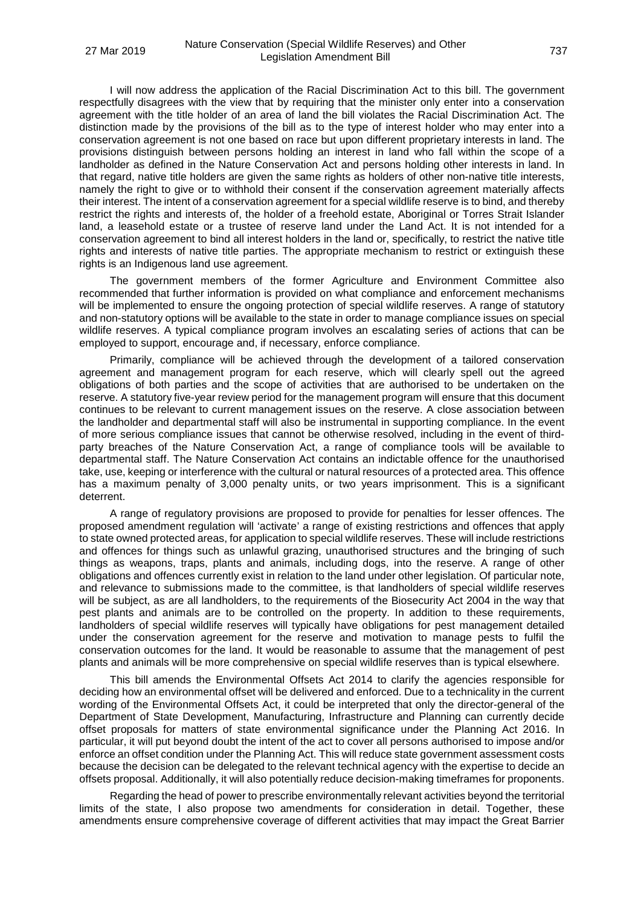I will now address the application of the Racial Discrimination Act to this bill. The government respectfully disagrees with the view that by requiring that the minister only enter into a conservation agreement with the title holder of an area of land the bill violates the Racial Discrimination Act. The distinction made by the provisions of the bill as to the type of interest holder who may enter into a conservation agreement is not one based on race but upon different proprietary interests in land. The provisions distinguish between persons holding an interest in land who fall within the scope of a landholder as defined in the Nature Conservation Act and persons holding other interests in land. In that regard, native title holders are given the same rights as holders of other non-native title interests, namely the right to give or to withhold their consent if the conservation agreement materially affects their interest. The intent of a conservation agreement for a special wildlife reserve is to bind, and thereby restrict the rights and interests of, the holder of a freehold estate, Aboriginal or Torres Strait Islander land, a leasehold estate or a trustee of reserve land under the Land Act. It is not intended for a conservation agreement to bind all interest holders in the land or, specifically, to restrict the native title rights and interests of native title parties. The appropriate mechanism to restrict or extinguish these rights is an Indigenous land use agreement.

The government members of the former Agriculture and Environment Committee also recommended that further information is provided on what compliance and enforcement mechanisms will be implemented to ensure the ongoing protection of special wildlife reserves. A range of statutory and non-statutory options will be available to the state in order to manage compliance issues on special wildlife reserves. A typical compliance program involves an escalating series of actions that can be employed to support, encourage and, if necessary, enforce compliance.

Primarily, compliance will be achieved through the development of a tailored conservation agreement and management program for each reserve, which will clearly spell out the agreed obligations of both parties and the scope of activities that are authorised to be undertaken on the reserve. A statutory five-year review period for the management program will ensure that this document continues to be relevant to current management issues on the reserve. A close association between the landholder and departmental staff will also be instrumental in supporting compliance. In the event of more serious compliance issues that cannot be otherwise resolved, including in the event of third-party breaches of the Nature Conservation Act, a range of compliance tools will be available to departmental staff. The Nature Conservation Act contains an indictable offence for the unauthorised take, use, keeping or interference with the cultural or natural resources of a protected area. This offence has a maximum penalty of 3,000 penalty units, or two years imprisonment. This is a significant deterrent.

A range of regulatory provisions are proposed to provide for penalties for lesser offences. The proposed amendment regulation will 'activate' a range of existing restrictions and offences that apply to state owned protected areas, for application to special wildlife reserves. These will include restrictions and offences for things such as unlawful grazing, unauthorised structures and the bringing of such things as weapons, traps, plants and animals, including dogs, into the reserve. A range of other obligations and offences currently exist in relation to the land under other legislation. Of particular note, and relevance to submissions made to the committee, is that landholders of special wildlife reserves will be subject, as are all landholders, to the requirements of the Biosecurity Act 2004 in the way that pest plants and animals are to be controlled on the property. In addition to these requirements, landholders of special wildlife reserves will typically have obligations for pest management detailed under the conservation agreement for the reserve and motivation to manage pests to fulfil the conservation outcomes for the land. It would be reasonable to assume that the management of pest plants and animals will be more comprehensive on special wildlife reserves than is typical elsewhere.

This bill amends the Environmental Offsets Act 2014 to clarify the agencies responsible for deciding how an environmental offset will be delivered and enforced. Due to a technicality in the current wording of the Environmental Offsets Act, it could be interpreted that only the director-general of the Department of State Development, Manufacturing, Infrastructure and Planning can currently decide offset proposals for matters of state environmental significance under the Planning Act 2016. In particular, it will put beyond doubt the intent of the act to cover all persons authorised to impose and/or enforce an offset condition under the Planning Act. This will reduce state government assessment costs because the decision can be delegated to the relevant technical agency with the expertise to decide an offsets proposal. Additionally, it will also potentially reduce decision-making timeframes for proponents.

Regarding the head of power to prescribe environmentally relevant activities beyond the territorial limits of the state, I also propose two amendments for consideration in detail. Together, these amendments ensure comprehensive coverage of different activities that may impact the Great Barrier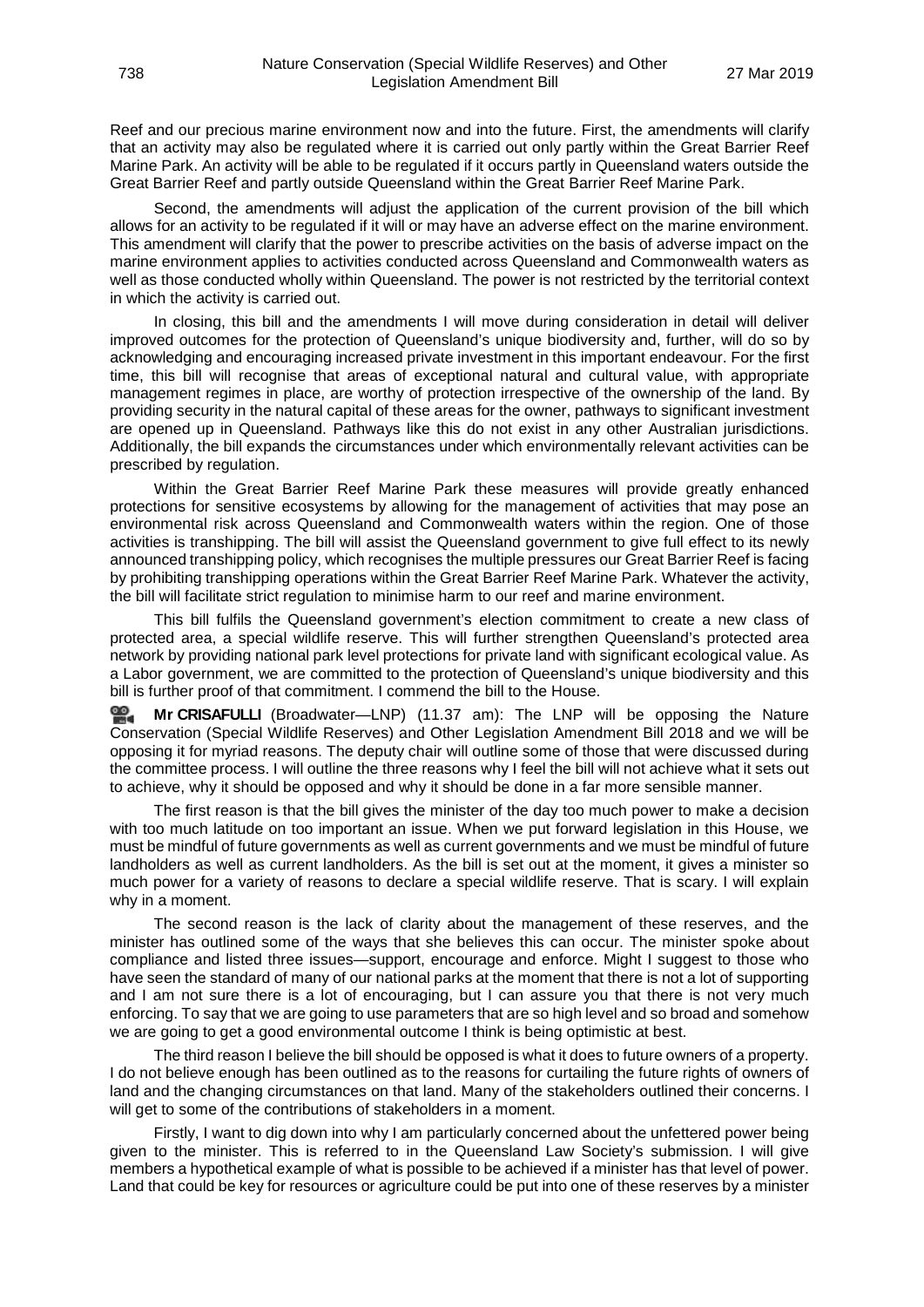Reef and our precious marine environment now and into the future. First, the amendments will clarify that an activity may also be regulated where it is carried out only partly within the Great Barrier Reef Marine Park. An activity will be able to be regulated if it occurs partly in Queensland waters outside the Great Barrier Reef and partly outside Queensland within the Great Barrier Reef Marine Park.

Second, the amendments will adjust the application of the current provision of the bill which allows for an activity to be regulated if it will or may have an adverse effect on the marine environment. This amendment will clarify that the power to prescribe activities on the basis of adverse impact on the marine environment applies to activities conducted across Queensland and Commonwealth waters as well as those conducted wholly within Queensland. The power is not restricted by the territorial context in which the activity is carried out.

In closing, this bill and the amendments I will move during consideration in detail will deliver improved outcomes for the protection of Queensland's unique biodiversity and, further, will do so by acknowledging and encouraging increased private investment in this important endeavour. For the first time, this bill will recognise that areas of exceptional natural and cultural value, with appropriate management regimes in place, are worthy of protection irrespective of the ownership of the land. By providing security in the natural capital of these areas for the owner, pathways to significant investment are opened up in Queensland. Pathways like this do not exist in any other Australian jurisdictions. Additionally, the bill expands the circumstances under which environmentally relevant activities can be prescribed by regulation.

Within the Great Barrier Reef Marine Park these measures will provide greatly enhanced protections for sensitive ecosystems by allowing for the management of activities that may pose an environmental risk across Queensland and Commonwealth waters within the region. One of those activities is transhipping. The bill will assist the Queensland government to give full effect to its newly announced transhipping policy, which recognises the multiple pressures our Great Barrier Reef is facing by prohibiting transhipping operations within the Great Barrier Reef Marine Park. Whatever the activity, the bill will facilitate strict regulation to minimise harm to our reef and marine environment.

This bill fulfils the Queensland government's election commitment to create a new class of protected area, a special wildlife reserve. This will further strengthen Queensland's protected area network by providing national park level protections for private land with significant ecological value. As a Labor government, we are committed to the protection of Queensland's unique biodiversity and this bill is further proof of that commitment. I commend the bill to the House.

**Mr CRISAFULLI** (Broadwater—LNP) (11.37 am): The LNP will be opposing the Nature Conservation (Special Wildlife Reserves) and Other Legislation Amendment Bill 2018 and we will be opposing it for myriad reasons. The deputy chair will outline some of those that were discussed during the committee process. I will outline the three reasons why I feel the bill will not achieve what it sets out to achieve, why it should be opposed and why it should be done in a far more sensible manner.

The first reason is that the bill gives the minister of the day too much power to make a decision with too much latitude on too important an issue. When we put forward legislation in this House, we must be mindful of future governments as well as current governments and we must be mindful of future landholders as well as current landholders. As the bill is set out at the moment, it gives a minister so much power for a variety of reasons to declare a special wildlife reserve. That is scary. I will explain why in a moment.

The second reason is the lack of clarity about the management of these reserves, and the minister has outlined some of the ways that she believes this can occur. The minister spoke about compliance and listed three issues—support, encourage and enforce. Might I suggest to those who have seen the standard of many of our national parks at the moment that there is not a lot of supporting and I am not sure there is a lot of encouraging, but I can assure you that there is not very much enforcing. To say that we are going to use parameters that are so high level and so broad and somehow we are going to get a good environmental outcome I think is being optimistic at best.

The third reason I believe the bill should be opposed is what it does to future owners of a property. I do not believe enough has been outlined as to the reasons for curtailing the future rights of owners of land and the changing circumstances on that land. Many of the stakeholders outlined their concerns. I will get to some of the contributions of stakeholders in a moment.

Firstly, I want to dig down into why I am particularly concerned about the unfettered power being given to the minister. This is referred to in the Queensland Law Society's submission. I will give members a hypothetical example of what is possible to be achieved if a minister has that level of power. Land that could be key for resources or agriculture could be put into one of these reserves by a minister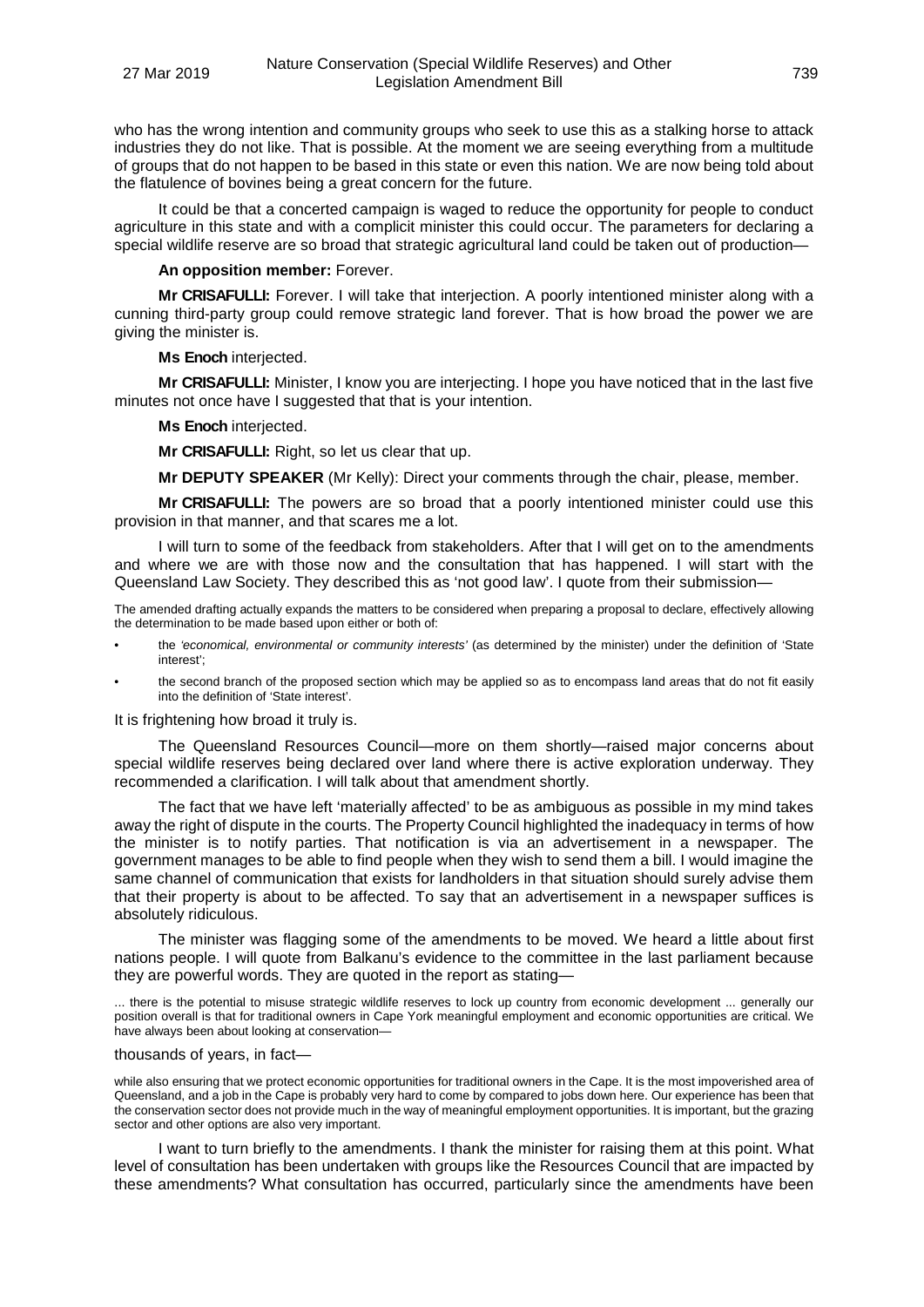who has the wrong intention and community groups who seek to use this as a stalking horse to attack industries they do not like. That is possible. At the moment we are seeing everything from a multitude of groups that do not happen to be based in this state or even this nation. We are now being told about the flatulence of bovines being a great concern for the future.

It could be that a concerted campaign is waged to reduce the opportunity for people to conduct agriculture in this state and with a complicit minister this could occur. The parameters for declaring a special wildlife reserve are so broad that strategic agricultural land could be taken out of production—

**An opposition member:** Forever.

**Mr CRISAFULLI:** Forever. I will take that interjection. A poorly intentioned minister along with a cunning third-party group could remove strategic land forever. That is how broad the power we are giving the minister is.

**Ms Enoch** interjected.

**Mr CRISAFULLI:** Minister, I know you are interjecting. I hope you have noticed that in the last five minutes not once have I suggested that that is your intention.

**Ms Enoch** interjected.

**Mr CRISAFULLI:** Right, so let us clear that up.

**Mr DEPUTY SPEAKER** (Mr Kelly): Direct your comments through the chair, please, member.

**Mr CRISAFULLI:** The powers are so broad that a poorly intentioned minister could use this provision in that manner, and that scares me a lot.

I will turn to some of the feedback from stakeholders. After that I will get on to the amendments and where we are with those now and the consultation that has happened. I will start with the Queensland Law Society. They described this as 'not good law'. I quote from their submission—

> The amended drafting actually expands the matters to be considered when preparing a proposal to declare, effectively allowing the determination to be made based upon either or both of:
>
> - the *'economical, environmental or community interests'* (as determined by the minister) under the definition of 'State interest';
> - the second branch of the proposed section which may be applied so as to encompass land areas that do not fit easily into the definition of 'State interest'.

It is frightening how broad it truly is.

The Queensland Resources Council—more on them shortly—raised major concerns about special wildlife reserves being declared over land where there is active exploration underway. They recommended a clarification. I will talk about that amendment shortly.

The fact that we have left 'materially affected' to be as ambiguous as possible in my mind takes away the right of dispute in the courts. The Property Council highlighted the inadequacy in terms of how the minister is to notify parties. That notification is via an advertisement in a newspaper. The government manages to be able to find people when they wish to send them a bill. I would imagine the same channel of communication that exists for landholders in that situation should surely advise them that their property is about to be affected. To say that an advertisement in a newspaper suffices is absolutely ridiculous.

The minister was flagging some of the amendments to be moved. We heard a little about first nations people. I will quote from Balkanu's evidence to the committee in the last parliament because they are powerful words. They are quoted in the report as stating—

> ... there is the potential to misuse strategic wildlife reserves to lock up country from economic development ... generally our position overall is that for traditional owners in Cape York meaningful employment and economic opportunities are critical. We have always been about looking at conservation—

thousands of years, in fact—

> while also ensuring that we protect economic opportunities for traditional owners in the Cape. It is the most impoverished area of Queensland, and a job in the Cape is probably very hard to come by compared to jobs down here. Our experience has been that the conservation sector does not provide much in the way of meaningful employment opportunities. It is important, but the grazing sector and other options are also very important.

I want to turn briefly to the amendments. I thank the minister for raising them at this point. What level of consultation has been undertaken with groups like the Resources Council that are impacted by these amendments? What consultation has occurred, particularly since the amendments have been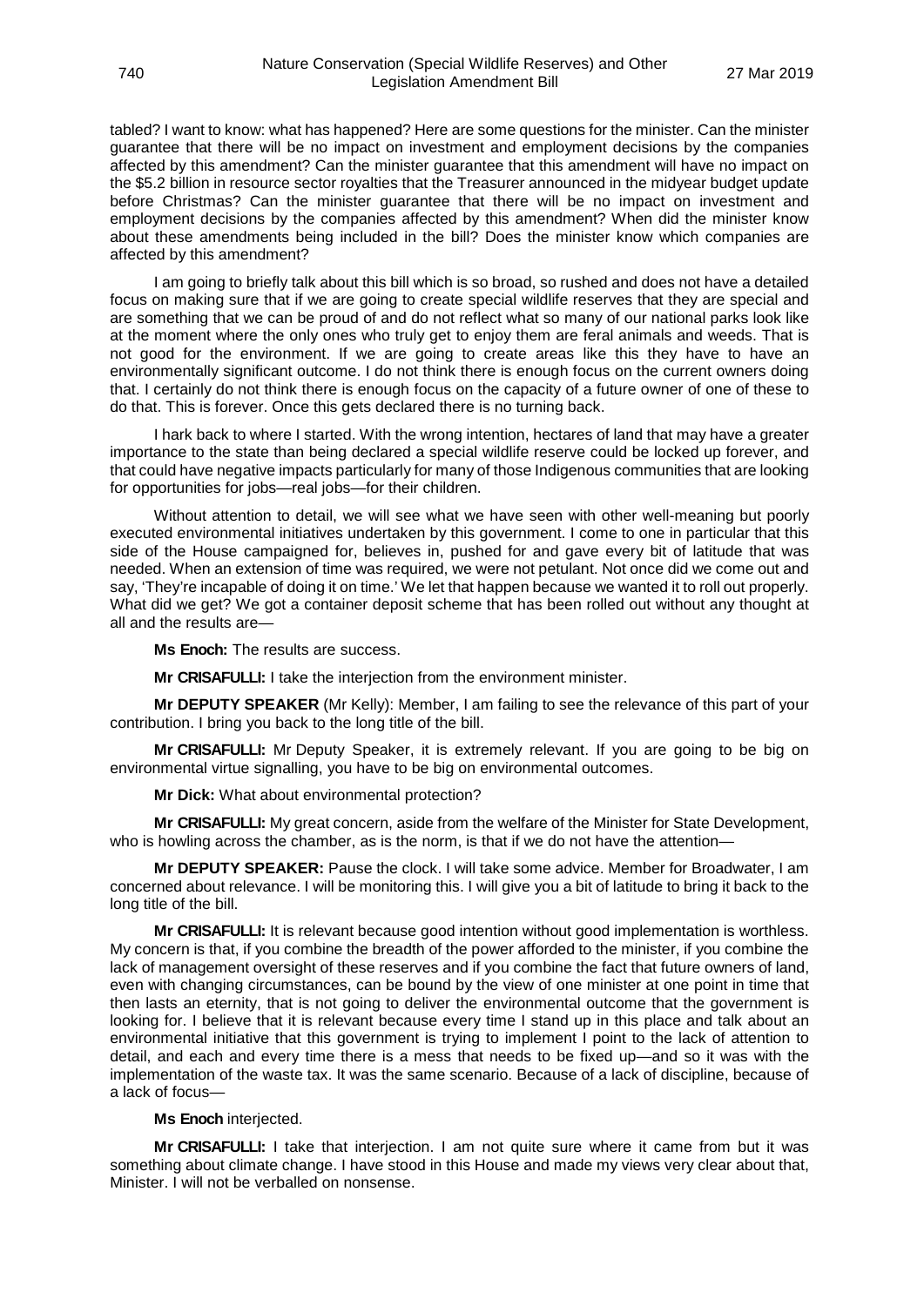tabled? I want to know: what has happened? Here are some questions for the minister. Can the minister guarantee that there will be no impact on investment and employment decisions by the companies affected by this amendment? Can the minister guarantee that this amendment will have no impact on the $5.2 billion in resource sector royalties that the Treasurer announced in the midyear budget update before Christmas? Can the minister guarantee that there will be no impact on investment and employment decisions by the companies affected by this amendment? When did the minister know about these amendments being included in the bill? Does the minister know which companies are affected by this amendment?

I am going to briefly talk about this bill which is so broad, so rushed and does not have a detailed focus on making sure that if we are going to create special wildlife reserves that they are special and are something that we can be proud of and do not reflect what so many of our national parks look like at the moment where the only ones who truly get to enjoy them are feral animals and weeds. That is not good for the environment. If we are going to create areas like this they have to have an environmentally significant outcome. I do not think there is enough focus on the current owners doing that. I certainly do not think there is enough focus on the capacity of a future owner of one of these to do that. This is forever. Once this gets declared there is no turning back.

I hark back to where I started. With the wrong intention, hectares of land that may have a greater importance to the state than being declared a special wildlife reserve could be locked up forever, and that could have negative impacts particularly for many of those Indigenous communities that are looking for opportunities for jobs—real jobs—for their children.

Without attention to detail, we will see what we have seen with other well-meaning but poorly executed environmental initiatives undertaken by this government. I come to one in particular that this side of the House campaigned for, believes in, pushed for and gave every bit of latitude that was needed. When an extension of time was required, we were not petulant. Not once did we come out and say, 'They're incapable of doing it on time.' We let that happen because we wanted it to roll out properly. What did we get? We got a container deposit scheme that has been rolled out without any thought at all and the results are—

**Ms Enoch:** The results are success.

**Mr CRISAFULLI:** I take the interjection from the environment minister.

**Mr DEPUTY SPEAKER** (Mr Kelly): Member, I am failing to see the relevance of this part of your contribution. I bring you back to the long title of the bill.

**Mr CRISAFULLI:** Mr Deputy Speaker, it is extremely relevant. If you are going to be big on environmental virtue signalling, you have to be big on environmental outcomes.

**Mr Dick:** What about environmental protection?

**Mr CRISAFULLI:** My great concern, aside from the welfare of the Minister for State Development, who is howling across the chamber, as is the norm, is that if we do not have the attention—

**Mr DEPUTY SPEAKER:** Pause the clock. I will take some advice. Member for Broadwater, I am concerned about relevance. I will be monitoring this. I will give you a bit of latitude to bring it back to the long title of the bill.

**Mr CRISAFULLI:** It is relevant because good intention without good implementation is worthless. My concern is that, if you combine the breadth of the power afforded to the minister, if you combine the lack of management oversight of these reserves and if you combine the fact that future owners of land, even with changing circumstances, can be bound by the view of one minister at one point in time that then lasts an eternity, that is not going to deliver the environmental outcome that the government is looking for. I believe that it is relevant because every time I stand up in this place and talk about an environmental initiative that this government is trying to implement I point to the lack of attention to detail, and each and every time there is a mess that needs to be fixed up—and so it was with the implementation of the waste tax. It was the same scenario. Because of a lack of discipline, because of a lack of focus—

**Ms Enoch** interjected.

**Mr CRISAFULLI:** I take that interjection. I am not quite sure where it came from but it was something about climate change. I have stood in this House and made my views very clear about that, Minister. I will not be verballed on nonsense.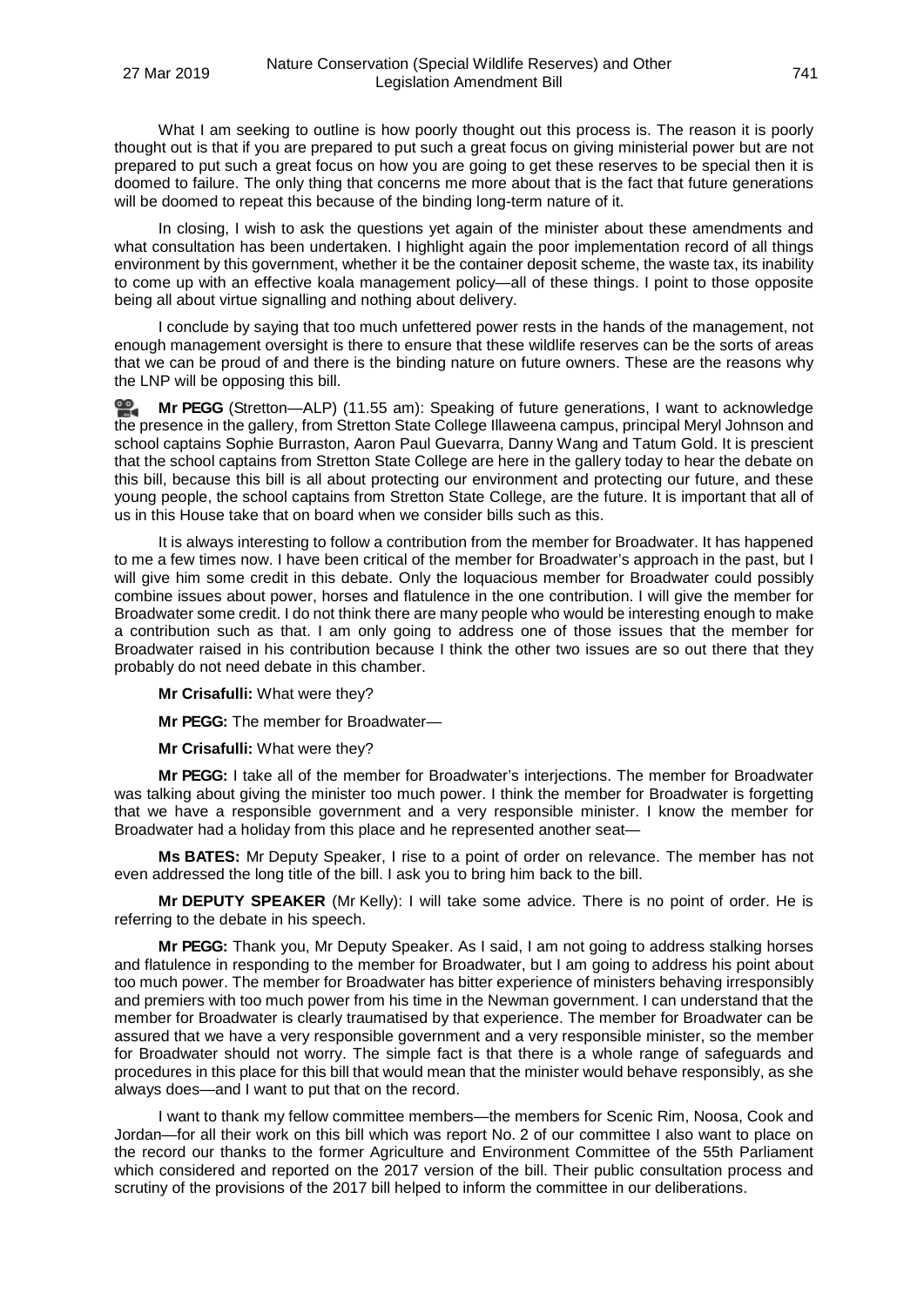What I am seeking to outline is how poorly thought out this process is. The reason it is poorly thought out is that if you are prepared to put such a great focus on giving ministerial power but are not prepared to put such a great focus on how you are going to get these reserves to be special then it is doomed to failure. The only thing that concerns me more about that is the fact that future generations will be doomed to repeat this because of the binding long-term nature of it.

In closing, I wish to ask the questions yet again of the minister about these amendments and what consultation has been undertaken. I highlight again the poor implementation record of all things environment by this government, whether it be the container deposit scheme, the waste tax, its inability to come up with an effective koala management policy—all of these things. I point to those opposite being all about virtue signalling and nothing about delivery.

I conclude by saying that too much unfettered power rests in the hands of the management, not enough management oversight is there to ensure that these wildlife reserves can be the sorts of areas that we can be proud of and there is the binding nature on future owners. These are the reasons why the LNP will be opposing this bill.

**Mr PEGG** (Stretton—ALP) (11.55 am): Speaking of future generations, I want to acknowledge the presence in the gallery, from Stretton State College Illaweena campus, principal Meryl Johnson and school captains Sophie Burraston, Aaron Paul Guevarra, Danny Wang and Tatum Gold. It is prescient that the school captains from Stretton State College are here in the gallery today to hear the debate on this bill, because this bill is all about protecting our environment and protecting our future, and these young people, the school captains from Stretton State College, are the future. It is important that all of us in this House take that on board when we consider bills such as this.

It is always interesting to follow a contribution from the member for Broadwater. It has happened to me a few times now. I have been critical of the member for Broadwater's approach in the past, but I will give him some credit in this debate. Only the loquacious member for Broadwater could possibly combine issues about power, horses and flatulence in the one contribution. I will give the member for Broadwater some credit. I do not think there are many people who would be interesting enough to make a contribution such as that. I am only going to address one of those issues that the member for Broadwater raised in his contribution because I think the other two issues are so out there that they probably do not need debate in this chamber.

**Mr Crisafulli:** What were they?

**Mr PEGG:** The member for Broadwater—

**Mr Crisafulli:** What were they?

**Mr PEGG:** I take all of the member for Broadwater's interjections. The member for Broadwater was talking about giving the minister too much power. I think the member for Broadwater is forgetting that we have a responsible government and a very responsible minister. I know the member for Broadwater had a holiday from this place and he represented another seat—

**Ms BATES:** Mr Deputy Speaker, I rise to a point of order on relevance. The member has not even addressed the long title of the bill. I ask you to bring him back to the bill.

**Mr DEPUTY SPEAKER** (Mr Kelly): I will take some advice. There is no point of order. He is referring to the debate in his speech.

**Mr PEGG:** Thank you, Mr Deputy Speaker. As I said, I am not going to address stalking horses and flatulence in responding to the member for Broadwater, but I am going to address his point about too much power. The member for Broadwater has bitter experience of ministers behaving irresponsibly and premiers with too much power from his time in the Newman government. I can understand that the member for Broadwater is clearly traumatised by that experience. The member for Broadwater can be assured that we have a very responsible government and a very responsible minister, so the member for Broadwater should not worry. The simple fact is that there is a whole range of safeguards and procedures in this place for this bill that would mean that the minister would behave responsibly, as she always does—and I want to put that on the record.

I want to thank my fellow committee members—the members for Scenic Rim, Noosa, Cook and Jordan—for all their work on this bill which was report No. 2 of our committee I also want to place on the record our thanks to the former Agriculture and Environment Committee of the 55th Parliament which considered and reported on the 2017 version of the bill. Their public consultation process and scrutiny of the provisions of the 2017 bill helped to inform the committee in our deliberations.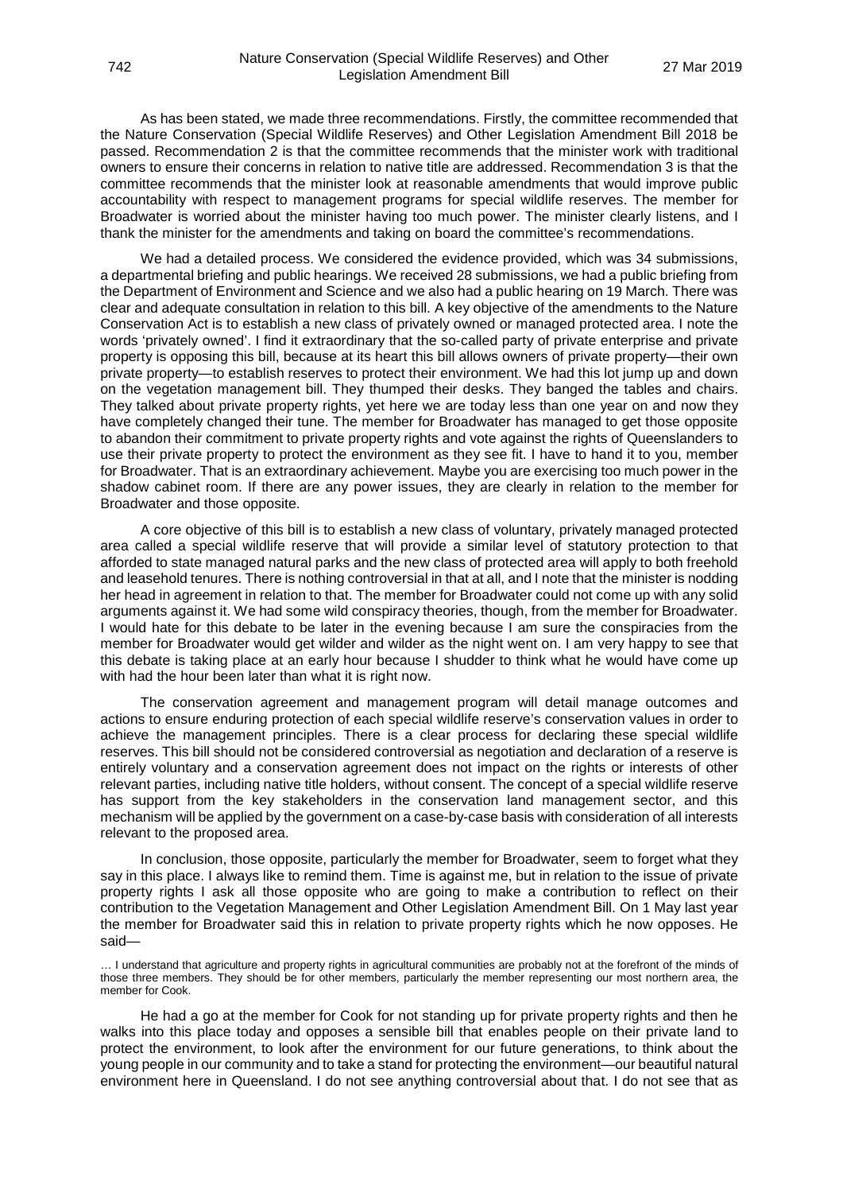As has been stated, we made three recommendations. Firstly, the committee recommended that the Nature Conservation (Special Wildlife Reserves) and Other Legislation Amendment Bill 2018 be passed. Recommendation 2 is that the committee recommends that the minister work with traditional owners to ensure their concerns in relation to native title are addressed. Recommendation 3 is that the committee recommends that the minister look at reasonable amendments that would improve public accountability with respect to management programs for special wildlife reserves. The member for Broadwater is worried about the minister having too much power. The minister clearly listens, and I thank the minister for the amendments and taking on board the committee's recommendations.

We had a detailed process. We considered the evidence provided, which was 34 submissions, a departmental briefing and public hearings. We received 28 submissions, we had a public briefing from the Department of Environment and Science and we also had a public hearing on 19 March. There was clear and adequate consultation in relation to this bill. A key objective of the amendments to the Nature Conservation Act is to establish a new class of privately owned or managed protected area. I note the words 'privately owned'. I find it extraordinary that the so-called party of private enterprise and private property is opposing this bill, because at its heart this bill allows owners of private property—their own private property—to establish reserves to protect their environment. We had this lot jump up and down on the vegetation management bill. They thumped their desks. They banged the tables and chairs. They talked about private property rights, yet here we are today less than one year on and now they have completely changed their tune. The member for Broadwater has managed to get those opposite to abandon their commitment to private property rights and vote against the rights of Queenslanders to use their private property to protect the environment as they see fit. I have to hand it to you, member for Broadwater. That is an extraordinary achievement. Maybe you are exercising too much power in the shadow cabinet room. If there are any power issues, they are clearly in relation to the member for Broadwater and those opposite.

A core objective of this bill is to establish a new class of voluntary, privately managed protected area called a special wildlife reserve that will provide a similar level of statutory protection to that afforded to state managed natural parks and the new class of protected area will apply to both freehold and leasehold tenures. There is nothing controversial in that at all, and I note that the minister is nodding her head in agreement in relation to that. The member for Broadwater could not come up with any solid arguments against it. We had some wild conspiracy theories, though, from the member for Broadwater. I would hate for this debate to be later in the evening because I am sure the conspiracies from the member for Broadwater would get wilder and wilder as the night went on. I am very happy to see that this debate is taking place at an early hour because I shudder to think what he would have come up with had the hour been later than what it is right now.

The conservation agreement and management program will detail manage outcomes and actions to ensure enduring protection of each special wildlife reserve's conservation values in order to achieve the management principles. There is a clear process for declaring these special wildlife reserves. This bill should not be considered controversial as negotiation and declaration of a reserve is entirely voluntary and a conservation agreement does not impact on the rights or interests of other relevant parties, including native title holders, without consent. The concept of a special wildlife reserve has support from the key stakeholders in the conservation land management sector, and this mechanism will be applied by the government on a case-by-case basis with consideration of all interests relevant to the proposed area.

In conclusion, those opposite, particularly the member for Broadwater, seem to forget what they say in this place. I always like to remind them. Time is against me, but in relation to the issue of private property rights I ask all those opposite who are going to make a contribution to reflect on their contribution to the Vegetation Management and Other Legislation Amendment Bill. On 1 May last year the member for Broadwater said this in relation to private property rights which he now opposes. He said—

> … I understand that agriculture and property rights in agricultural communities are probably not at the forefront of the minds of those three members. They should be for other members, particularly the member representing our most northern area, the member for Cook.

He had a go at the member for Cook for not standing up for private property rights and then he walks into this place today and opposes a sensible bill that enables people on their private land to protect the environment, to look after the environment for our future generations, to think about the young people in our community and to take a stand for protecting the environment—our beautiful natural environment here in Queensland. I do not see anything controversial about that. I do not see that as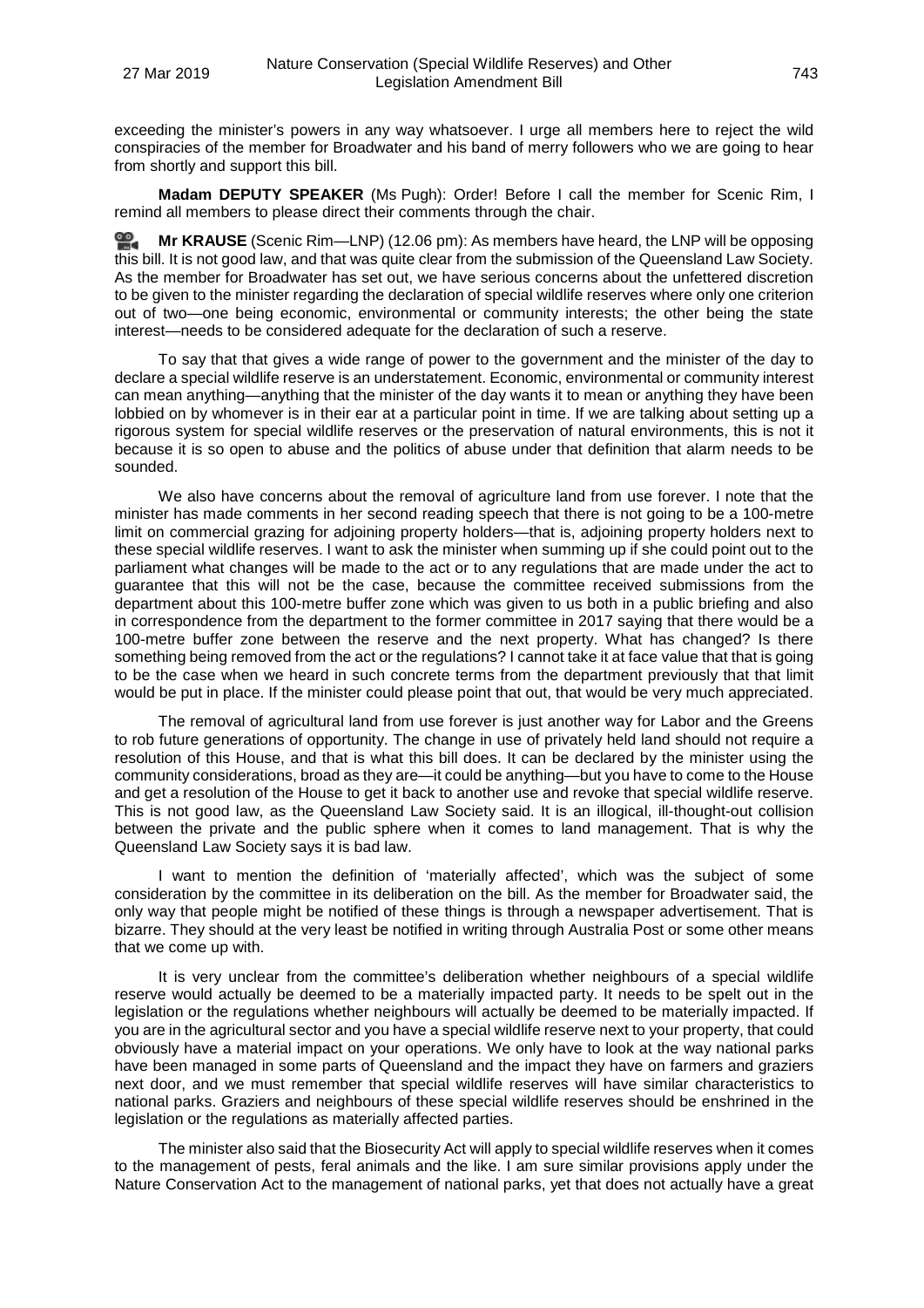exceeding the minister's powers in any way whatsoever. I urge all members here to reject the wild conspiracies of the member for Broadwater and his band of merry followers who we are going to hear from shortly and support this bill.

**Madam DEPUTY SPEAKER** (Ms Pugh): Order! Before I call the member for Scenic Rim, I remind all members to please direct their comments through the chair.

**Mr KRAUSE** (Scenic Rim—LNP) (12.06 pm): As members have heard, the LNP will be opposing this bill. It is not good law, and that was quite clear from the submission of the Queensland Law Society. As the member for Broadwater has set out, we have serious concerns about the unfettered discretion to be given to the minister regarding the declaration of special wildlife reserves where only one criterion out of two—one being economic, environmental or community interests; the other being the state interest—needs to be considered adequate for the declaration of such a reserve.

To say that that gives a wide range of power to the government and the minister of the day to declare a special wildlife reserve is an understatement. Economic, environmental or community interest can mean anything—anything that the minister of the day wants it to mean or anything they have been lobbied on by whomever is in their ear at a particular point in time. If we are talking about setting up a rigorous system for special wildlife reserves or the preservation of natural environments, this is not it because it is so open to abuse and the politics of abuse under that definition that alarm needs to be sounded.

We also have concerns about the removal of agriculture land from use forever. I note that the minister has made comments in her second reading speech that there is not going to be a 100-metre limit on commercial grazing for adjoining property holders—that is, adjoining property holders next to these special wildlife reserves. I want to ask the minister when summing up if she could point out to the parliament what changes will be made to the act or to any regulations that are made under the act to guarantee that this will not be the case, because the committee received submissions from the department about this 100-metre buffer zone which was given to us both in a public briefing and also in correspondence from the department to the former committee in 2017 saying that there would be a 100-metre buffer zone between the reserve and the next property. What has changed? Is there something being removed from the act or the regulations? I cannot take it at face value that that is going to be the case when we heard in such concrete terms from the department previously that that limit would be put in place. If the minister could please point that out, that would be very much appreciated.

The removal of agricultural land from use forever is just another way for Labor and the Greens to rob future generations of opportunity. The change in use of privately held land should not require a resolution of this House, and that is what this bill does. It can be declared by the minister using the community considerations, broad as they are—it could be anything—but you have to come to the House and get a resolution of the House to get it back to another use and revoke that special wildlife reserve. This is not good law, as the Queensland Law Society said. It is an illogical, ill-thought-out collision between the private and the public sphere when it comes to land management. That is why the Queensland Law Society says it is bad law.

I want to mention the definition of 'materially affected', which was the subject of some consideration by the committee in its deliberation on the bill. As the member for Broadwater said, the only way that people might be notified of these things is through a newspaper advertisement. That is bizarre. They should at the very least be notified in writing through Australia Post or some other means that we come up with.

It is very unclear from the committee's deliberation whether neighbours of a special wildlife reserve would actually be deemed to be a materially impacted party. It needs to be spelt out in the legislation or the regulations whether neighbours will actually be deemed to be materially impacted. If you are in the agricultural sector and you have a special wildlife reserve next to your property, that could obviously have a material impact on your operations. We only have to look at the way national parks have been managed in some parts of Queensland and the impact they have on farmers and graziers next door, and we must remember that special wildlife reserves will have similar characteristics to national parks. Graziers and neighbours of these special wildlife reserves should be enshrined in the legislation or the regulations as materially affected parties.

The minister also said that the Biosecurity Act will apply to special wildlife reserves when it comes to the management of pests, feral animals and the like. I am sure similar provisions apply under the Nature Conservation Act to the management of national parks, yet that does not actually have a great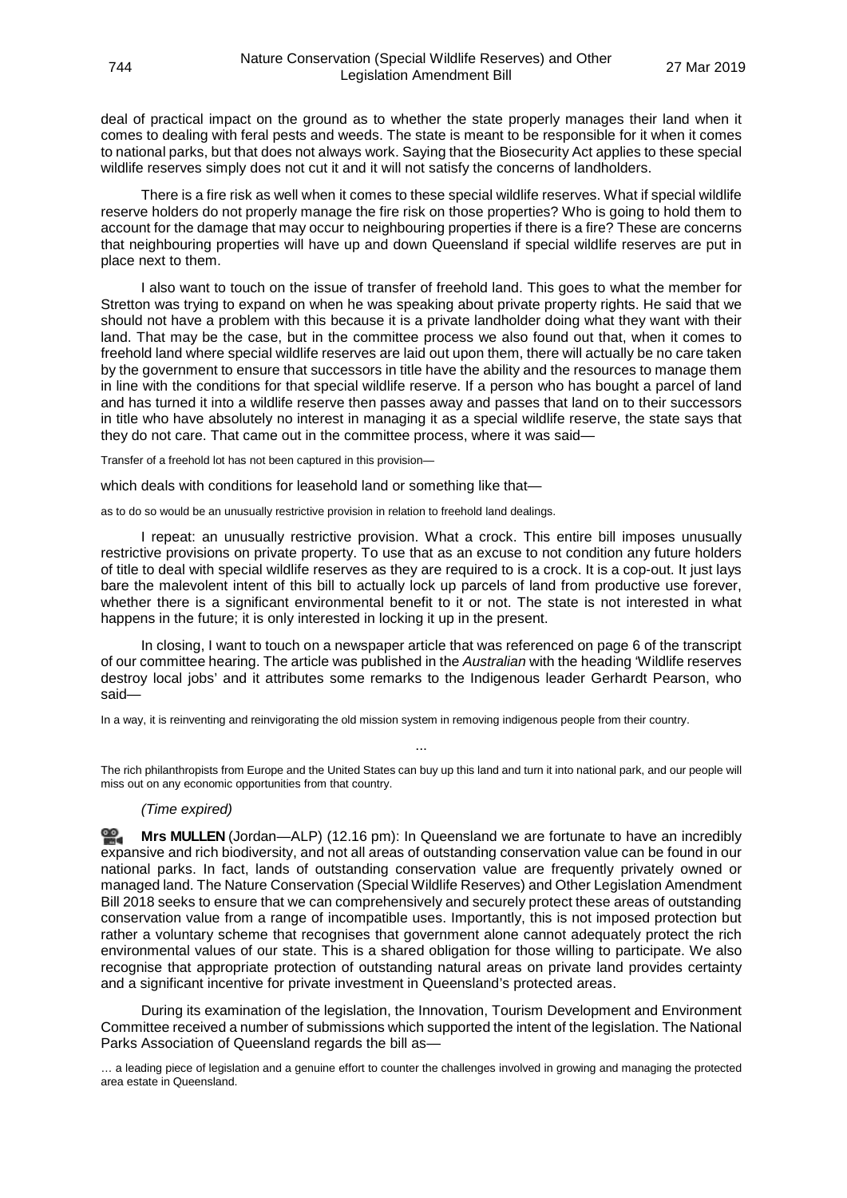deal of practical impact on the ground as to whether the state properly manages their land when it comes to dealing with feral pests and weeds. The state is meant to be responsible for it when it comes to national parks, but that does not always work. Saying that the Biosecurity Act applies to these special wildlife reserves simply does not cut it and it will not satisfy the concerns of landholders.

There is a fire risk as well when it comes to these special wildlife reserves. What if special wildlife reserve holders do not properly manage the fire risk on those properties? Who is going to hold them to account for the damage that may occur to neighbouring properties if there is a fire? These are concerns that neighbouring properties will have up and down Queensland if special wildlife reserves are put in place next to them.

I also want to touch on the issue of transfer of freehold land. This goes to what the member for Stretton was trying to expand on when he was speaking about private property rights. He said that we should not have a problem with this because it is a private landholder doing what they want with their land. That may be the case, but in the committee process we also found out that, when it comes to freehold land where special wildlife reserves are laid out upon them, there will actually be no care taken by the government to ensure that successors in title have the ability and the resources to manage them in line with the conditions for that special wildlife reserve. If a person who has bought a parcel of land and has turned it into a wildlife reserve then passes away and passes that land on to their successors in title who have absolutely no interest in managing it as a special wildlife reserve, the state says that they do not care. That came out in the committee process, where it was said—

> Transfer of a freehold lot has not been captured in this provision—

which deals with conditions for leasehold land or something like that—

> as to do so would be an unusually restrictive provision in relation to freehold land dealings.

I repeat: an unusually restrictive provision. What a crock. This entire bill imposes unusually restrictive provisions on private property. To use that as an excuse to not condition any future holders of title to deal with special wildlife reserves as they are required to is a crock. It is a cop-out. It just lays bare the malevolent intent of this bill to actually lock up parcels of land from productive use forever, whether there is a significant environmental benefit to it or not. The state is not interested in what happens in the future; it is only interested in locking it up in the present.

In closing, I want to touch on a newspaper article that was referenced on page 6 of the transcript of our committee hearing. The article was published in the *Australian* with the heading 'Wildlife reserves destroy local jobs' and it attributes some remarks to the Indigenous leader Gerhardt Pearson, who said—

> In a way, it is reinventing and reinvigorating the old mission system in removing indigenous people from their country.
>
> ...
>
> The rich philanthropists from Europe and the United States can buy up this land and turn it into national park, and our people will miss out on any economic opportunities from that country.

*(Time expired)*

**Mrs MULLEN** (Jordan—ALP) (12.16 pm): In Queensland we are fortunate to have an incredibly expansive and rich biodiversity, and not all areas of outstanding conservation value can be found in our national parks. In fact, lands of outstanding conservation value are frequently privately owned or managed land. The Nature Conservation (Special Wildlife Reserves) and Other Legislation Amendment Bill 2018 seeks to ensure that we can comprehensively and securely protect these areas of outstanding conservation value from a range of incompatible uses. Importantly, this is not imposed protection but rather a voluntary scheme that recognises that government alone cannot adequately protect the rich environmental values of our state. This is a shared obligation for those willing to participate. We also recognise that appropriate protection of outstanding natural areas on private land provides certainty and a significant incentive for private investment in Queensland's protected areas.

During its examination of the legislation, the Innovation, Tourism Development and Environment Committee received a number of submissions which supported the intent of the legislation. The National Parks Association of Queensland regards the bill as—

> … a leading piece of legislation and a genuine effort to counter the challenges involved in growing and managing the protected area estate in Queensland.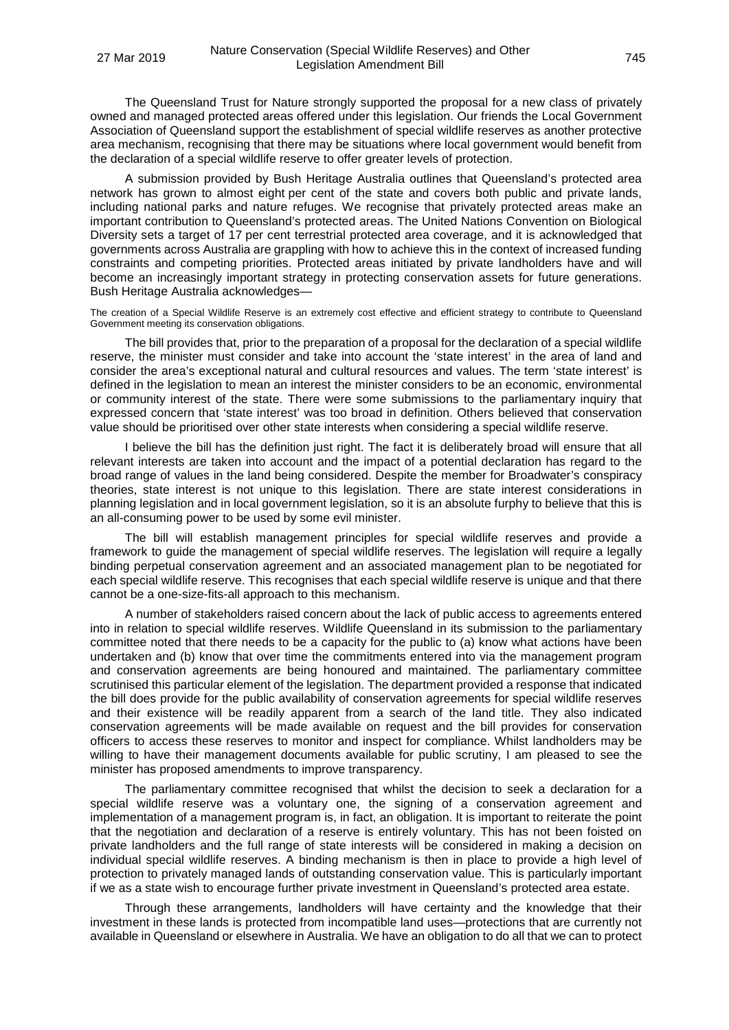The Queensland Trust for Nature strongly supported the proposal for a new class of privately owned and managed protected areas offered under this legislation. Our friends the Local Government Association of Queensland support the establishment of special wildlife reserves as another protective area mechanism, recognising that there may be situations where local government would benefit from the declaration of a special wildlife reserve to offer greater levels of protection.

A submission provided by Bush Heritage Australia outlines that Queensland's protected area network has grown to almost eight per cent of the state and covers both public and private lands, including national parks and nature refuges. We recognise that privately protected areas make an important contribution to Queensland's protected areas. The United Nations Convention on Biological Diversity sets a target of 17 per cent terrestrial protected area coverage, and it is acknowledged that governments across Australia are grappling with how to achieve this in the context of increased funding constraints and competing priorities. Protected areas initiated by private landholders have and will become an increasingly important strategy in protecting conservation assets for future generations. Bush Heritage Australia acknowledges—

> The creation of a Special Wildlife Reserve is an extremely cost effective and efficient strategy to contribute to Queensland Government meeting its conservation obligations.

The bill provides that, prior to the preparation of a proposal for the declaration of a special wildlife reserve, the minister must consider and take into account the 'state interest' in the area of land and consider the area's exceptional natural and cultural resources and values. The term 'state interest' is defined in the legislation to mean an interest the minister considers to be an economic, environmental or community interest of the state. There were some submissions to the parliamentary inquiry that expressed concern that 'state interest' was too broad in definition. Others believed that conservation value should be prioritised over other state interests when considering a special wildlife reserve.

I believe the bill has the definition just right. The fact it is deliberately broad will ensure that all relevant interests are taken into account and the impact of a potential declaration has regard to the broad range of values in the land being considered. Despite the member for Broadwater's conspiracy theories, state interest is not unique to this legislation. There are state interest considerations in planning legislation and in local government legislation, so it is an absolute furphy to believe that this is an all-consuming power to be used by some evil minister.

The bill will establish management principles for special wildlife reserves and provide a framework to guide the management of special wildlife reserves. The legislation will require a legally binding perpetual conservation agreement and an associated management plan to be negotiated for each special wildlife reserve. This recognises that each special wildlife reserve is unique and that there cannot be a one-size-fits-all approach to this mechanism.

A number of stakeholders raised concern about the lack of public access to agreements entered into in relation to special wildlife reserves. Wildlife Queensland in its submission to the parliamentary committee noted that there needs to be a capacity for the public to (a) know what actions have been undertaken and (b) know that over time the commitments entered into via the management program and conservation agreements are being honoured and maintained. The parliamentary committee scrutinised this particular element of the legislation. The department provided a response that indicated the bill does provide for the public availability of conservation agreements for special wildlife reserves and their existence will be readily apparent from a search of the land title. They also indicated conservation agreements will be made available on request and the bill provides for conservation officers to access these reserves to monitor and inspect for compliance. Whilst landholders may be willing to have their management documents available for public scrutiny, I am pleased to see the minister has proposed amendments to improve transparency.

The parliamentary committee recognised that whilst the decision to seek a declaration for a special wildlife reserve was a voluntary one, the signing of a conservation agreement and implementation of a management program is, in fact, an obligation. It is important to reiterate the point that the negotiation and declaration of a reserve is entirely voluntary. This has not been foisted on private landholders and the full range of state interests will be considered in making a decision on individual special wildlife reserves. A binding mechanism is then in place to provide a high level of protection to privately managed lands of outstanding conservation value. This is particularly important if we as a state wish to encourage further private investment in Queensland's protected area estate.

Through these arrangements, landholders will have certainty and the knowledge that their investment in these lands is protected from incompatible land uses—protections that are currently not available in Queensland or elsewhere in Australia. We have an obligation to do all that we can to protect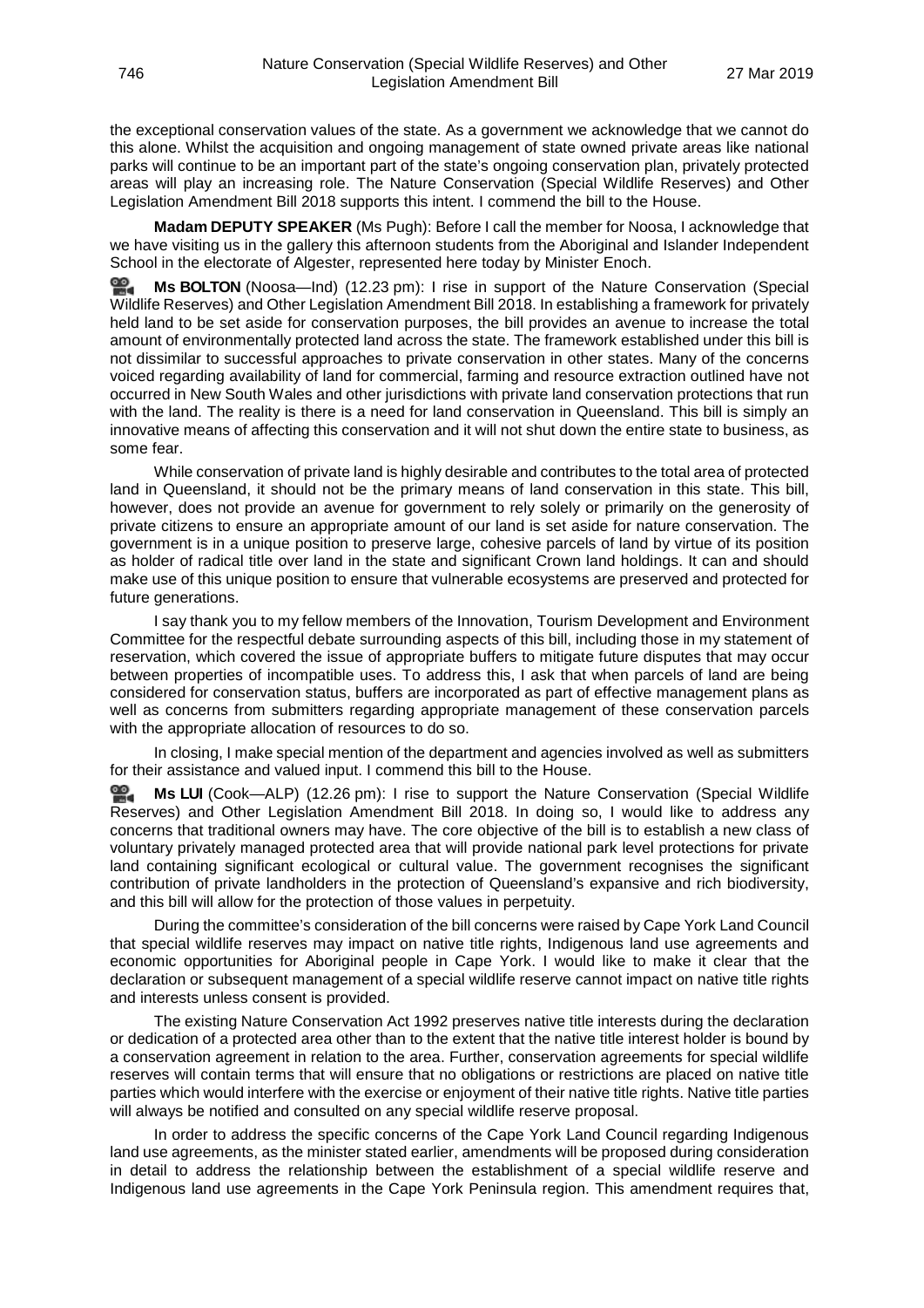the exceptional conservation values of the state. As a government we acknowledge that we cannot do this alone. Whilst the acquisition and ongoing management of state owned private areas like national parks will continue to be an important part of the state's ongoing conservation plan, privately protected areas will play an increasing role. The Nature Conservation (Special Wildlife Reserves) and Other Legislation Amendment Bill 2018 supports this intent. I commend the bill to the House.

**Madam DEPUTY SPEAKER** (Ms Pugh): Before I call the member for Noosa, I acknowledge that we have visiting us in the gallery this afternoon students from the Aboriginal and Islander Independent School in the electorate of Algester, represented here today by Minister Enoch.

**Ms BOLTON** (Noosa—Ind) (12.23 pm): I rise in support of the Nature Conservation (Special Wildlife Reserves) and Other Legislation Amendment Bill 2018. In establishing a framework for privately held land to be set aside for conservation purposes, the bill provides an avenue to increase the total amount of environmentally protected land across the state. The framework established under this bill is not dissimilar to successful approaches to private conservation in other states. Many of the concerns voiced regarding availability of land for commercial, farming and resource extraction outlined have not occurred in New South Wales and other jurisdictions with private land conservation protections that run with the land. The reality is there is a need for land conservation in Queensland. This bill is simply an innovative means of affecting this conservation and it will not shut down the entire state to business, as some fear.

While conservation of private land is highly desirable and contributes to the total area of protected land in Queensland, it should not be the primary means of land conservation in this state. This bill, however, does not provide an avenue for government to rely solely or primarily on the generosity of private citizens to ensure an appropriate amount of our land is set aside for nature conservation. The government is in a unique position to preserve large, cohesive parcels of land by virtue of its position as holder of radical title over land in the state and significant Crown land holdings. It can and should make use of this unique position to ensure that vulnerable ecosystems are preserved and protected for future generations.

I say thank you to my fellow members of the Innovation, Tourism Development and Environment Committee for the respectful debate surrounding aspects of this bill, including those in my statement of reservation, which covered the issue of appropriate buffers to mitigate future disputes that may occur between properties of incompatible uses. To address this, I ask that when parcels of land are being considered for conservation status, buffers are incorporated as part of effective management plans as well as concerns from submitters regarding appropriate management of these conservation parcels with the appropriate allocation of resources to do so.

In closing, I make special mention of the department and agencies involved as well as submitters for their assistance and valued input. I commend this bill to the House.

**Ms LUI** (Cook—ALP) (12.26 pm): I rise to support the Nature Conservation (Special Wildlife Reserves) and Other Legislation Amendment Bill 2018. In doing so, I would like to address any concerns that traditional owners may have. The core objective of the bill is to establish a new class of voluntary privately managed protected area that will provide national park level protections for private land containing significant ecological or cultural value. The government recognises the significant contribution of private landholders in the protection of Queensland's expansive and rich biodiversity, and this bill will allow for the protection of those values in perpetuity.

During the committee's consideration of the bill concerns were raised by Cape York Land Council that special wildlife reserves may impact on native title rights, Indigenous land use agreements and economic opportunities for Aboriginal people in Cape York. I would like to make it clear that the declaration or subsequent management of a special wildlife reserve cannot impact on native title rights and interests unless consent is provided.

The existing Nature Conservation Act 1992 preserves native title interests during the declaration or dedication of a protected area other than to the extent that the native title interest holder is bound by a conservation agreement in relation to the area. Further, conservation agreements for special wildlife reserves will contain terms that will ensure that no obligations or restrictions are placed on native title parties which would interfere with the exercise or enjoyment of their native title rights. Native title parties will always be notified and consulted on any special wildlife reserve proposal.

In order to address the specific concerns of the Cape York Land Council regarding Indigenous land use agreements, as the minister stated earlier, amendments will be proposed during consideration in detail to address the relationship between the establishment of a special wildlife reserve and Indigenous land use agreements in the Cape York Peninsula region. This amendment requires that,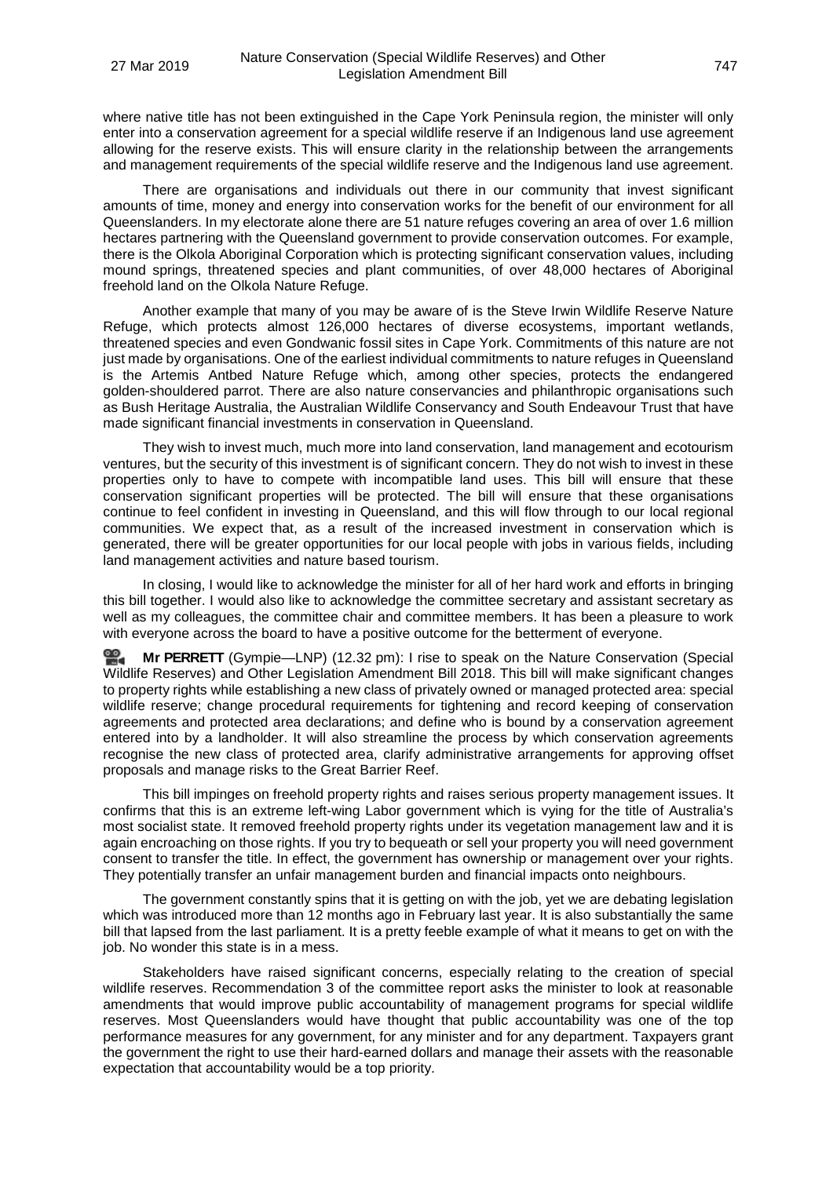where native title has not been extinguished in the Cape York Peninsula region, the minister will only enter into a conservation agreement for a special wildlife reserve if an Indigenous land use agreement allowing for the reserve exists. This will ensure clarity in the relationship between the arrangements and management requirements of the special wildlife reserve and the Indigenous land use agreement.

There are organisations and individuals out there in our community that invest significant amounts of time, money and energy into conservation works for the benefit of our environment for all Queenslanders. In my electorate alone there are 51 nature refuges covering an area of over 1.6 million hectares partnering with the Queensland government to provide conservation outcomes. For example, there is the Olkola Aboriginal Corporation which is protecting significant conservation values, including mound springs, threatened species and plant communities, of over 48,000 hectares of Aboriginal freehold land on the Olkola Nature Refuge.

Another example that many of you may be aware of is the Steve Irwin Wildlife Reserve Nature Refuge, which protects almost 126,000 hectares of diverse ecosystems, important wetlands, threatened species and even Gondwanic fossil sites in Cape York. Commitments of this nature are not just made by organisations. One of the earliest individual commitments to nature refuges in Queensland is the Artemis Antbed Nature Refuge which, among other species, protects the endangered golden-shouldered parrot. There are also nature conservancies and philanthropic organisations such as Bush Heritage Australia, the Australian Wildlife Conservancy and South Endeavour Trust that have made significant financial investments in conservation in Queensland.

They wish to invest much, much more into land conservation, land management and ecotourism ventures, but the security of this investment is of significant concern. They do not wish to invest in these properties only to have to compete with incompatible land uses. This bill will ensure that these conservation significant properties will be protected. The bill will ensure that these organisations continue to feel confident in investing in Queensland, and this will flow through to our local regional communities. We expect that, as a result of the increased investment in conservation which is generated, there will be greater opportunities for our local people with jobs in various fields, including land management activities and nature based tourism.

In closing, I would like to acknowledge the minister for all of her hard work and efforts in bringing this bill together. I would also like to acknowledge the committee secretary and assistant secretary as well as my colleagues, the committee chair and committee members. It has been a pleasure to work with everyone across the board to have a positive outcome for the betterment of everyone.

**Mr PERRETT** (Gympie—LNP) (12.32 pm): I rise to speak on the Nature Conservation (Special Wildlife Reserves) and Other Legislation Amendment Bill 2018. This bill will make significant changes to property rights while establishing a new class of privately owned or managed protected area: special wildlife reserve; change procedural requirements for tightening and record keeping of conservation agreements and protected area declarations; and define who is bound by a conservation agreement entered into by a landholder. It will also streamline the process by which conservation agreements recognise the new class of protected area, clarify administrative arrangements for approving offset proposals and manage risks to the Great Barrier Reef.

This bill impinges on freehold property rights and raises serious property management issues. It confirms that this is an extreme left-wing Labor government which is vying for the title of Australia's most socialist state. It removed freehold property rights under its vegetation management law and it is again encroaching on those rights. If you try to bequeath or sell your property you will need government consent to transfer the title. In effect, the government has ownership or management over your rights. They potentially transfer an unfair management burden and financial impacts onto neighbours.

The government constantly spins that it is getting on with the job, yet we are debating legislation which was introduced more than 12 months ago in February last year. It is also substantially the same bill that lapsed from the last parliament. It is a pretty feeble example of what it means to get on with the job. No wonder this state is in a mess.

Stakeholders have raised significant concerns, especially relating to the creation of special wildlife reserves. Recommendation 3 of the committee report asks the minister to look at reasonable amendments that would improve public accountability of management programs for special wildlife reserves. Most Queenslanders would have thought that public accountability was one of the top performance measures for any government, for any minister and for any department. Taxpayers grant the government the right to use their hard-earned dollars and manage their assets with the reasonable expectation that accountability would be a top priority.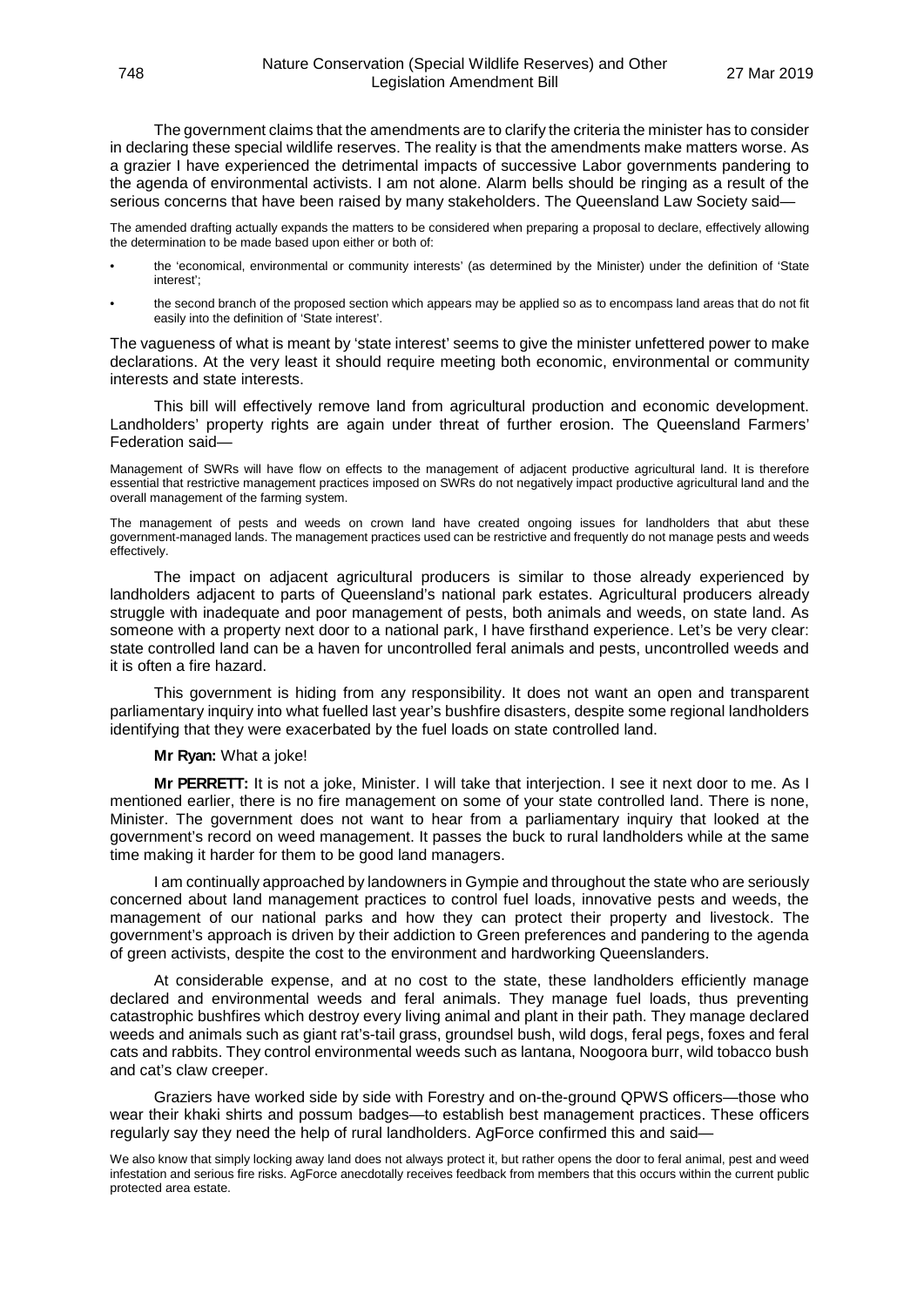The government claims that the amendments are to clarify the criteria the minister has to consider in declaring these special wildlife reserves. The reality is that the amendments make matters worse. As a grazier I have experienced the detrimental impacts of successive Labor governments pandering to the agenda of environmental activists. I am not alone. Alarm bells should be ringing as a result of the serious concerns that have been raised by many stakeholders. The Queensland Law Society said—

> The amended drafting actually expands the matters to be considered when preparing a proposal to declare, effectively allowing the determination to be made based upon either or both of:
>
> - the 'economical, environmental or community interests' (as determined by the Minister) under the definition of 'State interest';
> - the second branch of the proposed section which appears may be applied so as to encompass land areas that do not fit easily into the definition of 'State interest'.

The vagueness of what is meant by 'state interest' seems to give the minister unfettered power to make declarations. At the very least it should require meeting both economic, environmental or community interests and state interests.

This bill will effectively remove land from agricultural production and economic development. Landholders' property rights are again under threat of further erosion. The Queensland Farmers' Federation said—

> Management of SWRs will have flow on effects to the management of adjacent productive agricultural land. It is therefore essential that restrictive management practices imposed on SWRs do not negatively impact productive agricultural land and the overall management of the farming system.
>
> The management of pests and weeds on crown land have created ongoing issues for landholders that abut these government-managed lands. The management practices used can be restrictive and frequently do not manage pests and weeds effectively.

The impact on adjacent agricultural producers is similar to those already experienced by landholders adjacent to parts of Queensland's national park estates. Agricultural producers already struggle with inadequate and poor management of pests, both animals and weeds, on state land. As someone with a property next door to a national park, I have firsthand experience. Let's be very clear: state controlled land can be a haven for uncontrolled feral animals and pests, uncontrolled weeds and it is often a fire hazard.

This government is hiding from any responsibility. It does not want an open and transparent parliamentary inquiry into what fuelled last year's bushfire disasters, despite some regional landholders identifying that they were exacerbated by the fuel loads on state controlled land.

**Mr Ryan:** What a joke!

**Mr PERRETT:** It is not a joke, Minister. I will take that interjection. I see it next door to me. As I mentioned earlier, there is no fire management on some of your state controlled land. There is none, Minister. The government does not want to hear from a parliamentary inquiry that looked at the government's record on weed management. It passes the buck to rural landholders while at the same time making it harder for them to be good land managers.

I am continually approached by landowners in Gympie and throughout the state who are seriously concerned about land management practices to control fuel loads, innovative pests and weeds, the management of our national parks and how they can protect their property and livestock. The government's approach is driven by their addiction to Green preferences and pandering to the agenda of green activists, despite the cost to the environment and hardworking Queenslanders.

At considerable expense, and at no cost to the state, these landholders efficiently manage declared and environmental weeds and feral animals. They manage fuel loads, thus preventing catastrophic bushfires which destroy every living animal and plant in their path. They manage declared weeds and animals such as giant rat's-tail grass, groundsel bush, wild dogs, feral pegs, foxes and feral cats and rabbits. They control environmental weeds such as lantana, Noogoora burr, wild tobacco bush and cat's claw creeper.

Graziers have worked side by side with Forestry and on-the-ground QPWS officers—those who wear their khaki shirts and possum badges—to establish best management practices. These officers regularly say they need the help of rural landholders. AgForce confirmed this and said—

> We also know that simply locking away land does not always protect it, but rather opens the door to feral animal, pest and weed infestation and serious fire risks. AgForce anecdotally receives feedback from members that this occurs within the current public protected area estate.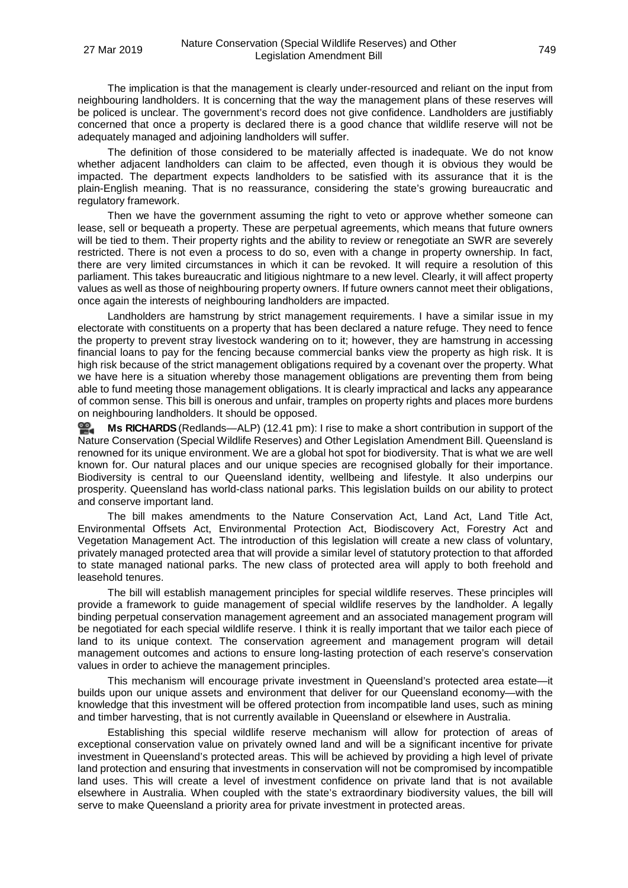The implication is that the management is clearly under-resourced and reliant on the input from neighbouring landholders. It is concerning that the way the management plans of these reserves will be policed is unclear. The government's record does not give confidence. Landholders are justifiably concerned that once a property is declared there is a good chance that wildlife reserve will not be adequately managed and adjoining landholders will suffer.

The definition of those considered to be materially affected is inadequate. We do not know whether adjacent landholders can claim to be affected, even though it is obvious they would be impacted. The department expects landholders to be satisfied with its assurance that it is the plain-English meaning. That is no reassurance, considering the state's growing bureaucratic and regulatory framework.

Then we have the government assuming the right to veto or approve whether someone can lease, sell or bequeath a property. These are perpetual agreements, which means that future owners will be tied to them. Their property rights and the ability to review or renegotiate an SWR are severely restricted. There is not even a process to do so, even with a change in property ownership. In fact, there are very limited circumstances in which it can be revoked. It will require a resolution of this parliament. This takes bureaucratic and litigious nightmare to a new level. Clearly, it will affect property values as well as those of neighbouring property owners. If future owners cannot meet their obligations, once again the interests of neighbouring landholders are impacted.

Landholders are hamstrung by strict management requirements. I have a similar issue in my electorate with constituents on a property that has been declared a nature refuge. They need to fence the property to prevent stray livestock wandering on to it; however, they are hamstrung in accessing financial loans to pay for the fencing because commercial banks view the property as high risk. It is high risk because of the strict management obligations required by a covenant over the property. What we have here is a situation whereby those management obligations are preventing them from being able to fund meeting those management obligations. It is clearly impractical and lacks any appearance of common sense. This bill is onerous and unfair, tramples on property rights and places more burdens on neighbouring landholders. It should be opposed.

**Ms RICHARDS** (Redlands—ALP) (12.41 pm): I rise to make a short contribution in support of the Nature Conservation (Special Wildlife Reserves) and Other Legislation Amendment Bill. Queensland is renowned for its unique environment. We are a global hot spot for biodiversity. That is what we are well known for. Our natural places and our unique species are recognised globally for their importance. Biodiversity is central to our Queensland identity, wellbeing and lifestyle. It also underpins our prosperity. Queensland has world-class national parks. This legislation builds on our ability to protect and conserve important land.

The bill makes amendments to the Nature Conservation Act, Land Act, Land Title Act, Environmental Offsets Act, Environmental Protection Act, Biodiscovery Act, Forestry Act and Vegetation Management Act. The introduction of this legislation will create a new class of voluntary, privately managed protected area that will provide a similar level of statutory protection to that afforded to state managed national parks. The new class of protected area will apply to both freehold and leasehold tenures.

The bill will establish management principles for special wildlife reserves. These principles will provide a framework to guide management of special wildlife reserves by the landholder. A legally binding perpetual conservation management agreement and an associated management program will be negotiated for each special wildlife reserve. I think it is really important that we tailor each piece of land to its unique context. The conservation agreement and management program will detail management outcomes and actions to ensure long-lasting protection of each reserve's conservation values in order to achieve the management principles.

This mechanism will encourage private investment in Queensland's protected area estate—it builds upon our unique assets and environment that deliver for our Queensland economy—with the knowledge that this investment will be offered protection from incompatible land uses, such as mining and timber harvesting, that is not currently available in Queensland or elsewhere in Australia.

Establishing this special wildlife reserve mechanism will allow for protection of areas of exceptional conservation value on privately owned land and will be a significant incentive for private investment in Queensland's protected areas. This will be achieved by providing a high level of private land protection and ensuring that investments in conservation will not be compromised by incompatible land uses. This will create a level of investment confidence on private land that is not available elsewhere in Australia. When coupled with the state's extraordinary biodiversity values, the bill will serve to make Queensland a priority area for private investment in protected areas.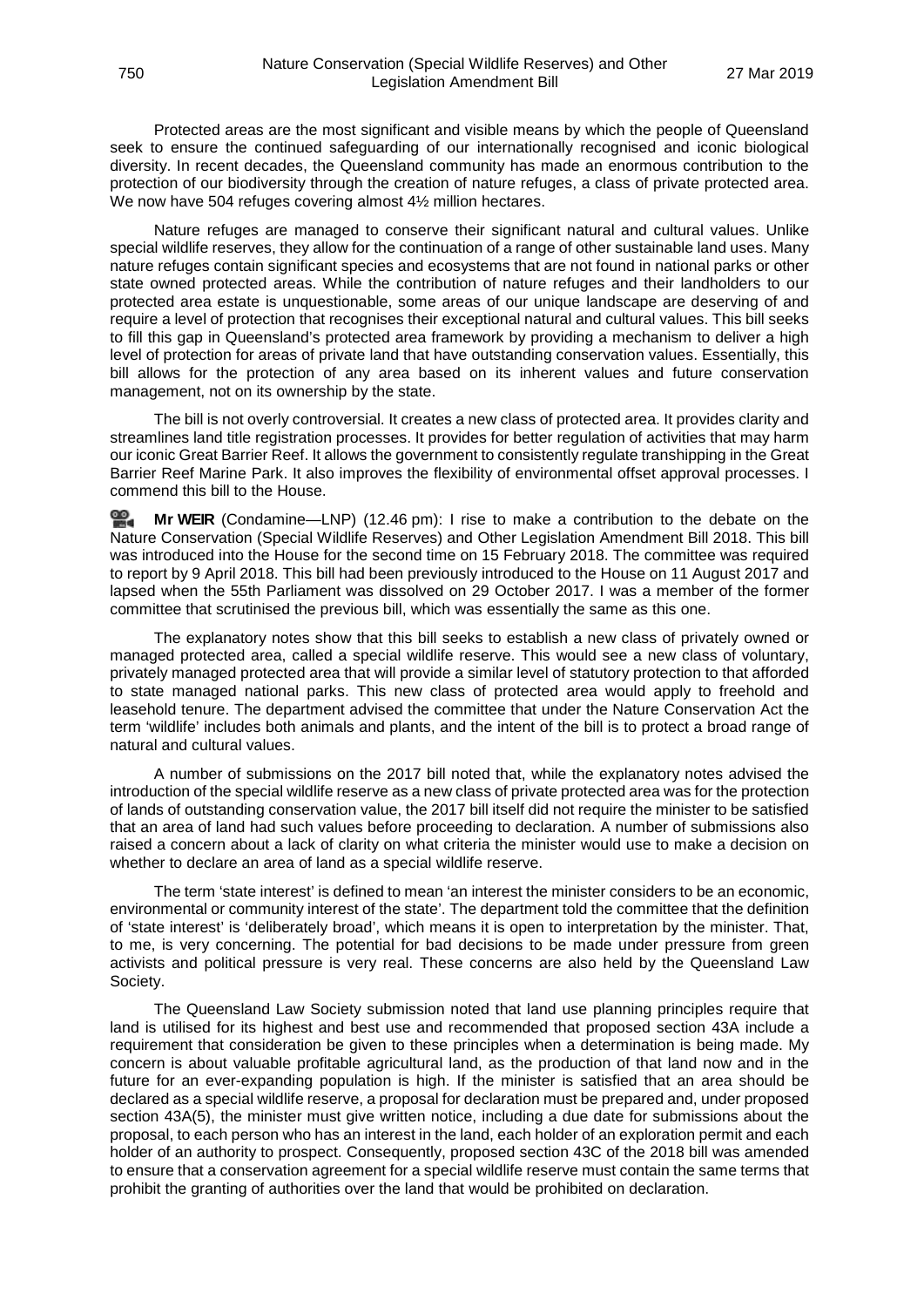Protected areas are the most significant and visible means by which the people of Queensland seek to ensure the continued safeguarding of our internationally recognised and iconic biological diversity. In recent decades, the Queensland community has made an enormous contribution to the protection of our biodiversity through the creation of nature refuges, a class of private protected area. We now have 504 refuges covering almost 4½ million hectares.

Nature refuges are managed to conserve their significant natural and cultural values. Unlike special wildlife reserves, they allow for the continuation of a range of other sustainable land uses. Many nature refuges contain significant species and ecosystems that are not found in national parks or other state owned protected areas. While the contribution of nature refuges and their landholders to our protected area estate is unquestionable, some areas of our unique landscape are deserving of and require a level of protection that recognises their exceptional natural and cultural values. This bill seeks to fill this gap in Queensland's protected area framework by providing a mechanism to deliver a high level of protection for areas of private land that have outstanding conservation values. Essentially, this bill allows for the protection of any area based on its inherent values and future conservation management, not on its ownership by the state.

The bill is not overly controversial. It creates a new class of protected area. It provides clarity and streamlines land title registration processes. It provides for better regulation of activities that may harm our iconic Great Barrier Reef. It allows the government to consistently regulate transhipping in the Great Barrier Reef Marine Park. It also improves the flexibility of environmental offset approval processes. I commend this bill to the House.

**Mr WEIR** (Condamine—LNP) (12.46 pm): I rise to make a contribution to the debate on the Nature Conservation (Special Wildlife Reserves) and Other Legislation Amendment Bill 2018. This bill was introduced into the House for the second time on 15 February 2018. The committee was required to report by 9 April 2018. This bill had been previously introduced to the House on 11 August 2017 and lapsed when the 55th Parliament was dissolved on 29 October 2017. I was a member of the former committee that scrutinised the previous bill, which was essentially the same as this one.

The explanatory notes show that this bill seeks to establish a new class of privately owned or managed protected area, called a special wildlife reserve. This would see a new class of voluntary, privately managed protected area that will provide a similar level of statutory protection to that afforded to state managed national parks. This new class of protected area would apply to freehold and leasehold tenure. The department advised the committee that under the Nature Conservation Act the term 'wildlife' includes both animals and plants, and the intent of the bill is to protect a broad range of natural and cultural values.

A number of submissions on the 2017 bill noted that, while the explanatory notes advised the introduction of the special wildlife reserve as a new class of private protected area was for the protection of lands of outstanding conservation value, the 2017 bill itself did not require the minister to be satisfied that an area of land had such values before proceeding to declaration. A number of submissions also raised a concern about a lack of clarity on what criteria the minister would use to make a decision on whether to declare an area of land as a special wildlife reserve.

The term 'state interest' is defined to mean 'an interest the minister considers to be an economic, environmental or community interest of the state'. The department told the committee that the definition of 'state interest' is 'deliberately broad', which means it is open to interpretation by the minister. That, to me, is very concerning. The potential for bad decisions to be made under pressure from green activists and political pressure is very real. These concerns are also held by the Queensland Law Society.

The Queensland Law Society submission noted that land use planning principles require that land is utilised for its highest and best use and recommended that proposed section 43A include a requirement that consideration be given to these principles when a determination is being made. My concern is about valuable profitable agricultural land, as the production of that land now and in the future for an ever-expanding population is high. If the minister is satisfied that an area should be declared as a special wildlife reserve, a proposal for declaration must be prepared and, under proposed section 43A(5), the minister must give written notice, including a due date for submissions about the proposal, to each person who has an interest in the land, each holder of an exploration permit and each holder of an authority to prospect. Consequently, proposed section 43C of the 2018 bill was amended to ensure that a conservation agreement for a special wildlife reserve must contain the same terms that prohibit the granting of authorities over the land that would be prohibited on declaration.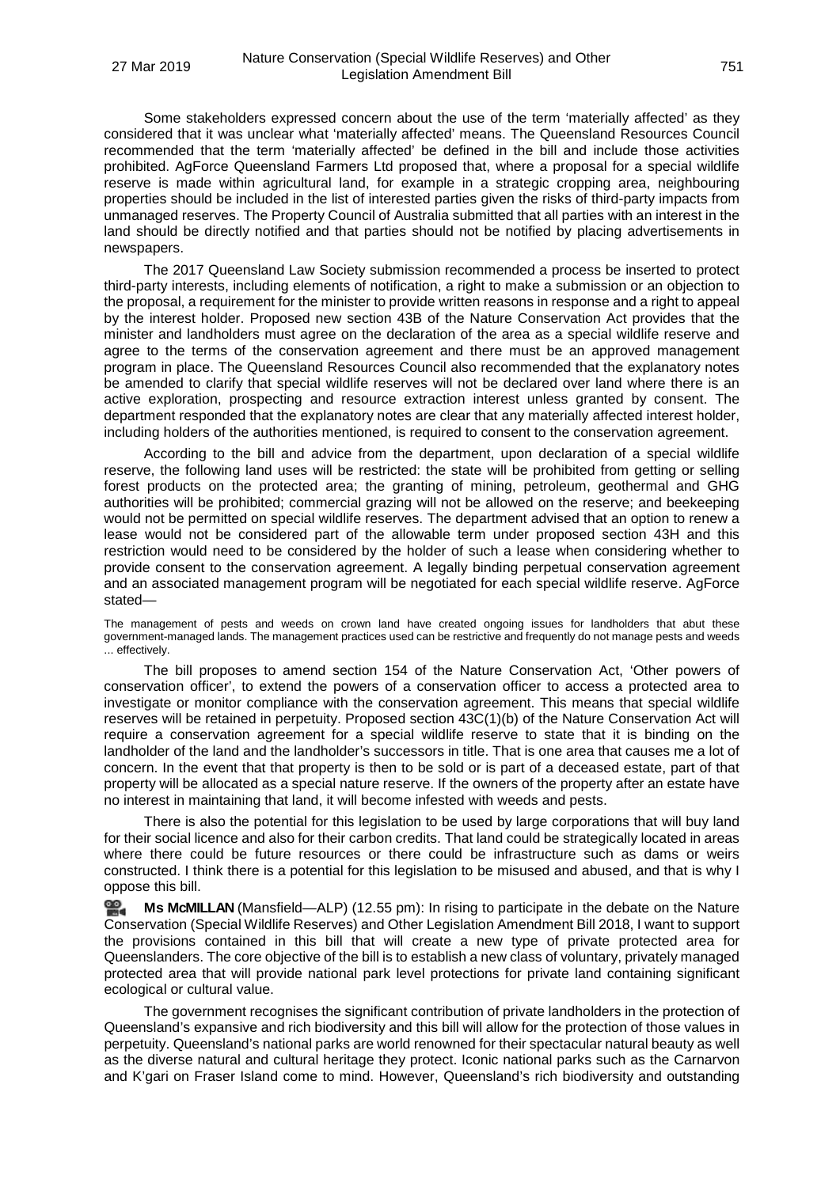Some stakeholders expressed concern about the use of the term 'materially affected' as they considered that it was unclear what 'materially affected' means. The Queensland Resources Council recommended that the term 'materially affected' be defined in the bill and include those activities prohibited. AgForce Queensland Farmers Ltd proposed that, where a proposal for a special wildlife reserve is made within agricultural land, for example in a strategic cropping area, neighbouring properties should be included in the list of interested parties given the risks of third-party impacts from unmanaged reserves. The Property Council of Australia submitted that all parties with an interest in the land should be directly notified and that parties should not be notified by placing advertisements in newspapers.

The 2017 Queensland Law Society submission recommended a process be inserted to protect third-party interests, including elements of notification, a right to make a submission or an objection to the proposal, a requirement for the minister to provide written reasons in response and a right to appeal by the interest holder. Proposed new section 43B of the Nature Conservation Act provides that the minister and landholders must agree on the declaration of the area as a special wildlife reserve and agree to the terms of the conservation agreement and there must be an approved management program in place. The Queensland Resources Council also recommended that the explanatory notes be amended to clarify that special wildlife reserves will not be declared over land where there is an active exploration, prospecting and resource extraction interest unless granted by consent. The department responded that the explanatory notes are clear that any materially affected interest holder, including holders of the authorities mentioned, is required to consent to the conservation agreement.

According to the bill and advice from the department, upon declaration of a special wildlife reserve, the following land uses will be restricted: the state will be prohibited from getting or selling forest products on the protected area; the granting of mining, petroleum, geothermal and GHG authorities will be prohibited; commercial grazing will not be allowed on the reserve; and beekeeping would not be permitted on special wildlife reserves. The department advised that an option to renew a lease would not be considered part of the allowable term under proposed section 43H and this restriction would need to be considered by the holder of such a lease when considering whether to provide consent to the conservation agreement. A legally binding perpetual conservation agreement and an associated management program will be negotiated for each special wildlife reserve. AgForce stated—

> The management of pests and weeds on crown land have created ongoing issues for landholders that abut these government-managed lands. The management practices used can be restrictive and frequently do not manage pests and weeds ... effectively.

The bill proposes to amend section 154 of the Nature Conservation Act, 'Other powers of conservation officer', to extend the powers of a conservation officer to access a protected area to investigate or monitor compliance with the conservation agreement. This means that special wildlife reserves will be retained in perpetuity. Proposed section 43C(1)(b) of the Nature Conservation Act will require a conservation agreement for a special wildlife reserve to state that it is binding on the landholder of the land and the landholder's successors in title. That is one area that causes me a lot of concern. In the event that that property is then to be sold or is part of a deceased estate, part of that property will be allocated as a special nature reserve. If the owners of the property after an estate have no interest in maintaining that land, it will become infested with weeds and pests.

There is also the potential for this legislation to be used by large corporations that will buy land for their social licence and also for their carbon credits. That land could be strategically located in areas where there could be future resources or there could be infrastructure such as dams or weirs constructed. I think there is a potential for this legislation to be misused and abused, and that is why I oppose this bill.

**Ms McMILLAN** (Mansfield—ALP) (12.55 pm): In rising to participate in the debate on the Nature Conservation (Special Wildlife Reserves) and Other Legislation Amendment Bill 2018, I want to support the provisions contained in this bill that will create a new type of private protected area for Queenslanders. The core objective of the bill is to establish a new class of voluntary, privately managed protected area that will provide national park level protections for private land containing significant ecological or cultural value.

The government recognises the significant contribution of private landholders in the protection of Queensland's expansive and rich biodiversity and this bill will allow for the protection of those values in perpetuity. Queensland's national parks are world renowned for their spectacular natural beauty as well as the diverse natural and cultural heritage they protect. Iconic national parks such as the Carnarvon and K'gari on Fraser Island come to mind. However, Queensland's rich biodiversity and outstanding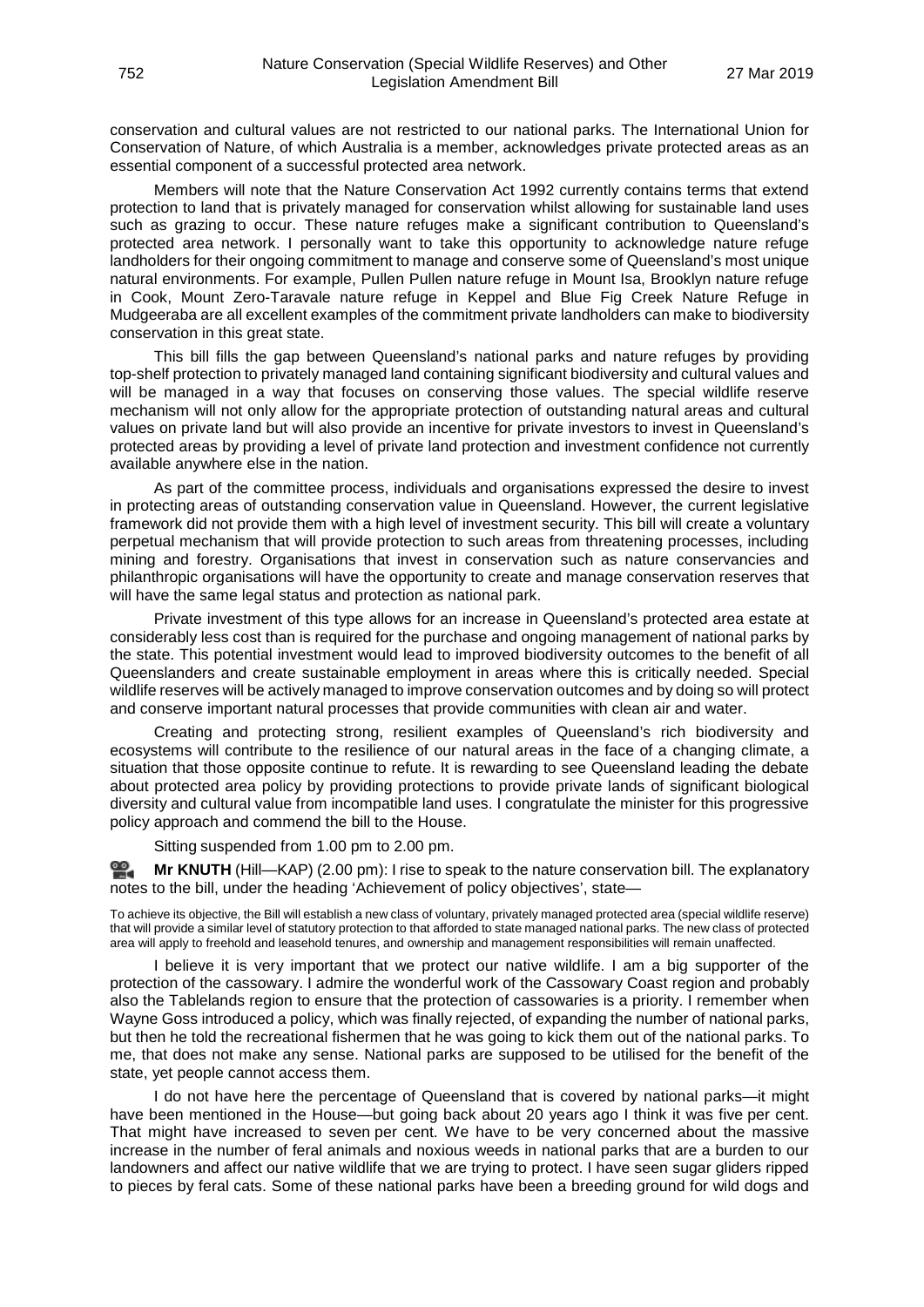conservation and cultural values are not restricted to our national parks. The International Union for Conservation of Nature, of which Australia is a member, acknowledges private protected areas as an essential component of a successful protected area network.

Members will note that the Nature Conservation Act 1992 currently contains terms that extend protection to land that is privately managed for conservation whilst allowing for sustainable land uses such as grazing to occur. These nature refuges make a significant contribution to Queensland's protected area network. I personally want to take this opportunity to acknowledge nature refuge landholders for their ongoing commitment to manage and conserve some of Queensland's most unique natural environments. For example, Pullen Pullen nature refuge in Mount Isa, Brooklyn nature refuge in Cook, Mount Zero-Taravale nature refuge in Keppel and Blue Fig Creek Nature Refuge in Mudgeeraba are all excellent examples of the commitment private landholders can make to biodiversity conservation in this great state.

This bill fills the gap between Queensland's national parks and nature refuges by providing top-shelf protection to privately managed land containing significant biodiversity and cultural values and will be managed in a way that focuses on conserving those values. The special wildlife reserve mechanism will not only allow for the appropriate protection of outstanding natural areas and cultural values on private land but will also provide an incentive for private investors to invest in Queensland's protected areas by providing a level of private land protection and investment confidence not currently available anywhere else in the nation.

As part of the committee process, individuals and organisations expressed the desire to invest in protecting areas of outstanding conservation value in Queensland. However, the current legislative framework did not provide them with a high level of investment security. This bill will create a voluntary perpetual mechanism that will provide protection to such areas from threatening processes, including mining and forestry. Organisations that invest in conservation such as nature conservancies and philanthropic organisations will have the opportunity to create and manage conservation reserves that will have the same legal status and protection as national park.

Private investment of this type allows for an increase in Queensland's protected area estate at considerably less cost than is required for the purchase and ongoing management of national parks by the state. This potential investment would lead to improved biodiversity outcomes to the benefit of all Queenslanders and create sustainable employment in areas where this is critically needed. Special wildlife reserves will be actively managed to improve conservation outcomes and by doing so will protect and conserve important natural processes that provide communities with clean air and water.

Creating and protecting strong, resilient examples of Queensland's rich biodiversity and ecosystems will contribute to the resilience of our natural areas in the face of a changing climate, a situation that those opposite continue to refute. It is rewarding to see Queensland leading the debate about protected area policy by providing protections to provide private lands of significant biological diversity and cultural value from incompatible land uses. I congratulate the minister for this progressive policy approach and commend the bill to the House.

Sitting suspended from 1.00 pm to 2.00 pm.

**Mr KNUTH** (Hill—KAP) (2.00 pm): I rise to speak to the nature conservation bill. The explanatory notes to the bill, under the heading 'Achievement of policy objectives', state—

> To achieve its objective, the Bill will establish a new class of voluntary, privately managed protected area (special wildlife reserve) that will provide a similar level of statutory protection to that afforded to state managed national parks. The new class of protected area will apply to freehold and leasehold tenures, and ownership and management responsibilities will remain unaffected.

I believe it is very important that we protect our native wildlife. I am a big supporter of the protection of the cassowary. I admire the wonderful work of the Cassowary Coast region and probably also the Tablelands region to ensure that the protection of cassowaries is a priority. I remember when Wayne Goss introduced a policy, which was finally rejected, of expanding the number of national parks, but then he told the recreational fishermen that he was going to kick them out of the national parks. To me, that does not make any sense. National parks are supposed to be utilised for the benefit of the state, yet people cannot access them.

I do not have here the percentage of Queensland that is covered by national parks—it might have been mentioned in the House—but going back about 20 years ago I think it was five per cent. That might have increased to seven per cent. We have to be very concerned about the massive increase in the number of feral animals and noxious weeds in national parks that are a burden to our landowners and affect our native wildlife that we are trying to protect. I have seen sugar gliders ripped to pieces by feral cats. Some of these national parks have been a breeding ground for wild dogs and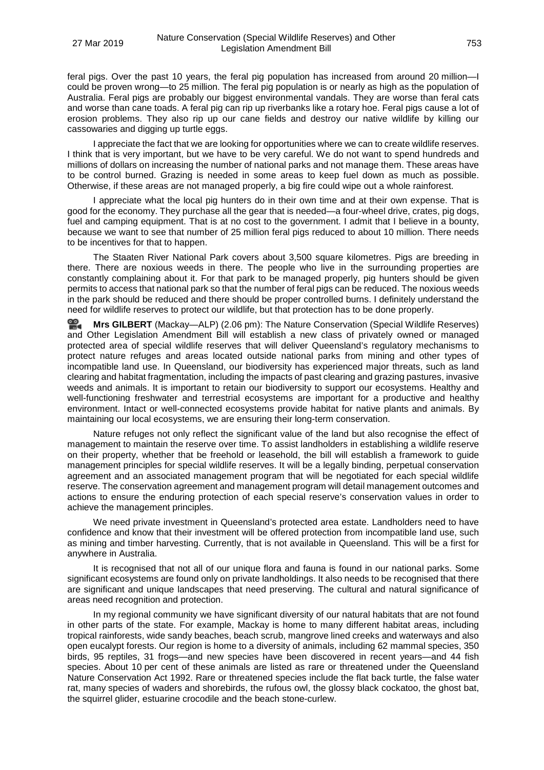feral pigs. Over the past 10 years, the feral pig population has increased from around 20 million—I could be proven wrong—to 25 million. The feral pig population is or nearly as high as the population of Australia. Feral pigs are probably our biggest environmental vandals. They are worse than feral cats and worse than cane toads. A feral pig can rip up riverbanks like a rotary hoe. Feral pigs cause a lot of erosion problems. They also rip up our cane fields and destroy our native wildlife by killing our cassowaries and digging up turtle eggs.

I appreciate the fact that we are looking for opportunities where we can to create wildlife reserves. I think that is very important, but we have to be very careful. We do not want to spend hundreds and millions of dollars on increasing the number of national parks and not manage them. These areas have to be control burned. Grazing is needed in some areas to keep fuel down as much as possible. Otherwise, if these areas are not managed properly, a big fire could wipe out a whole rainforest.

I appreciate what the local pig hunters do in their own time and at their own expense. That is good for the economy. They purchase all the gear that is needed—a four-wheel drive, crates, pig dogs, fuel and camping equipment. That is at no cost to the government. I admit that I believe in a bounty, because we want to see that number of 25 million feral pigs reduced to about 10 million. There needs to be incentives for that to happen.

The Staaten River National Park covers about 3,500 square kilometres. Pigs are breeding in there. There are noxious weeds in there. The people who live in the surrounding properties are constantly complaining about it. For that park to be managed properly, pig hunters should be given permits to access that national park so that the number of feral pigs can be reduced. The noxious weeds in the park should be reduced and there should be proper controlled burns. I definitely understand the need for wildlife reserves to protect our wildlife, but that protection has to be done properly.

**Mrs GILBERT** (Mackay—ALP) (2.06 pm): The Nature Conservation (Special Wildlife Reserves) and Other Legislation Amendment Bill will establish a new class of privately owned or managed protected area of special wildlife reserves that will deliver Queensland's regulatory mechanisms to protect nature refuges and areas located outside national parks from mining and other types of incompatible land use. In Queensland, our biodiversity has experienced major threats, such as land clearing and habitat fragmentation, including the impacts of past clearing and grazing pastures, invasive weeds and animals. It is important to retain our biodiversity to support our ecosystems. Healthy and well-functioning freshwater and terrestrial ecosystems are important for a productive and healthy environment. Intact or well-connected ecosystems provide habitat for native plants and animals. By maintaining our local ecosystems, we are ensuring their long-term conservation.

Nature refuges not only reflect the significant value of the land but also recognise the effect of management to maintain the reserve over time. To assist landholders in establishing a wildlife reserve on their property, whether that be freehold or leasehold, the bill will establish a framework to guide management principles for special wildlife reserves. It will be a legally binding, perpetual conservation agreement and an associated management program that will be negotiated for each special wildlife reserve. The conservation agreement and management program will detail management outcomes and actions to ensure the enduring protection of each special reserve's conservation values in order to achieve the management principles.

We need private investment in Queensland's protected area estate. Landholders need to have confidence and know that their investment will be offered protection from incompatible land use, such as mining and timber harvesting. Currently, that is not available in Queensland. This will be a first for anywhere in Australia.

It is recognised that not all of our unique flora and fauna is found in our national parks. Some significant ecosystems are found only on private landholdings. It also needs to be recognised that there are significant and unique landscapes that need preserving. The cultural and natural significance of areas need recognition and protection.

In my regional community we have significant diversity of our natural habitats that are not found in other parts of the state. For example, Mackay is home to many different habitat areas, including tropical rainforests, wide sandy beaches, beach scrub, mangrove lined creeks and waterways and also open eucalypt forests. Our region is home to a diversity of animals, including 62 mammal species, 350 birds, 95 reptiles, 31 frogs—and new species have been discovered in recent years—and 44 fish species. About 10 per cent of these animals are listed as rare or threatened under the Queensland Nature Conservation Act 1992. Rare or threatened species include the flat back turtle, the false water rat, many species of waders and shorebirds, the rufous owl, the glossy black cockatoo, the ghost bat, the squirrel glider, estuarine crocodile and the beach stone-curlew.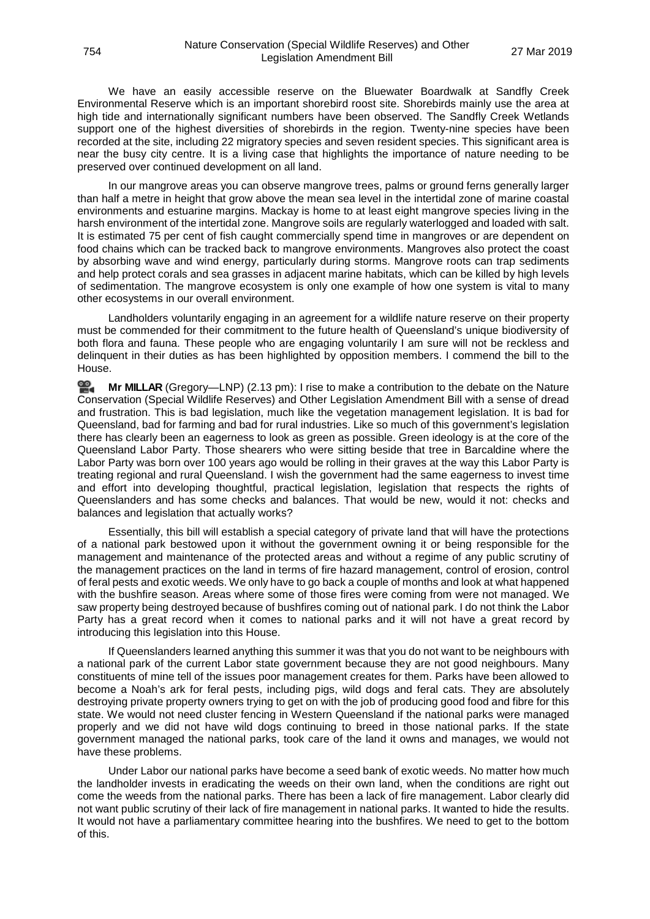We have an easily accessible reserve on the Bluewater Boardwalk at Sandfly Creek Environmental Reserve which is an important shorebird roost site. Shorebirds mainly use the area at high tide and internationally significant numbers have been observed. The Sandfly Creek Wetlands support one of the highest diversities of shorebirds in the region. Twenty-nine species have been recorded at the site, including 22 migratory species and seven resident species. This significant area is near the busy city centre. It is a living case that highlights the importance of nature needing to be preserved over continued development on all land.

In our mangrove areas you can observe mangrove trees, palms or ground ferns generally larger than half a metre in height that grow above the mean sea level in the intertidal zone of marine coastal environments and estuarine margins. Mackay is home to at least eight mangrove species living in the harsh environment of the intertidal zone. Mangrove soils are regularly waterlogged and loaded with salt. It is estimated 75 per cent of fish caught commercially spend time in mangroves or are dependent on food chains which can be tracked back to mangrove environments. Mangroves also protect the coast by absorbing wave and wind energy, particularly during storms. Mangrove roots can trap sediments and help protect corals and sea grasses in adjacent marine habitats, which can be killed by high levels of sedimentation. The mangrove ecosystem is only one example of how one system is vital to many other ecosystems in our overall environment.

Landholders voluntarily engaging in an agreement for a wildlife nature reserve on their property must be commended for their commitment to the future health of Queensland's unique biodiversity of both flora and fauna. These people who are engaging voluntarily I am sure will not be reckless and delinquent in their duties as has been highlighted by opposition members. I commend the bill to the House.

**Mr MILLAR** (Gregory—LNP) (2.13 pm): I rise to make a contribution to the debate on the Nature Conservation (Special Wildlife Reserves) and Other Legislation Amendment Bill with a sense of dread and frustration. This is bad legislation, much like the vegetation management legislation. It is bad for Queensland, bad for farming and bad for rural industries. Like so much of this government's legislation there has clearly been an eagerness to look as green as possible. Green ideology is at the core of the Queensland Labor Party. Those shearers who were sitting beside that tree in Barcaldine where the Labor Party was born over 100 years ago would be rolling in their graves at the way this Labor Party is treating regional and rural Queensland. I wish the government had the same eagerness to invest time and effort into developing thoughtful, practical legislation, legislation that respects the rights of Queenslanders and has some checks and balances. That would be new, would it not: checks and balances and legislation that actually works?

Essentially, this bill will establish a special category of private land that will have the protections of a national park bestowed upon it without the government owning it or being responsible for the management and maintenance of the protected areas and without a regime of any public scrutiny of the management practices on the land in terms of fire hazard management, control of erosion, control of feral pests and exotic weeds. We only have to go back a couple of months and look at what happened with the bushfire season. Areas where some of those fires were coming from were not managed. We saw property being destroyed because of bushfires coming out of national park. I do not think the Labor Party has a great record when it comes to national parks and it will not have a great record by introducing this legislation into this House.

If Queenslanders learned anything this summer it was that you do not want to be neighbours with a national park of the current Labor state government because they are not good neighbours. Many constituents of mine tell of the issues poor management creates for them. Parks have been allowed to become a Noah's ark for feral pests, including pigs, wild dogs and feral cats. They are absolutely destroying private property owners trying to get on with the job of producing good food and fibre for this state. We would not need cluster fencing in Western Queensland if the national parks were managed properly and we did not have wild dogs continuing to breed in those national parks. If the state government managed the national parks, took care of the land it owns and manages, we would not have these problems.

Under Labor our national parks have become a seed bank of exotic weeds. No matter how much the landholder invests in eradicating the weeds on their own land, when the conditions are right out come the weeds from the national parks. There has been a lack of fire management. Labor clearly did not want public scrutiny of their lack of fire management in national parks. It wanted to hide the results. It would not have a parliamentary committee hearing into the bushfires. We need to get to the bottom of this.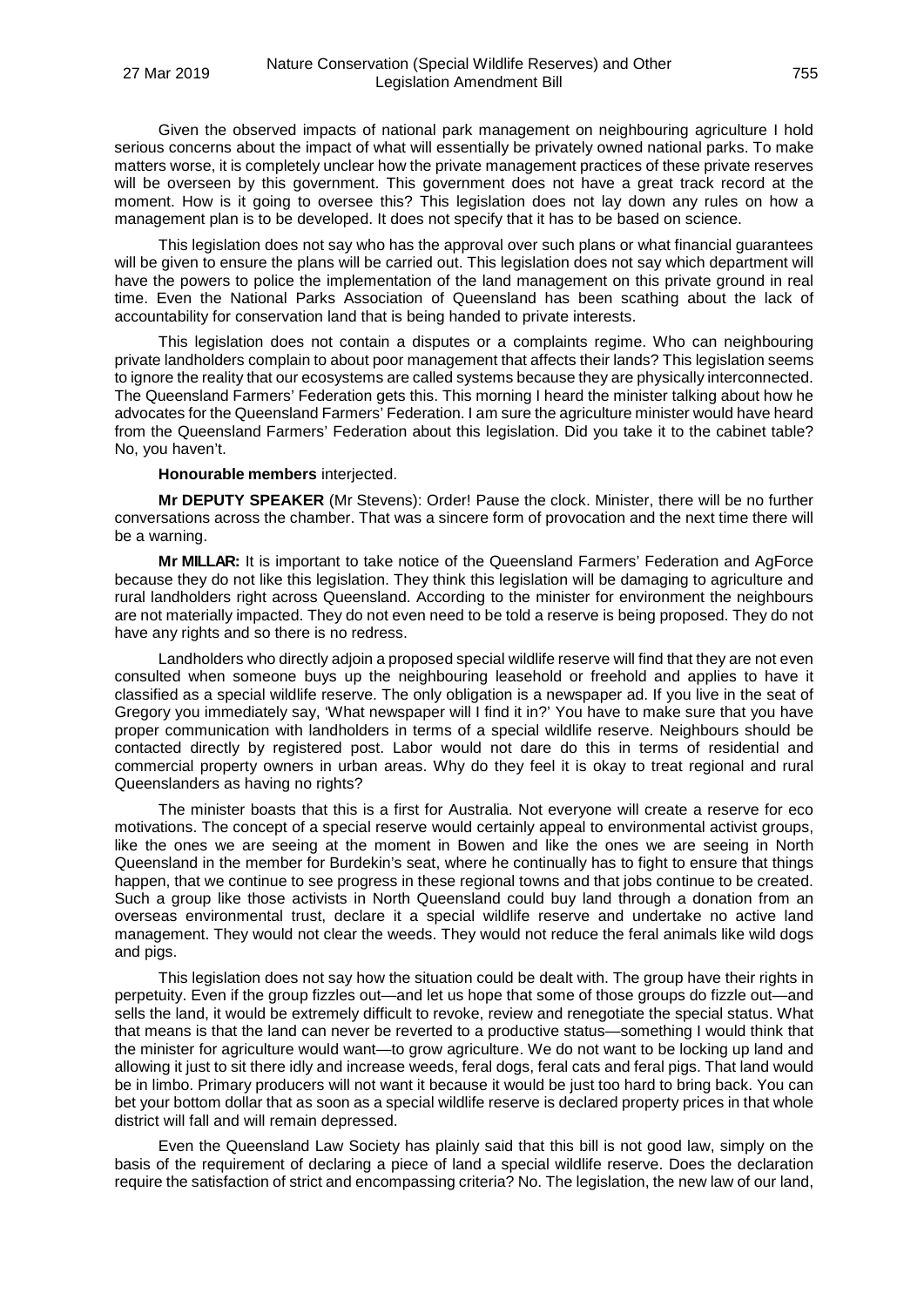Given the observed impacts of national park management on neighbouring agriculture I hold serious concerns about the impact of what will essentially be privately owned national parks. To make matters worse, it is completely unclear how the private management practices of these private reserves will be overseen by this government. This government does not have a great track record at the moment. How is it going to oversee this? This legislation does not lay down any rules on how a management plan is to be developed. It does not specify that it has to be based on science.

This legislation does not say who has the approval over such plans or what financial guarantees will be given to ensure the plans will be carried out. This legislation does not say which department will have the powers to police the implementation of the land management on this private ground in real time. Even the National Parks Association of Queensland has been scathing about the lack of accountability for conservation land that is being handed to private interests.

This legislation does not contain a disputes or a complaints regime. Who can neighbouring private landholders complain to about poor management that affects their lands? This legislation seems to ignore the reality that our ecosystems are called systems because they are physically interconnected. The Queensland Farmers' Federation gets this. This morning I heard the minister talking about how he advocates for the Queensland Farmers' Federation. I am sure the agriculture minister would have heard from the Queensland Farmers' Federation about this legislation. Did you take it to the cabinet table? No, you haven't.

**Honourable members** interjected.

**Mr DEPUTY SPEAKER** (Mr Stevens): Order! Pause the clock. Minister, there will be no further conversations across the chamber. That was a sincere form of provocation and the next time there will be a warning.

**Mr MILLAR:** It is important to take notice of the Queensland Farmers' Federation and AgForce because they do not like this legislation. They think this legislation will be damaging to agriculture and rural landholders right across Queensland. According to the minister for environment the neighbours are not materially impacted. They do not even need to be told a reserve is being proposed. They do not have any rights and so there is no redress.

Landholders who directly adjoin a proposed special wildlife reserve will find that they are not even consulted when someone buys up the neighbouring leasehold or freehold and applies to have it classified as a special wildlife reserve. The only obligation is a newspaper ad. If you live in the seat of Gregory you immediately say, 'What newspaper will I find it in?' You have to make sure that you have proper communication with landholders in terms of a special wildlife reserve. Neighbours should be contacted directly by registered post. Labor would not dare do this in terms of residential and commercial property owners in urban areas. Why do they feel it is okay to treat regional and rural Queenslanders as having no rights?

The minister boasts that this is a first for Australia. Not everyone will create a reserve for eco motivations. The concept of a special reserve would certainly appeal to environmental activist groups, like the ones we are seeing at the moment in Bowen and like the ones we are seeing in North Queensland in the member for Burdekin's seat, where he continually has to fight to ensure that things happen, that we continue to see progress in these regional towns and that jobs continue to be created. Such a group like those activists in North Queensland could buy land through a donation from an overseas environmental trust, declare it a special wildlife reserve and undertake no active land management. They would not clear the weeds. They would not reduce the feral animals like wild dogs and pigs.

This legislation does not say how the situation could be dealt with. The group have their rights in perpetuity. Even if the group fizzles out—and let us hope that some of those groups do fizzle out—and sells the land, it would be extremely difficult to revoke, review and renegotiate the special status. What that means is that the land can never be reverted to a productive status—something I would think that the minister for agriculture would want—to grow agriculture. We do not want to be locking up land and allowing it just to sit there idly and increase weeds, feral dogs, feral cats and feral pigs. That land would be in limbo. Primary producers will not want it because it would be just too hard to bring back. You can bet your bottom dollar that as soon as a special wildlife reserve is declared property prices in that whole district will fall and will remain depressed.

Even the Queensland Law Society has plainly said that this bill is not good law, simply on the basis of the requirement of declaring a piece of land a special wildlife reserve. Does the declaration require the satisfaction of strict and encompassing criteria? No. The legislation, the new law of our land,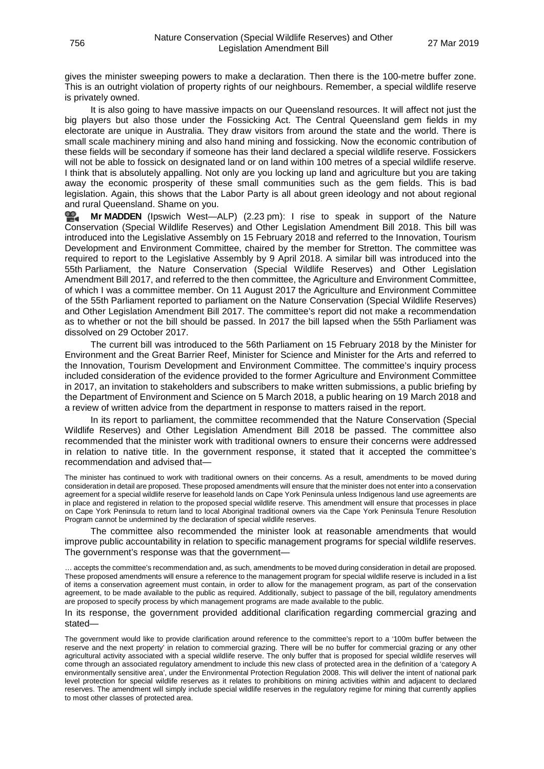gives the minister sweeping powers to make a declaration. Then there is the 100-metre buffer zone. This is an outright violation of property rights of our neighbours. Remember, a special wildlife reserve is privately owned.

It is also going to have massive impacts on our Queensland resources. It will affect not just the big players but also those under the Fossicking Act. The Central Queensland gem fields in my electorate are unique in Australia. They draw visitors from around the state and the world. There is small scale machinery mining and also hand mining and fossicking. Now the economic contribution of these fields will be secondary if someone has their land declared a special wildlife reserve. Fossickers will not be able to fossick on designated land or on land within 100 metres of a special wildlife reserve. I think that is absolutely appalling. Not only are you locking up land and agriculture but you are taking away the economic prosperity of these small communities such as the gem fields. This is bad legislation. Again, this shows that the Labor Party is all about green ideology and not about regional and rural Queensland. Shame on you.

**Mr MADDEN** (Ipswich West—ALP) (2.23 pm): I rise to speak in support of the Nature Conservation (Special Wildlife Reserves) and Other Legislation Amendment Bill 2018. This bill was introduced into the Legislative Assembly on 15 February 2018 and referred to the Innovation, Tourism Development and Environment Committee, chaired by the member for Stretton. The committee was required to report to the Legislative Assembly by 9 April 2018. A similar bill was introduced into the 55th Parliament, the Nature Conservation (Special Wildlife Reserves) and Other Legislation Amendment Bill 2017, and referred to the then committee, the Agriculture and Environment Committee, of which I was a committee member. On 11 August 2017 the Agriculture and Environment Committee of the 55th Parliament reported to parliament on the Nature Conservation (Special Wildlife Reserves) and Other Legislation Amendment Bill 2017. The committee's report did not make a recommendation as to whether or not the bill should be passed. In 2017 the bill lapsed when the 55th Parliament was dissolved on 29 October 2017.

The current bill was introduced to the 56th Parliament on 15 February 2018 by the Minister for Environment and the Great Barrier Reef, Minister for Science and Minister for the Arts and referred to the Innovation, Tourism Development and Environment Committee. The committee's inquiry process included consideration of the evidence provided to the former Agriculture and Environment Committee in 2017, an invitation to stakeholders and subscribers to make written submissions, a public briefing by the Department of Environment and Science on 5 March 2018, a public hearing on 19 March 2018 and a review of written advice from the department in response to matters raised in the report.

In its report to parliament, the committee recommended that the Nature Conservation (Special Wildlife Reserves) and Other Legislation Amendment Bill 2018 be passed. The committee also recommended that the minister work with traditional owners to ensure their concerns were addressed in relation to native title. In the government response, it stated that it accepted the committee's recommendation and advised that—

> The minister has continued to work with traditional owners on their concerns. As a result, amendments to be moved during consideration in detail are proposed. These proposed amendments will ensure that the minister does not enter into a conservation agreement for a special wildlife reserve for leasehold lands on Cape York Peninsula unless Indigenous land use agreements are in place and registered in relation to the proposed special wildlife reserve. This amendment will ensure that processes in place on Cape York Peninsula to return land to local Aboriginal traditional owners via the Cape York Peninsula Tenure Resolution Program cannot be undermined by the declaration of special wildlife reserves.

The committee also recommended the minister look at reasonable amendments that would improve public accountability in relation to specific management programs for special wildlife reserves. The government's response was that the government—

> … accepts the committee's recommendation and, as such, amendments to be moved during consideration in detail are proposed. These proposed amendments will ensure a reference to the management program for special wildlife reserve is included in a list of items a conservation agreement must contain, in order to allow for the management program, as part of the conservation agreement, to be made available to the public as required. Additionally, subject to passage of the bill, regulatory amendments are proposed to specify process by which management programs are made available to the public.

In its response, the government provided additional clarification regarding commercial grazing and stated—

> The government would like to provide clarification around reference to the committee's report to a '100m buffer between the reserve and the next property' in relation to commercial grazing. There will be no buffer for commercial grazing or any other agricultural activity associated with a special wildlife reserve. The only buffer that is proposed for special wildlife reserves will come through an associated regulatory amendment to include this new class of protected area in the definition of a 'category A environmentally sensitive area', under the Environmental Protection Regulation 2008. This will deliver the intent of national park level protection for special wildlife reserves as it relates to prohibitions on mining activities within and adjacent to declared reserves. The amendment will simply include special wildlife reserves in the regulatory regime for mining that currently applies to most other classes of protected area.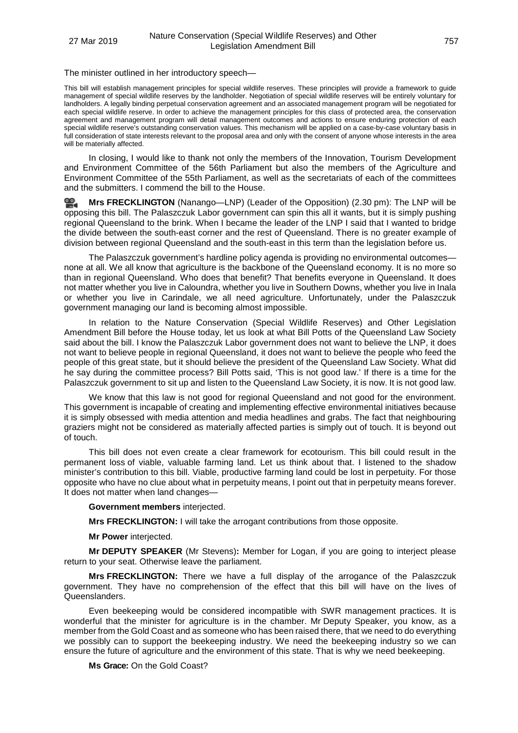The minister outlined in her introductory speech—

> This bill will establish management principles for special wildlife reserves. These principles will provide a framework to guide management of special wildlife reserves by the landholder. Negotiation of special wildlife reserves will be entirely voluntary for landholders. A legally binding perpetual conservation agreement and an associated management program will be negotiated for each special wildlife reserve. In order to achieve the management principles for this class of protected area, the conservation agreement and management program will detail management outcomes and actions to ensure enduring protection of each special wildlife reserve's outstanding conservation values. This mechanism will be applied on a case-by-case voluntary basis in full consideration of state interests relevant to the proposal area and only with the consent of anyone whose interests in the area will be materially affected.

In closing, I would like to thank not only the members of the Innovation, Tourism Development and Environment Committee of the 56th Parliament but also the members of the Agriculture and Environment Committee of the 55th Parliament, as well as the secretariats of each of the committees and the submitters. I commend the bill to the House.

**Mrs FRECKLINGTON** (Nanango—LNP) (Leader of the Opposition) (2.30 pm): The LNP will be opposing this bill. The Palaszczuk Labor government can spin this all it wants, but it is simply pushing regional Queensland to the brink. When I became the leader of the LNP I said that I wanted to bridge the divide between the south-east corner and the rest of Queensland. There is no greater example of division between regional Queensland and the south-east in this term than the legislation before us.

The Palaszczuk government's hardline policy agenda is providing no environmental outcomes—none at all. We all know that agriculture is the backbone of the Queensland economy. It is no more so than in regional Queensland. Who does that benefit? That benefits everyone in Queensland. It does not matter whether you live in Caloundra, whether you live in Southern Downs, whether you live in Inala or whether you live in Carindale, we all need agriculture. Unfortunately, under the Palaszczuk government managing our land is becoming almost impossible.

In relation to the Nature Conservation (Special Wildlife Reserves) and Other Legislation Amendment Bill before the House today, let us look at what Bill Potts of the Queensland Law Society said about the bill. I know the Palaszczuk Labor government does not want to believe the LNP, it does not want to believe people in regional Queensland, it does not want to believe the people who feed the people of this great state, but it should believe the president of the Queensland Law Society. What did he say during the committee process? Bill Potts said, 'This is not good law.' If there is a time for the Palaszczuk government to sit up and listen to the Queensland Law Society, it is now. It is not good law.

We know that this law is not good for regional Queensland and not good for the environment. This government is incapable of creating and implementing effective environmental initiatives because it is simply obsessed with media attention and media headlines and grabs. The fact that neighbouring graziers might not be considered as materially affected parties is simply out of touch. It is beyond out of touch.

This bill does not even create a clear framework for ecotourism. This bill could result in the permanent loss of viable, valuable farming land. Let us think about that. I listened to the shadow minister's contribution to this bill. Viable, productive farming land could be lost in perpetuity. For those opposite who have no clue about what in perpetuity means, I point out that in perpetuity means forever. It does not matter when land changes—

**Government members** interjected.

**Mrs FRECKLINGTON:** I will take the arrogant contributions from those opposite.

**Mr Power** interjected.

**Mr DEPUTY SPEAKER** (Mr Stevens)**:** Member for Logan, if you are going to interject please return to your seat. Otherwise leave the parliament.

**Mrs FRECKLINGTON:** There we have a full display of the arrogance of the Palaszczuk government. They have no comprehension of the effect that this bill will have on the lives of Queenslanders.

Even beekeeping would be considered incompatible with SWR management practices. It is wonderful that the minister for agriculture is in the chamber. Mr Deputy Speaker, you know, as a member from the Gold Coast and as someone who has been raised there, that we need to do everything we possibly can to support the beekeeping industry. We need the beekeeping industry so we can ensure the future of agriculture and the environment of this state. That is why we need beekeeping.

**Ms Grace:** On the Gold Coast?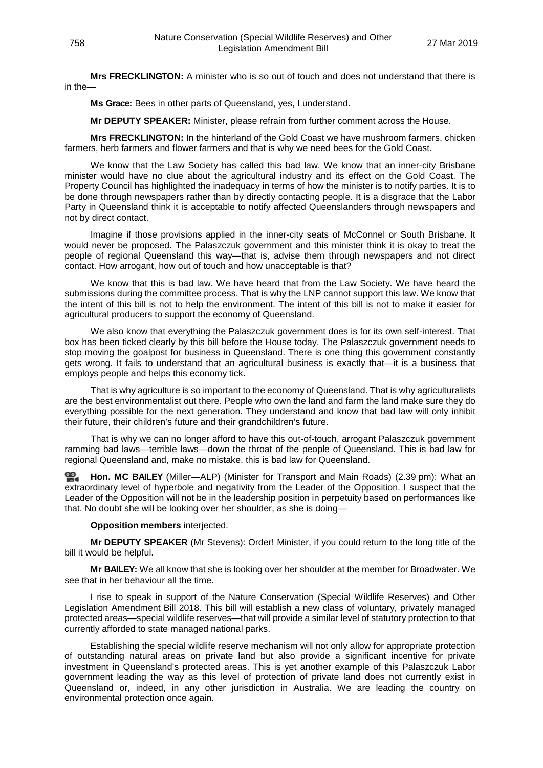**Mrs FRECKLINGTON:** A minister who is so out of touch and does not understand that there is in the—

**Ms Grace:** Bees in other parts of Queensland, yes, I understand.

**Mr DEPUTY SPEAKER:** Minister, please refrain from further comment across the House.

**Mrs FRECKLINGTON:** In the hinterland of the Gold Coast we have mushroom farmers, chicken farmers, herb farmers and flower farmers and that is why we need bees for the Gold Coast.

We know that the Law Society has called this bad law. We know that an inner-city Brisbane minister would have no clue about the agricultural industry and its effect on the Gold Coast. The Property Council has highlighted the inadequacy in terms of how the minister is to notify parties. It is to be done through newspapers rather than by directly contacting people. It is a disgrace that the Labor Party in Queensland think it is acceptable to notify affected Queenslanders through newspapers and not by direct contact.

Imagine if those provisions applied in the inner-city seats of McConnel or South Brisbane. It would never be proposed. The Palaszczuk government and this minister think it is okay to treat the people of regional Queensland this way—that is, advise them through newspapers and not direct contact. How arrogant, how out of touch and how unacceptable is that?

We know that this is bad law. We have heard that from the Law Society. We have heard the submissions during the committee process. That is why the LNP cannot support this law. We know that the intent of this bill is not to help the environment. The intent of this bill is not to make it easier for agricultural producers to support the economy of Queensland.

We also know that everything the Palaszczuk government does is for its own self-interest. That box has been ticked clearly by this bill before the House today. The Palaszczuk government needs to stop moving the goalpost for business in Queensland. There is one thing this government constantly gets wrong. It fails to understand that an agricultural business is exactly that—it is a business that employs people and helps this economy tick.

That is why agriculture is so important to the economy of Queensland. That is why agriculturalists are the best environmentalist out there. People who own the land and farm the land make sure they do everything possible for the next generation. They understand and know that bad law will only inhibit their future, their children's future and their grandchildren's future.

That is why we can no longer afford to have this out-of-touch, arrogant Palaszczuk government ramming bad laws—terrible laws—down the throat of the people of Queensland. This is bad law for regional Queensland and, make no mistake, this is bad law for Queensland.

**Hon. MC BAILEY** (Miller—ALP) (Minister for Transport and Main Roads) (2.39 pm): What an extraordinary level of hyperbole and negativity from the Leader of the Opposition. I suspect that the Leader of the Opposition will not be in the leadership position in perpetuity based on performances like that. No doubt she will be looking over her shoulder, as she is doing—

**Opposition members** interjected.

**Mr DEPUTY SPEAKER** (Mr Stevens): Order! Minister, if you could return to the long title of the bill it would be helpful.

**Mr BAILEY:** We all know that she is looking over her shoulder at the member for Broadwater. We see that in her behaviour all the time.

I rise to speak in support of the Nature Conservation (Special Wildlife Reserves) and Other Legislation Amendment Bill 2018. This bill will establish a new class of voluntary, privately managed protected areas—special wildlife reserves—that will provide a similar level of statutory protection to that currently afforded to state managed national parks.

Establishing the special wildlife reserve mechanism will not only allow for appropriate protection of outstanding natural areas on private land but also provide a significant incentive for private investment in Queensland's protected areas. This is yet another example of this Palaszczuk Labor government leading the way as this level of protection of private land does not currently exist in Queensland or, indeed, in any other jurisdiction in Australia. We are leading the country on environmental protection once again.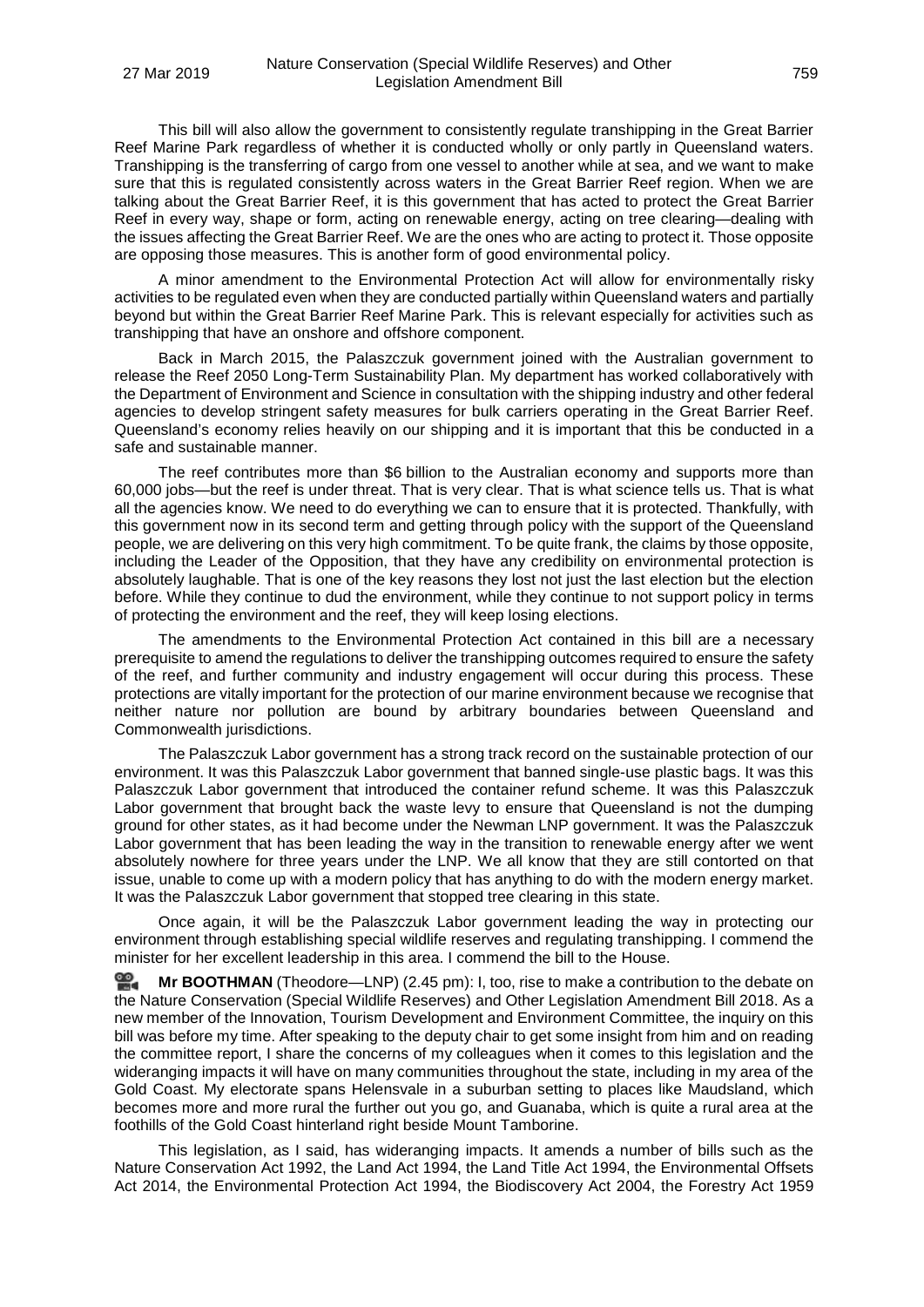This bill will also allow the government to consistently regulate transhipping in the Great Barrier Reef Marine Park regardless of whether it is conducted wholly or only partly in Queensland waters. Transhipping is the transferring of cargo from one vessel to another while at sea, and we want to make sure that this is regulated consistently across waters in the Great Barrier Reef region. When we are talking about the Great Barrier Reef, it is this government that has acted to protect the Great Barrier Reef in every way, shape or form, acting on renewable energy, acting on tree clearing—dealing with the issues affecting the Great Barrier Reef. We are the ones who are acting to protect it. Those opposite are opposing those measures. This is another form of good environmental policy.

A minor amendment to the Environmental Protection Act will allow for environmentally risky activities to be regulated even when they are conducted partially within Queensland waters and partially beyond but within the Great Barrier Reef Marine Park. This is relevant especially for activities such as transhipping that have an onshore and offshore component.

Back in March 2015, the Palaszczuk government joined with the Australian government to release the Reef 2050 Long-Term Sustainability Plan. My department has worked collaboratively with the Department of Environment and Science in consultation with the shipping industry and other federal agencies to develop stringent safety measures for bulk carriers operating in the Great Barrier Reef. Queensland's economy relies heavily on our shipping and it is important that this be conducted in a safe and sustainable manner.

The reef contributes more than $6 billion to the Australian economy and supports more than 60,000 jobs—but the reef is under threat. That is very clear. That is what science tells us. That is what all the agencies know. We need to do everything we can to ensure that it is protected. Thankfully, with this government now in its second term and getting through policy with the support of the Queensland people, we are delivering on this very high commitment. To be quite frank, the claims by those opposite, including the Leader of the Opposition, that they have any credibility on environmental protection is absolutely laughable. That is one of the key reasons they lost not just the last election but the election before. While they continue to dud the environment, while they continue to not support policy in terms of protecting the environment and the reef, they will keep losing elections.

The amendments to the Environmental Protection Act contained in this bill are a necessary prerequisite to amend the regulations to deliver the transhipping outcomes required to ensure the safety of the reef, and further community and industry engagement will occur during this process. These protections are vitally important for the protection of our marine environment because we recognise that neither nature nor pollution are bound by arbitrary boundaries between Queensland and Commonwealth jurisdictions.

The Palaszczuk Labor government has a strong track record on the sustainable protection of our environment. It was this Palaszczuk Labor government that banned single-use plastic bags. It was this Palaszczuk Labor government that introduced the container refund scheme. It was this Palaszczuk Labor government that brought back the waste levy to ensure that Queensland is not the dumping ground for other states, as it had become under the Newman LNP government. It was the Palaszczuk Labor government that has been leading the way in the transition to renewable energy after we went absolutely nowhere for three years under the LNP. We all know that they are still contorted on that issue, unable to come up with a modern policy that has anything to do with the modern energy market. It was the Palaszczuk Labor government that stopped tree clearing in this state.

Once again, it will be the Palaszczuk Labor government leading the way in protecting our environment through establishing special wildlife reserves and regulating transhipping. I commend the minister for her excellent leadership in this area. I commend the bill to the House.

**Mr BOOTHMAN** (Theodore—LNP) (2.45 pm): I, too, rise to make a contribution to the debate on the Nature Conservation (Special Wildlife Reserves) and Other Legislation Amendment Bill 2018. As a new member of the Innovation, Tourism Development and Environment Committee, the inquiry on this bill was before my time. After speaking to the deputy chair to get some insight from him and on reading the committee report, I share the concerns of my colleagues when it comes to this legislation and the wideranging impacts it will have on many communities throughout the state, including in my area of the Gold Coast. My electorate spans Helensvale in a suburban setting to places like Maudsland, which becomes more and more rural the further out you go, and Guanaba, which is quite a rural area at the foothills of the Gold Coast hinterland right beside Mount Tamborine.

This legislation, as I said, has wideranging impacts. It amends a number of bills such as the Nature Conservation Act 1992, the Land Act 1994, the Land Title Act 1994, the Environmental Offsets Act 2014, the Environmental Protection Act 1994, the Biodiscovery Act 2004, the Forestry Act 1959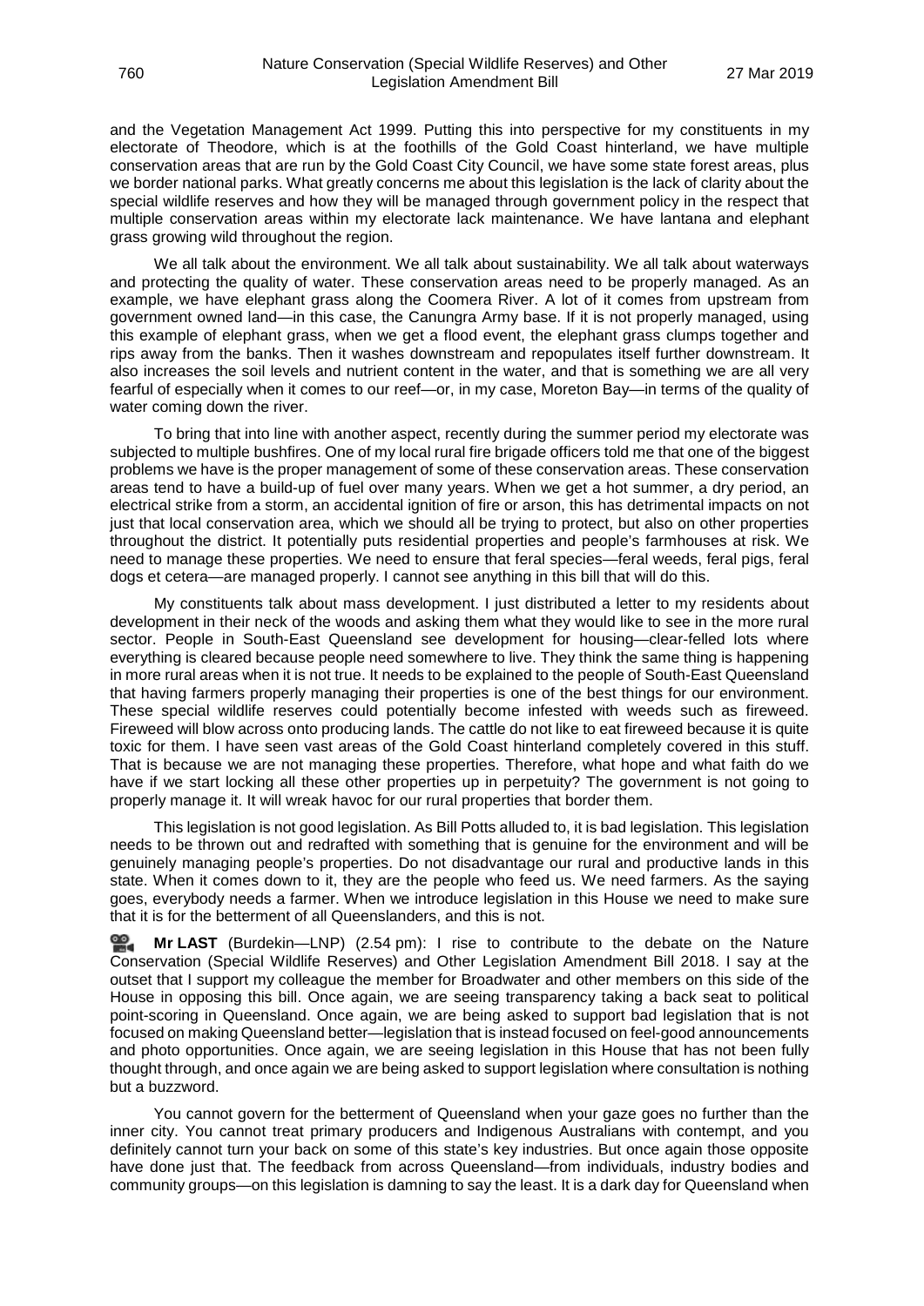and the Vegetation Management Act 1999. Putting this into perspective for my constituents in my electorate of Theodore, which is at the foothills of the Gold Coast hinterland, we have multiple conservation areas that are run by the Gold Coast City Council, we have some state forest areas, plus we border national parks. What greatly concerns me about this legislation is the lack of clarity about the special wildlife reserves and how they will be managed through government policy in the respect that multiple conservation areas within my electorate lack maintenance. We have lantana and elephant grass growing wild throughout the region.

We all talk about the environment. We all talk about sustainability. We all talk about waterways and protecting the quality of water. These conservation areas need to be properly managed. As an example, we have elephant grass along the Coomera River. A lot of it comes from upstream from government owned land—in this case, the Canungra Army base. If it is not properly managed, using this example of elephant grass, when we get a flood event, the elephant grass clumps together and rips away from the banks. Then it washes downstream and repopulates itself further downstream. It also increases the soil levels and nutrient content in the water, and that is something we are all very fearful of especially when it comes to our reef—or, in my case, Moreton Bay—in terms of the quality of water coming down the river.

To bring that into line with another aspect, recently during the summer period my electorate was subjected to multiple bushfires. One of my local rural fire brigade officers told me that one of the biggest problems we have is the proper management of some of these conservation areas. These conservation areas tend to have a build-up of fuel over many years. When we get a hot summer, a dry period, an electrical strike from a storm, an accidental ignition of fire or arson, this has detrimental impacts on not just that local conservation area, which we should all be trying to protect, but also on other properties throughout the district. It potentially puts residential properties and people's farmhouses at risk. We need to manage these properties. We need to ensure that feral species—feral weeds, feral pigs, feral dogs et cetera—are managed properly. I cannot see anything in this bill that will do this.

My constituents talk about mass development. I just distributed a letter to my residents about development in their neck of the woods and asking them what they would like to see in the more rural sector. People in South-East Queensland see development for housing—clear-felled lots where everything is cleared because people need somewhere to live. They think the same thing is happening in more rural areas when it is not true. It needs to be explained to the people of South-East Queensland that having farmers properly managing their properties is one of the best things for our environment. These special wildlife reserves could potentially become infested with weeds such as fireweed. Fireweed will blow across onto producing lands. The cattle do not like to eat fireweed because it is quite toxic for them. I have seen vast areas of the Gold Coast hinterland completely covered in this stuff. That is because we are not managing these properties. Therefore, what hope and what faith do we have if we start locking all these other properties up in perpetuity? The government is not going to properly manage it. It will wreak havoc for our rural properties that border them.

This legislation is not good legislation. As Bill Potts alluded to, it is bad legislation. This legislation needs to be thrown out and redrafted with something that is genuine for the environment and will be genuinely managing people's properties. Do not disadvantage our rural and productive lands in this state. When it comes down to it, they are the people who feed us. We need farmers. As the saying goes, everybody needs a farmer. When we introduce legislation in this House we need to make sure that it is for the betterment of all Queenslanders, and this is not.

**Mr LAST** (Burdekin—LNP) (2.54 pm): I rise to contribute to the debate on the Nature Conservation (Special Wildlife Reserves) and Other Legislation Amendment Bill 2018. I say at the outset that I support my colleague the member for Broadwater and other members on this side of the House in opposing this bill. Once again, we are seeing transparency taking a back seat to political point-scoring in Queensland. Once again, we are being asked to support bad legislation that is not focused on making Queensland better—legislation that is instead focused on feel-good announcements and photo opportunities. Once again, we are seeing legislation in this House that has not been fully thought through, and once again we are being asked to support legislation where consultation is nothing but a buzzword.

You cannot govern for the betterment of Queensland when your gaze goes no further than the inner city. You cannot treat primary producers and Indigenous Australians with contempt, and you definitely cannot turn your back on some of this state's key industries. But once again those opposite have done just that. The feedback from across Queensland—from individuals, industry bodies and community groups—on this legislation is damning to say the least. It is a dark day for Queensland when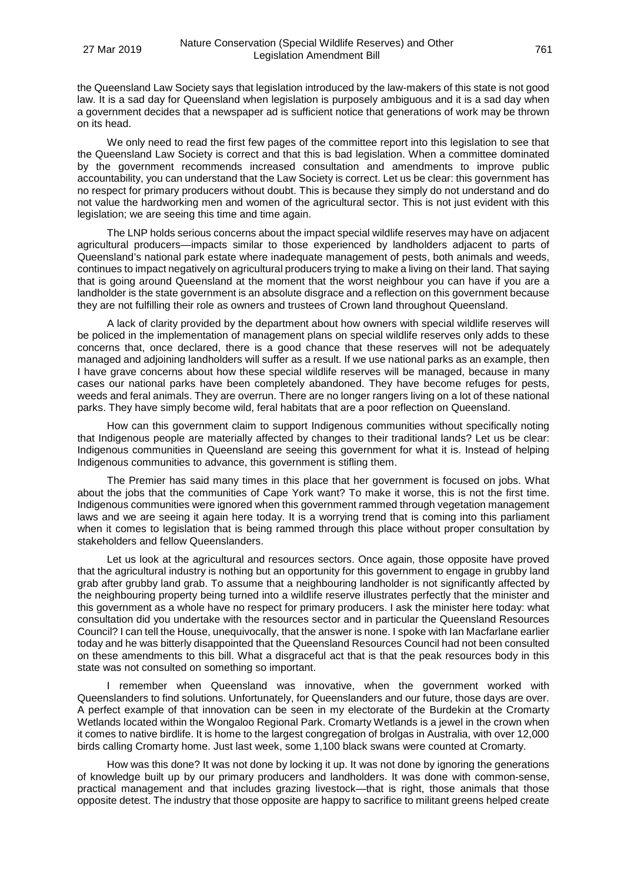the Queensland Law Society says that legislation introduced by the law-makers of this state is not good law. It is a sad day for Queensland when legislation is purposely ambiguous and it is a sad day when a government decides that a newspaper ad is sufficient notice that generations of work may be thrown on its head.

We only need to read the first few pages of the committee report into this legislation to see that the Queensland Law Society is correct and that this is bad legislation. When a committee dominated by the government recommends increased consultation and amendments to improve public accountability, you can understand that the Law Society is correct. Let us be clear: this government has no respect for primary producers without doubt. This is because they simply do not understand and do not value the hardworking men and women of the agricultural sector. This is not just evident with this legislation; we are seeing this time and time again.

The LNP holds serious concerns about the impact special wildlife reserves may have on adjacent agricultural producers—impacts similar to those experienced by landholders adjacent to parts of Queensland's national park estate where inadequate management of pests, both animals and weeds, continues to impact negatively on agricultural producers trying to make a living on their land. That saying that is going around Queensland at the moment that the worst neighbour you can have if you are a landholder is the state government is an absolute disgrace and a reflection on this government because they are not fulfilling their role as owners and trustees of Crown land throughout Queensland.

A lack of clarity provided by the department about how owners with special wildlife reserves will be policed in the implementation of management plans on special wildlife reserves only adds to these concerns that, once declared, there is a good chance that these reserves will not be adequately managed and adjoining landholders will suffer as a result. If we use national parks as an example, then I have grave concerns about how these special wildlife reserves will be managed, because in many cases our national parks have been completely abandoned. They have become refuges for pests, weeds and feral animals. They are overrun. There are no longer rangers living on a lot of these national parks. They have simply become wild, feral habitats that are a poor reflection on Queensland.

How can this government claim to support Indigenous communities without specifically noting that Indigenous people are materially affected by changes to their traditional lands? Let us be clear: Indigenous communities in Queensland are seeing this government for what it is. Instead of helping Indigenous communities to advance, this government is stifling them.

The Premier has said many times in this place that her government is focused on jobs. What about the jobs that the communities of Cape York want? To make it worse, this is not the first time. Indigenous communities were ignored when this government rammed through vegetation management laws and we are seeing it again here today. It is a worrying trend that is coming into this parliament when it comes to legislation that is being rammed through this place without proper consultation by stakeholders and fellow Queenslanders.

Let us look at the agricultural and resources sectors. Once again, those opposite have proved that the agricultural industry is nothing but an opportunity for this government to engage in grubby land grab after grubby land grab. To assume that a neighbouring landholder is not significantly affected by the neighbouring property being turned into a wildlife reserve illustrates perfectly that the minister and this government as a whole have no respect for primary producers. I ask the minister here today: what consultation did you undertake with the resources sector and in particular the Queensland Resources Council? I can tell the House, unequivocally, that the answer is none. I spoke with Ian Macfarlane earlier today and he was bitterly disappointed that the Queensland Resources Council had not been consulted on these amendments to this bill. What a disgraceful act that is that the peak resources body in this state was not consulted on something so important.

I remember when Queensland was innovative, when the government worked with Queenslanders to find solutions. Unfortunately, for Queenslanders and our future, those days are over. A perfect example of that innovation can be seen in my electorate of the Burdekin at the Cromarty Wetlands located within the Wongaloo Regional Park. Cromarty Wetlands is a jewel in the crown when it comes to native birdlife. It is home to the largest congregation of brolgas in Australia, with over 12,000 birds calling Cromarty home. Just last week, some 1,100 black swans were counted at Cromarty.

How was this done? It was not done by locking it up. It was not done by ignoring the generations of knowledge built up by our primary producers and landholders. It was done with common-sense, practical management and that includes grazing livestock—that is right, those animals that those opposite detest. The industry that those opposite are happy to sacrifice to militant greens helped create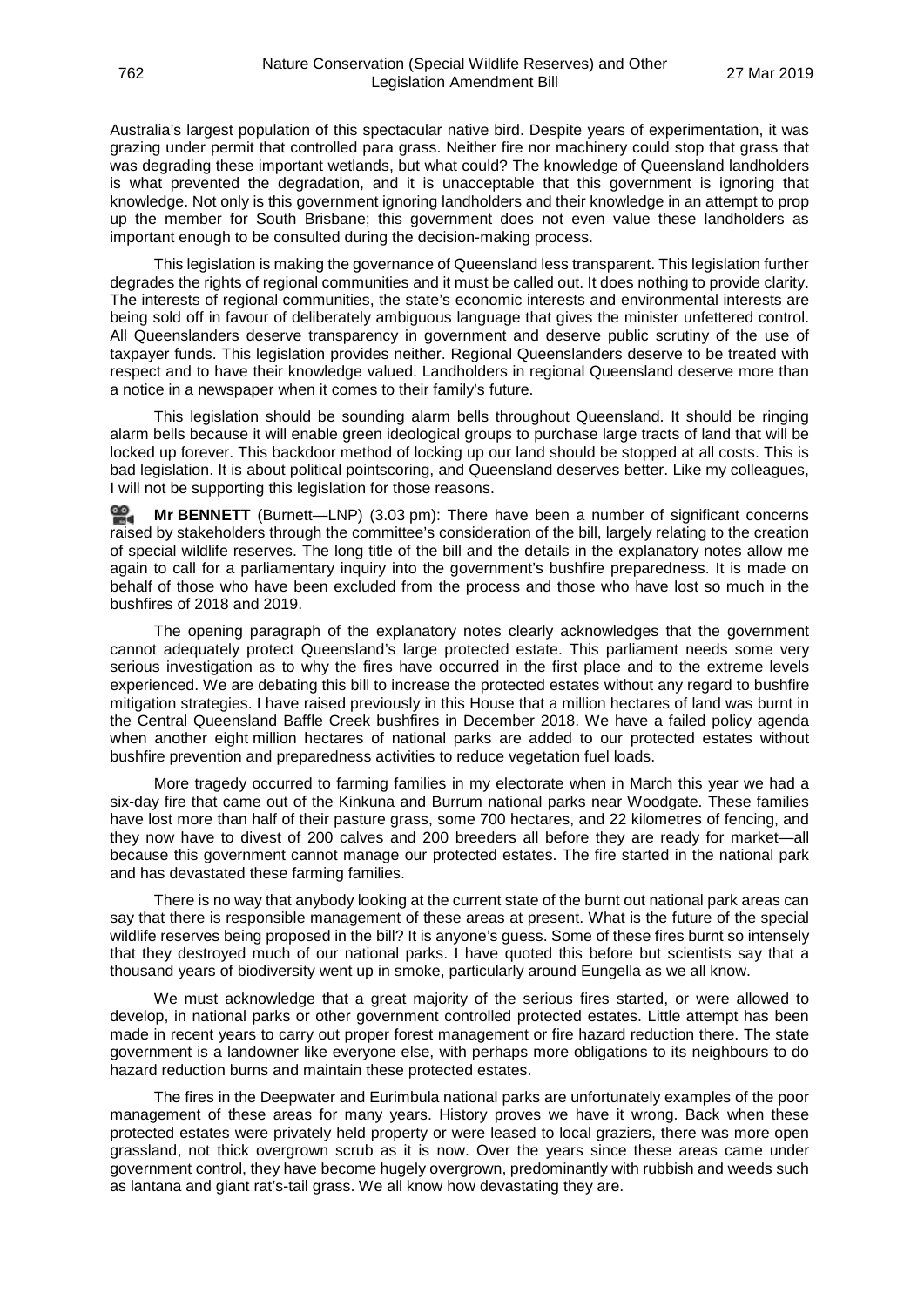Australia's largest population of this spectacular native bird. Despite years of experimentation, it was grazing under permit that controlled para grass. Neither fire nor machinery could stop that grass that was degrading these important wetlands, but what could? The knowledge of Queensland landholders is what prevented the degradation, and it is unacceptable that this government is ignoring that knowledge. Not only is this government ignoring landholders and their knowledge in an attempt to prop up the member for South Brisbane; this government does not even value these landholders as important enough to be consulted during the decision-making process.

This legislation is making the governance of Queensland less transparent. This legislation further degrades the rights of regional communities and it must be called out. It does nothing to provide clarity. The interests of regional communities, the state's economic interests and environmental interests are being sold off in favour of deliberately ambiguous language that gives the minister unfettered control. All Queenslanders deserve transparency in government and deserve public scrutiny of the use of taxpayer funds. This legislation provides neither. Regional Queenslanders deserve to be treated with respect and to have their knowledge valued. Landholders in regional Queensland deserve more than a notice in a newspaper when it comes to their family's future.

This legislation should be sounding alarm bells throughout Queensland. It should be ringing alarm bells because it will enable green ideological groups to purchase large tracts of land that will be locked up forever. This backdoor method of locking up our land should be stopped at all costs. This is bad legislation. It is about political pointscoring, and Queensland deserves better. Like my colleagues, I will not be supporting this legislation for those reasons.

**Mr BENNETT** (Burnett—LNP) (3.03 pm): There have been a number of significant concerns raised by stakeholders through the committee's consideration of the bill, largely relating to the creation of special wildlife reserves. The long title of the bill and the details in the explanatory notes allow me again to call for a parliamentary inquiry into the government's bushfire preparedness. It is made on behalf of those who have been excluded from the process and those who have lost so much in the bushfires of 2018 and 2019.

The opening paragraph of the explanatory notes clearly acknowledges that the government cannot adequately protect Queensland's large protected estate. This parliament needs some very serious investigation as to why the fires have occurred in the first place and to the extreme levels experienced. We are debating this bill to increase the protected estates without any regard to bushfire mitigation strategies. I have raised previously in this House that a million hectares of land was burnt in the Central Queensland Baffle Creek bushfires in December 2018. We have a failed policy agenda when another eight million hectares of national parks are added to our protected estates without bushfire prevention and preparedness activities to reduce vegetation fuel loads.

More tragedy occurred to farming families in my electorate when in March this year we had a six-day fire that came out of the Kinkuna and Burrum national parks near Woodgate. These families have lost more than half of their pasture grass, some 700 hectares, and 22 kilometres of fencing, and they now have to divest of 200 calves and 200 breeders all before they are ready for market—all because this government cannot manage our protected estates. The fire started in the national park and has devastated these farming families.

There is no way that anybody looking at the current state of the burnt out national park areas can say that there is responsible management of these areas at present. What is the future of the special wildlife reserves being proposed in the bill? It is anyone's guess. Some of these fires burnt so intensely that they destroyed much of our national parks. I have quoted this before but scientists say that a thousand years of biodiversity went up in smoke, particularly around Eungella as we all know.

We must acknowledge that a great majority of the serious fires started, or were allowed to develop, in national parks or other government controlled protected estates. Little attempt has been made in recent years to carry out proper forest management or fire hazard reduction there. The state government is a landowner like everyone else, with perhaps more obligations to its neighbours to do hazard reduction burns and maintain these protected estates.

The fires in the Deepwater and Eurimbula national parks are unfortunately examples of the poor management of these areas for many years. History proves we have it wrong. Back when these protected estates were privately held property or were leased to local graziers, there was more open grassland, not thick overgrown scrub as it is now. Over the years since these areas came under government control, they have become hugely overgrown, predominantly with rubbish and weeds such as lantana and giant rat's-tail grass. We all know how devastating they are.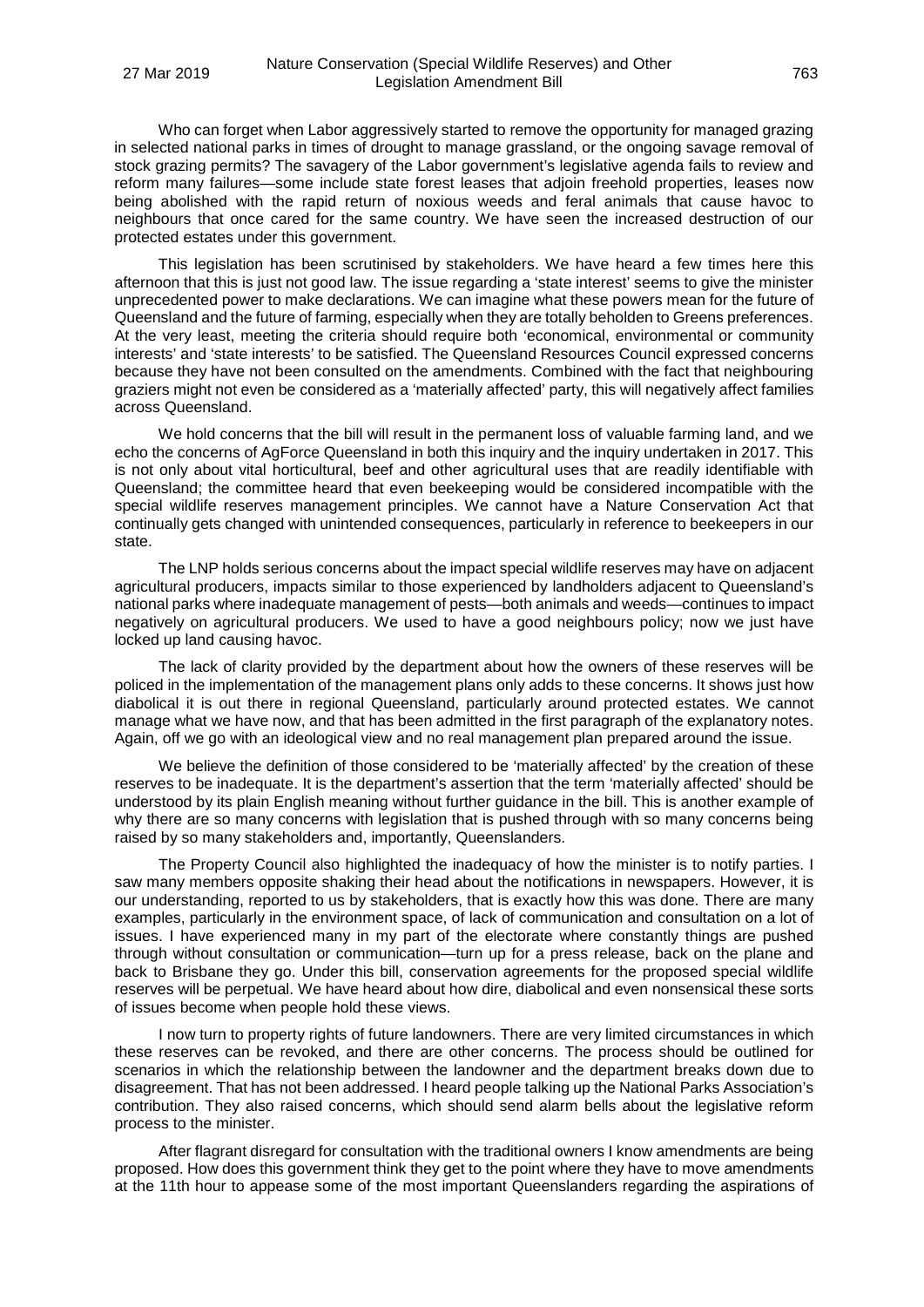Who can forget when Labor aggressively started to remove the opportunity for managed grazing in selected national parks in times of drought to manage grassland, or the ongoing savage removal of stock grazing permits? The savagery of the Labor government's legislative agenda fails to review and reform many failures—some include state forest leases that adjoin freehold properties, leases now being abolished with the rapid return of noxious weeds and feral animals that cause havoc to neighbours that once cared for the same country. We have seen the increased destruction of our protected estates under this government.

This legislation has been scrutinised by stakeholders. We have heard a few times here this afternoon that this is just not good law. The issue regarding a 'state interest' seems to give the minister unprecedented power to make declarations. We can imagine what these powers mean for the future of Queensland and the future of farming, especially when they are totally beholden to Greens preferences. At the very least, meeting the criteria should require both 'economical, environmental or community interests' and 'state interests' to be satisfied. The Queensland Resources Council expressed concerns because they have not been consulted on the amendments. Combined with the fact that neighbouring graziers might not even be considered as a 'materially affected' party, this will negatively affect families across Queensland.

We hold concerns that the bill will result in the permanent loss of valuable farming land, and we echo the concerns of AgForce Queensland in both this inquiry and the inquiry undertaken in 2017. This is not only about vital horticultural, beef and other agricultural uses that are readily identifiable with Queensland; the committee heard that even beekeeping would be considered incompatible with the special wildlife reserves management principles. We cannot have a Nature Conservation Act that continually gets changed with unintended consequences, particularly in reference to beekeepers in our state.

The LNP holds serious concerns about the impact special wildlife reserves may have on adjacent agricultural producers, impacts similar to those experienced by landholders adjacent to Queensland's national parks where inadequate management of pests—both animals and weeds—continues to impact negatively on agricultural producers. We used to have a good neighbours policy; now we just have locked up land causing havoc.

The lack of clarity provided by the department about how the owners of these reserves will be policed in the implementation of the management plans only adds to these concerns. It shows just how diabolical it is out there in regional Queensland, particularly around protected estates. We cannot manage what we have now, and that has been admitted in the first paragraph of the explanatory notes. Again, off we go with an ideological view and no real management plan prepared around the issue.

We believe the definition of those considered to be 'materially affected' by the creation of these reserves to be inadequate. It is the department's assertion that the term 'materially affected' should be understood by its plain English meaning without further guidance in the bill. This is another example of why there are so many concerns with legislation that is pushed through with so many concerns being raised by so many stakeholders and, importantly, Queenslanders.

The Property Council also highlighted the inadequacy of how the minister is to notify parties. I saw many members opposite shaking their head about the notifications in newspapers. However, it is our understanding, reported to us by stakeholders, that is exactly how this was done. There are many examples, particularly in the environment space, of lack of communication and consultation on a lot of issues. I have experienced many in my part of the electorate where constantly things are pushed through without consultation or communication—turn up for a press release, back on the plane and back to Brisbane they go. Under this bill, conservation agreements for the proposed special wildlife reserves will be perpetual. We have heard about how dire, diabolical and even nonsensical these sorts of issues become when people hold these views.

I now turn to property rights of future landowners. There are very limited circumstances in which these reserves can be revoked, and there are other concerns. The process should be outlined for scenarios in which the relationship between the landowner and the department breaks down due to disagreement. That has not been addressed. I heard people talking up the National Parks Association's contribution. They also raised concerns, which should send alarm bells about the legislative reform process to the minister.

After flagrant disregard for consultation with the traditional owners I know amendments are being proposed. How does this government think they get to the point where they have to move amendments at the 11th hour to appease some of the most important Queenslanders regarding the aspirations of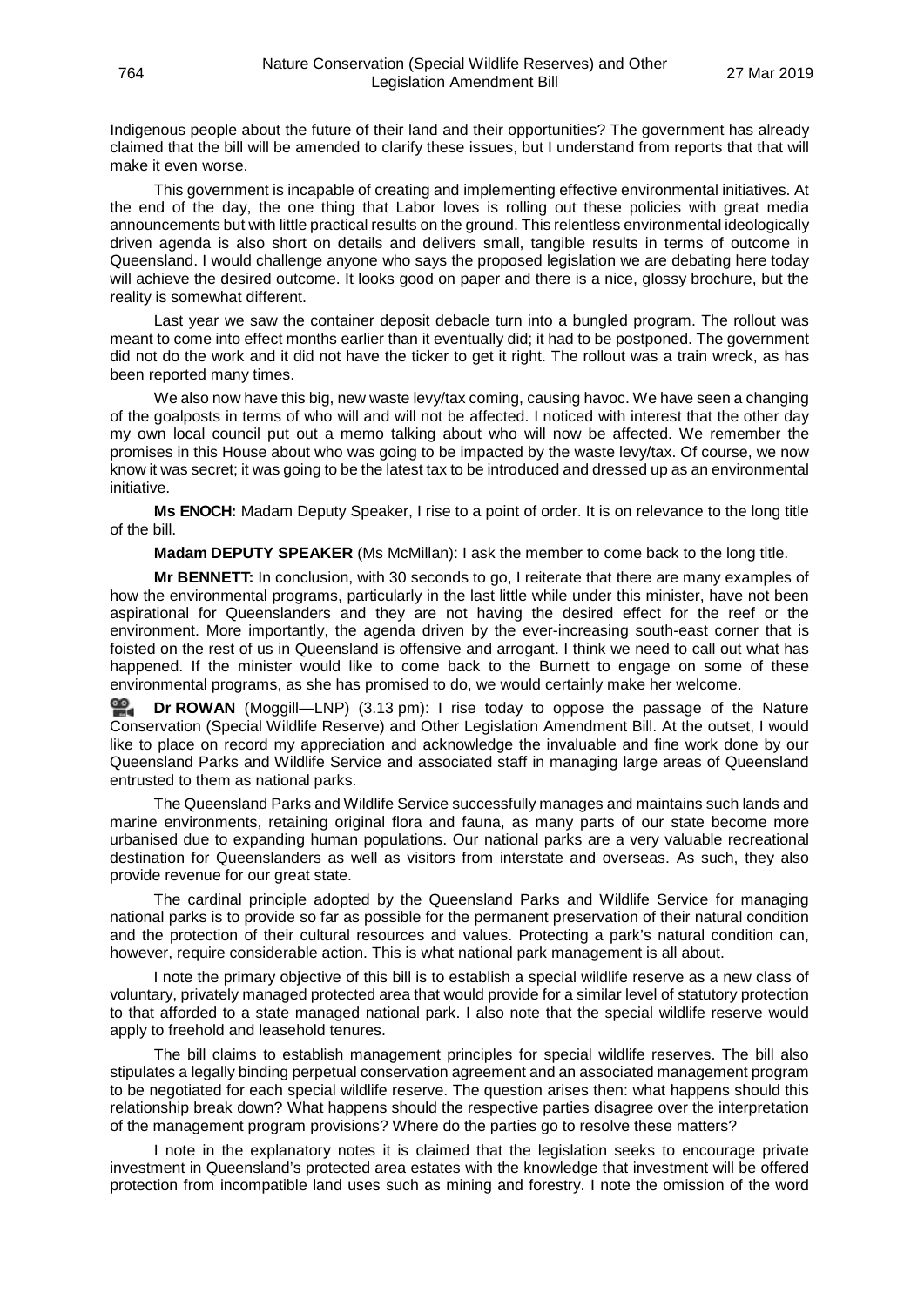Indigenous people about the future of their land and their opportunities? The government has already claimed that the bill will be amended to clarify these issues, but I understand from reports that that will make it even worse.

This government is incapable of creating and implementing effective environmental initiatives. At the end of the day, the one thing that Labor loves is rolling out these policies with great media announcements but with little practical results on the ground. This relentless environmental ideologically driven agenda is also short on details and delivers small, tangible results in terms of outcome in Queensland. I would challenge anyone who says the proposed legislation we are debating here today will achieve the desired outcome. It looks good on paper and there is a nice, glossy brochure, but the reality is somewhat different.

Last year we saw the container deposit debacle turn into a bungled program. The rollout was meant to come into effect months earlier than it eventually did; it had to be postponed. The government did not do the work and it did not have the ticker to get it right. The rollout was a train wreck, as has been reported many times.

We also now have this big, new waste levy/tax coming, causing havoc. We have seen a changing of the goalposts in terms of who will and will not be affected. I noticed with interest that the other day my own local council put out a memo talking about who will now be affected. We remember the promises in this House about who was going to be impacted by the waste levy/tax. Of course, we now know it was secret; it was going to be the latest tax to be introduced and dressed up as an environmental initiative.

**Ms ENOCH:** Madam Deputy Speaker, I rise to a point of order. It is on relevance to the long title of the bill.

**Madam DEPUTY SPEAKER** (Ms McMillan): I ask the member to come back to the long title.

**Mr BENNETT:** In conclusion, with 30 seconds to go, I reiterate that there are many examples of how the environmental programs, particularly in the last little while under this minister, have not been aspirational for Queenslanders and they are not having the desired effect for the reef or the environment. More importantly, the agenda driven by the ever-increasing south-east corner that is foisted on the rest of us in Queensland is offensive and arrogant. I think we need to call out what has happened. If the minister would like to come back to the Burnett to engage on some of these environmental programs, as she has promised to do, we would certainly make her welcome.

**Dr ROWAN** (Moggill—LNP) (3.13 pm): I rise today to oppose the passage of the Nature Conservation (Special Wildlife Reserve) and Other Legislation Amendment Bill. At the outset, I would like to place on record my appreciation and acknowledge the invaluable and fine work done by our Queensland Parks and Wildlife Service and associated staff in managing large areas of Queensland entrusted to them as national parks.

The Queensland Parks and Wildlife Service successfully manages and maintains such lands and marine environments, retaining original flora and fauna, as many parts of our state become more urbanised due to expanding human populations. Our national parks are a very valuable recreational destination for Queenslanders as well as visitors from interstate and overseas. As such, they also provide revenue for our great state.

The cardinal principle adopted by the Queensland Parks and Wildlife Service for managing national parks is to provide so far as possible for the permanent preservation of their natural condition and the protection of their cultural resources and values. Protecting a park's natural condition can, however, require considerable action. This is what national park management is all about.

I note the primary objective of this bill is to establish a special wildlife reserve as a new class of voluntary, privately managed protected area that would provide for a similar level of statutory protection to that afforded to a state managed national park. I also note that the special wildlife reserve would apply to freehold and leasehold tenures.

The bill claims to establish management principles for special wildlife reserves. The bill also stipulates a legally binding perpetual conservation agreement and an associated management program to be negotiated for each special wildlife reserve. The question arises then: what happens should this relationship break down? What happens should the respective parties disagree over the interpretation of the management program provisions? Where do the parties go to resolve these matters?

I note in the explanatory notes it is claimed that the legislation seeks to encourage private investment in Queensland's protected area estates with the knowledge that investment will be offered protection from incompatible land uses such as mining and forestry. I note the omission of the word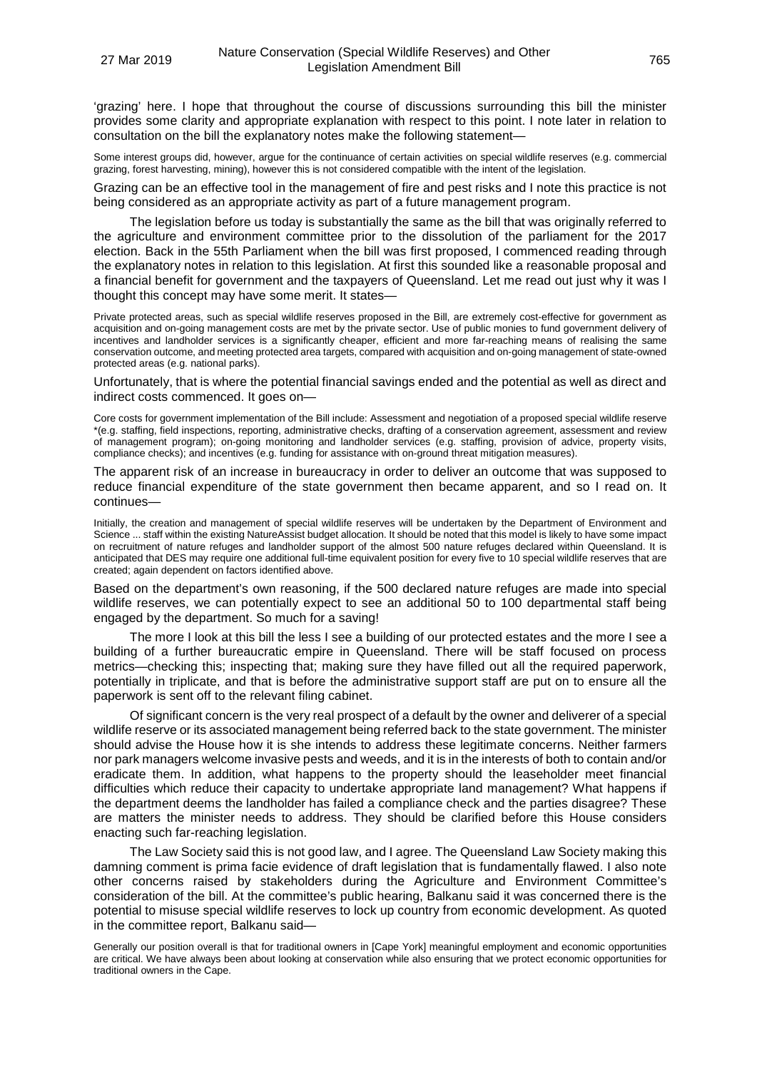'grazing' here. I hope that throughout the course of discussions surrounding this bill the minister provides some clarity and appropriate explanation with respect to this point. I note later in relation to consultation on the bill the explanatory notes make the following statement—

> Some interest groups did, however, argue for the continuance of certain activities on special wildlife reserves (e.g. commercial grazing, forest harvesting, mining), however this is not considered compatible with the intent of the legislation.

Grazing can be an effective tool in the management of fire and pest risks and I note this practice is not being considered as an appropriate activity as part of a future management program.

The legislation before us today is substantially the same as the bill that was originally referred to the agriculture and environment committee prior to the dissolution of the parliament for the 2017 election. Back in the 55th Parliament when the bill was first proposed, I commenced reading through the explanatory notes in relation to this legislation. At first this sounded like a reasonable proposal and a financial benefit for government and the taxpayers of Queensland. Let me read out just why it was I thought this concept may have some merit. It states—

> Private protected areas, such as special wildlife reserves proposed in the Bill, are extremely cost-effective for government as acquisition and on-going management costs are met by the private sector. Use of public monies to fund government delivery of incentives and landholder services is a significantly cheaper, efficient and more far-reaching means of realising the same conservation outcome, and meeting protected area targets, compared with acquisition and on-going management of state-owned protected areas (e.g. national parks).

Unfortunately, that is where the potential financial savings ended and the potential as well as direct and indirect costs commenced. It goes on—

> Core costs for government implementation of the Bill include: Assessment and negotiation of a proposed special wildlife reserve *(e.g. staffing, field inspections, reporting, administrative checks, drafting of a conservation agreement, assessment and review of management program); on-going monitoring and landholder services (e.g. staffing, provision of advice, property visits, compliance checks); and incentives (e.g. funding for assistance with on-ground threat mitigation measures).

The apparent risk of an increase in bureaucracy in order to deliver an outcome that was supposed to reduce financial expenditure of the state government then became apparent, and so I read on. It continues—

> Initially, the creation and management of special wildlife reserves will be undertaken by the Department of Environment and Science ... staff within the existing NatureAssist budget allocation. It should be noted that this model is likely to have some impact on recruitment of nature refuges and landholder support of the almost 500 nature refuges declared within Queensland. It is anticipated that DES may require one additional full-time equivalent position for every five to 10 special wildlife reserves that are created; again dependent on factors identified above.

Based on the department's own reasoning, if the 500 declared nature refuges are made into special wildlife reserves, we can potentially expect to see an additional 50 to 100 departmental staff being engaged by the department. So much for a saving!

The more I look at this bill the less I see a building of our protected estates and the more I see a building of a further bureaucratic empire in Queensland. There will be staff focused on process metrics—checking this; inspecting that; making sure they have filled out all the required paperwork, potentially in triplicate, and that is before the administrative support staff are put on to ensure all the paperwork is sent off to the relevant filing cabinet.

Of significant concern is the very real prospect of a default by the owner and deliverer of a special wildlife reserve or its associated management being referred back to the state government. The minister should advise the House how it is she intends to address these legitimate concerns. Neither farmers nor park managers welcome invasive pests and weeds, and it is in the interests of both to contain and/or eradicate them. In addition, what happens to the property should the leaseholder meet financial difficulties which reduce their capacity to undertake appropriate land management? What happens if the department deems the landholder has failed a compliance check and the parties disagree? These are matters the minister needs to address. They should be clarified before this House considers enacting such far-reaching legislation.

The Law Society said this is not good law, and I agree. The Queensland Law Society making this damning comment is prima facie evidence of draft legislation that is fundamentally flawed. I also note other concerns raised by stakeholders during the Agriculture and Environment Committee's consideration of the bill. At the committee's public hearing, Balkanu said it was concerned there is the potential to misuse special wildlife reserves to lock up country from economic development. As quoted in the committee report, Balkanu said—

> Generally our position overall is that for traditional owners in [Cape York] meaningful employment and economic opportunities are critical. We have always been about looking at conservation while also ensuring that we protect economic opportunities for traditional owners in the Cape.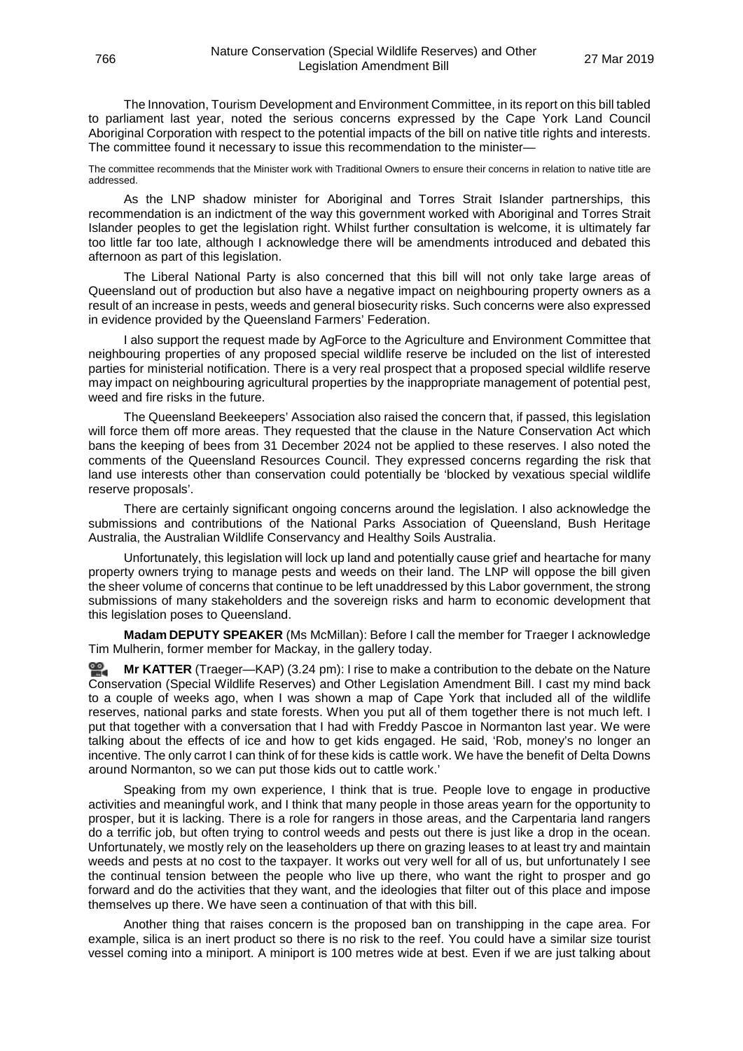The Innovation, Tourism Development and Environment Committee, in its report on this bill tabled to parliament last year, noted the serious concerns expressed by the Cape York Land Council Aboriginal Corporation with respect to the potential impacts of the bill on native title rights and interests. The committee found it necessary to issue this recommendation to the minister—

The committee recommends that the Minister work with Traditional Owners to ensure their concerns in relation to native title are addressed.

As the LNP shadow minister for Aboriginal and Torres Strait Islander partnerships, this recommendation is an indictment of the way this government worked with Aboriginal and Torres Strait Islander peoples to get the legislation right. Whilst further consultation is welcome, it is ultimately far too little far too late, although I acknowledge there will be amendments introduced and debated this afternoon as part of this legislation.

The Liberal National Party is also concerned that this bill will not only take large areas of Queensland out of production but also have a negative impact on neighbouring property owners as a result of an increase in pests, weeds and general biosecurity risks. Such concerns were also expressed in evidence provided by the Queensland Farmers' Federation.

I also support the request made by AgForce to the Agriculture and Environment Committee that neighbouring properties of any proposed special wildlife reserve be included on the list of interested parties for ministerial notification. There is a very real prospect that a proposed special wildlife reserve may impact on neighbouring agricultural properties by the inappropriate management of potential pest, weed and fire risks in the future.

The Queensland Beekeepers' Association also raised the concern that, if passed, this legislation will force them off more areas. They requested that the clause in the Nature Conservation Act which bans the keeping of bees from 31 December 2024 not be applied to these reserves. I also noted the comments of the Queensland Resources Council. They expressed concerns regarding the risk that land use interests other than conservation could potentially be 'blocked by vexatious special wildlife reserve proposals'.

There are certainly significant ongoing concerns around the legislation. I also acknowledge the submissions and contributions of the National Parks Association of Queensland, Bush Heritage Australia, the Australian Wildlife Conservancy and Healthy Soils Australia.

Unfortunately, this legislation will lock up land and potentially cause grief and heartache for many property owners trying to manage pests and weeds on their land. The LNP will oppose the bill given the sheer volume of concerns that continue to be left unaddressed by this Labor government, the strong submissions of many stakeholders and the sovereign risks and harm to economic development that this legislation poses to Queensland.

**Madam DEPUTY SPEAKER** (Ms McMillan): Before I call the member for Traeger I acknowledge Tim Mulherin, former member for Mackay, in the gallery today.

**Mr KATTER** (Traeger—KAP) (3.24 pm): I rise to make a contribution to the debate on the Nature Conservation (Special Wildlife Reserves) and Other Legislation Amendment Bill. I cast my mind back to a couple of weeks ago, when I was shown a map of Cape York that included all of the wildlife reserves, national parks and state forests. When you put all of them together there is not much left. I put that together with a conversation that I had with Freddy Pascoe in Normanton last year. We were talking about the effects of ice and how to get kids engaged. He said, 'Rob, money's no longer an incentive. The only carrot I can think of for these kids is cattle work. We have the benefit of Delta Downs around Normanton, so we can put those kids out to cattle work.'

Speaking from my own experience, I think that is true. People love to engage in productive activities and meaningful work, and I think that many people in those areas yearn for the opportunity to prosper, but it is lacking. There is a role for rangers in those areas, and the Carpentaria land rangers do a terrific job, but often trying to control weeds and pests out there is just like a drop in the ocean. Unfortunately, we mostly rely on the leaseholders up there on grazing leases to at least try and maintain weeds and pests at no cost to the taxpayer. It works out very well for all of us, but unfortunately I see the continual tension between the people who live up there, who want the right to prosper and go forward and do the activities that they want, and the ideologies that filter out of this place and impose themselves up there. We have seen a continuation of that with this bill.

Another thing that raises concern is the proposed ban on transhipping in the cape area. For example, silica is an inert product so there is no risk to the reef. You could have a similar size tourist vessel coming into a miniport. A miniport is 100 metres wide at best. Even if we are just talking about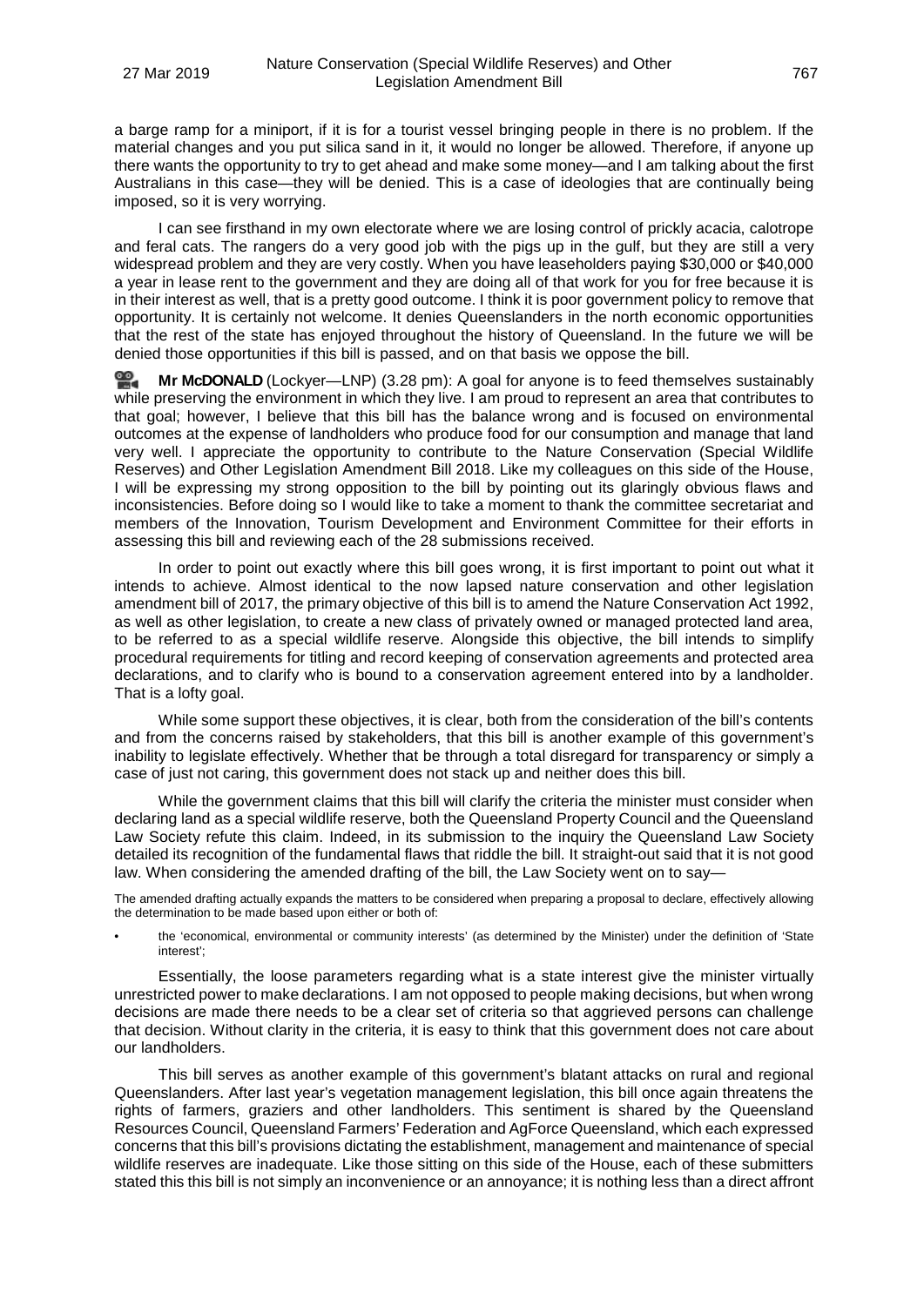a barge ramp for a miniport, if it is for a tourist vessel bringing people in there is no problem. If the material changes and you put silica sand in it, it would no longer be allowed. Therefore, if anyone up there wants the opportunity to try to get ahead and make some money—and I am talking about the first Australians in this case—they will be denied. This is a case of ideologies that are continually being imposed, so it is very worrying.

I can see firsthand in my own electorate where we are losing control of prickly acacia, calotrope and feral cats. The rangers do a very good job with the pigs up in the gulf, but they are still a very widespread problem and they are very costly. When you have leaseholders paying $30,000 or $40,000 a year in lease rent to the government and they are doing all of that work for you for free because it is in their interest as well, that is a pretty good outcome. I think it is poor government policy to remove that opportunity. It is certainly not welcome. It denies Queenslanders in the north economic opportunities that the rest of the state has enjoyed throughout the history of Queensland. In the future we will be denied those opportunities if this bill is passed, and on that basis we oppose the bill.

**Mr McDONALD** (Lockyer—LNP) (3.28 pm): A goal for anyone is to feed themselves sustainably while preserving the environment in which they live. I am proud to represent an area that contributes to that goal; however, I believe that this bill has the balance wrong and is focused on environmental outcomes at the expense of landholders who produce food for our consumption and manage that land very well. I appreciate the opportunity to contribute to the Nature Conservation (Special Wildlife Reserves) and Other Legislation Amendment Bill 2018. Like my colleagues on this side of the House, I will be expressing my strong opposition to the bill by pointing out its glaringly obvious flaws and inconsistencies. Before doing so I would like to take a moment to thank the committee secretariat and members of the Innovation, Tourism Development and Environment Committee for their efforts in assessing this bill and reviewing each of the 28 submissions received.

In order to point out exactly where this bill goes wrong, it is first important to point out what it intends to achieve. Almost identical to the now lapsed nature conservation and other legislation amendment bill of 2017, the primary objective of this bill is to amend the Nature Conservation Act 1992, as well as other legislation, to create a new class of privately owned or managed protected land area, to be referred to as a special wildlife reserve. Alongside this objective, the bill intends to simplify procedural requirements for titling and record keeping of conservation agreements and protected area declarations, and to clarify who is bound to a conservation agreement entered into by a landholder. That is a lofty goal.

While some support these objectives, it is clear, both from the consideration of the bill's contents and from the concerns raised by stakeholders, that this bill is another example of this government's inability to legislate effectively. Whether that be through a total disregard for transparency or simply a case of just not caring, this government does not stack up and neither does this bill.

While the government claims that this bill will clarify the criteria the minister must consider when declaring land as a special wildlife reserve, both the Queensland Property Council and the Queensland Law Society refute this claim. Indeed, in its submission to the inquiry the Queensland Law Society detailed its recognition of the fundamental flaws that riddle the bill. It straight-out said that it is not good law. When considering the amended drafting of the bill, the Law Society went on to say—

> The amended drafting actually expands the matters to be considered when preparing a proposal to declare, effectively allowing the determination to be made based upon either or both of:
>
> - the 'economical, environmental or community interests' (as determined by the Minister) under the definition of 'State interest';

Essentially, the loose parameters regarding what is a state interest give the minister virtually unrestricted power to make declarations. I am not opposed to people making decisions, but when wrong decisions are made there needs to be a clear set of criteria so that aggrieved persons can challenge that decision. Without clarity in the criteria, it is easy to think that this government does not care about our landholders.

This bill serves as another example of this government's blatant attacks on rural and regional Queenslanders. After last year's vegetation management legislation, this bill once again threatens the rights of farmers, graziers and other landholders. This sentiment is shared by the Queensland Resources Council, Queensland Farmers' Federation and AgForce Queensland, which each expressed concerns that this bill's provisions dictating the establishment, management and maintenance of special wildlife reserves are inadequate. Like those sitting on this side of the House, each of these submitters stated this this bill is not simply an inconvenience or an annoyance; it is nothing less than a direct affront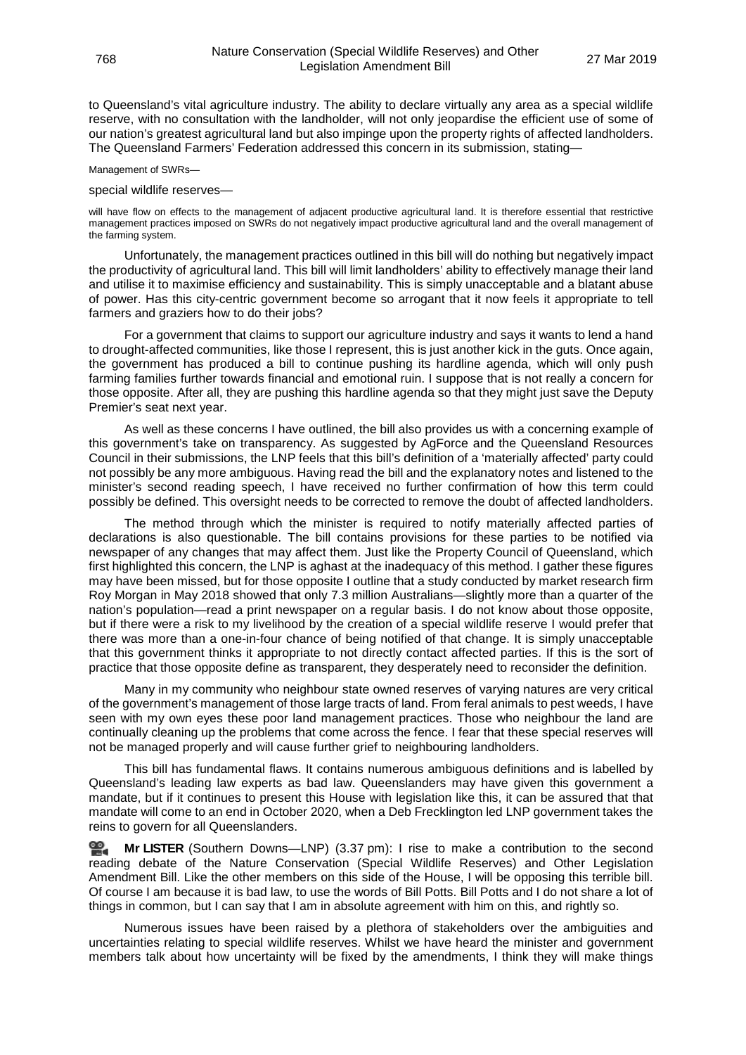to Queensland's vital agriculture industry. The ability to declare virtually any area as a special wildlife reserve, with no consultation with the landholder, will not only jeopardise the efficient use of some of our nation's greatest agricultural land but also impinge upon the property rights of affected landholders. The Queensland Farmers' Federation addressed this concern in its submission, stating—

Management of SWRs—

special wildlife reserves—

will have flow on effects to the management of adjacent productive agricultural land. It is therefore essential that restrictive management practices imposed on SWRs do not negatively impact productive agricultural land and the overall management of the farming system.

Unfortunately, the management practices outlined in this bill will do nothing but negatively impact the productivity of agricultural land. This bill will limit landholders' ability to effectively manage their land and utilise it to maximise efficiency and sustainability. This is simply unacceptable and a blatant abuse of power. Has this city-centric government become so arrogant that it now feels it appropriate to tell farmers and graziers how to do their jobs?

For a government that claims to support our agriculture industry and says it wants to lend a hand to drought-affected communities, like those I represent, this is just another kick in the guts. Once again, the government has produced a bill to continue pushing its hardline agenda, which will only push farming families further towards financial and emotional ruin. I suppose that is not really a concern for those opposite. After all, they are pushing this hardline agenda so that they might just save the Deputy Premier's seat next year.

As well as these concerns I have outlined, the bill also provides us with a concerning example of this government's take on transparency. As suggested by AgForce and the Queensland Resources Council in their submissions, the LNP feels that this bill's definition of a 'materially affected' party could not possibly be any more ambiguous. Having read the bill and the explanatory notes and listened to the minister's second reading speech, I have received no further confirmation of how this term could possibly be defined. This oversight needs to be corrected to remove the doubt of affected landholders.

The method through which the minister is required to notify materially affected parties of declarations is also questionable. The bill contains provisions for these parties to be notified via newspaper of any changes that may affect them. Just like the Property Council of Queensland, which first highlighted this concern, the LNP is aghast at the inadequacy of this method. I gather these figures may have been missed, but for those opposite I outline that a study conducted by market research firm Roy Morgan in May 2018 showed that only 7.3 million Australians—slightly more than a quarter of the nation's population—read a print newspaper on a regular basis. I do not know about those opposite, but if there were a risk to my livelihood by the creation of a special wildlife reserve I would prefer that there was more than a one-in-four chance of being notified of that change. It is simply unacceptable that this government thinks it appropriate to not directly contact affected parties. If this is the sort of practice that those opposite define as transparent, they desperately need to reconsider the definition.

Many in my community who neighbour state owned reserves of varying natures are very critical of the government's management of those large tracts of land. From feral animals to pest weeds, I have seen with my own eyes these poor land management practices. Those who neighbour the land are continually cleaning up the problems that come across the fence. I fear that these special reserves will not be managed properly and will cause further grief to neighbouring landholders.

This bill has fundamental flaws. It contains numerous ambiguous definitions and is labelled by Queensland's leading law experts as bad law. Queenslanders may have given this government a mandate, but if it continues to present this House with legislation like this, it can be assured that that mandate will come to an end in October 2020, when a Deb Frecklington led LNP government takes the reins to govern for all Queenslanders.

**Mr LISTER** (Southern Downs—LNP) (3.37 pm): I rise to make a contribution to the second reading debate of the Nature Conservation (Special Wildlife Reserves) and Other Legislation Amendment Bill. Like the other members on this side of the House, I will be opposing this terrible bill. Of course I am because it is bad law, to use the words of Bill Potts. Bill Potts and I do not share a lot of things in common, but I can say that I am in absolute agreement with him on this, and rightly so.

Numerous issues have been raised by a plethora of stakeholders over the ambiguities and uncertainties relating to special wildlife reserves. Whilst we have heard the minister and government members talk about how uncertainty will be fixed by the amendments, I think they will make things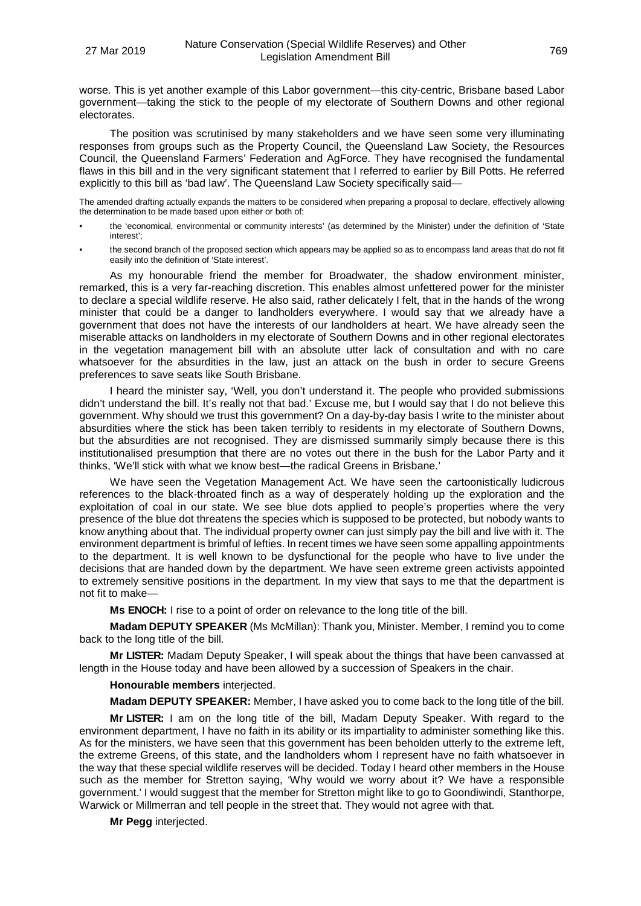worse. This is yet another example of this Labor government—this city-centric, Brisbane based Labor government—taking the stick to the people of my electorate of Southern Downs and other regional electorates.

The position was scrutinised by many stakeholders and we have seen some very illuminating responses from groups such as the Property Council, the Queensland Law Society, the Resources Council, the Queensland Farmers' Federation and AgForce. They have recognised the fundamental flaws in this bill and in the very significant statement that I referred to earlier by Bill Potts. He referred explicitly to this bill as 'bad law'. The Queensland Law Society specifically said—

The amended drafting actually expands the matters to be considered when preparing a proposal to declare, effectively allowing the determination to be made based upon either or both of:

- the 'economical, environmental or community interests' (as determined by the Minister) under the definition of 'State interest';
- the second branch of the proposed section which appears may be applied so as to encompass land areas that do not fit easily into the definition of 'State interest'.

As my honourable friend the member for Broadwater, the shadow environment minister, remarked, this is a very far-reaching discretion. This enables almost unfettered power for the minister to declare a special wildlife reserve. He also said, rather delicately I felt, that in the hands of the wrong minister that could be a danger to landholders everywhere. I would say that we already have a government that does not have the interests of our landholders at heart. We have already seen the miserable attacks on landholders in my electorate of Southern Downs and in other regional electorates in the vegetation management bill with an absolute utter lack of consultation and with no care whatsoever for the absurdities in the law, just an attack on the bush in order to secure Greens preferences to save seats like South Brisbane.

I heard the minister say, 'Well, you don't understand it. The people who provided submissions didn't understand the bill. It's really not that bad.' Excuse me, but I would say that I do not believe this government. Why should we trust this government? On a day-by-day basis I write to the minister about absurdities where the stick has been taken terribly to residents in my electorate of Southern Downs, but the absurdities are not recognised. They are dismissed summarily simply because there is this institutionalised presumption that there are no votes out there in the bush for the Labor Party and it thinks, 'We'll stick with what we know best—the radical Greens in Brisbane.'

We have seen the Vegetation Management Act. We have seen the cartoonistically ludicrous references to the black-throated finch as a way of desperately holding up the exploration and the exploitation of coal in our state. We see blue dots applied to people's properties where the very presence of the blue dot threatens the species which is supposed to be protected, but nobody wants to know anything about that. The individual property owner can just simply pay the bill and live with it. The environment department is brimful of lefties. In recent times we have seen some appalling appointments to the department. It is well known to be dysfunctional for the people who have to live under the decisions that are handed down by the department. We have seen extreme green activists appointed to extremely sensitive positions in the department. In my view that says to me that the department is not fit to make—

**Ms ENOCH:** I rise to a point of order on relevance to the long title of the bill.

**Madam DEPUTY SPEAKER** (Ms McMillan): Thank you, Minister. Member, I remind you to come back to the long title of the bill.

**Mr LISTER:** Madam Deputy Speaker, I will speak about the things that have been canvassed at length in the House today and have been allowed by a succession of Speakers in the chair.

**Honourable members** interjected.

**Madam DEPUTY SPEAKER:** Member, I have asked you to come back to the long title of the bill.

**Mr LISTER:** I am on the long title of the bill, Madam Deputy Speaker. With regard to the environment department, I have no faith in its ability or its impartiality to administer something like this. As for the ministers, we have seen that this government has been beholden utterly to the extreme left, the extreme Greens, of this state, and the landholders whom I represent have no faith whatsoever in the way that these special wildlife reserves will be decided. Today I heard other members in the House such as the member for Stretton saying, 'Why would we worry about it? We have a responsible government.' I would suggest that the member for Stretton might like to go to Goondiwindi, Stanthorpe, Warwick or Millmerran and tell people in the street that. They would not agree with that.

**Mr Pegg** interjected.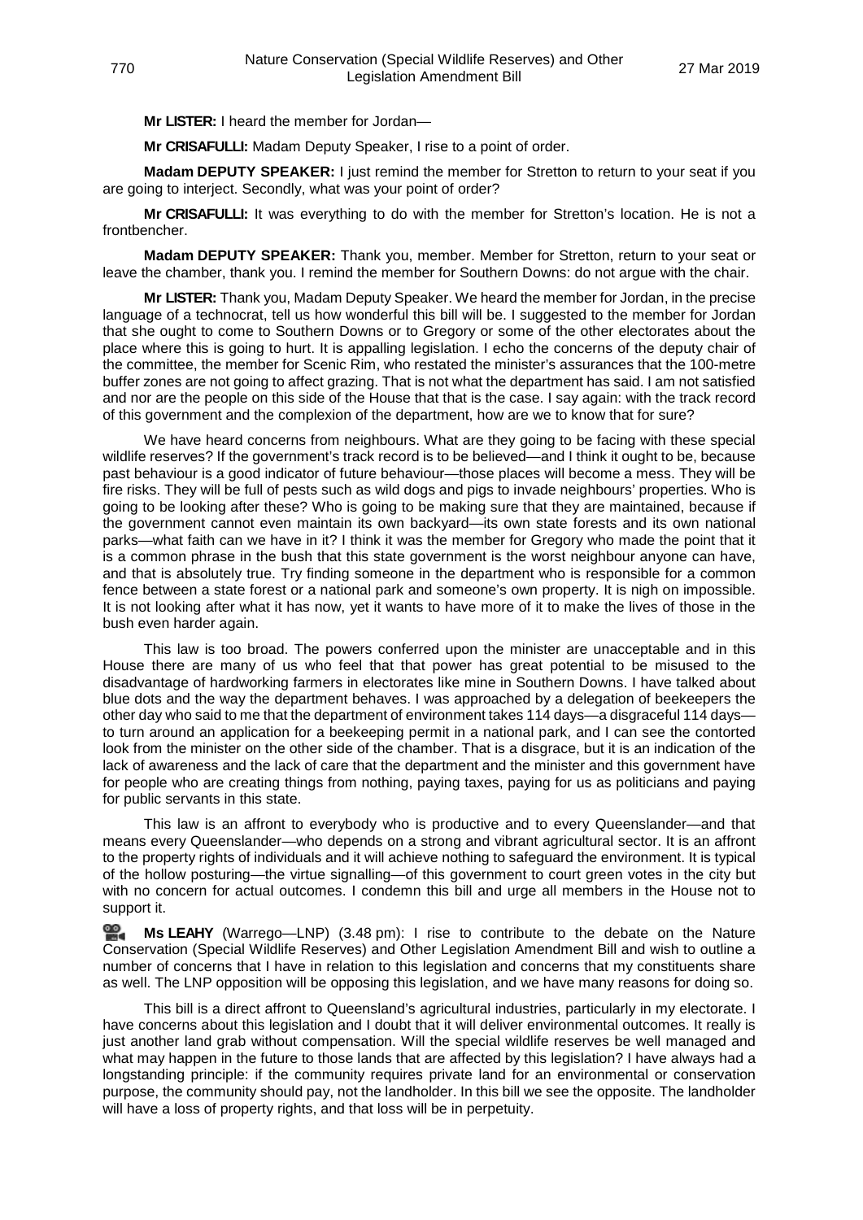**Mr LISTER:** I heard the member for Jordan—

**Mr CRISAFULLI:** Madam Deputy Speaker, I rise to a point of order.

**Madam DEPUTY SPEAKER:** I just remind the member for Stretton to return to your seat if you are going to interject. Secondly, what was your point of order?

**Mr CRISAFULLI:** It was everything to do with the member for Stretton's location. He is not a frontbencher.

**Madam DEPUTY SPEAKER:** Thank you, member. Member for Stretton, return to your seat or leave the chamber, thank you. I remind the member for Southern Downs: do not argue with the chair.

**Mr LISTER:** Thank you, Madam Deputy Speaker. We heard the member for Jordan, in the precise language of a technocrat, tell us how wonderful this bill will be. I suggested to the member for Jordan that she ought to come to Southern Downs or to Gregory or some of the other electorates about the place where this is going to hurt. It is appalling legislation. I echo the concerns of the deputy chair of the committee, the member for Scenic Rim, who restated the minister's assurances that the 100-metre buffer zones are not going to affect grazing. That is not what the department has said. I am not satisfied and nor are the people on this side of the House that that is the case. I say again: with the track record of this government and the complexion of the department, how are we to know that for sure?

We have heard concerns from neighbours. What are they going to be facing with these special wildlife reserves? If the government's track record is to be believed—and I think it ought to be, because past behaviour is a good indicator of future behaviour—those places will become a mess. They will be fire risks. They will be full of pests such as wild dogs and pigs to invade neighbours' properties. Who is going to be looking after these? Who is going to be making sure that they are maintained, because if the government cannot even maintain its own backyard—its own state forests and its own national parks—what faith can we have in it? I think it was the member for Gregory who made the point that it is a common phrase in the bush that this state government is the worst neighbour anyone can have, and that is absolutely true. Try finding someone in the department who is responsible for a common fence between a state forest or a national park and someone's own property. It is nigh on impossible. It is not looking after what it has now, yet it wants to have more of it to make the lives of those in the bush even harder again.

This law is too broad. The powers conferred upon the minister are unacceptable and in this House there are many of us who feel that that power has great potential to be misused to the disadvantage of hardworking farmers in electorates like mine in Southern Downs. I have talked about blue dots and the way the department behaves. I was approached by a delegation of beekeepers the other day who said to me that the department of environment takes 114 days—a disgraceful 114 days—to turn around an application for a beekeeping permit in a national park, and I can see the contorted look from the minister on the other side of the chamber. That is a disgrace, but it is an indication of the lack of awareness and the lack of care that the department and the minister and this government have for people who are creating things from nothing, paying taxes, paying for us as politicians and paying for public servants in this state.

This law is an affront to everybody who is productive and to every Queenslander—and that means every Queenslander—who depends on a strong and vibrant agricultural sector. It is an affront to the property rights of individuals and it will achieve nothing to safeguard the environment. It is typical of the hollow posturing—the virtue signalling—of this government to court green votes in the city but with no concern for actual outcomes. I condemn this bill and urge all members in the House not to support it.

**Ms LEAHY** (Warrego—LNP) (3.48 pm): I rise to contribute to the debate on the Nature Conservation (Special Wildlife Reserves) and Other Legislation Amendment Bill and wish to outline a number of concerns that I have in relation to this legislation and concerns that my constituents share as well. The LNP opposition will be opposing this legislation, and we have many reasons for doing so.

This bill is a direct affront to Queensland's agricultural industries, particularly in my electorate. I have concerns about this legislation and I doubt that it will deliver environmental outcomes. It really is just another land grab without compensation. Will the special wildlife reserves be well managed and what may happen in the future to those lands that are affected by this legislation? I have always had a longstanding principle: if the community requires private land for an environmental or conservation purpose, the community should pay, not the landholder. In this bill we see the opposite. The landholder will have a loss of property rights, and that loss will be in perpetuity.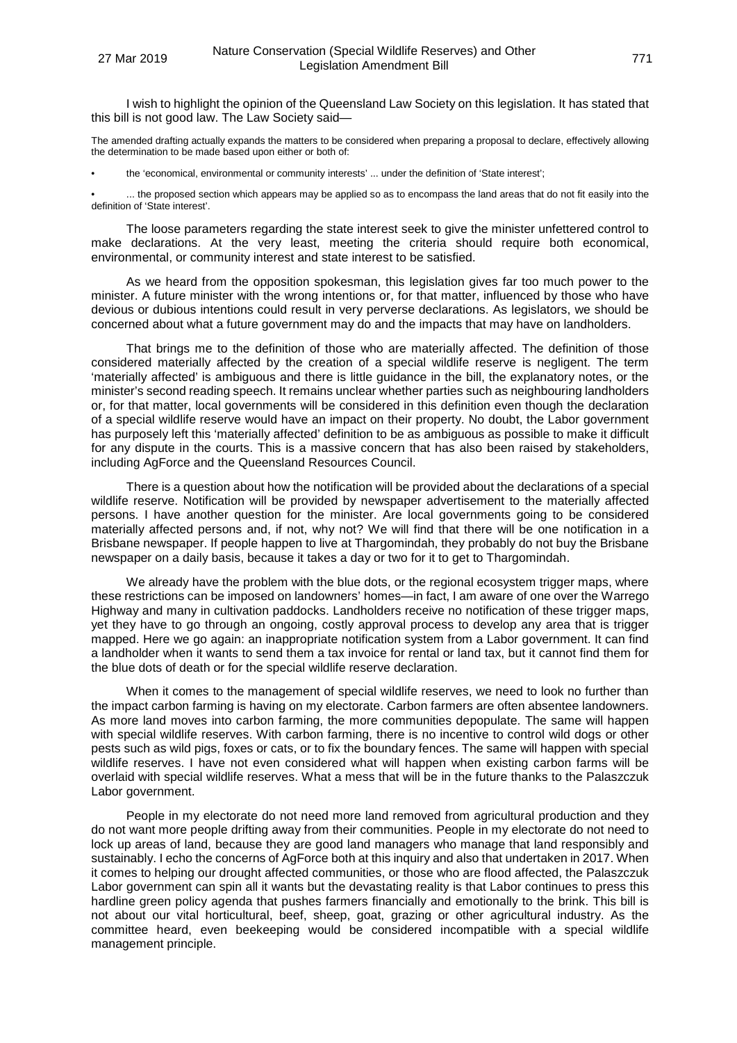I wish to highlight the opinion of the Queensland Law Society on this legislation. It has stated that this bill is not good law. The Law Society said—

> The amended drafting actually expands the matters to be considered when preparing a proposal to declare, effectively allowing the determination to be made based upon either or both of:
>
> - the 'economical, environmental or community interests' ... under the definition of 'State interest';
> - ... the proposed section which appears may be applied so as to encompass the land areas that do not fit easily into the definition of 'State interest'.

The loose parameters regarding the state interest seek to give the minister unfettered control to make declarations. At the very least, meeting the criteria should require both economical, environmental, or community interest and state interest to be satisfied.

As we heard from the opposition spokesman, this legislation gives far too much power to the minister. A future minister with the wrong intentions or, for that matter, influenced by those who have devious or dubious intentions could result in very perverse declarations. As legislators, we should be concerned about what a future government may do and the impacts that may have on landholders.

That brings me to the definition of those who are materially affected. The definition of those considered materially affected by the creation of a special wildlife reserve is negligent. The term 'materially affected' is ambiguous and there is little guidance in the bill, the explanatory notes, or the minister's second reading speech. It remains unclear whether parties such as neighbouring landholders or, for that matter, local governments will be considered in this definition even though the declaration of a special wildlife reserve would have an impact on their property. No doubt, the Labor government has purposely left this 'materially affected' definition to be as ambiguous as possible to make it difficult for any dispute in the courts. This is a massive concern that has also been raised by stakeholders, including AgForce and the Queensland Resources Council.

There is a question about how the notification will be provided about the declarations of a special wildlife reserve. Notification will be provided by newspaper advertisement to the materially affected persons. I have another question for the minister. Are local governments going to be considered materially affected persons and, if not, why not? We will find that there will be one notification in a Brisbane newspaper. If people happen to live at Thargomindah, they probably do not buy the Brisbane newspaper on a daily basis, because it takes a day or two for it to get to Thargomindah.

We already have the problem with the blue dots, or the regional ecosystem trigger maps, where these restrictions can be imposed on landowners' homes—in fact, I am aware of one over the Warrego Highway and many in cultivation paddocks. Landholders receive no notification of these trigger maps, yet they have to go through an ongoing, costly approval process to develop any area that is trigger mapped. Here we go again: an inappropriate notification system from a Labor government. It can find a landholder when it wants to send them a tax invoice for rental or land tax, but it cannot find them for the blue dots of death or for the special wildlife reserve declaration.

When it comes to the management of special wildlife reserves, we need to look no further than the impact carbon farming is having on my electorate. Carbon farmers are often absentee landowners. As more land moves into carbon farming, the more communities depopulate. The same will happen with special wildlife reserves. With carbon farming, there is no incentive to control wild dogs or other pests such as wild pigs, foxes or cats, or to fix the boundary fences. The same will happen with special wildlife reserves. I have not even considered what will happen when existing carbon farms will be overlaid with special wildlife reserves. What a mess that will be in the future thanks to the Palaszczuk Labor government.

People in my electorate do not need more land removed from agricultural production and they do not want more people drifting away from their communities. People in my electorate do not need to lock up areas of land, because they are good land managers who manage that land responsibly and sustainably. I echo the concerns of AgForce both at this inquiry and also that undertaken in 2017. When it comes to helping our drought affected communities, or those who are flood affected, the Palaszczuk Labor government can spin all it wants but the devastating reality is that Labor continues to press this hardline green policy agenda that pushes farmers financially and emotionally to the brink. This bill is not about our vital horticultural, beef, sheep, goat, grazing or other agricultural industry. As the committee heard, even beekeeping would be considered incompatible with a special wildlife management principle.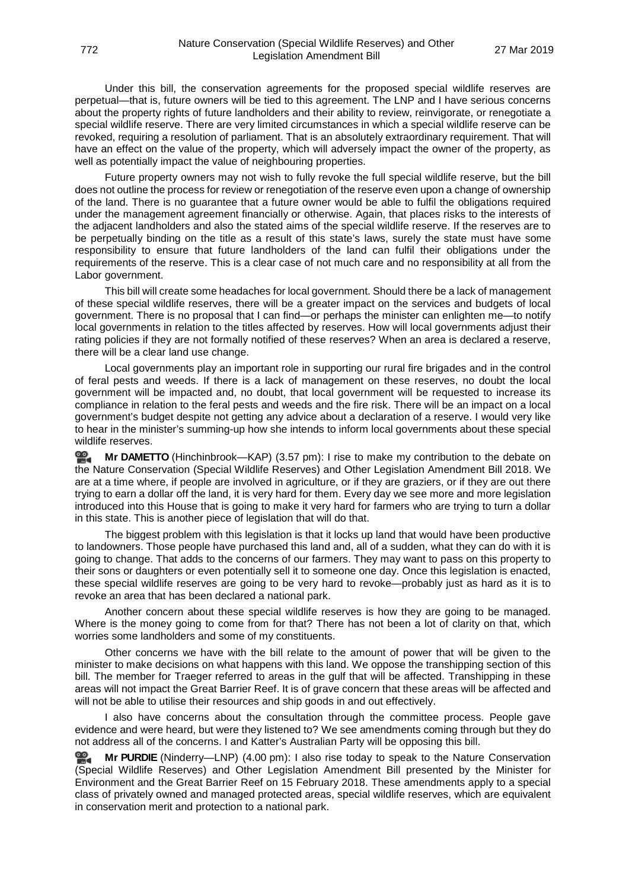Under this bill, the conservation agreements for the proposed special wildlife reserves are perpetual—that is, future owners will be tied to this agreement. The LNP and I have serious concerns about the property rights of future landholders and their ability to review, reinvigorate, or renegotiate a special wildlife reserve. There are very limited circumstances in which a special wildlife reserve can be revoked, requiring a resolution of parliament. That is an absolutely extraordinary requirement. That will have an effect on the value of the property, which will adversely impact the owner of the property, as well as potentially impact the value of neighbouring properties.

Future property owners may not wish to fully revoke the full special wildlife reserve, but the bill does not outline the process for review or renegotiation of the reserve even upon a change of ownership of the land. There is no guarantee that a future owner would be able to fulfil the obligations required under the management agreement financially or otherwise. Again, that places risks to the interests of the adjacent landholders and also the stated aims of the special wildlife reserve. If the reserves are to be perpetually binding on the title as a result of this state's laws, surely the state must have some responsibility to ensure that future landholders of the land can fulfil their obligations under the requirements of the reserve. This is a clear case of not much care and no responsibility at all from the Labor government.

This bill will create some headaches for local government. Should there be a lack of management of these special wildlife reserves, there will be a greater impact on the services and budgets of local government. There is no proposal that I can find—or perhaps the minister can enlighten me—to notify local governments in relation to the titles affected by reserves. How will local governments adjust their rating policies if they are not formally notified of these reserves? When an area is declared a reserve, there will be a clear land use change.

Local governments play an important role in supporting our rural fire brigades and in the control of feral pests and weeds. If there is a lack of management on these reserves, no doubt the local government will be impacted and, no doubt, that local government will be requested to increase its compliance in relation to the feral pests and weeds and the fire risk. There will be an impact on a local government's budget despite not getting any advice about a declaration of a reserve. I would very like to hear in the minister's summing-up how she intends to inform local governments about these special wildlife reserves.

**Mr DAMETTO** (Hinchinbrook—KAP) (3.57 pm): I rise to make my contribution to the debate on the Nature Conservation (Special Wildlife Reserves) and Other Legislation Amendment Bill 2018. We are at a time where, if people are involved in agriculture, or if they are graziers, or if they are out there trying to earn a dollar off the land, it is very hard for them. Every day we see more and more legislation introduced into this House that is going to make it very hard for farmers who are trying to turn a dollar in this state. This is another piece of legislation that will do that.

The biggest problem with this legislation is that it locks up land that would have been productive to landowners. Those people have purchased this land and, all of a sudden, what they can do with it is going to change. That adds to the concerns of our farmers. They may want to pass on this property to their sons or daughters or even potentially sell it to someone one day. Once this legislation is enacted, these special wildlife reserves are going to be very hard to revoke—probably just as hard as it is to revoke an area that has been declared a national park.

Another concern about these special wildlife reserves is how they are going to be managed. Where is the money going to come from for that? There has not been a lot of clarity on that, which worries some landholders and some of my constituents.

Other concerns we have with the bill relate to the amount of power that will be given to the minister to make decisions on what happens with this land. We oppose the transhipping section of this bill. The member for Traeger referred to areas in the gulf that will be affected. Transhipping in these areas will not impact the Great Barrier Reef. It is of grave concern that these areas will be affected and will not be able to utilise their resources and ship goods in and out effectively.

I also have concerns about the consultation through the committee process. People gave evidence and were heard, but were they listened to? We see amendments coming through but they do not address all of the concerns. I and Katter's Australian Party will be opposing this bill.

**Mr PURDIE** (Ninderry—LNP) (4.00 pm): I also rise today to speak to the Nature Conservation (Special Wildlife Reserves) and Other Legislation Amendment Bill presented by the Minister for Environment and the Great Barrier Reef on 15 February 2018. These amendments apply to a special class of privately owned and managed protected areas, special wildlife reserves, which are equivalent in conservation merit and protection to a national park.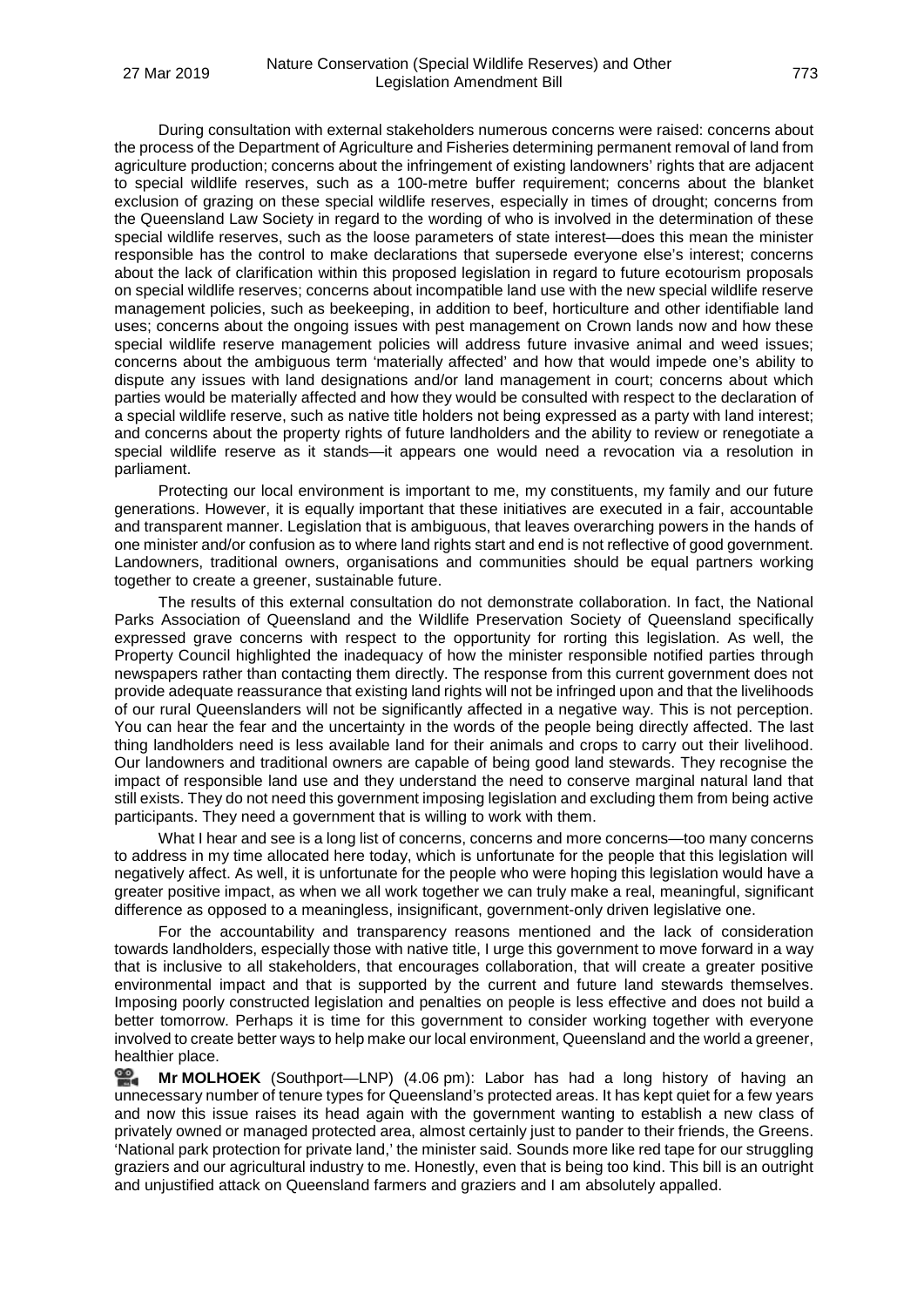During consultation with external stakeholders numerous concerns were raised: concerns about the process of the Department of Agriculture and Fisheries determining permanent removal of land from agriculture production; concerns about the infringement of existing landowners' rights that are adjacent to special wildlife reserves, such as a 100-metre buffer requirement; concerns about the blanket exclusion of grazing on these special wildlife reserves, especially in times of drought; concerns from the Queensland Law Society in regard to the wording of who is involved in the determination of these special wildlife reserves, such as the loose parameters of state interest—does this mean the minister responsible has the control to make declarations that supersede everyone else's interest; concerns about the lack of clarification within this proposed legislation in regard to future ecotourism proposals on special wildlife reserves; concerns about incompatible land use with the new special wildlife reserve management policies, such as beekeeping, in addition to beef, horticulture and other identifiable land uses; concerns about the ongoing issues with pest management on Crown lands now and how these special wildlife reserve management policies will address future invasive animal and weed issues; concerns about the ambiguous term 'materially affected' and how that would impede one's ability to dispute any issues with land designations and/or land management in court; concerns about which parties would be materially affected and how they would be consulted with respect to the declaration of a special wildlife reserve, such as native title holders not being expressed as a party with land interest; and concerns about the property rights of future landholders and the ability to review or renegotiate a special wildlife reserve as it stands—it appears one would need a revocation via a resolution in parliament.

Protecting our local environment is important to me, my constituents, my family and our future generations. However, it is equally important that these initiatives are executed in a fair, accountable and transparent manner. Legislation that is ambiguous, that leaves overarching powers in the hands of one minister and/or confusion as to where land rights start and end is not reflective of good government. Landowners, traditional owners, organisations and communities should be equal partners working together to create a greener, sustainable future.

The results of this external consultation do not demonstrate collaboration. In fact, the National Parks Association of Queensland and the Wildlife Preservation Society of Queensland specifically expressed grave concerns with respect to the opportunity for rorting this legislation. As well, the Property Council highlighted the inadequacy of how the minister responsible notified parties through newspapers rather than contacting them directly. The response from this current government does not provide adequate reassurance that existing land rights will not be infringed upon and that the livelihoods of our rural Queenslanders will not be significantly affected in a negative way. This is not perception. You can hear the fear and the uncertainty in the words of the people being directly affected. The last thing landholders need is less available land for their animals and crops to carry out their livelihood. Our landowners and traditional owners are capable of being good land stewards. They recognise the impact of responsible land use and they understand the need to conserve marginal natural land that still exists. They do not need this government imposing legislation and excluding them from being active participants. They need a government that is willing to work with them.

What I hear and see is a long list of concerns, concerns and more concerns—too many concerns to address in my time allocated here today, which is unfortunate for the people that this legislation will negatively affect. As well, it is unfortunate for the people who were hoping this legislation would have a greater positive impact, as when we all work together we can truly make a real, meaningful, significant difference as opposed to a meaningless, insignificant, government-only driven legislative one.

For the accountability and transparency reasons mentioned and the lack of consideration towards landholders, especially those with native titles, I urge this government to move forward in a way that is inclusive to all stakeholders, that encourages collaboration, that will create a greater positive environmental impact and that is supported by the current and future land stewards themselves. Imposing poorly constructed legislation and penalties on people is less effective and does not build a better tomorrow. Perhaps it is time for this government to consider working together with everyone involved to create better ways to help make our local environment, Queensland and the world a greener, healthier place.

**Mr MOLHOEK** (Southport—LNP) (4.06 pm): Labor has had a long history of having an unnecessary number of tenure types for Queensland's protected areas. It has kept quiet for a few years and now this issue raises its head again with the government wanting to establish a new class of privately owned or managed protected area, almost certainly just to pander to their friends, the Greens. 'National park protection for private land,' the minister said. Sounds more like red tape for our struggling graziers and our agricultural industry to me. Honestly, even that is being too kind. This bill is an outright and unjustified attack on Queensland farmers and graziers and I am absolutely appalled.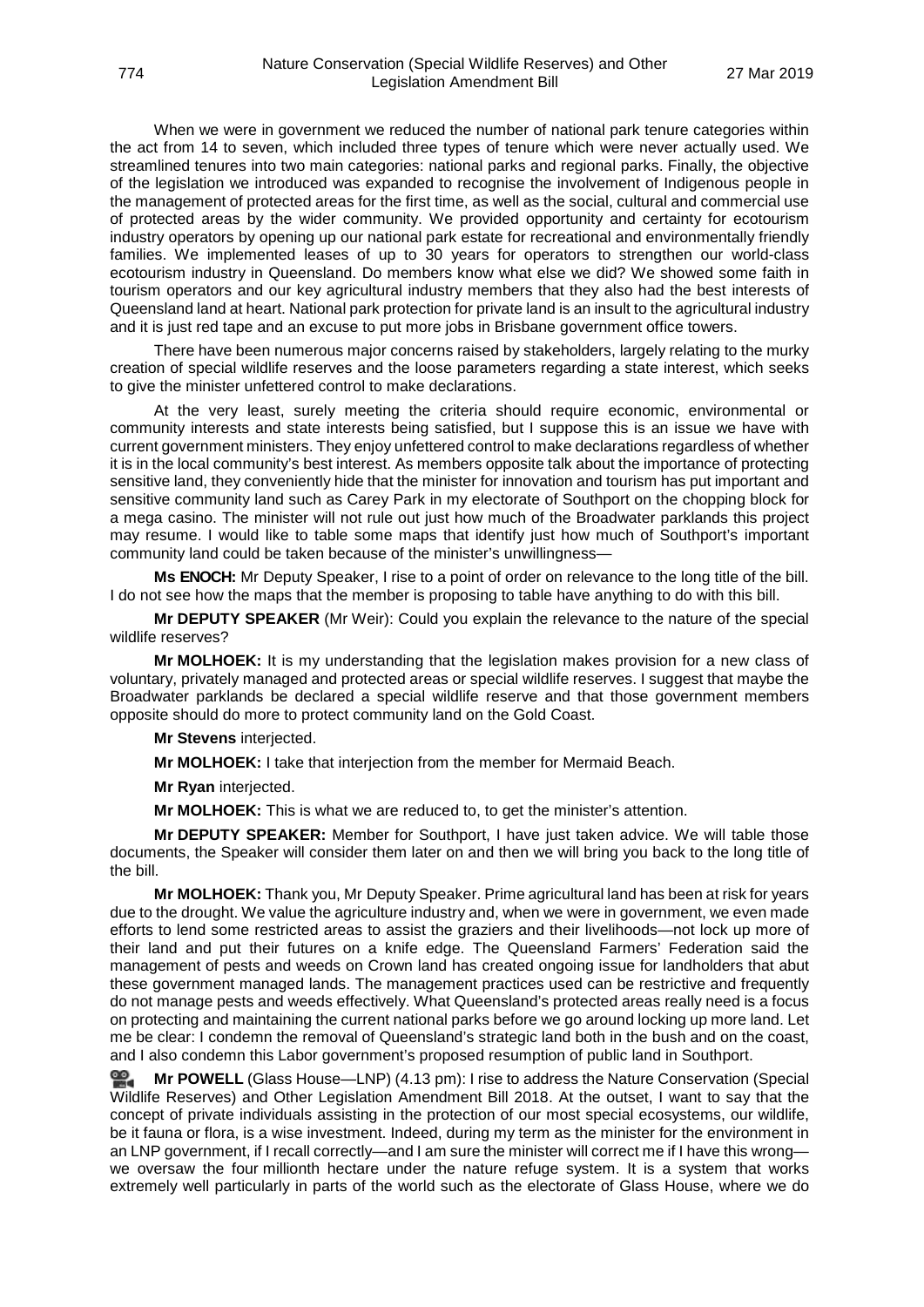When we were in government we reduced the number of national park tenure categories within the act from 14 to seven, which included three types of tenure which were never actually used. We streamlined tenures into two main categories: national parks and regional parks. Finally, the objective of the legislation we introduced was expanded to recognise the involvement of Indigenous people in the management of protected areas for the first time, as well as the social, cultural and commercial use of protected areas by the wider community. We provided opportunity and certainty for ecotourism industry operators by opening up our national park estate for recreational and environmentally friendly families. We implemented leases of up to 30 years for operators to strengthen our world-class ecotourism industry in Queensland. Do members know what else we did? We showed some faith in tourism operators and our key agricultural industry members that they also had the best interests of Queensland land at heart. National park protection for private land is an insult to the agricultural industry and it is just red tape and an excuse to put more jobs in Brisbane government office towers.

There have been numerous major concerns raised by stakeholders, largely relating to the murky creation of special wildlife reserves and the loose parameters regarding a state interest, which seeks to give the minister unfettered control to make declarations.

At the very least, surely meeting the criteria should require economic, environmental or community interests and state interests being satisfied, but I suppose this is an issue we have with current government ministers. They enjoy unfettered control to make declarations regardless of whether it is in the local community's best interest. As members opposite talk about the importance of protecting sensitive land, they conveniently hide that the minister for innovation and tourism has put important and sensitive community land such as Carey Park in my electorate of Southport on the chopping block for a mega casino. The minister will not rule out just how much of the Broadwater parklands this project may resume. I would like to table some maps that identify just how much of Southport's important community land could be taken because of the minister's unwillingness—

**Ms ENOCH:** Mr Deputy Speaker, I rise to a point of order on relevance to the long title of the bill. I do not see how the maps that the member is proposing to table have anything to do with this bill.

**Mr DEPUTY SPEAKER** (Mr Weir): Could you explain the relevance to the nature of the special wildlife reserves?

**Mr MOLHOEK:** It is my understanding that the legislation makes provision for a new class of voluntary, privately managed and protected areas or special wildlife reserves. I suggest that maybe the Broadwater parklands be declared a special wildlife reserve and that those government members opposite should do more to protect community land on the Gold Coast.

**Mr Stevens** interjected.

**Mr MOLHOEK:** I take that interjection from the member for Mermaid Beach.

**Mr Ryan** interjected.

**Mr MOLHOEK:** This is what we are reduced to, to get the minister's attention.

**Mr DEPUTY SPEAKER:** Member for Southport, I have just taken advice. We will table those documents, the Speaker will consider them later on and then we will bring you back to the long title of the bill.

**Mr MOLHOEK:** Thank you, Mr Deputy Speaker. Prime agricultural land has been at risk for years due to the drought. We value the agriculture industry and, when we were in government, we even made efforts to lend some restricted areas to assist the graziers and their livelihoods—not lock up more of their land and put their futures on a knife edge. The Queensland Farmers' Federation said the management of pests and weeds on Crown land has created ongoing issue for landholders that abut these government managed lands. The management practices used can be restrictive and frequently do not manage pests and weeds effectively. What Queensland's protected areas really need is a focus on protecting and maintaining the current national parks before we go around locking up more land. Let me be clear: I condemn the removal of Queensland's strategic land both in the bush and on the coast, and I also condemn this Labor government's proposed resumption of public land in Southport.

**Mr POWELL** (Glass House—LNP) (4.13 pm): I rise to address the Nature Conservation (Special Wildlife Reserves) and Other Legislation Amendment Bill 2018. At the outset, I want to say that the concept of private individuals assisting in the protection of our most special ecosystems, our wildlife, be it fauna or flora, is a wise investment. Indeed, during my term as the minister for the environment in an LNP government, if I recall correctly—and I am sure the minister will correct me if I have this wrong—we oversaw the four millionth hectare under the nature refuge system. It is a system that works extremely well particularly in parts of the world such as the electorate of Glass House, where we do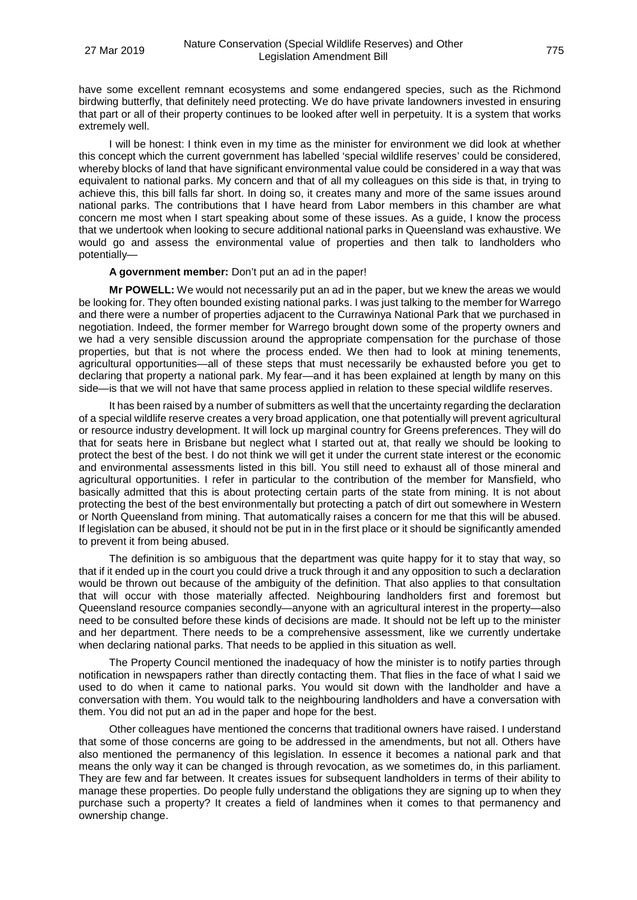have some excellent remnant ecosystems and some endangered species, such as the Richmond birdwing butterfly, that definitely need protecting. We do have private landowners invested in ensuring that part or all of their property continues to be looked after well in perpetuity. It is a system that works extremely well.

I will be honest: I think even in my time as the minister for environment we did look at whether this concept which the current government has labelled 'special wildlife reserves' could be considered, whereby blocks of land that have significant environmental value could be considered in a way that was equivalent to national parks. My concern and that of all my colleagues on this side is that, in trying to achieve this, this bill falls far short. In doing so, it creates many and more of the same issues around national parks. The contributions that I have heard from Labor members in this chamber are what concern me most when I start speaking about some of these issues. As a guide, I know the process that we undertook when looking to secure additional national parks in Queensland was exhaustive. We would go and assess the environmental value of properties and then talk to landholders who potentially—

**A government member:** Don't put an ad in the paper!

**Mr POWELL:** We would not necessarily put an ad in the paper, but we knew the areas we would be looking for. They often bounded existing national parks. I was just talking to the member for Warrego and there were a number of properties adjacent to the Currawinya National Park that we purchased in negotiation. Indeed, the former member for Warrego brought down some of the property owners and we had a very sensible discussion around the appropriate compensation for the purchase of those properties, but that is not where the process ended. We then had to look at mining tenements, agricultural opportunities—all of these steps that must necessarily be exhausted before you get to declaring that property a national park. My fear—and it has been explained at length by many on this side—is that we will not have that same process applied in relation to these special wildlife reserves.

It has been raised by a number of submitters as well that the uncertainty regarding the declaration of a special wildlife reserve creates a very broad application, one that potentially will prevent agricultural or resource industry development. It will lock up marginal country for Greens preferences. They will do that for seats here in Brisbane but neglect what I started out at, that really we should be looking to protect the best of the best. I do not think we will get it under the current state interest or the economic and environmental assessments listed in this bill. You still need to exhaust all of those mineral and agricultural opportunities. I refer in particular to the contribution of the member for Mansfield, who basically admitted that this is about protecting certain parts of the state from mining. It is not about protecting the best of the best environmentally but protecting a patch of dirt out somewhere in Western or North Queensland from mining. That automatically raises a concern for me that this will be abused. If legislation can be abused, it should not be put in in the first place or it should be significantly amended to prevent it from being abused.

The definition is so ambiguous that the department was quite happy for it to stay that way, so that if it ended up in the court you could drive a truck through it and any opposition to such a declaration would be thrown out because of the ambiguity of the definition. That also applies to that consultation that will occur with those materially affected. Neighbouring landholders first and foremost but Queensland resource companies secondly—anyone with an agricultural interest in the property—also need to be consulted before these kinds of decisions are made. It should not be left up to the minister and her department. There needs to be a comprehensive assessment, like we currently undertake when declaring national parks. That needs to be applied in this situation as well.

The Property Council mentioned the inadequacy of how the minister is to notify parties through notification in newspapers rather than directly contacting them. That flies in the face of what I said we used to do when it came to national parks. You would sit down with the landholder and have a conversation with them. You would talk to the neighbouring landholders and have a conversation with them. You did not put an ad in the paper and hope for the best.

Other colleagues have mentioned the concerns that traditional owners have raised. I understand that some of those concerns are going to be addressed in the amendments, but not all. Others have also mentioned the permanency of this legislation. In essence it becomes a national park and that means the only way it can be changed is through revocation, as we sometimes do, in this parliament. They are few and far between. It creates issues for subsequent landholders in terms of their ability to manage these properties. Do people fully understand the obligations they are signing up to when they purchase such a property? It creates a field of landmines when it comes to that permanency and ownership change.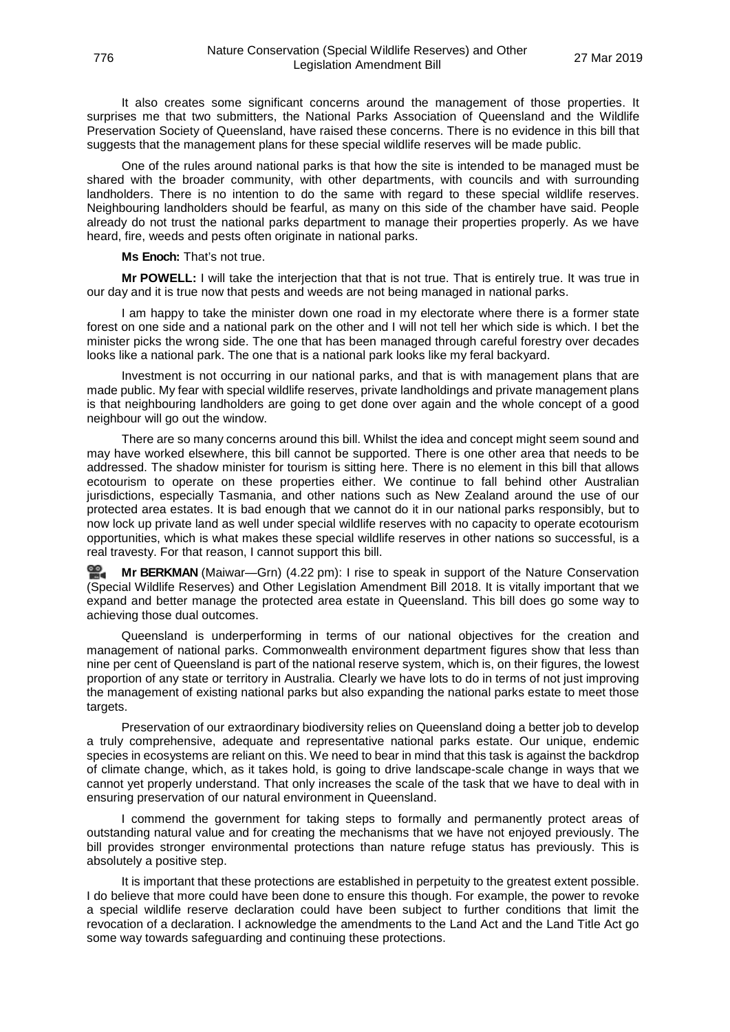It also creates some significant concerns around the management of those properties. It surprises me that two submitters, the National Parks Association of Queensland and the Wildlife Preservation Society of Queensland, have raised these concerns. There is no evidence in this bill that suggests that the management plans for these special wildlife reserves will be made public.

One of the rules around national parks is that how the site is intended to be managed must be shared with the broader community, with other departments, with councils and with surrounding landholders. There is no intention to do the same with regard to these special wildlife reserves. Neighbouring landholders should be fearful, as many on this side of the chamber have said. People already do not trust the national parks department to manage their properties properly. As we have heard, fire, weeds and pests often originate in national parks.

**Ms Enoch:** That's not true.

**Mr POWELL:** I will take the interjection that that is not true. That is entirely true. It was true in our day and it is true now that pests and weeds are not being managed in national parks.

I am happy to take the minister down one road in my electorate where there is a former state forest on one side and a national park on the other and I will not tell her which side is which. I bet the minister picks the wrong side. The one that has been managed through careful forestry over decades looks like a national park. The one that is a national park looks like my feral backyard.

Investment is not occurring in our national parks, and that is with management plans that are made public. My fear with special wildlife reserves, private landholdings and private management plans is that neighbouring landholders are going to get done over again and the whole concept of a good neighbour will go out the window.

There are so many concerns around this bill. Whilst the idea and concept might seem sound and may have worked elsewhere, this bill cannot be supported. There is one other area that needs to be addressed. The shadow minister for tourism is sitting here. There is no element in this bill that allows ecotourism to operate on these properties either. We continue to fall behind other Australian jurisdictions, especially Tasmania, and other nations such as New Zealand around the use of our protected area estates. It is bad enough that we cannot do it in our national parks responsibly, but to now lock up private land as well under special wildlife reserves with no capacity to operate ecotourism opportunities, which is what makes these special wildlife reserves in other nations so successful, is a real travesty. For that reason, I cannot support this bill.

**Mr BERKMAN** (Maiwar—Grn) (4.22 pm): I rise to speak in support of the Nature Conservation (Special Wildlife Reserves) and Other Legislation Amendment Bill 2018. It is vitally important that we expand and better manage the protected area estate in Queensland. This bill does go some way to achieving those dual outcomes.

Queensland is underperforming in terms of our national objectives for the creation and management of national parks. Commonwealth environment department figures show that less than nine per cent of Queensland is part of the national reserve system, which is, on their figures, the lowest proportion of any state or territory in Australia. Clearly we have lots to do in terms of not just improving the management of existing national parks but also expanding the national parks estate to meet those targets.

Preservation of our extraordinary biodiversity relies on Queensland doing a better job to develop a truly comprehensive, adequate and representative national parks estate. Our unique, endemic species in ecosystems are reliant on this. We need to bear in mind that this task is against the backdrop of climate change, which, as it takes hold, is going to drive landscape-scale change in ways that we cannot yet properly understand. That only increases the scale of the task that we have to deal with in ensuring preservation of our natural environment in Queensland.

I commend the government for taking steps to formally and permanently protect areas of outstanding natural value and for creating the mechanisms that we have not enjoyed previously. The bill provides stronger environmental protections than nature refuge status has previously. This is absolutely a positive step.

It is important that these protections are established in perpetuity to the greatest extent possible. I do believe that more could have been done to ensure this though. For example, the power to revoke a special wildlife reserve declaration could have been subject to further conditions that limit the revocation of a declaration. I acknowledge the amendments to the Land Act and the Land Title Act go some way towards safeguarding and continuing these protections.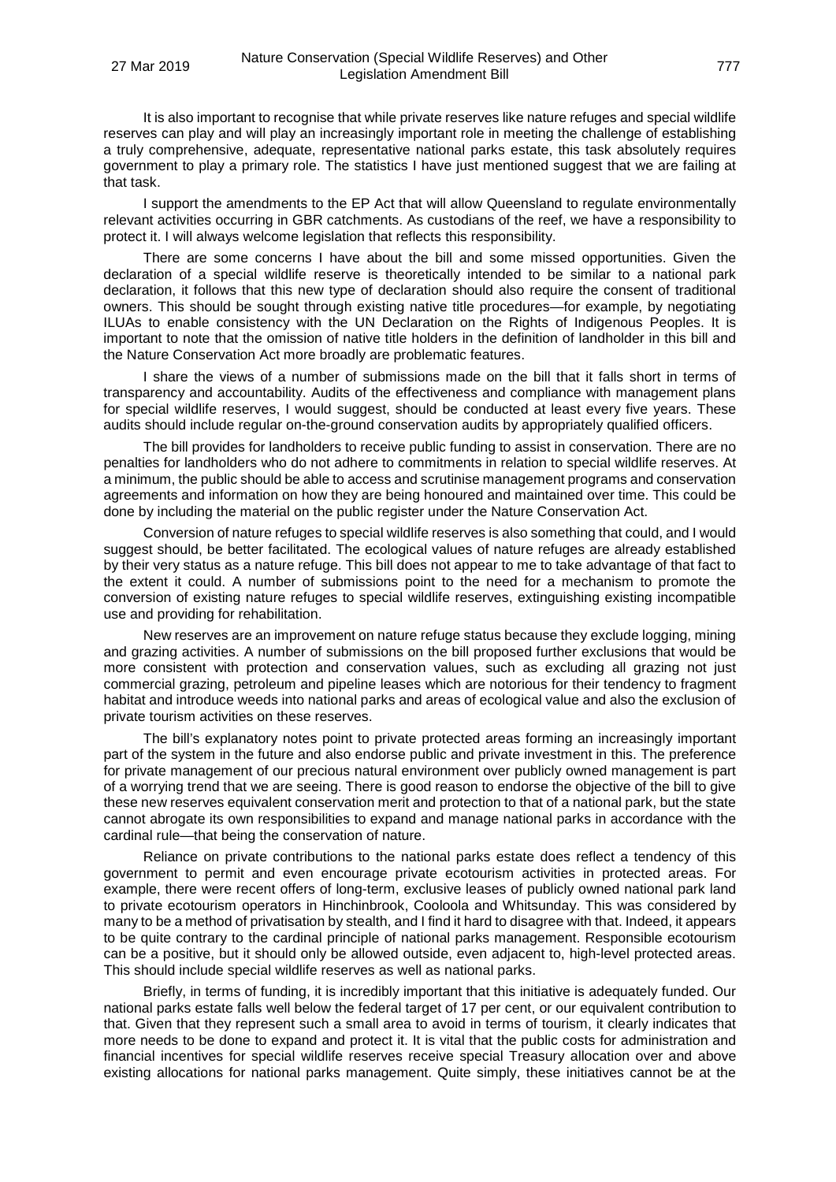It is also important to recognise that while private reserves like nature refuges and special wildlife reserves can play and will play an increasingly important role in meeting the challenge of establishing a truly comprehensive, adequate, representative national parks estate, this task absolutely requires government to play a primary role. The statistics I have just mentioned suggest that we are failing at that task.

I support the amendments to the EP Act that will allow Queensland to regulate environmentally relevant activities occurring in GBR catchments. As custodians of the reef, we have a responsibility to protect it. I will always welcome legislation that reflects this responsibility.

There are some concerns I have about the bill and some missed opportunities. Given the declaration of a special wildlife reserve is theoretically intended to be similar to a national park declaration, it follows that this new type of declaration should also require the consent of traditional owners. This should be sought through existing native title procedures—for example, by negotiating ILUAs to enable consistency with the UN Declaration on the Rights of Indigenous Peoples. It is important to note that the omission of native title holders in the definition of landholder in this bill and the Nature Conservation Act more broadly are problematic features.

I share the views of a number of submissions made on the bill that it falls short in terms of transparency and accountability. Audits of the effectiveness and compliance with management plans for special wildlife reserves, I would suggest, should be conducted at least every five years. These audits should include regular on-the-ground conservation audits by appropriately qualified officers.

The bill provides for landholders to receive public funding to assist in conservation. There are no penalties for landholders who do not adhere to commitments in relation to special wildlife reserves. At a minimum, the public should be able to access and scrutinise management programs and conservation agreements and information on how they are being honoured and maintained over time. This could be done by including the material on the public register under the Nature Conservation Act.

Conversion of nature refuges to special wildlife reserves is also something that could, and I would suggest should, be better facilitated. The ecological values of nature refuges are already established by their very status as a nature refuge. This bill does not appear to me to take advantage of that fact to the extent it could. A number of submissions point to the need for a mechanism to promote the conversion of existing nature refuges to special wildlife reserves, extinguishing existing incompatible use and providing for rehabilitation.

New reserves are an improvement on nature refuge status because they exclude logging, mining and grazing activities. A number of submissions on the bill proposed further exclusions that would be more consistent with protection and conservation values, such as excluding all grazing not just commercial grazing, petroleum and pipeline leases which are notorious for their tendency to fragment habitat and introduce weeds into national parks and areas of ecological value and also the exclusion of private tourism activities on these reserves.

The bill's explanatory notes point to private protected areas forming an increasingly important part of the system in the future and also endorse public and private investment in this. The preference for private management of our precious natural environment over publicly owned management is part of a worrying trend that we are seeing. There is good reason to endorse the objective of the bill to give these new reserves equivalent conservation merit and protection to that of a national park, but the state cannot abrogate its own responsibilities to expand and manage national parks in accordance with the cardinal rule—that being the conservation of nature.

Reliance on private contributions to the national parks estate does reflect a tendency of this government to permit and even encourage private ecotourism activities in protected areas. For example, there were recent offers of long-term, exclusive leases of publicly owned national park land to private ecotourism operators in Hinchinbrook, Cooloola and Whitsunday. This was considered by many to be a method of privatisation by stealth, and I find it hard to disagree with that. Indeed, it appears to be quite contrary to the cardinal principle of national parks management. Responsible ecotourism can be a positive, but it should only be allowed outside, even adjacent to, high-level protected areas. This should include special wildlife reserves as well as national parks.

Briefly, in terms of funding, it is incredibly important that this initiative is adequately funded. Our national parks estate falls well below the federal target of 17 per cent, or our equivalent contribution to that. Given that they represent such a small area to avoid in terms of tourism, it clearly indicates that more needs to be done to expand and protect it. It is vital that the public costs for administration and financial incentives for special wildlife reserves receive special Treasury allocation over and above existing allocations for national parks management. Quite simply, these initiatives cannot be at the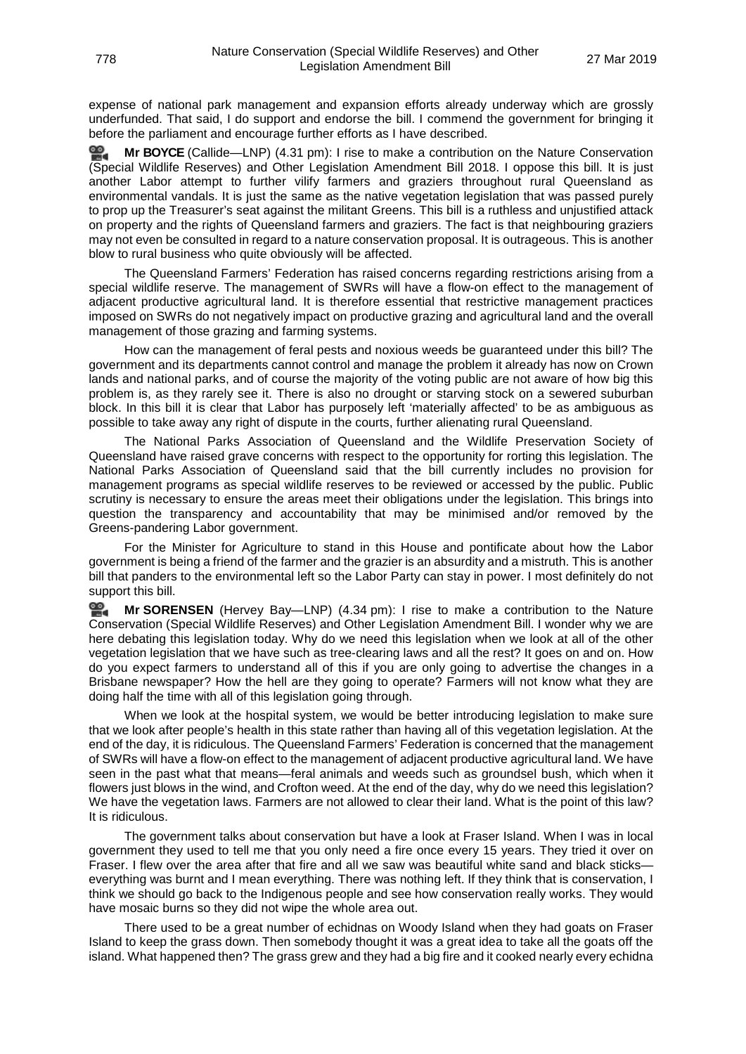expense of national park management and expansion efforts already underway which are grossly underfunded. That said, I do support and endorse the bill. I commend the government for bringing it before the parliament and encourage further efforts as I have described.

**Mr BOYCE** (Callide—LNP) (4.31 pm): I rise to make a contribution on the Nature Conservation (Special Wildlife Reserves) and Other Legislation Amendment Bill 2018. I oppose this bill. It is just another Labor attempt to further vilify farmers and graziers throughout rural Queensland as environmental vandals. It is just the same as the native vegetation legislation that was passed purely to prop up the Treasurer's seat against the militant Greens. This bill is a ruthless and unjustified attack on property and the rights of Queensland farmers and graziers. The fact is that neighbouring graziers may not even be consulted in regard to a nature conservation proposal. It is outrageous. This is another blow to rural business who quite obviously will be affected.

The Queensland Farmers' Federation has raised concerns regarding restrictions arising from a special wildlife reserve. The management of SWRs will have a flow-on effect to the management of adjacent productive agricultural land. It is therefore essential that restrictive management practices imposed on SWRs do not negatively impact on productive grazing and agricultural land and the overall management of those grazing and farming systems.

How can the management of feral pests and noxious weeds be guaranteed under this bill? The government and its departments cannot control and manage the problem it already has now on Crown lands and national parks, and of course the majority of the voting public are not aware of how big this problem is, as they rarely see it. There is also no drought or starving stock on a sewered suburban block. In this bill it is clear that Labor has purposely left 'materially affected' to be as ambiguous as possible to take away any right of dispute in the courts, further alienating rural Queensland.

The National Parks Association of Queensland and the Wildlife Preservation Society of Queensland have raised grave concerns with respect to the opportunity for rorting this legislation. The National Parks Association of Queensland said that the bill currently includes no provision for management programs as special wildlife reserves to be reviewed or accessed by the public. Public scrutiny is necessary to ensure the areas meet their obligations under the legislation. This brings into question the transparency and accountability that may be minimised and/or removed by the Greens-pandering Labor government.

For the Minister for Agriculture to stand in this House and pontificate about how the Labor government is being a friend of the farmer and the grazier is an absurdity and a mistruth. This is another bill that panders to the environmental left so the Labor Party can stay in power. I most definitely do not support this bill.

**Mr SORENSEN** (Hervey Bay—LNP) (4.34 pm): I rise to make a contribution to the Nature Conservation (Special Wildlife Reserves) and Other Legislation Amendment Bill. I wonder why we are here debating this legislation today. Why do we need this legislation when we look at all of the other vegetation legislation that we have such as tree-clearing laws and all the rest? It goes on and on. How do you expect farmers to understand all of this if you are only going to advertise the changes in a Brisbane newspaper? How the hell are they going to operate? Farmers will not know what they are doing half the time with all of this legislation going through.

When we look at the hospital system, we would be better introducing legislation to make sure that we look after people's health in this state rather than having all of this vegetation legislation. At the end of the day, it is ridiculous. The Queensland Farmers' Federation is concerned that the management of SWRs will have a flow-on effect to the management of adjacent productive agricultural land. We have seen in the past what that means—feral animals and weeds such as groundsel bush, which when it flowers just blows in the wind, and Crofton weed. At the end of the day, why do we need this legislation? We have the vegetation laws. Farmers are not allowed to clear their land. What is the point of this law? It is ridiculous.

The government talks about conservation but have a look at Fraser Island. When I was in local government they used to tell me that you only need a fire once every 15 years. They tried it over on Fraser. I flew over the area after that fire and all we saw was beautiful white sand and black sticks—everything was burnt and I mean everything. There was nothing left. If they think that is conservation, I think we should go back to the Indigenous people and see how conservation really works. They would have mosaic burns so they did not wipe the whole area out.

There used to be a great number of echidnas on Woody Island when they had goats on Fraser Island to keep the grass down. Then somebody thought it was a great idea to take all the goats off the island. What happened then? The grass grew and they had a big fire and it cooked nearly every echidna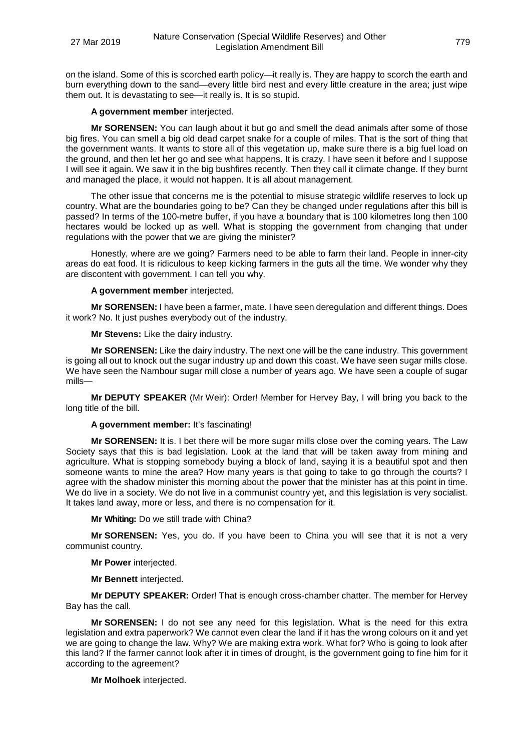on the island. Some of this is scorched earth policy—it really is. They are happy to scorch the earth and burn everything down to the sand—every little bird nest and every little creature in the area; just wipe them out. It is devastating to see—it really is. It is so stupid.

**A government member** interjected.

**Mr SORENSEN:** You can laugh about it but go and smell the dead animals after some of those big fires. You can smell a big old dead carpet snake for a couple of miles. That is the sort of thing that the government wants. It wants to store all of this vegetation up, make sure there is a big fuel load on the ground, and then let her go and see what happens. It is crazy. I have seen it before and I suppose I will see it again. We saw it in the big bushfires recently. Then they call it climate change. If they burnt and managed the place, it would not happen. It is all about management.

The other issue that concerns me is the potential to misuse strategic wildlife reserves to lock up country. What are the boundaries going to be? Can they be changed under regulations after this bill is passed? In terms of the 100-metre buffer, if you have a boundary that is 100 kilometres long then 100 hectares would be locked up as well. What is stopping the government from changing that under regulations with the power that we are giving the minister?

Honestly, where are we going? Farmers need to be able to farm their land. People in inner-city areas do eat food. It is ridiculous to keep kicking farmers in the guts all the time. We wonder why they are discontent with government. I can tell you why.

**A government member** interjected.

**Mr SORENSEN:** I have been a farmer, mate. I have seen deregulation and different things. Does it work? No. It just pushes everybody out of the industry.

**Mr Stevens:** Like the dairy industry.

**Mr SORENSEN:** Like the dairy industry. The next one will be the cane industry. This government is going all out to knock out the sugar industry up and down this coast. We have seen sugar mills close. We have seen the Nambour sugar mill close a number of years ago. We have seen a couple of sugar mills—

**Mr DEPUTY SPEAKER** (Mr Weir): Order! Member for Hervey Bay, I will bring you back to the long title of the bill.

**A government member:** It's fascinating!

**Mr SORENSEN:** It is. I bet there will be more sugar mills close over the coming years. The Law Society says that this is bad legislation. Look at the land that will be taken away from mining and agriculture. What is stopping somebody buying a block of land, saying it is a beautiful spot and then someone wants to mine the area? How many years is that going to take to go through the courts? I agree with the shadow minister this morning about the power that the minister has at this point in time. We do live in a society. We do not live in a communist country yet, and this legislation is very socialist. It takes land away, more or less, and there is no compensation for it.

**Mr Whiting:** Do we still trade with China?

**Mr SORENSEN:** Yes, you do. If you have been to China you will see that it is not a very communist country.

**Mr Power** interjected.

**Mr Bennett** interjected.

**Mr DEPUTY SPEAKER:** Order! That is enough cross-chamber chatter. The member for Hervey Bay has the call.

**Mr SORENSEN:** I do not see any need for this legislation. What is the need for this extra legislation and extra paperwork? We cannot even clear the land if it has the wrong colours on it and yet we are going to change the law. Why? We are making extra work. What for? Who is going to look after this land? If the farmer cannot look after it in times of drought, is the government going to fine him for it according to the agreement?

**Mr Molhoek** interjected.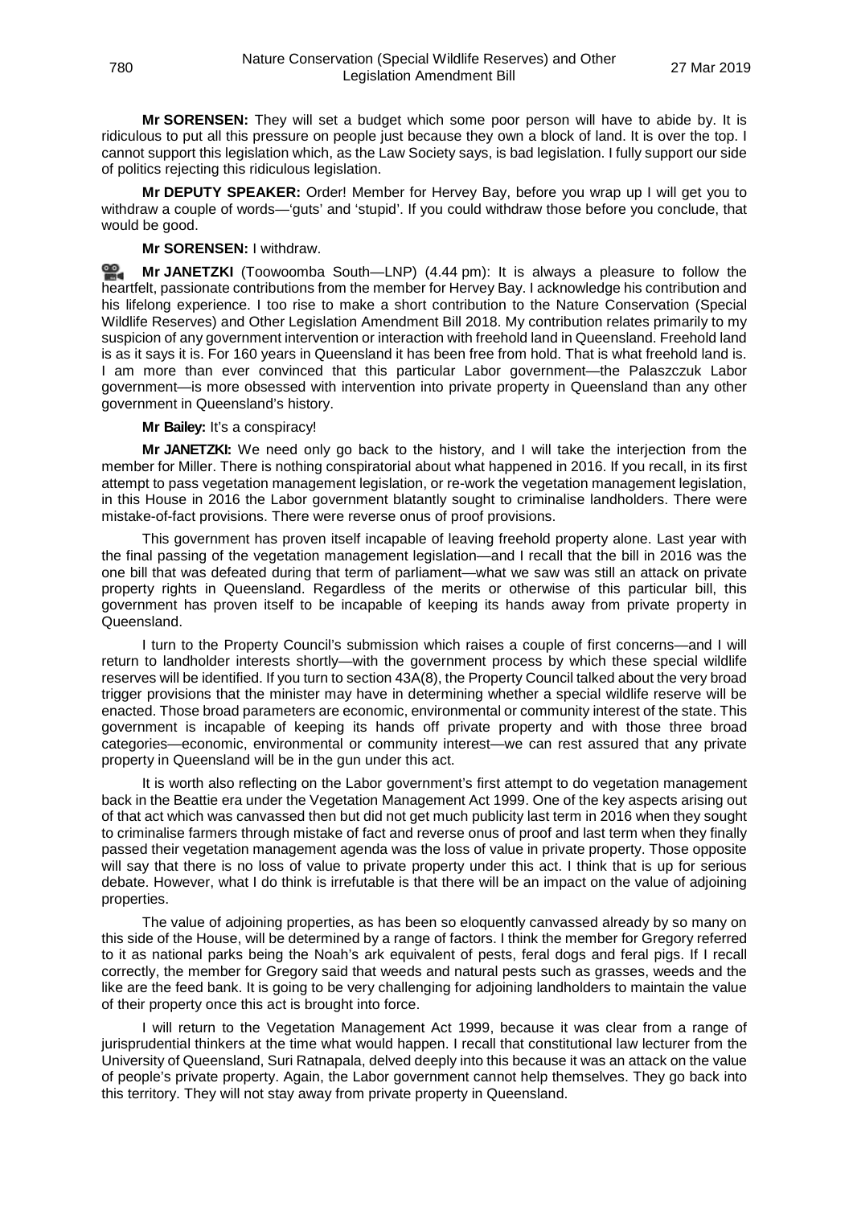**Mr SORENSEN:** They will set a budget which some poor person will have to abide by. It is ridiculous to put all this pressure on people just because they own a block of land. It is over the top. I cannot support this legislation which, as the Law Society says, is bad legislation. I fully support our side of politics rejecting this ridiculous legislation.

**Mr DEPUTY SPEAKER:** Order! Member for Hervey Bay, before you wrap up I will get you to withdraw a couple of words—'guts' and 'stupid'. If you could withdraw those before you conclude, that would be good.

**Mr SORENSEN:** I withdraw.

**Mr JANETZKI** (Toowoomba South—LNP) (4.44 pm): It is always a pleasure to follow the heartfelt, passionate contributions from the member for Hervey Bay. I acknowledge his contribution and his lifelong experience. I too rise to make a short contribution to the Nature Conservation (Special Wildlife Reserves) and Other Legislation Amendment Bill 2018. My contribution relates primarily to my suspicion of any government intervention or interaction with freehold land in Queensland. Freehold land is as it says it is. For 160 years in Queensland it has been free from hold. That is what freehold land is. I am more than ever convinced that this particular Labor government—the Palaszczuk Labor government—is more obsessed with intervention into private property in Queensland than any other government in Queensland's history.

**Mr Bailey:** It's a conspiracy!

**Mr JANETZKI:** We need only go back to the history, and I will take the interjection from the member for Miller. There is nothing conspiratorial about what happened in 2016. If you recall, in its first attempt to pass vegetation management legislation, or re-work the vegetation management legislation, in this House in 2016 the Labor government blatantly sought to criminalise landholders. There were mistake-of-fact provisions. There were reverse onus of proof provisions.

This government has proven itself incapable of leaving freehold property alone. Last year with the final passing of the vegetation management legislation—and I recall that the bill in 2016 was the one bill that was defeated during that term of parliament—what we saw was still an attack on private property rights in Queensland. Regardless of the merits or otherwise of this particular bill, this government has proven itself to be incapable of keeping its hands away from private property in Queensland.

I turn to the Property Council's submission which raises a couple of first concerns—and I will return to landholder interests shortly—with the government process by which these special wildlife reserves will be identified. If you turn to section 43A(8), the Property Council talked about the very broad trigger provisions that the minister may have in determining whether a special wildlife reserve will be enacted. Those broad parameters are economic, environmental or community interest of the state. This government is incapable of keeping its hands off private property and with those three broad categories—economic, environmental or community interest—we can rest assured that any private property in Queensland will be in the gun under this act.

It is worth also reflecting on the Labor government's first attempt to do vegetation management back in the Beattie era under the Vegetation Management Act 1999. One of the key aspects arising out of that act which was canvassed then but did not get much publicity last term in 2016 when they sought to criminalise farmers through mistake of fact and reverse onus of proof and last term when they finally passed their vegetation management agenda was the loss of value in private property. Those opposite will say that there is no loss of value to private property under this act. I think that is up for serious debate. However, what I do think is irrefutable is that there will be an impact on the value of adjoining properties.

The value of adjoining properties, as has been so eloquently canvassed already by so many on this side of the House, will be determined by a range of factors. I think the member for Gregory referred to it as national parks being the Noah's ark equivalent of pests, feral dogs and feral pigs. If I recall correctly, the member for Gregory said that weeds and natural pests such as grasses, weeds and the like are the feed bank. It is going to be very challenging for adjoining landholders to maintain the value of their property once this act is brought into force.

I will return to the Vegetation Management Act 1999, because it was clear from a range of jurisprudential thinkers at the time what would happen. I recall that constitutional law lecturer from the University of Queensland, Suri Ratnapala, delved deeply into this because it was an attack on the value of people's private property. Again, the Labor government cannot help themselves. They go back into this territory. They will not stay away from private property in Queensland.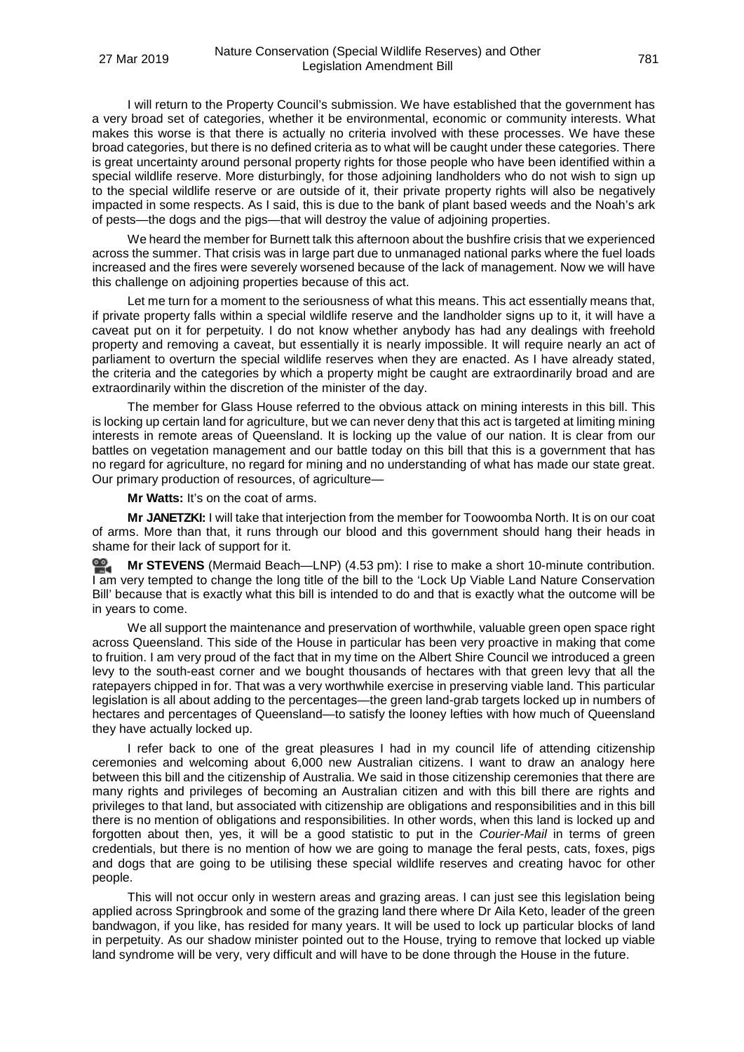I will return to the Property Council's submission. We have established that the government has a very broad set of categories, whether it be environmental, economic or community interests. What makes this worse is that there is actually no criteria involved with these processes. We have these broad categories, but there is no defined criteria as to what will be caught under these categories. There is great uncertainty around personal property rights for those people who have been identified within a special wildlife reserve. More disturbingly, for those adjoining landholders who do not wish to sign up to the special wildlife reserve or are outside of it, their private property rights will also be negatively impacted in some respects. As I said, this is due to the bank of plant based weeds and the Noah's ark of pests—the dogs and the pigs—that will destroy the value of adjoining properties.

We heard the member for Burnett talk this afternoon about the bushfire crisis that we experienced across the summer. That crisis was in large part due to unmanaged national parks where the fuel loads increased and the fires were severely worsened because of the lack of management. Now we will have this challenge on adjoining properties because of this act.

Let me turn for a moment to the seriousness of what this means. This act essentially means that, if private property falls within a special wildlife reserve and the landholder signs up to it, it will have a caveat put on it for perpetuity. I do not know whether anybody has had any dealings with freehold property and removing a caveat, but essentially it is nearly impossible. It will require nearly an act of parliament to overturn the special wildlife reserves when they are enacted. As I have already stated, the criteria and the categories by which a property might be caught are extraordinarily broad and are extraordinarily within the discretion of the minister of the day.

The member for Glass House referred to the obvious attack on mining interests in this bill. This is locking up certain land for agriculture, but we can never deny that this act is targeted at limiting mining interests in remote areas of Queensland. It is locking up the value of our nation. It is clear from our battles on vegetation management and our battle today on this bill that this is a government that has no regard for agriculture, no regard for mining and no understanding of what has made our state great. Our primary production of resources, of agriculture—

**Mr Watts:** It's on the coat of arms.

**Mr JANETZKI:** I will take that interjection from the member for Toowoomba North. It is on our coat of arms. More than that, it runs through our blood and this government should hang their heads in shame for their lack of support for it.

**Mr STEVENS** (Mermaid Beach—LNP) (4.53 pm): I rise to make a short 10-minute contribution. I am very tempted to change the long title of the bill to the 'Lock Up Viable Land Nature Conservation Bill' because that is exactly what this bill is intended to do and that is exactly what the outcome will be in years to come.

We all support the maintenance and preservation of worthwhile, valuable green open space right across Queensland. This side of the House in particular has been very proactive in making that come to fruition. I am very proud of the fact that in my time on the Albert Shire Council we introduced a green levy to the south-east corner and we bought thousands of hectares with that green levy that all the ratepayers chipped in for. That was a very worthwhile exercise in preserving viable land. This particular legislation is all about adding to the percentages—the green land-grab targets locked up in numbers of hectares and percentages of Queensland—to satisfy the looney lefties with how much of Queensland they have actually locked up.

I refer back to one of the great pleasures I had in my council life of attending citizenship ceremonies and welcoming about 6,000 new Australian citizens. I want to draw an analogy here between this bill and the citizenship of Australia. We said in those citizenship ceremonies that there are many rights and privileges of becoming an Australian citizen and with this bill there are rights and privileges to that land, but associated with citizenship are obligations and responsibilities and in this bill there is no mention of obligations and responsibilities. In other words, when this land is locked up and forgotten about then, yes, it will be a good statistic to put in the *Courier-Mail* in terms of green credentials, but there is no mention of how we are going to manage the feral pests, cats, foxes, pigs and dogs that are going to be utilising these special wildlife reserves and creating havoc for other people.

This will not occur only in western areas and grazing areas. I can just see this legislation being applied across Springbrook and some of the grazing land there where Dr Aila Keto, leader of the green bandwagon, if you like, has resided for many years. It will be used to lock up particular blocks of land in perpetuity. As our shadow minister pointed out to the House, trying to remove that locked up viable land syndrome will be very, very difficult and will have to be done through the House in the future.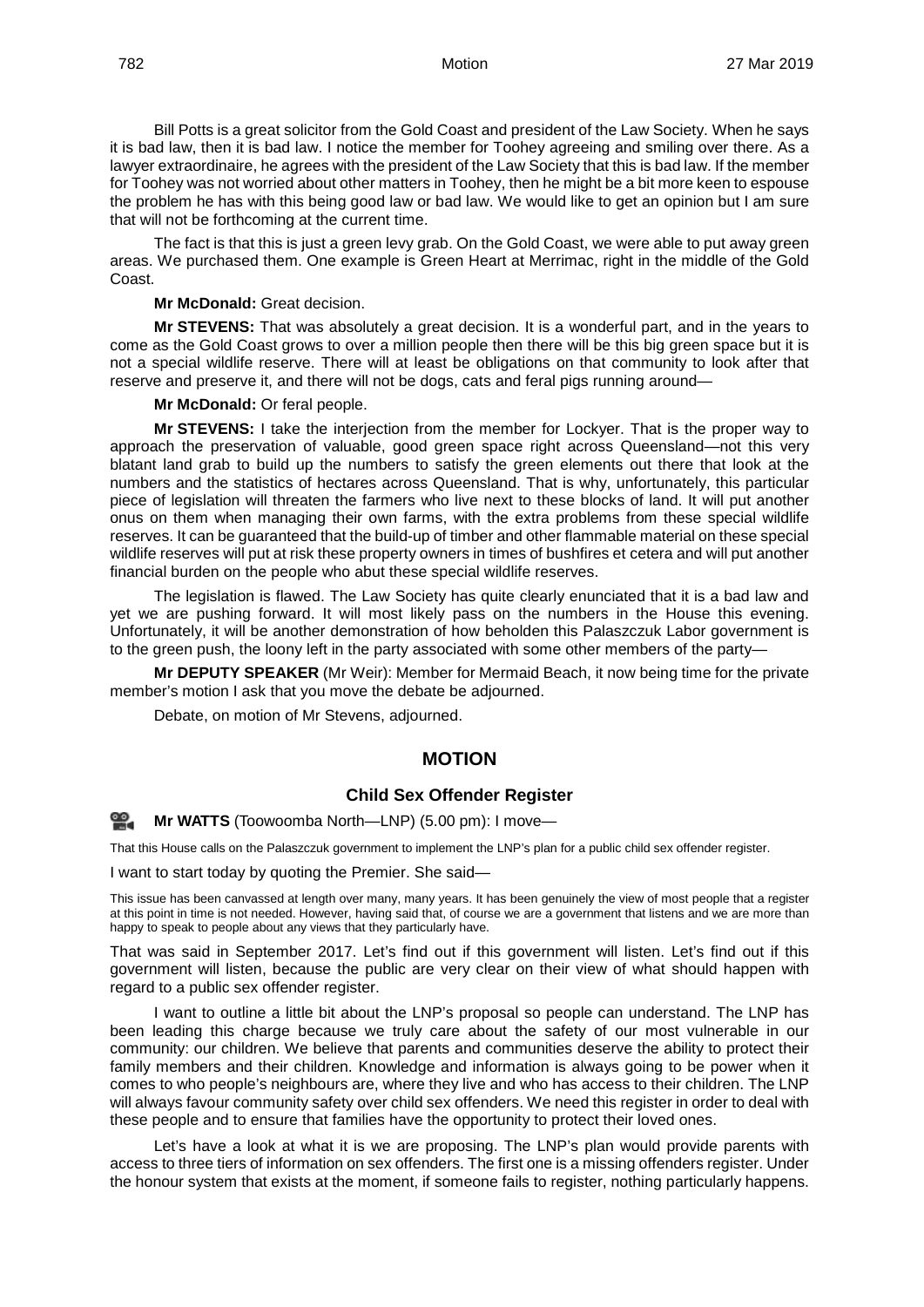Bill Potts is a great solicitor from the Gold Coast and president of the Law Society. When he says it is bad law, then it is bad law. I notice the member for Toohey agreeing and smiling over there. As a lawyer extraordinaire, he agrees with the president of the Law Society that this is bad law. If the member for Toohey was not worried about other matters in Toohey, then he might be a bit more keen to espouse the problem he has with this being good law or bad law. We would like to get an opinion but I am sure that will not be forthcoming at the current time.

The fact is that this is just a green levy grab. On the Gold Coast, we were able to put away green areas. We purchased them. One example is Green Heart at Merrimac, right in the middle of the Gold Coast.

**Mr McDonald:** Great decision.

**Mr STEVENS:** That was absolutely a great decision. It is a wonderful part, and in the years to come as the Gold Coast grows to over a million people then there will be this big green space but it is not a special wildlife reserve. There will at least be obligations on that community to look after that reserve and preserve it, and there will not be dogs, cats and feral pigs running around—

**Mr McDonald:** Or feral people.

**Mr STEVENS:** I take the interjection from the member for Lockyer. That is the proper way to approach the preservation of valuable, good green space right across Queensland—not this very blatant land grab to build up the numbers to satisfy the green elements out there that look at the numbers and the statistics of hectares across Queensland. That is why, unfortunately, this particular piece of legislation will threaten the farmers who live next to these blocks of land. It will put another onus on them when managing their own farms, with the extra problems from these special wildlife reserves. It can be guaranteed that the build-up of timber and other flammable material on these special wildlife reserves will put at risk these property owners in times of bushfires et cetera and will put another financial burden on the people who abut these special wildlife reserves.

The legislation is flawed. The Law Society has quite clearly enunciated that it is a bad law and yet we are pushing forward. It will most likely pass on the numbers in the House this evening. Unfortunately, it will be another demonstration of how beholden this Palaszczuk Labor government is to the green push, the loony left in the party associated with some other members of the party—

**Mr DEPUTY SPEAKER** (Mr Weir): Member for Mermaid Beach, it now being time for the private member's motion I ask that you move the debate be adjourned.

Debate, on motion of Mr Stevens, adjourned.

## MOTION

### Child Sex Offender Register

**Mr WATTS** (Toowoomba North—LNP) (5.00 pm): I move—

That this House calls on the Palaszczuk government to implement the LNP's plan for a public child sex offender register.

I want to start today by quoting the Premier. She said—

This issue has been canvassed at length over many, many years. It has been genuinely the view of most people that a register at this point in time is not needed. However, having said that, of course we are a government that listens and we are more than happy to speak to people about any views that they particularly have.

That was said in September 2017. Let's find out if this government will listen. Let's find out if this government will listen, because the public are very clear on their view of what should happen with regard to a public sex offender register.

I want to outline a little bit about the LNP's proposal so people can understand. The LNP has been leading this charge because we truly care about the safety of our most vulnerable in our community: our children. We believe that parents and communities deserve the ability to protect their family members and their children. Knowledge and information is always going to be power when it comes to who people's neighbours are, where they live and who has access to their children. The LNP will always favour community safety over child sex offenders. We need this register in order to deal with these people and to ensure that families have the opportunity to protect their loved ones.

Let's have a look at what it is we are proposing. The LNP's plan would provide parents with access to three tiers of information on sex offenders. The first one is a missing offenders register. Under the honour system that exists at the moment, if someone fails to register, nothing particularly happens.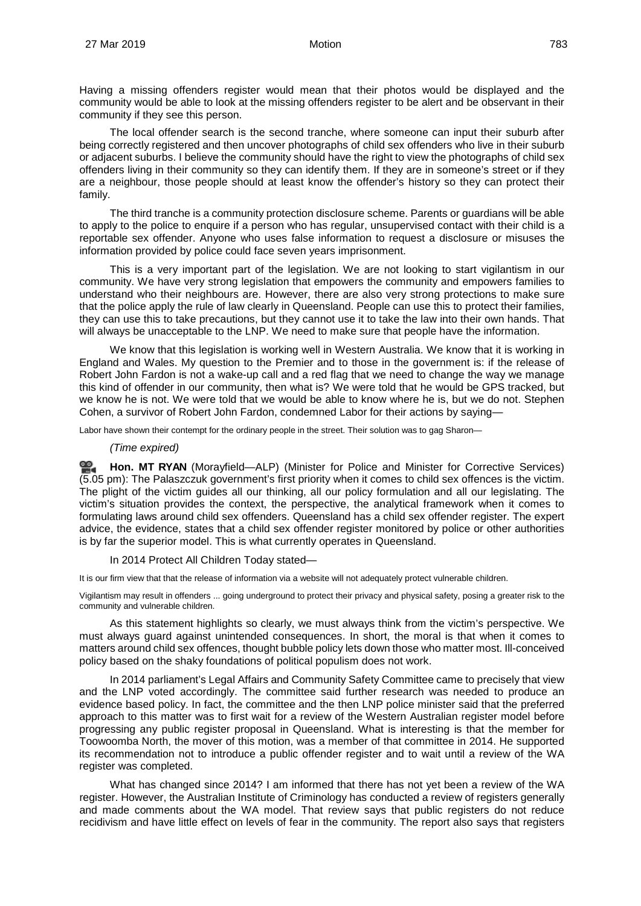Having a missing offenders register would mean that their photos would be displayed and the community would be able to look at the missing offenders register to be alert and be observant in their community if they see this person.

The local offender search is the second tranche, where someone can input their suburb after being correctly registered and then uncover photographs of child sex offenders who live in their suburb or adjacent suburbs. I believe the community should have the right to view the photographs of child sex offenders living in their community so they can identify them. If they are in someone's street or if they are a neighbour, those people should at least know the offender's history so they can protect their family.

The third tranche is a community protection disclosure scheme. Parents or guardians will be able to apply to the police to enquire if a person who has regular, unsupervised contact with their child is a reportable sex offender. Anyone who uses false information to request a disclosure or misuses the information provided by police could face seven years imprisonment.

This is a very important part of the legislation. We are not looking to start vigilantism in our community. We have very strong legislation that empowers the community and empowers families to understand who their neighbours are. However, there are also very strong protections to make sure that the police apply the rule of law clearly in Queensland. People can use this to protect their families, they can use this to take precautions, but they cannot use it to take the law into their own hands. That will always be unacceptable to the LNP. We need to make sure that people have the information.

We know that this legislation is working well in Western Australia. We know that it is working in England and Wales. My question to the Premier and to those in the government is: if the release of Robert John Fardon is not a wake-up call and a red flag that we need to change the way we manage this kind of offender in our community, then what is? We were told that he would be GPS tracked, but we know he is not. We were told that we would be able to know where he is, but we do not. Stephen Cohen, a survivor of Robert John Fardon, condemned Labor for their actions by saying—

Labor have shown their contempt for the ordinary people in the street. Their solution was to gag Sharon—

*(Time expired)*

**Hon. MT RYAN** (Morayfield—ALP) (Minister for Police and Minister for Corrective Services) (5.05 pm): The Palaszczuk government's first priority when it comes to child sex offences is the victim. The plight of the victim guides all our thinking, all our policy formulation and all our legislating. The victim's situation provides the context, the perspective, the analytical framework when it comes to formulating laws around child sex offenders. Queensland has a child sex offender register. The expert advice, the evidence, states that a child sex offender register monitored by police or other authorities is by far the superior model. This is what currently operates in Queensland.

In 2014 Protect All Children Today stated—

It is our firm view that that the release of information via a website will not adequately protect vulnerable children.

Vigilantism may result in offenders ... going underground to protect their privacy and physical safety, posing a greater risk to the community and vulnerable children.

As this statement highlights so clearly, we must always think from the victim's perspective. We must always guard against unintended consequences. In short, the moral is that when it comes to matters around child sex offences, thought bubble policy lets down those who matter most. Ill-conceived policy based on the shaky foundations of political populism does not work.

In 2014 parliament's Legal Affairs and Community Safety Committee came to precisely that view and the LNP voted accordingly. The committee said further research was needed to produce an evidence based policy. In fact, the committee and the then LNP police minister said that the preferred approach to this matter was to first wait for a review of the Western Australian register model before progressing any public register proposal in Queensland. What is interesting is that the member for Toowoomba North, the mover of this motion, was a member of that committee in 2014. He supported its recommendation not to introduce a public offender register and to wait until a review of the WA register was completed.

What has changed since 2014? I am informed that there has not yet been a review of the WA register. However, the Australian Institute of Criminology has conducted a review of registers generally and made comments about the WA model. That review says that public registers do not reduce recidivism and have little effect on levels of fear in the community. The report also says that registers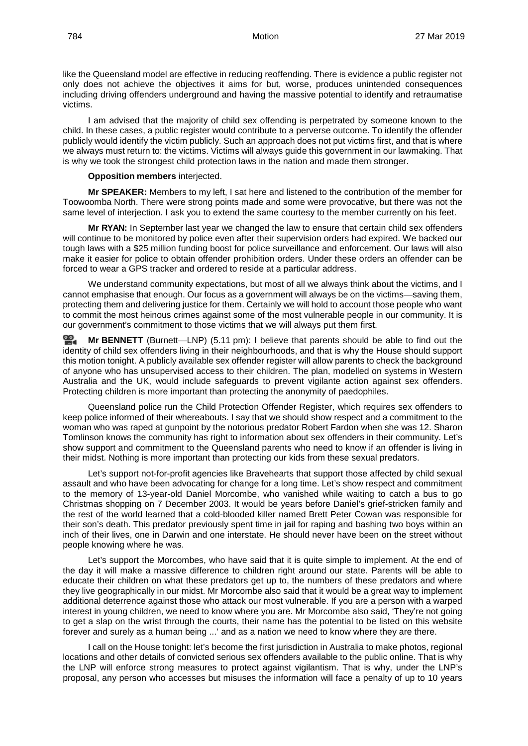like the Queensland model are effective in reducing reoffending. There is evidence a public register not only does not achieve the objectives it aims for but, worse, produces unintended consequences including driving offenders underground and having the massive potential to identify and retraumatise victims.

I am advised that the majority of child sex offending is perpetrated by someone known to the child. In these cases, a public register would contribute to a perverse outcome. To identify the offender publicly would identify the victim publicly. Such an approach does not put victims first, and that is where we always must return to: the victims. Victims will always guide this government in our lawmaking. That is why we took the strongest child protection laws in the nation and made them stronger.

**Opposition members** interjected.

**Mr SPEAKER:** Members to my left, I sat here and listened to the contribution of the member for Toowoomba North. There were strong points made and some were provocative, but there was not the same level of interjection. I ask you to extend the same courtesy to the member currently on his feet.

**Mr RYAN:** In September last year we changed the law to ensure that certain child sex offenders will continue to be monitored by police even after their supervision orders had expired. We backed our tough laws with a $25 million funding boost for police surveillance and enforcement. Our laws will also make it easier for police to obtain offender prohibition orders. Under these orders an offender can be forced to wear a GPS tracker and ordered to reside at a particular address.

We understand community expectations, but most of all we always think about the victims, and I cannot emphasise that enough. Our focus as a government will always be on the victims—saving them, protecting them and delivering justice for them. Certainly we will hold to account those people who want to commit the most heinous crimes against some of the most vulnerable people in our community. It is our government's commitment to those victims that we will always put them first.

**Mr BENNETT** (Burnett—LNP) (5.11 pm): I believe that parents should be able to find out the identity of child sex offenders living in their neighbourhoods, and that is why the House should support this motion tonight. A publicly available sex offender register will allow parents to check the background of anyone who has unsupervised access to their children. The plan, modelled on systems in Western Australia and the UK, would include safeguards to prevent vigilante action against sex offenders. Protecting children is more important than protecting the anonymity of paedophiles.

Queensland police run the Child Protection Offender Register, which requires sex offenders to keep police informed of their whereabouts. I say that we should show respect and a commitment to the woman who was raped at gunpoint by the notorious predator Robert Fardon when she was 12. Sharon Tomlinson knows the community has right to information about sex offenders in their community. Let's show support and commitment to the Queensland parents who need to know if an offender is living in their midst. Nothing is more important than protecting our kids from these sexual predators.

Let's support not-for-profit agencies like Bravehearts that support those affected by child sexual assault and who have been advocating for change for a long time. Let's show respect and commitment to the memory of 13-year-old Daniel Morcombe, who vanished while waiting to catch a bus to go Christmas shopping on 7 December 2003. It would be years before Daniel's grief-stricken family and the rest of the world learned that a cold-blooded killer named Brett Peter Cowan was responsible for their son's death. This predator previously spent time in jail for raping and bashing two boys within an inch of their lives, one in Darwin and one interstate. He should never have been on the street without people knowing where he was.

Let's support the Morcombes, who have said that it is quite simple to implement. At the end of the day it will make a massive difference to children right around our state. Parents will be able to educate their children on what these predators get up to, the numbers of these predators and where they live geographically in our midst. Mr Morcombe also said that it would be a great way to implement additional deterrence against those who attack our most vulnerable. If you are a person with a warped interest in young children, we need to know where you are. Mr Morcombe also said, 'They're not going to get a slap on the wrist through the courts, their name has the potential to be listed on this website forever and surely as a human being ...' and as a nation we need to know where they are there.

I call on the House tonight: let's become the first jurisdiction in Australia to make photos, regional locations and other details of convicted serious sex offenders available to the public online. That is why the LNP will enforce strong measures to protect against vigilantism. That is why, under the LNP's proposal, any person who accesses but misuses the information will face a penalty of up to 10 years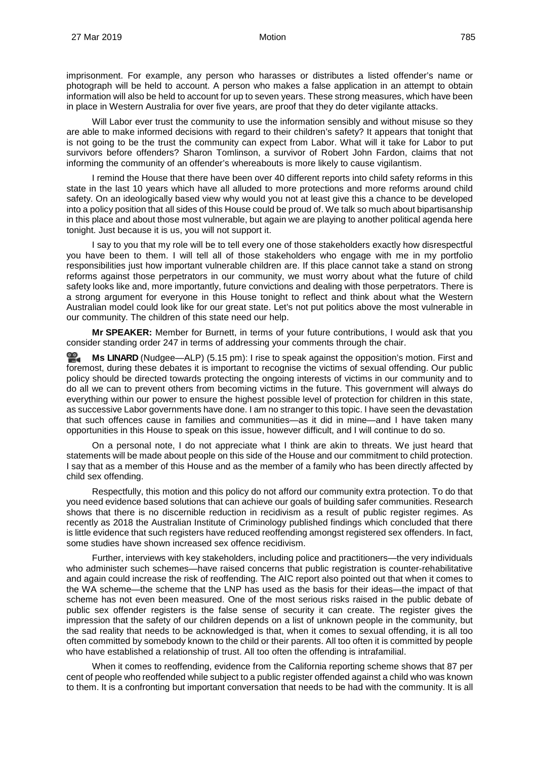imprisonment. For example, any person who harasses or distributes a listed offender's name or photograph will be held to account. A person who makes a false application in an attempt to obtain information will also be held to account for up to seven years. These strong measures, which have been in place in Western Australia for over five years, are proof that they do deter vigilante attacks.

Will Labor ever trust the community to use the information sensibly and without misuse so they are able to make informed decisions with regard to their children's safety? It appears that tonight that is not going to be the trust the community can expect from Labor. What will it take for Labor to put survivors before offenders? Sharon Tomlinson, a survivor of Robert John Fardon, claims that not informing the community of an offender's whereabouts is more likely to cause vigilantism.

I remind the House that there have been over 40 different reports into child safety reforms in this state in the last 10 years which have all alluded to more protections and more reforms around child safety. On an ideologically based view why would you not at least give this a chance to be developed into a policy position that all sides of this House could be proud of. We talk so much about bipartisanship in this place and about those most vulnerable, but again we are playing to another political agenda here tonight. Just because it is us, you will not support it.

I say to you that my role will be to tell every one of those stakeholders exactly how disrespectful you have been to them. I will tell all of those stakeholders who engage with me in my portfolio responsibilities just how important vulnerable children are. If this place cannot take a stand on strong reforms against those perpetrators in our community, we must worry about what the future of child safety looks like and, more importantly, future convictions and dealing with those perpetrators. There is a strong argument for everyone in this House tonight to reflect and think about what the Western Australian model could look like for our great state. Let's not put politics above the most vulnerable in our community. The children of this state need our help.

**Mr SPEAKER:** Member for Burnett, in terms of your future contributions, I would ask that you consider standing order 247 in terms of addressing your comments through the chair.

**Ms LINARD** (Nudgee—ALP) (5.15 pm): I rise to speak against the opposition's motion. First and foremost, during these debates it is important to recognise the victims of sexual offending. Our public policy should be directed towards protecting the ongoing interests of victims in our community and to do all we can to prevent others from becoming victims in the future. This government will always do everything within our power to ensure the highest possible level of protection for children in this state, as successive Labor governments have done. I am no stranger to this topic. I have seen the devastation that such offences cause in families and communities—as it did in mine—and I have taken many opportunities in this House to speak on this issue, however difficult, and I will continue to do so.

On a personal note, I do not appreciate what I think are akin to threats. We just heard that statements will be made about people on this side of the House and our commitment to child protection. I say that as a member of this House and as the member of a family who has been directly affected by child sex offending.

Respectfully, this motion and this policy do not afford our community extra protection. To do that you need evidence based solutions that can achieve our goals of building safer communities. Research shows that there is no discernible reduction in recidivism as a result of public register regimes. As recently as 2018 the Australian Institute of Criminology published findings which concluded that there is little evidence that such registers have reduced reoffending amongst registered sex offenders. In fact, some studies have shown increased sex offence recidivism.

Further, interviews with key stakeholders, including police and practitioners—the very individuals who administer such schemes—have raised concerns that public registration is counter-rehabilitative and again could increase the risk of reoffending. The AIC report also pointed out that when it comes to the WA scheme—the scheme that the LNP has used as the basis for their ideas—the impact of that scheme has not even been measured. One of the most serious risks raised in the public debate of public sex offender registers is the false sense of security it can create. The register gives the impression that the safety of our children depends on a list of unknown people in the community, but the sad reality that needs to be acknowledged is that, when it comes to sexual offending, it is all too often committed by somebody known to the child or their parents. All too often it is committed by people who have established a relationship of trust. All too often the offending is intrafamilial.

When it comes to reoffending, evidence from the California reporting scheme shows that 87 per cent of people who reoffended while subject to a public register offended against a child who was known to them. It is a confronting but important conversation that needs to be had with the community. It is all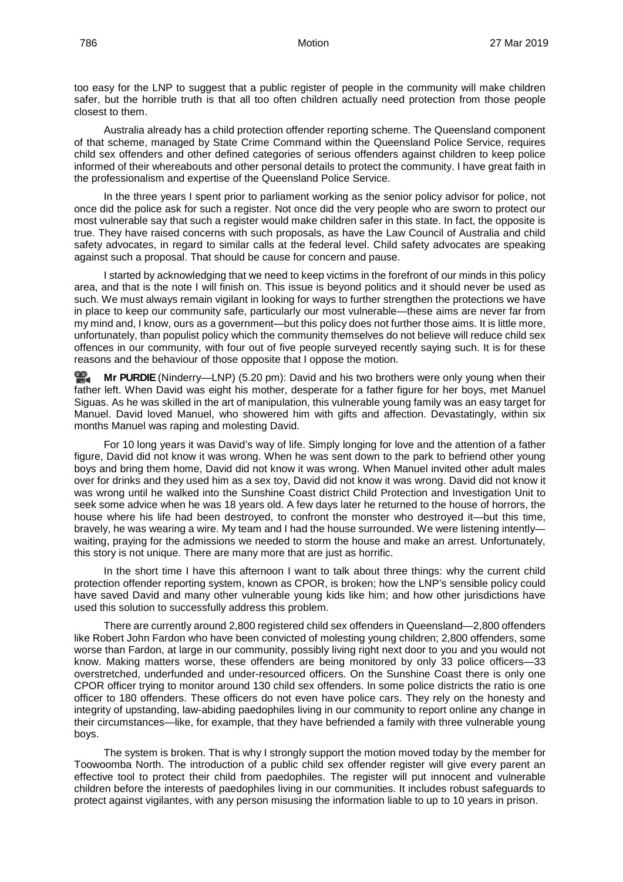too easy for the LNP to suggest that a public register of people in the community will make children safer, but the horrible truth is that all too often children actually need protection from those people closest to them.

Australia already has a child protection offender reporting scheme. The Queensland component of that scheme, managed by State Crime Command within the Queensland Police Service, requires child sex offenders and other defined categories of serious offenders against children to keep police informed of their whereabouts and other personal details to protect the community. I have great faith in the professionalism and expertise of the Queensland Police Service.

In the three years I spent prior to parliament working as the senior policy advisor for police, not once did the police ask for such a register. Not once did the very people who are sworn to protect our most vulnerable say that such a register would make children safer in this state. In fact, the opposite is true. They have raised concerns with such proposals, as have the Law Council of Australia and child safety advocates, in regard to similar calls at the federal level. Child safety advocates are speaking against such a proposal. That should be cause for concern and pause.

I started by acknowledging that we need to keep victims in the forefront of our minds in this policy area, and that is the note I will finish on. This issue is beyond politics and it should never be used as such. We must always remain vigilant in looking for ways to further strengthen the protections we have in place to keep our community safe, particularly our most vulnerable—these aims are never far from my mind and, I know, ours as a government—but this policy does not further those aims. It is little more, unfortunately, than populist policy which the community themselves do not believe will reduce child sex offences in our community, with four out of five people surveyed recently saying such. It is for these reasons and the behaviour of those opposite that I oppose the motion.

**Mr PURDIE** (Ninderry—LNP) (5.20 pm): David and his two brothers were only young when their father left. When David was eight his mother, desperate for a father figure for her boys, met Manuel Siguas. As he was skilled in the art of manipulation, this vulnerable young family was an easy target for Manuel. David loved Manuel, who showered him with gifts and affection. Devastatingly, within six months Manuel was raping and molesting David.

For 10 long years it was David's way of life. Simply longing for love and the attention of a father figure, David did not know it was wrong. When he was sent down to the park to befriend other young boys and bring them home, David did not know it was wrong. When Manuel invited other adult males over for drinks and they used him as a sex toy, David did not know it was wrong. David did not know it was wrong until he walked into the Sunshine Coast district Child Protection and Investigation Unit to seek some advice when he was 18 years old. A few days later he returned to the house of horrors, the house where his life had been destroyed, to confront the monster who destroyed it—but this time, bravely, he was wearing a wire. My team and I had the house surrounded. We were listening intently—waiting, praying for the admissions we needed to storm the house and make an arrest. Unfortunately, this story is not unique. There are many more that are just as horrific.

In the short time I have this afternoon I want to talk about three things: why the current child protection offender reporting system, known as CPOR, is broken; how the LNP's sensible policy could have saved David and many other vulnerable young kids like him; and how other jurisdictions have used this solution to successfully address this problem.

There are currently around 2,800 registered child sex offenders in Queensland—2,800 offenders like Robert John Fardon who have been convicted of molesting young children; 2,800 offenders, some worse than Fardon, at large in our community, possibly living right next door to you and you would not know. Making matters worse, these offenders are being monitored by only 33 police officers—33 overstretched, underfunded and under-resourced officers. On the Sunshine Coast there is only one CPOR officer trying to monitor around 130 child sex offenders. In some police districts the ratio is one officer to 180 offenders. These officers do not even have police cars. They rely on the honesty and integrity of upstanding, law-abiding paedophiles living in our community to report online any change in their circumstances—like, for example, that they have befriended a family with three vulnerable young boys.

The system is broken. That is why I strongly support the motion moved today by the member for Toowoomba North. The introduction of a public child sex offender register will give every parent an effective tool to protect their child from paedophiles. The register will put innocent and vulnerable children before the interests of paedophiles living in our communities. It includes robust safeguards to protect against vigilantes, with any person misusing the information liable to up to 10 years in prison.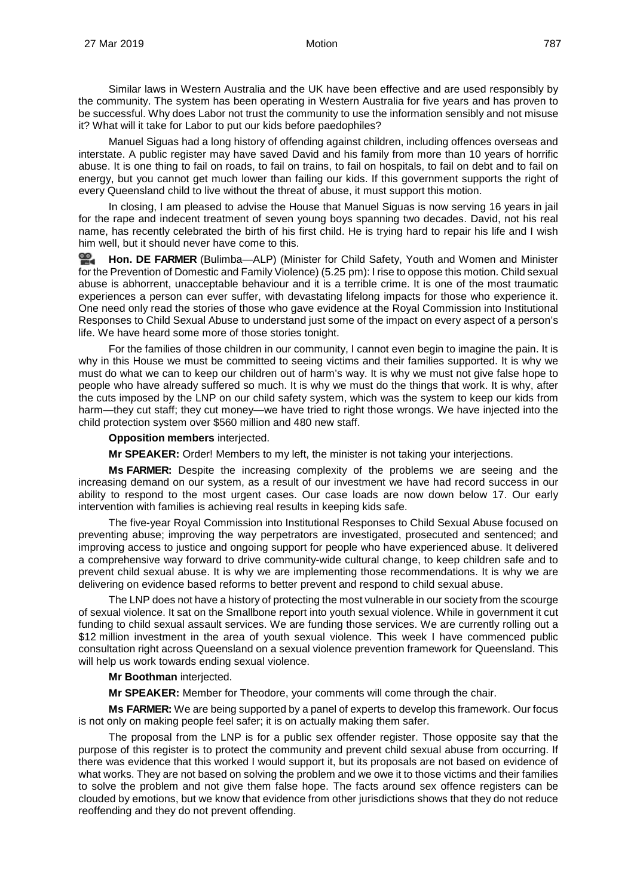Similar laws in Western Australia and the UK have been effective and are used responsibly by the community. The system has been operating in Western Australia for five years and has proven to be successful. Why does Labor not trust the community to use the information sensibly and not misuse it? What will it take for Labor to put our kids before paedophiles?

Manuel Siguas had a long history of offending against children, including offences overseas and interstate. A public register may have saved David and his family from more than 10 years of horrific abuse. It is one thing to fail on roads, to fail on trains, to fail on hospitals, to fail on debt and to fail on energy, but you cannot get much lower than failing our kids. If this government supports the right of every Queensland child to live without the threat of abuse, it must support this motion.

In closing, I am pleased to advise the House that Manuel Siguas is now serving 16 years in jail for the rape and indecent treatment of seven young boys spanning two decades. David, not his real name, has recently celebrated the birth of his first child. He is trying hard to repair his life and I wish him well, but it should never have come to this.

**Hon. DE FARMER** (Bulimba—ALP) (Minister for Child Safety, Youth and Women and Minister for the Prevention of Domestic and Family Violence) (5.25 pm): I rise to oppose this motion. Child sexual abuse is abhorrent, unacceptable behaviour and it is a terrible crime. It is one of the most traumatic experiences a person can ever suffer, with devastating lifelong impacts for those who experience it. One need only read the stories of those who gave evidence at the Royal Commission into Institutional Responses to Child Sexual Abuse to understand just some of the impact on every aspect of a person's life. We have heard some more of those stories tonight.

For the families of those children in our community, I cannot even begin to imagine the pain. It is why in this House we must be committed to seeing victims and their families supported. It is why we must do what we can to keep our children out of harm's way. It is why we must not give false hope to people who have already suffered so much. It is why we must do the things that work. It is why, after the cuts imposed by the LNP on our child safety system, which was the system to keep our kids from harm—they cut staff; they cut money—we have tried to right those wrongs. We have injected into the child protection system over $560 million and 480 new staff.

**Opposition members** interjected.

**Mr SPEAKER:** Order! Members to my left, the minister is not taking your interjections.

**Ms FARMER:** Despite the increasing complexity of the problems we are seeing and the increasing demand on our system, as a result of our investment we have had record success in our ability to respond to the most urgent cases. Our case loads are now down below 17. Our early intervention with families is achieving real results in keeping kids safe.

The five-year Royal Commission into Institutional Responses to Child Sexual Abuse focused on preventing abuse; improving the way perpetrators are investigated, prosecuted and sentenced; and improving access to justice and ongoing support for people who have experienced abuse. It delivered a comprehensive way forward to drive community-wide cultural change, to keep children safe and to prevent child sexual abuse. It is why we are implementing those recommendations. It is why we are delivering on evidence based reforms to better prevent and respond to child sexual abuse.

The LNP does not have a history of protecting the most vulnerable in our society from the scourge of sexual violence. It sat on the Smallbone report into youth sexual violence. While in government it cut funding to child sexual assault services. We are funding those services. We are currently rolling out a $12 million investment in the area of youth sexual violence. This week I have commenced public consultation right across Queensland on a sexual violence prevention framework for Queensland. This will help us work towards ending sexual violence.

**Mr Boothman** interjected.

**Mr SPEAKER:** Member for Theodore, your comments will come through the chair.

**Ms FARMER:** We are being supported by a panel of experts to develop this framework. Our focus is not only on making people feel safer; it is on actually making them safer.

The proposal from the LNP is for a public sex offender register. Those opposite say that the purpose of this register is to protect the community and prevent child sexual abuse from occurring. If there was evidence that this worked I would support it, but its proposals are not based on evidence of what works. They are not based on solving the problem and we owe it to those victims and their families to solve the problem and not give them false hope. The facts around sex offence registers can be clouded by emotions, but we know that evidence from other jurisdictions shows that they do not reduce reoffending and they do not prevent offending.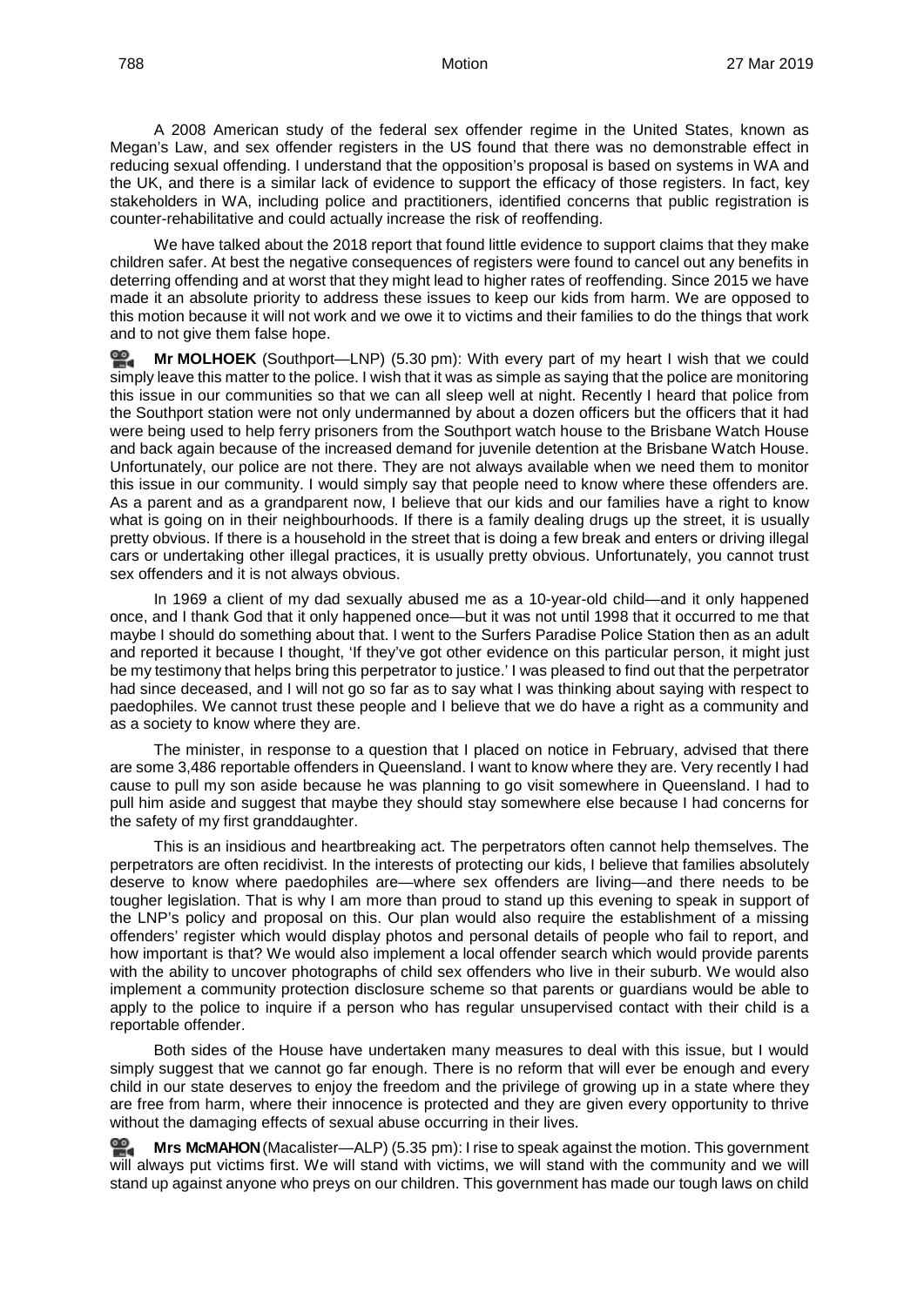A 2008 American study of the federal sex offender regime in the United States, known as Megan's Law, and sex offender registers in the US found that there was no demonstrable effect in reducing sexual offending. I understand that the opposition's proposal is based on systems in WA and the UK, and there is a similar lack of evidence to support the efficacy of those registers. In fact, key stakeholders in WA, including police and practitioners, identified concerns that public registration is counter-rehabilitative and could actually increase the risk of reoffending.

We have talked about the 2018 report that found little evidence to support claims that they make children safer. At best the negative consequences of registers were found to cancel out any benefits in deterring offending and at worst that they might lead to higher rates of reoffending. Since 2015 we have made it an absolute priority to address these issues to keep our kids from harm. We are opposed to this motion because it will not work and we owe it to victims and their families to do the things that work and to not give them false hope.

**Mr MOLHOEK** (Southport—LNP) (5.30 pm): With every part of my heart I wish that we could simply leave this matter to the police. I wish that it was as simple as saying that the police are monitoring this issue in our communities so that we can all sleep well at night. Recently I heard that police from the Southport station were not only undermanned by about a dozen officers but the officers that it had were being used to help ferry prisoners from the Southport watch house to the Brisbane Watch House and back again because of the increased demand for juvenile detention at the Brisbane Watch House. Unfortunately, our police are not there. They are not always available when we need them to monitor this issue in our community. I would simply say that people need to know where these offenders are. As a parent and as a grandparent now, I believe that our kids and our families have a right to know what is going on in their neighbourhoods. If there is a family dealing drugs up the street, it is usually pretty obvious. If there is a household in the street that is doing a few break and enters or driving illegal cars or undertaking other illegal practices, it is usually pretty obvious. Unfortunately, you cannot trust sex offenders and it is not always obvious.

In 1969 a client of my dad sexually abused me as a 10-year-old child—and it only happened once, and I thank God that it only happened once—but it was not until 1998 that it occurred to me that maybe I should do something about that. I went to the Surfers Paradise Police Station then as an adult and reported it because I thought, 'If they've got other evidence on this particular person, it might just be my testimony that helps bring this perpetrator to justice.' I was pleased to find out that the perpetrator had since deceased, and I will not go so far as to say what I was thinking about saying with respect to paedophiles. We cannot trust these people and I believe that we do have a right as a community and as a society to know where they are.

The minister, in response to a question that I placed on notice in February, advised that there are some 3,486 reportable offenders in Queensland. I want to know where they are. Very recently I had cause to pull my son aside because he was planning to go visit somewhere in Queensland. I had to pull him aside and suggest that maybe they should stay somewhere else because I had concerns for the safety of my first granddaughter.

This is an insidious and heartbreaking act. The perpetrators often cannot help themselves. The perpetrators are often recidivist. In the interests of protecting our kids, I believe that families absolutely deserve to know where paedophiles are—where sex offenders are living—and there needs to be tougher legislation. That is why I am more than proud to stand up this evening to speak in support of the LNP's policy and proposal on this. Our plan would also require the establishment of a missing offenders' register which would display photos and personal details of people who fail to report, and how important is that? We would also implement a local offender search which would provide parents with the ability to uncover photographs of child sex offenders who live in their suburb. We would also implement a community protection disclosure scheme so that parents or guardians would be able to apply to the police to inquire if a person who has regular unsupervised contact with their child is a reportable offender.

Both sides of the House have undertaken many measures to deal with this issue, but I would simply suggest that we cannot go far enough. There is no reform that will ever be enough and every child in our state deserves to enjoy the freedom and the privilege of growing up in a state where they are free from harm, where their innocence is protected and they are given every opportunity to thrive without the damaging effects of sexual abuse occurring in their lives.

**Mrs McMAHON** (Macalister—ALP) (5.35 pm): I rise to speak against the motion. This government will always put victims first. We will stand with victims, we will stand with the community and we will stand up against anyone who preys on our children. This government has made our tough laws on child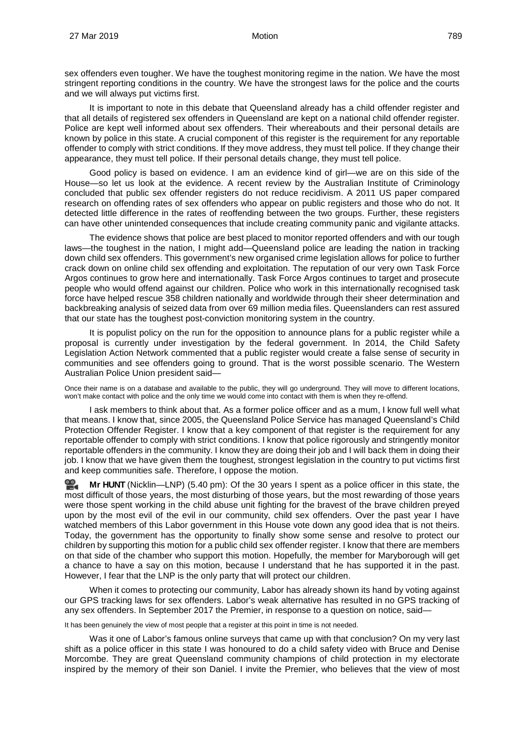sex offenders even tougher. We have the toughest monitoring regime in the nation. We have the most stringent reporting conditions in the country. We have the strongest laws for the police and the courts and we will always put victims first.

It is important to note in this debate that Queensland already has a child offender register and that all details of registered sex offenders in Queensland are kept on a national child offender register. Police are kept well informed about sex offenders. Their whereabouts and their personal details are known by police in this state. A crucial component of this register is the requirement for any reportable offender to comply with strict conditions. If they move address, they must tell police. If they change their appearance, they must tell police. If their personal details change, they must tell police.

Good policy is based on evidence. I am an evidence kind of girl—we are on this side of the House—so let us look at the evidence. A recent review by the Australian Institute of Criminology concluded that public sex offender registers do not reduce recidivism. A 2011 US paper compared research on offending rates of sex offenders who appear on public registers and those who do not. It detected little difference in the rates of reoffending between the two groups. Further, these registers can have other unintended consequences that include creating community panic and vigilante attacks.

The evidence shows that police are best placed to monitor reported offenders and with our tough laws—the toughest in the nation, I might add—Queensland police are leading the nation in tracking down child sex offenders. This government's new organised crime legislation allows for police to further crack down on online child sex offending and exploitation. The reputation of our very own Task Force Argos continues to grow here and internationally. Task Force Argos continues to target and prosecute people who would offend against our children. Police who work in this internationally recognised task force have helped rescue 358 children nationally and worldwide through their sheer determination and backbreaking analysis of seized data from over 69 million media files. Queenslanders can rest assured that our state has the toughest post-conviction monitoring system in the country.

It is populist policy on the run for the opposition to announce plans for a public register while a proposal is currently under investigation by the federal government. In 2014, the Child Safety Legislation Action Network commented that a public register would create a false sense of security in communities and see offenders going to ground. That is the worst possible scenario. The Western Australian Police Union president said—

> Once their name is on a database and available to the public, they will go underground. They will move to different locations, won't make contact with police and the only time we would come into contact with them is when they re-offend.

I ask members to think about that. As a former police officer and as a mum, I know full well what that means. I know that, since 2005, the Queensland Police Service has managed Queensland's Child Protection Offender Register. I know that a key component of that register is the requirement for any reportable offender to comply with strict conditions. I know that police rigorously and stringently monitor reportable offenders in the community. I know they are doing their job and I will back them in doing their job. I know that we have given them the toughest, strongest legislation in the country to put victims first and keep communities safe. Therefore, I oppose the motion.

**Mr HUNT** (Nicklin—LNP) (5.40 pm): Of the 30 years I spent as a police officer in this state, the most difficult of those years, the most disturbing of those years, but the most rewarding of those years were those spent working in the child abuse unit fighting for the bravest of the brave children preyed upon by the most evil of the evil in our community, child sex offenders. Over the past year I have watched members of this Labor government in this House vote down any good idea that is not theirs. Today, the government has the opportunity to finally show some sense and resolve to protect our children by supporting this motion for a public child sex offender register. I know that there are members on that side of the chamber who support this motion. Hopefully, the member for Maryborough will get a chance to have a say on this motion, because I understand that he has supported it in the past. However, I fear that the LNP is the only party that will protect our children.

When it comes to protecting our community, Labor has already shown its hand by voting against our GPS tracking laws for sex offenders. Labor's weak alternative has resulted in no GPS tracking of any sex offenders. In September 2017 the Premier, in response to a question on notice, said—

> It has been genuinely the view of most people that a register at this point in time is not needed.

Was it one of Labor's famous online surveys that came up with that conclusion? On my very last shift as a police officer in this state I was honoured to do a child safety video with Bruce and Denise Morcombe. They are great Queensland community champions of child protection in my electorate inspired by the memory of their son Daniel. I invite the Premier, who believes that the view of most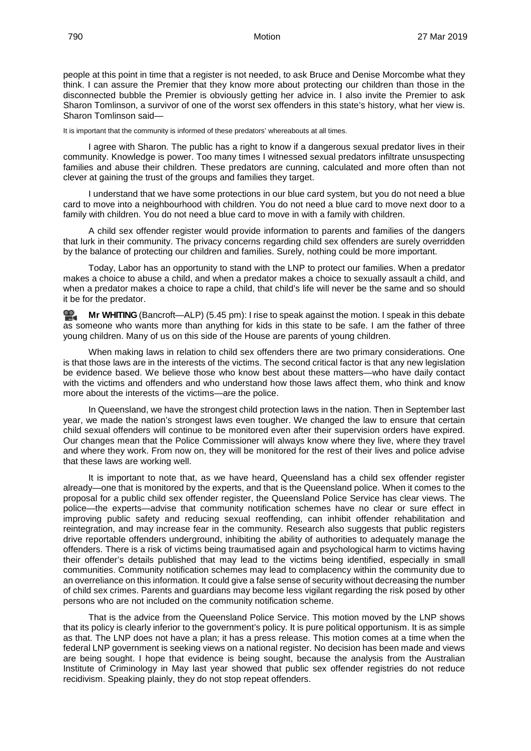people at this point in time that a register is not needed, to ask Bruce and Denise Morcombe what they think. I can assure the Premier that they know more about protecting our children than those in the disconnected bubble the Premier is obviously getting her advice in. I also invite the Premier to ask Sharon Tomlinson, a survivor of one of the worst sex offenders in this state's history, what her view is. Sharon Tomlinson said—

It is important that the community is informed of these predators' whereabouts at all times.

I agree with Sharon. The public has a right to know if a dangerous sexual predator lives in their community. Knowledge is power. Too many times I witnessed sexual predators infiltrate unsuspecting families and abuse their children. These predators are cunning, calculated and more often than not clever at gaining the trust of the groups and families they target.

I understand that we have some protections in our blue card system, but you do not need a blue card to move into a neighbourhood with children. You do not need a blue card to move next door to a family with children. You do not need a blue card to move in with a family with children.

A child sex offender register would provide information to parents and families of the dangers that lurk in their community. The privacy concerns regarding child sex offenders are surely overridden by the balance of protecting our children and families. Surely, nothing could be more important.

Today, Labor has an opportunity to stand with the LNP to protect our families. When a predator makes a choice to abuse a child, and when a predator makes a choice to sexually assault a child, and when a predator makes a choice to rape a child, that child's life will never be the same and so should it be for the predator.

**Mr WHITING** (Bancroft—ALP) (5.45 pm): I rise to speak against the motion. I speak in this debate as someone who wants more than anything for kids in this state to be safe. I am the father of three young children. Many of us on this side of the House are parents of young children.

When making laws in relation to child sex offenders there are two primary considerations. One is that those laws are in the interests of the victims. The second critical factor is that any new legislation be evidence based. We believe those who know best about these matters—who have daily contact with the victims and offenders and who understand how those laws affect them, who think and know more about the interests of the victims—are the police.

In Queensland, we have the strongest child protection laws in the nation. Then in September last year, we made the nation's strongest laws even tougher. We changed the law to ensure that certain child sexual offenders will continue to be monitored even after their supervision orders have expired. Our changes mean that the Police Commissioner will always know where they live, where they travel and where they work. From now on, they will be monitored for the rest of their lives and police advise that these laws are working well.

It is important to note that, as we have heard, Queensland has a child sex offender register already—one that is monitored by the experts, and that is the Queensland police. When it comes to the proposal for a public child sex offender register, the Queensland Police Service has clear views. The police—the experts—advise that community notification schemes have no clear or sure effect in improving public safety and reducing sexual reoffending, can inhibit offender rehabilitation and reintegration, and may increase fear in the community. Research also suggests that public registers drive reportable offenders underground, inhibiting the ability of authorities to adequately manage the offenders. There is a risk of victims being traumatised again and psychological harm to victims having their offender's details published that may lead to the victims being identified, especially in small communities. Community notification schemes may lead to complacency within the community due to an overreliance on this information. It could give a false sense of security without decreasing the number of child sex crimes. Parents and guardians may become less vigilant regarding the risk posed by other persons who are not included on the community notification scheme.

That is the advice from the Queensland Police Service. This motion moved by the LNP shows that its policy is clearly inferior to the government's policy. It is pure political opportunism. It is as simple as that. The LNP does not have a plan; it has a press release. This motion comes at a time when the federal LNP government is seeking views on a national register. No decision has been made and views are being sought. I hope that evidence is being sought, because the analysis from the Australian Institute of Criminology in May last year showed that public sex offender registries do not reduce recidivism. Speaking plainly, they do not stop repeat offenders.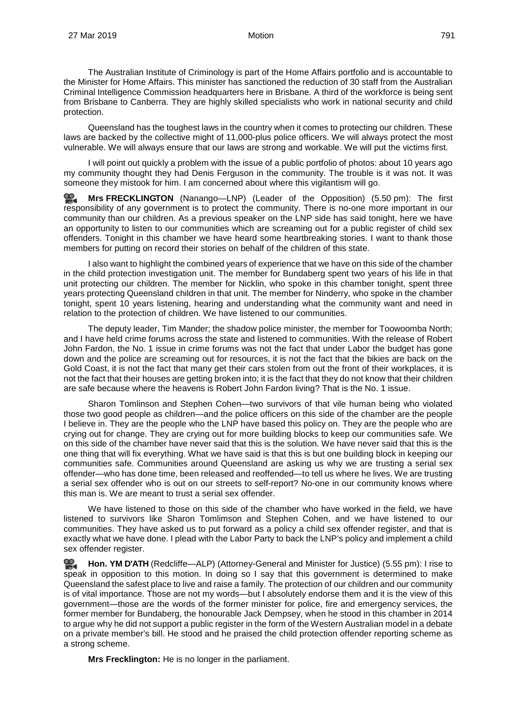The Australian Institute of Criminology is part of the Home Affairs portfolio and is accountable to the Minister for Home Affairs. This minister has sanctioned the reduction of 30 staff from the Australian Criminal Intelligence Commission headquarters here in Brisbane. A third of the workforce is being sent from Brisbane to Canberra. They are highly skilled specialists who work in national security and child protection.

Queensland has the toughest laws in the country when it comes to protecting our children. These laws are backed by the collective might of 11,000-plus police officers. We will always protect the most vulnerable. We will always ensure that our laws are strong and workable. We will put the victims first.

I will point out quickly a problem with the issue of a public portfolio of photos: about 10 years ago my community thought they had Denis Ferguson in the community. The trouble is it was not. It was someone they mistook for him. I am concerned about where this vigilantism will go.

**Mrs FRECKLINGTON** (Nanango—LNP) (Leader of the Opposition) (5.50 pm): The first responsibility of any government is to protect the community. There is no-one more important in our community than our children. As a previous speaker on the LNP side has said tonight, here we have an opportunity to listen to our communities which are screaming out for a public register of child sex offenders. Tonight in this chamber we have heard some heartbreaking stories. I want to thank those members for putting on record their stories on behalf of the children of this state.

I also want to highlight the combined years of experience that we have on this side of the chamber in the child protection investigation unit. The member for Bundaberg spent two years of his life in that unit protecting our children. The member for Nicklin, who spoke in this chamber tonight, spent three years protecting Queensland children in that unit. The member for Ninderry, who spoke in the chamber tonight, spent 10 years listening, hearing and understanding what the community want and need in relation to the protection of children. We have listened to our communities.

The deputy leader, Tim Mander; the shadow police minister, the member for Toowoomba North; and I have held crime forums across the state and listened to communities. With the release of Robert John Fardon, the No. 1 issue in crime forums was not the fact that under Labor the budget has gone down and the police are screaming out for resources, it is not the fact that the bikies are back on the Gold Coast, it is not the fact that many get their cars stolen from out the front of their workplaces, it is not the fact that their houses are getting broken into; it is the fact that they do not know that their children are safe because where the heavens is Robert John Fardon living? That is the No. 1 issue.

Sharon Tomlinson and Stephen Cohen—two survivors of that vile human being who violated those two good people as children—and the police officers on this side of the chamber are the people I believe in. They are the people who the LNP have based this policy on. They are the people who are crying out for change. They are crying out for more building blocks to keep our communities safe. We on this side of the chamber have never said that this is the solution. We have never said that this is the one thing that will fix everything. What we have said is that this is but one building block in keeping our communities safe. Communities around Queensland are asking us why we are trusting a serial sex offender—who has done time, been released and reoffended—to tell us where he lives. We are trusting a serial sex offender who is out on our streets to self-report? No-one in our community knows where this man is. We are meant to trust a serial sex offender.

We have listened to those on this side of the chamber who have worked in the field, we have listened to survivors like Sharon Tomlimson and Stephen Cohen, and we have listened to our communities. They have asked us to put forward as a policy a child sex offender register, and that is exactly what we have done. I plead with the Labor Party to back the LNP's policy and implement a child sex offender register.

**Hon. YM D'ATH** (Redcliffe—ALP) (Attorney-General and Minister for Justice) (5.55 pm): I rise to speak in opposition to this motion. In doing so I say that this government is determined to make Queensland the safest place to live and raise a family. The protection of our children and our community is of vital importance. Those are not my words—but I absolutely endorse them and it is the view of this government—those are the words of the former minister for police, fire and emergency services, the former member for Bundaberg, the honourable Jack Dempsey, when he stood in this chamber in 2014 to argue why he did not support a public register in the form of the Western Australian model in a debate on a private member's bill. He stood and he praised the child protection offender reporting scheme as a strong scheme.

**Mrs Frecklington:** He is no longer in the parliament.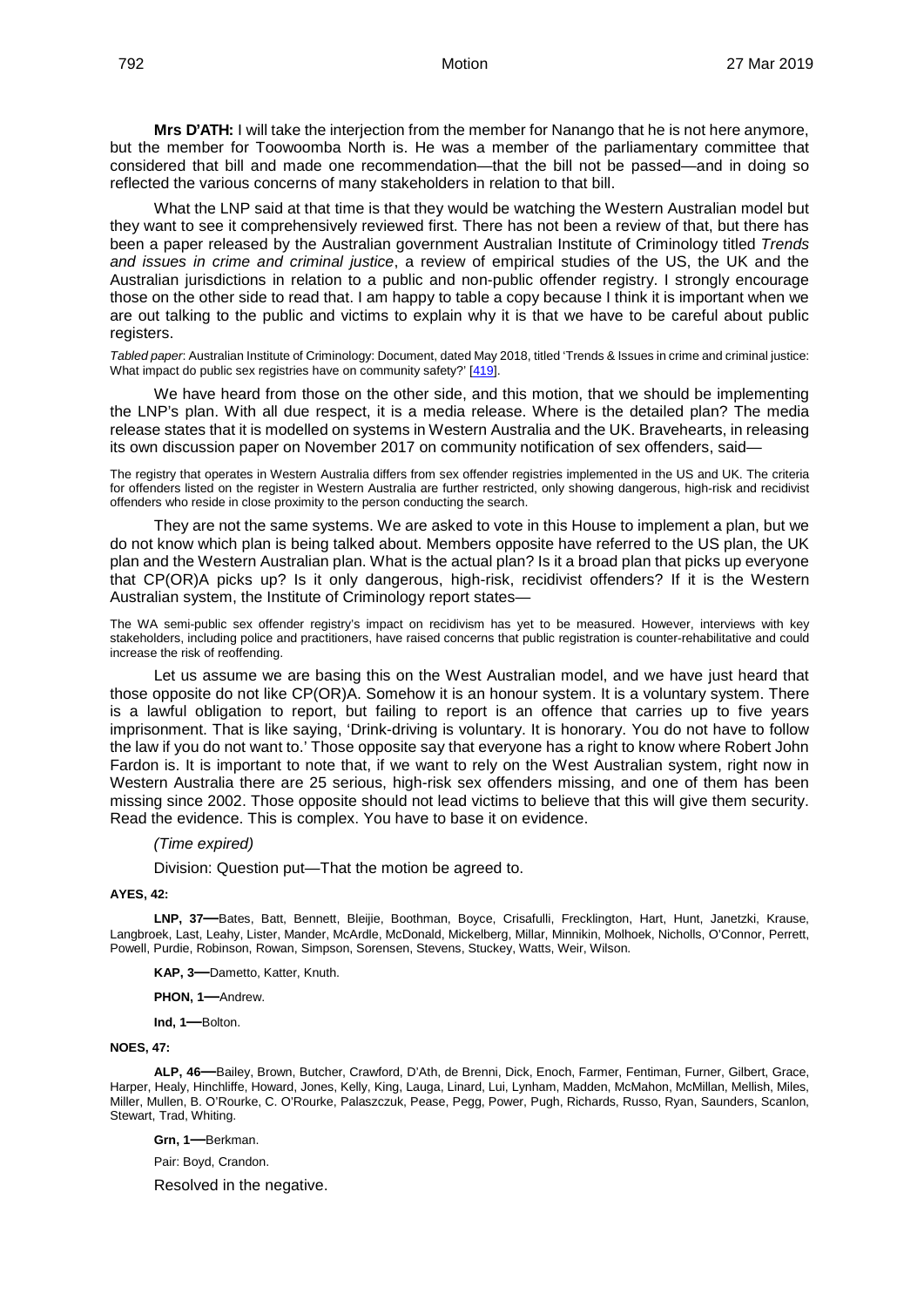**Mrs D'ATH:** I will take the interjection from the member for Nanango that he is not here anymore, but the member for Toowoomba North is. He was a member of the parliamentary committee that considered that bill and made one recommendation—that the bill not be passed—and in doing so reflected the various concerns of many stakeholders in relation to that bill.

What the LNP said at that time is that they would be watching the Western Australian model but they want to see it comprehensively reviewed first. There has not been a review of that, but there has been a paper released by the Australian government Australian Institute of Criminology titled *Trends and issues in crime and criminal justice*, a review of empirical studies of the US, the UK and the Australian jurisdictions in relation to a public and non-public offender registry. I strongly encourage those on the other side to read that. I am happy to table a copy because I think it is important when we are out talking to the public and victims to explain why it is that we have to be careful about public registers.

*Tabled paper*: Australian Institute of Criminology: Document, dated May 2018, titled 'Trends & Issues in crime and criminal justice: What impact do public sex registries have on community safety?' [419].

We have heard from those on the other side, and this motion, that we should be implementing the LNP's plan. With all due respect, it is a media release. Where is the detailed plan? The media release states that it is modelled on systems in Western Australia and the UK. Bravehearts, in releasing its own discussion paper on November 2017 on community notification of sex offenders, said—

> The registry that operates in Western Australia differs from sex offender registries implemented in the US and UK. The criteria for offenders listed on the register in Western Australia are further restricted, only showing dangerous, high-risk and recidivist offenders who reside in close proximity to the person conducting the search.

They are not the same systems. We are asked to vote in this House to implement a plan, but we do not know which plan is being talked about. Members opposite have referred to the US plan, the UK plan and the Western Australian plan. What is the actual plan? Is it a broad plan that picks up everyone that CP(OR)A picks up? Is it only dangerous, high-risk, recidivist offenders? If it is the Western Australian system, the Institute of Criminology report states—

> The WA semi-public sex offender registry's impact on recidivism has yet to be measured. However, interviews with key stakeholders, including police and practitioners, have raised concerns that public registration is counter-rehabilitative and could increase the risk of reoffending.

Let us assume we are basing this on the West Australian model, and we have just heard that those opposite do not like CP(OR)A. Somehow it is an honour system. It is a voluntary system. There is a lawful obligation to report, but failing to report is an offence that carries up to five years imprisonment. That is like saying, 'Drink-driving is voluntary. It is honorary. You do not have to follow the law if you do not want to.' Those opposite say that everyone has a right to know where Robert John Fardon is. It is important to note that, if we want to rely on the West Australian system, right now in Western Australia there are 25 serious, high-risk sex offenders missing, and one of them has been missing since 2002. Those opposite should not lead victims to believe that this will give them security. Read the evidence. This is complex. You have to base it on evidence.

*(Time expired)*

Division: Question put—That the motion be agreed to.

**AYES, 42:**

**LNP, 37—**Bates, Batt, Bennett, Bleijie, Boothman, Boyce, Crisafulli, Frecklington, Hart, Hunt, Janetzki, Krause, Langbroek, Last, Leahy, Lister, Mander, McArdle, McDonald, Mickelberg, Millar, Minnikin, Molhoek, Nicholls, O'Connor, Perrett, Powell, Purdie, Robinson, Rowan, Simpson, Sorensen, Stevens, Stuckey, Watts, Weir, Wilson.

**KAP, 3—**Dametto, Katter, Knuth.

**PHON, 1—**Andrew.

**Ind, 1—**Bolton.

**NOES, 47:**

**ALP, 46—**Bailey, Brown, Butcher, Crawford, D'Ath, de Brenni, Dick, Enoch, Farmer, Fentiman, Furner, Gilbert, Grace, Harper, Healy, Hinchliffe, Howard, Jones, Kelly, King, Lauga, Linard, Lui, Lynham, Madden, McMahon, McMillan, Mellish, Miles, Miller, Mullen, B. O'Rourke, C. O'Rourke, Palaszczuk, Pease, Pegg, Power, Pugh, Richards, Russo, Ryan, Saunders, Scanlon, Stewart, Trad, Whiting.

**Grn, 1—**Berkman.

Pair: Boyd, Crandon.

Resolved in the negative.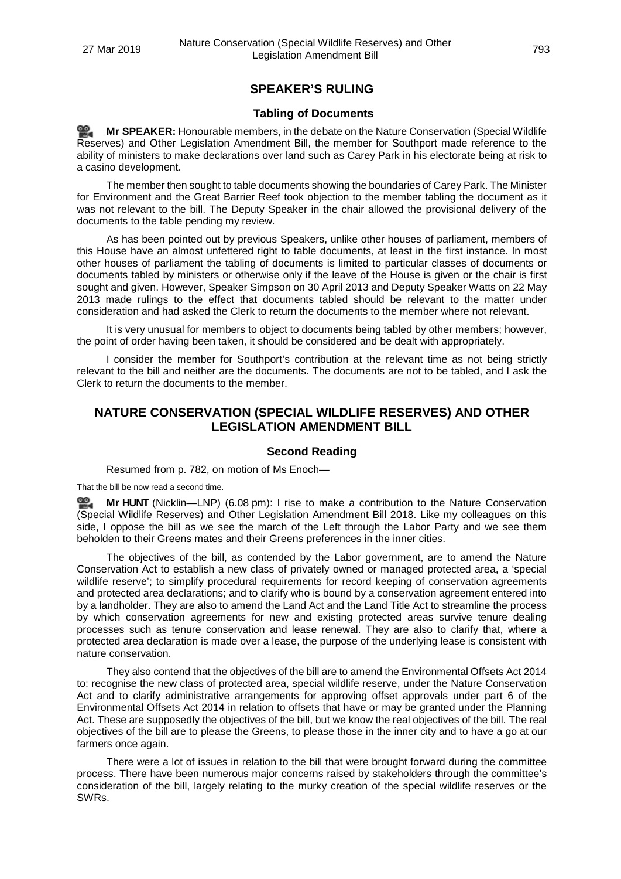## SPEAKER'S RULING

### Tabling of Documents

**Mr SPEAKER:** Honourable members, in the debate on the Nature Conservation (Special Wildlife Reserves) and Other Legislation Amendment Bill, the member for Southport made reference to the ability of ministers to make declarations over land such as Carey Park in his electorate being at risk to a casino development.

The member then sought to table documents showing the boundaries of Carey Park. The Minister for Environment and the Great Barrier Reef took objection to the member tabling the document as it was not relevant to the bill. The Deputy Speaker in the chair allowed the provisional delivery of the documents to the table pending my review.

As has been pointed out by previous Speakers, unlike other houses of parliament, members of this House have an almost unfettered right to table documents, at least in the first instance. In most other houses of parliament the tabling of documents is limited to particular classes of documents or documents tabled by ministers or otherwise only if the leave of the House is given or the chair is first sought and given. However, Speaker Simpson on 30 April 2013 and Deputy Speaker Watts on 22 May 2013 made rulings to the effect that documents tabled should be relevant to the matter under consideration and had asked the Clerk to return the documents to the member where not relevant.

It is very unusual for members to object to documents being tabled by other members; however, the point of order having been taken, it should be considered and be dealt with appropriately.

I consider the member for Southport's contribution at the relevant time as not being strictly relevant to the bill and neither are the documents. The documents are not to be tabled, and I ask the Clerk to return the documents to the member.

## NATURE CONSERVATION (SPECIAL WILDLIFE RESERVES) AND OTHER LEGISLATION AMENDMENT BILL

### Second Reading

Resumed from p. 782, on motion of Ms Enoch—

That the bill be now read a second time.

**Mr HUNT** (Nicklin—LNP) (6.08 pm): I rise to make a contribution to the Nature Conservation (Special Wildlife Reserves) and Other Legislation Amendment Bill 2018. Like my colleagues on this side, I oppose the bill as we see the march of the Left through the Labor Party and we see them beholden to their Greens mates and their Greens preferences in the inner cities.

The objectives of the bill, as contended by the Labor government, are to amend the Nature Conservation Act to establish a new class of privately owned or managed protected area, a 'special wildlife reserve'; to simplify procedural requirements for record keeping of conservation agreements and protected area declarations; and to clarify who is bound by a conservation agreement entered into by a landholder. They are also to amend the Land Act and the Land Title Act to streamline the process by which conservation agreements for new and existing protected areas survive tenure dealing processes such as tenure conservation and lease renewal. They are also to clarify that, where a protected area declaration is made over a lease, the purpose of the underlying lease is consistent with nature conservation.

They also contend that the objectives of the bill are to amend the Environmental Offsets Act 2014 to: recognise the new class of protected area, special wildlife reserve, under the Nature Conservation Act and to clarify administrative arrangements for approving offset approvals under part 6 of the Environmental Offsets Act 2014 in relation to offsets that have or may be granted under the Planning Act. These are supposedly the objectives of the bill, but we know the real objectives of the bill. The real objectives of the bill are to please the Greens, to please those in the inner city and to have a go at our farmers once again.

There were a lot of issues in relation to the bill that were brought forward during the committee process. There have been numerous major concerns raised by stakeholders through the committee's consideration of the bill, largely relating to the murky creation of the special wildlife reserves or the SWRs.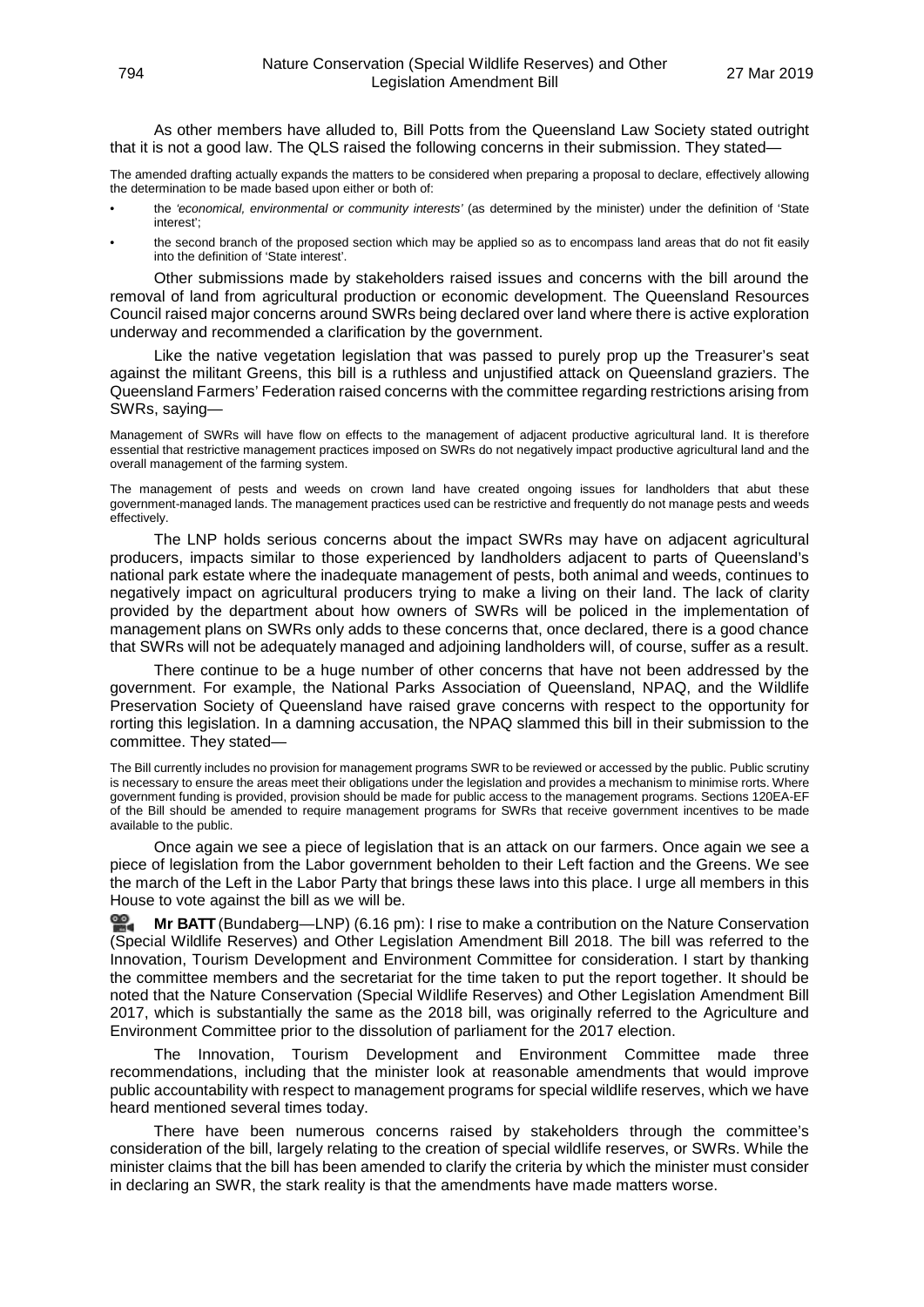As other members have alluded to, Bill Potts from the Queensland Law Society stated outright that it is not a good law. The QLS raised the following concerns in their submission. They stated—

> The amended drafting actually expands the matters to be considered when preparing a proposal to declare, effectively allowing the determination to be made based upon either or both of:
>
> - the *'economical, environmental or community interests'* (as determined by the minister) under the definition of 'State interest';
> - the second branch of the proposed section which may be applied so as to encompass land areas that do not fit easily into the definition of 'State interest'.

Other submissions made by stakeholders raised issues and concerns with the bill around the removal of land from agricultural production or economic development. The Queensland Resources Council raised major concerns around SWRs being declared over land where there is active exploration underway and recommended a clarification by the government.

Like the native vegetation legislation that was passed to purely prop up the Treasurer's seat against the militant Greens, this bill is a ruthless and unjustified attack on Queensland graziers. The Queensland Farmers' Federation raised concerns with the committee regarding restrictions arising from SWRs, saying—

> Management of SWRs will have flow on effects to the management of adjacent productive agricultural land. It is therefore essential that restrictive management practices imposed on SWRs do not negatively impact productive agricultural land and the overall management of the farming system.
>
> The management of pests and weeds on crown land have created ongoing issues for landholders that abut these government-managed lands. The management practices used can be restrictive and frequently do not manage pests and weeds effectively.

The LNP holds serious concerns about the impact SWRs may have on adjacent agricultural producers, impacts similar to those experienced by landholders adjacent to parts of Queensland's national park estate where the inadequate management of pests, both animal and weeds, continues to negatively impact on agricultural producers trying to make a living on their land. The lack of clarity provided by the department about how owners of SWRs will be policed in the implementation of management plans on SWRs only adds to these concerns that, once declared, there is a good chance that SWRs will not be adequately managed and adjoining landholders will, of course, suffer as a result.

There continue to be a huge number of other concerns that have not been addressed by the government. For example, the National Parks Association of Queensland, NPAQ, and the Wildlife Preservation Society of Queensland have raised grave concerns with respect to the opportunity for rorting this legislation. In a damning accusation, the NPAQ slammed this bill in their submission to the committee. They stated—

> The Bill currently includes no provision for management programs SWR to be reviewed or accessed by the public. Public scrutiny is necessary to ensure the areas meet their obligations under the legislation and provides a mechanism to minimise rorts. Where government funding is provided, provision should be made for public access to the management programs. Sections 120EA-EF of the Bill should be amended to require management programs for SWRs that receive government incentives to be made available to the public.

Once again we see a piece of legislation that is an attack on our farmers. Once again we see a piece of legislation from the Labor government beholden to their Left faction and the Greens. We see the march of the Left in the Labor Party that brings these laws into this place. I urge all members in this House to vote against the bill as we will be.

**Mr BATT** (Bundaberg—LNP) (6.16 pm): I rise to make a contribution on the Nature Conservation (Special Wildlife Reserves) and Other Legislation Amendment Bill 2018. The bill was referred to the Innovation, Tourism Development and Environment Committee for consideration. I start by thanking the committee members and the secretariat for the time taken to put the report together. It should be noted that the Nature Conservation (Special Wildlife Reserves) and Other Legislation Amendment Bill 2017, which is substantially the same as the 2018 bill, was originally referred to the Agriculture and Environment Committee prior to the dissolution of parliament for the 2017 election.

The Innovation, Tourism Development and Environment Committee made three recommendations, including that the minister look at reasonable amendments that would improve public accountability with respect to management programs for special wildlife reserves, which we have heard mentioned several times today.

There have been numerous concerns raised by stakeholders through the committee's consideration of the bill, largely relating to the creation of special wildlife reserves, or SWRs. While the minister claims that the bill has been amended to clarify the criteria by which the minister must consider in declaring an SWR, the stark reality is that the amendments have made matters worse.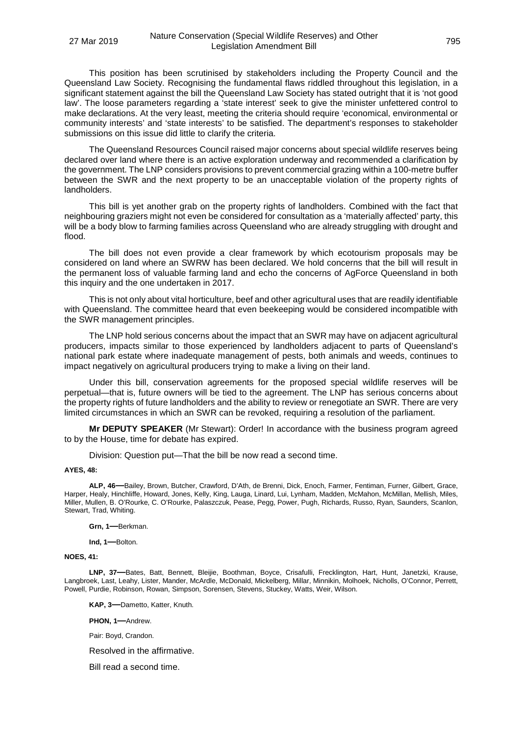This position has been scrutinised by stakeholders including the Property Council and the Queensland Law Society. Recognising the fundamental flaws riddled throughout this legislation, in a significant statement against the bill the Queensland Law Society has stated outright that it is 'not good law'. The loose parameters regarding a 'state interest' seek to give the minister unfettered control to make declarations. At the very least, meeting the criteria should require 'economical, environmental or community interests' and 'state interests' to be satisfied. The department's responses to stakeholder submissions on this issue did little to clarify the criteria.

The Queensland Resources Council raised major concerns about special wildlife reserves being declared over land where there is an active exploration underway and recommended a clarification by the government. The LNP considers provisions to prevent commercial grazing within a 100-metre buffer between the SWR and the next property to be an unacceptable violation of the property rights of landholders.

This bill is yet another grab on the property rights of landholders. Combined with the fact that neighbouring graziers might not even be considered for consultation as a 'materially affected' party, this will be a body blow to farming families across Queensland who are already struggling with drought and flood.

The bill does not even provide a clear framework by which ecotourism proposals may be considered on land where an SWRW has been declared. We hold concerns that the bill will result in the permanent loss of valuable farming land and echo the concerns of AgForce Queensland in both this inquiry and the one undertaken in 2017.

This is not only about vital horticulture, beef and other agricultural uses that are readily identifiable with Queensland. The committee heard that even beekeeping would be considered incompatible with the SWR management principles.

The LNP hold serious concerns about the impact that an SWR may have on adjacent agricultural producers, impacts similar to those experienced by landholders adjacent to parts of Queensland's national park estate where inadequate management of pests, both animals and weeds, continues to impact negatively on agricultural producers trying to make a living on their land.

Under this bill, conservation agreements for the proposed special wildlife reserves will be perpetual—that is, future owners will be tied to the agreement. The LNP has serious concerns about the property rights of future landholders and the ability to review or renegotiate an SWR. There are very limited circumstances in which an SWR can be revoked, requiring a resolution of the parliament.

**Mr DEPUTY SPEAKER** (Mr Stewart): Order! In accordance with the business program agreed to by the House, time for debate has expired.

Division: Question put—That the bill be now read a second time.

**AYES, 48:**

**ALP, 46—**Bailey, Brown, Butcher, Crawford, D'Ath, de Brenni, Dick, Enoch, Farmer, Fentiman, Furner, Gilbert, Grace, Harper, Healy, Hinchliffe, Howard, Jones, Kelly, King, Lauga, Linard, Lui, Lynham, Madden, McMahon, McMillan, Mellish, Miles, Miller, Mullen, B. O'Rourke, C. O'Rourke, Palaszczuk, Pease, Pegg, Power, Pugh, Richards, Russo, Ryan, Saunders, Scanlon, Stewart, Trad, Whiting.

**Grn, 1—**Berkman.

**Ind, 1—**Bolton.

**NOES, 41:**

**LNP, 37—**Bates, Batt, Bennett, Bleijie, Boothman, Boyce, Crisafulli, Frecklington, Hart, Hunt, Janetzki, Krause, Langbroek, Last, Leahy, Lister, Mander, McArdle, McDonald, Mickelberg, Millar, Minnikin, Molhoek, Nicholls, O'Connor, Perrett, Powell, Purdie, Robinson, Rowan, Simpson, Sorensen, Stevens, Stuckey, Watts, Weir, Wilson.

**KAP, 3—**Dametto, Katter, Knuth.

**PHON, 1—**Andrew.

Pair: Boyd, Crandon.

Resolved in the affirmative.

Bill read a second time.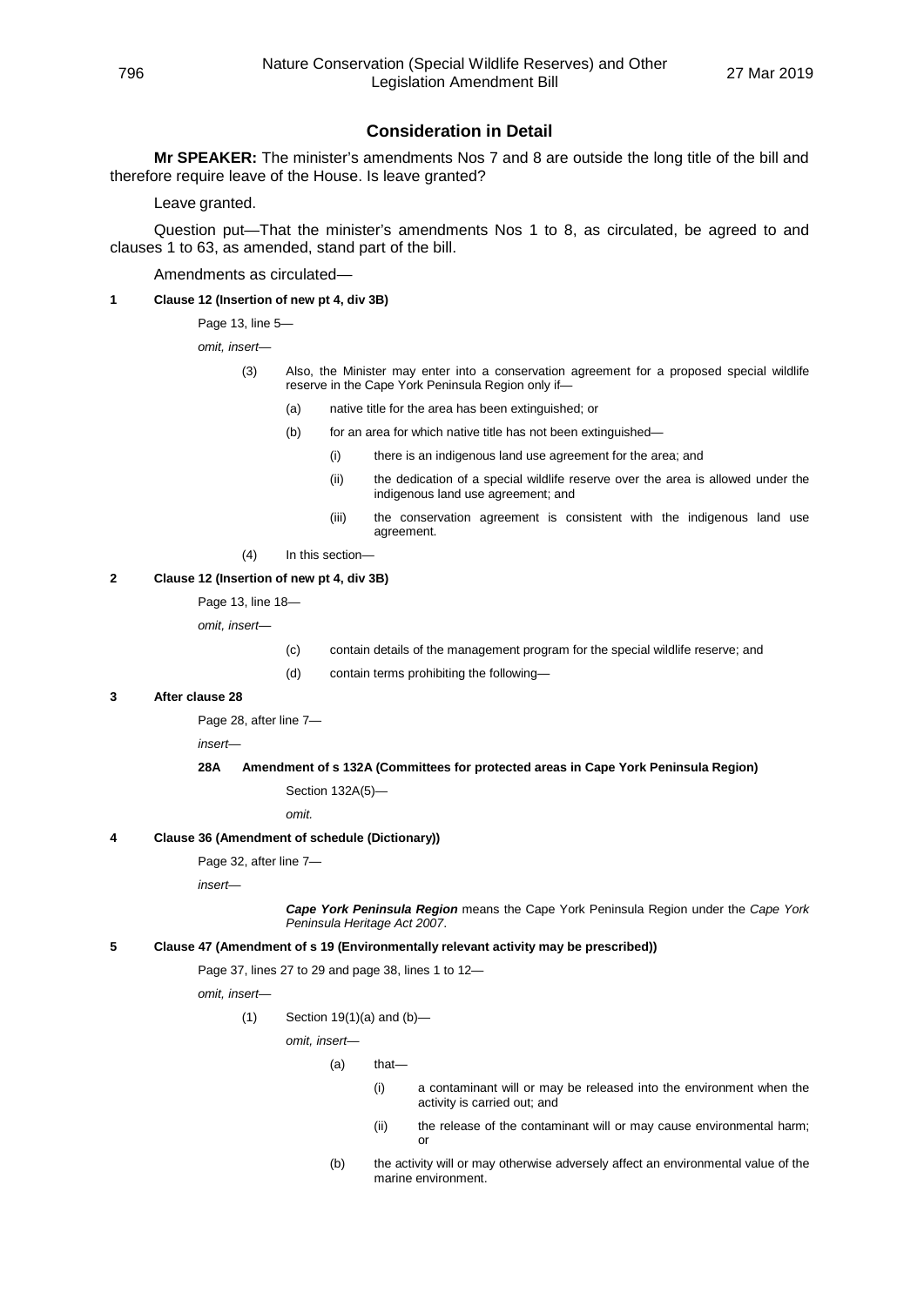## Consideration in Detail

**Mr SPEAKER:** The minister's amendments Nos 7 and 8 are outside the long title of the bill and therefore require leave of the House. Is leave granted?

Leave granted.

Question put—That the minister's amendments Nos 1 to 8, as circulated, be agreed to and clauses 1 to 63, as amended, stand part of the bill.

Amendments as circulated—

**1 Clause 12 (Insertion of new pt 4, div 3B)**

Page 13, line 5—

*omit, insert—*

(3) Also, the Minister may enter into a conservation agreement for a proposed special wildlife reserve in the Cape York Peninsula Region only if—

(a) native title for the area has been extinguished; or

(b) for an area for which native title has not been extinguished—

(i) there is an indigenous land use agreement for the area; and

(ii) the dedication of a special wildlife reserve over the area is allowed under the indigenous land use agreement; and

(iii) the conservation agreement is consistent with the indigenous land use agreement.

(4) In this section—

**2 Clause 12 (Insertion of new pt 4, div 3B)**

Page 13, line 18—

*omit, insert—*

(c) contain details of the management program for the special wildlife reserve; and

(d) contain terms prohibiting the following—

**3 After clause 28**

Page 28, after line 7—

*insert—*

**28A Amendment of s 132A (Committees for protected areas in Cape York Peninsula Region)**

Section 132A(5)—

*omit.*

**4 Clause 36 (Amendment of schedule (Dictionary))**

Page 32, after line 7—

*insert—*

***Cape York Peninsula Region*** means the Cape York Peninsula Region under the *Cape York Peninsula Heritage Act 2007*.

**5 Clause 47 (Amendment of s 19 (Environmentally relevant activity may be prescribed))**

Page 37, lines 27 to 29 and page 38, lines 1 to 12—

*omit, insert—*

(1) Section 19(1)(a) and (b)—

*omit, insert—*

(a) that—

(i) a contaminant will or may be released into the environment when the activity is carried out; and

(ii) the release of the contaminant will or may cause environmental harm; or

(b) the activity will or may otherwise adversely affect an environmental value of the marine environment.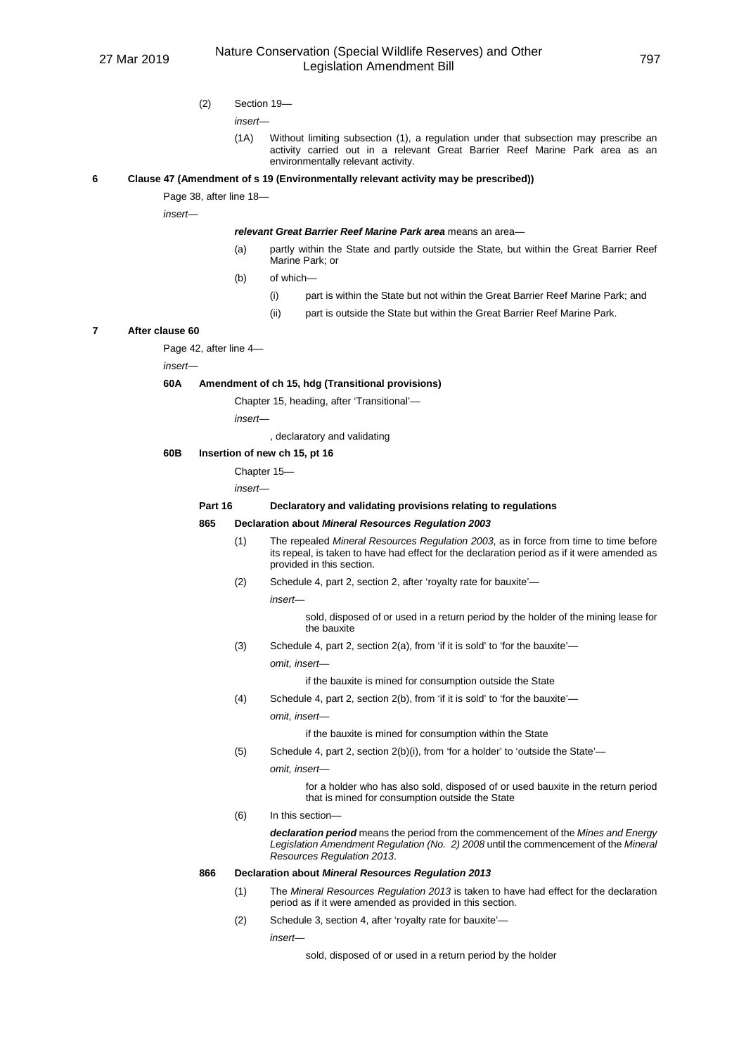(2) Section 19—

*insert*—

(1A) Without limiting subsection (1), a regulation under that subsection may prescribe an activity carried out in a relevant Great Barrier Reef Marine Park area as an environmentally relevant activity.

**6 Clause 47 (Amendment of s 19 (Environmentally relevant activity may be prescribed))**

Page 38, after line 18—

*insert*—

***relevant Great Barrier Reef Marine Park area*** means an area—

(a) partly within the State and partly outside the State, but within the Great Barrier Reef Marine Park; or

(b) of which—

(i) part is within the State but not within the Great Barrier Reef Marine Park; and

(ii) part is outside the State but within the Great Barrier Reef Marine Park.

**7 After clause 60**

Page 42, after line 4—

*insert*—

**60A Amendment of ch 15, hdg (Transitional provisions)**

Chapter 15, heading, after 'Transitional'—

*insert*—

, declaratory and validating

**60B Insertion of new ch 15, pt 16**

Chapter 15—

*insert*—

**Part 16 Declaratory and validating provisions relating to regulations**

**865 Declaration about *Mineral Resources Regulation 2003***

(1) The repealed *Mineral Resources Regulation 2003*, as in force from time to time before its repeal, is taken to have had effect for the declaration period as if it were amended as provided in this section.

(2) Schedule 4, part 2, section 2, after 'royalty rate for bauxite'—

*insert*—

sold, disposed of or used in a return period by the holder of the mining lease for the bauxite

(3) Schedule 4, part 2, section 2(a), from 'if it is sold' to 'for the bauxite'—

*omit, insert*—

if the bauxite is mined for consumption outside the State

(4) Schedule 4, part 2, section 2(b), from 'if it is sold' to 'for the bauxite'—

*omit, insert*—

if the bauxite is mined for consumption within the State

(5) Schedule 4, part 2, section 2(b)(i), from 'for a holder' to 'outside the State'—

*omit, insert*—

for a holder who has also sold, disposed of or used bauxite in the return period that is mined for consumption outside the State

(6) In this section—

***declaration period*** means the period from the commencement of the *Mines and Energy Legislation Amendment Regulation (No. 2) 2008* until the commencement of the *Mineral Resources Regulation 2013*.

**866 Declaration about *Mineral Resources Regulation 2013***

(1) The *Mineral Resources Regulation 2013* is taken to have had effect for the declaration period as if it were amended as provided in this section.

(2) Schedule 3, section 4, after 'royalty rate for bauxite'—

*insert*—

sold, disposed of or used in a return period by the holder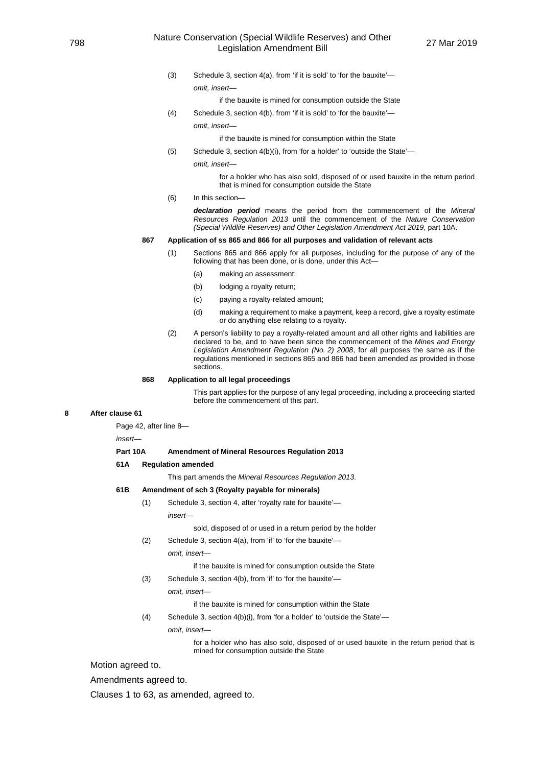(3) Schedule 3, section 4(a), from 'if it is sold' to 'for the bauxite'—

*omit, insert—*

if the bauxite is mined for consumption outside the State

(4) Schedule 3, section 4(b), from 'if it is sold' to 'for the bauxite'—

*omit, insert—*

if the bauxite is mined for consumption within the State

(5) Schedule 3, section 4(b)(i), from 'for a holder' to 'outside the State'—

*omit, insert—*

for a holder who has also sold, disposed of or used bauxite in the return period that is mined for consumption outside the State

(6) In this section—

***declaration period*** means the period from the commencement of the *Mineral Resources Regulation 2013* until the commencement of the *Nature Conservation (Special Wildlife Reserves) and Other Legislation Amendment Act 2019*, part 10A.

**867 Application of ss 865 and 866 for all purposes and validation of relevant acts**

(1) Sections 865 and 866 apply for all purposes, including for the purpose of any of the following that has been done, or is done, under this Act—

(a) making an assessment;

(b) lodging a royalty return;

(c) paying a royalty-related amount;

(d) making a requirement to make a payment, keep a record, give a royalty estimate or do anything else relating to a royalty.

(2) A person's liability to pay a royalty-related amount and all other rights and liabilities are declared to be, and to have been since the commencement of the *Mines and Energy Legislation Amendment Regulation (No. 2) 2008*, for all purposes the same as if the regulations mentioned in sections 865 and 866 had been amended as provided in those sections.

**868 Application to all legal proceedings**

This part applies for the purpose of any legal proceeding, including a proceeding started before the commencement of this part.

**8 After clause 61**

Page 42, after line 8—

*insert—*

**Part 10A Amendment of Mineral Resources Regulation 2013**

**61A Regulation amended**

This part amends the *Mineral Resources Regulation 2013*.

**61B Amendment of sch 3 (Royalty payable for minerals)**

(1) Schedule 3, section 4, after 'royalty rate for bauxite'—

*insert—*

sold, disposed of or used in a return period by the holder

(2) Schedule 3, section 4(a), from 'if' to 'for the bauxite'—

*omit, insert—*

if the bauxite is mined for consumption outside the State

(3) Schedule 3, section 4(b), from 'if' to 'for the bauxite'—

*omit, insert—*

if the bauxite is mined for consumption within the State

(4) Schedule 3, section 4(b)(i), from 'for a holder' to 'outside the State'—

*omit, insert—*

for a holder who has also sold, disposed of or used bauxite in the return period that is mined for consumption outside the State

Motion agreed to.

Amendments agreed to.

Clauses 1 to 63, as amended, agreed to.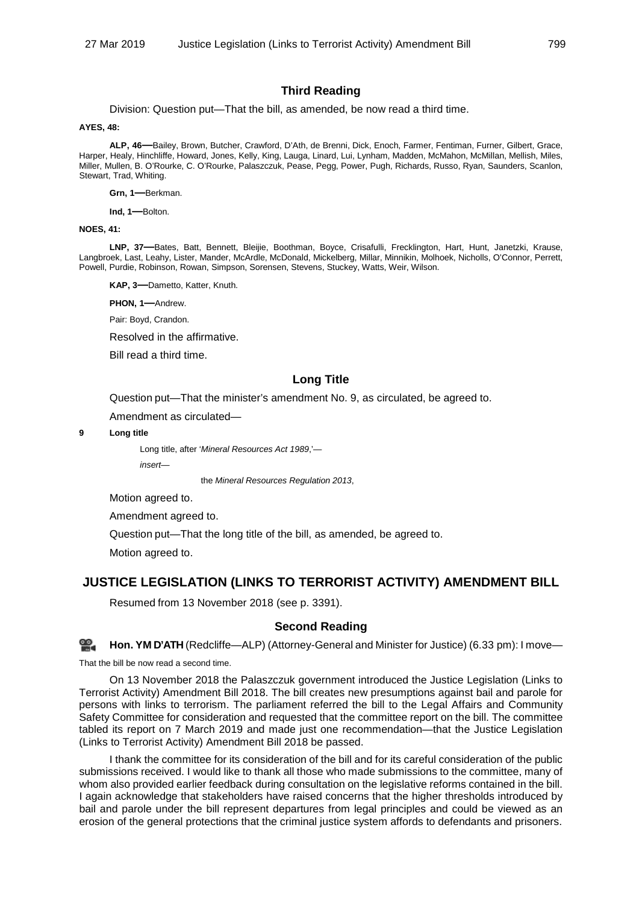### Third Reading

Division: Question put—That the bill, as amended, be now read a third time.

**AYES, 48:**

**ALP, 46—**Bailey, Brown, Butcher, Crawford, D'Ath, de Brenni, Dick, Enoch, Farmer, Fentiman, Furner, Gilbert, Grace, Harper, Healy, Hinchliffe, Howard, Jones, Kelly, King, Lauga, Linard, Lui, Lynham, Madden, McMahon, McMillan, Mellish, Miles, Miller, Mullen, B. O'Rourke, C. O'Rourke, Palaszczuk, Pease, Pegg, Power, Pugh, Richards, Russo, Ryan, Saunders, Scanlon, Stewart, Trad, Whiting.

**Grn, 1—**Berkman.

**Ind, 1—**Bolton.

**NOES, 41:**

**LNP, 37—**Bates, Batt, Bennett, Bleijie, Boothman, Boyce, Crisafulli, Frecklington, Hart, Hunt, Janetzki, Krause, Langbroek, Last, Leahy, Lister, Mander, McArdle, McDonald, Mickelberg, Millar, Minnikin, Molhoek, Nicholls, O'Connor, Perrett, Powell, Purdie, Robinson, Rowan, Simpson, Sorensen, Stevens, Stuckey, Watts, Weir, Wilson.

**KAP, 3—**Dametto, Katter, Knuth.

**PHON, 1—**Andrew.

Pair: Boyd, Crandon.

Resolved in the affirmative.

Bill read a third time.

### Long Title

Question put—That the minister's amendment No. 9, as circulated, be agreed to.

Amendment as circulated—

**9 Long title**

Long title, after '*Mineral Resources Act 1989*,'—

*insert*—

the *Mineral Resources Regulation 2013*,

Motion agreed to.

Amendment agreed to.

Question put—That the long title of the bill, as amended, be agreed to.

Motion agreed to.

## JUSTICE LEGISLATION (LINKS TO TERRORIST ACTIVITY) AMENDMENT BILL

Resumed from 13 November 2018 (see p. 3391).

### Second Reading

**Hon. YM D'ATH** (Redcliffe—ALP) (Attorney-General and Minister for Justice) (6.33 pm): I move—

That the bill be now read a second time.

On 13 November 2018 the Palaszczuk government introduced the Justice Legislation (Links to Terrorist Activity) Amendment Bill 2018. The bill creates new presumptions against bail and parole for persons with links to terrorism. The parliament referred the bill to the Legal Affairs and Community Safety Committee for consideration and requested that the committee report on the bill. The committee tabled its report on 7 March 2019 and made just one recommendation—that the Justice Legislation (Links to Terrorist Activity) Amendment Bill 2018 be passed.

I thank the committee for its consideration of the bill and for its careful consideration of the public submissions received. I would like to thank all those who made submissions to the committee, many of whom also provided earlier feedback during consultation on the legislative reforms contained in the bill. I again acknowledge that stakeholders have raised concerns that the higher thresholds introduced by bail and parole under the bill represent departures from legal principles and could be viewed as an erosion of the general protections that the criminal justice system affords to defendants and prisoners.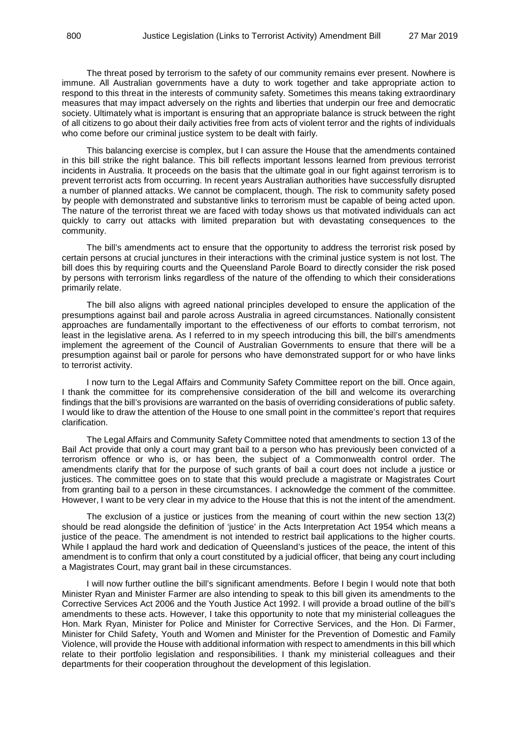The threat posed by terrorism to the safety of our community remains ever present. Nowhere is immune. All Australian governments have a duty to work together and take appropriate action to respond to this threat in the interests of community safety. Sometimes this means taking extraordinary measures that may impact adversely on the rights and liberties that underpin our free and democratic society. Ultimately what is important is ensuring that an appropriate balance is struck between the right of all citizens to go about their daily activities free from acts of violent terror and the rights of individuals who come before our criminal justice system to be dealt with fairly.

This balancing exercise is complex, but I can assure the House that the amendments contained in this bill strike the right balance. This bill reflects important lessons learned from previous terrorist incidents in Australia. It proceeds on the basis that the ultimate goal in our fight against terrorism is to prevent terrorist acts from occurring. In recent years Australian authorities have successfully disrupted a number of planned attacks. We cannot be complacent, though. The risk to community safety posed by people with demonstrated and substantive links to terrorism must be capable of being acted upon. The nature of the terrorist threat we are faced with today shows us that motivated individuals can act quickly to carry out attacks with limited preparation but with devastating consequences to the community.

The bill's amendments act to ensure that the opportunity to address the terrorist risk posed by certain persons at crucial junctures in their interactions with the criminal justice system is not lost. The bill does this by requiring courts and the Queensland Parole Board to directly consider the risk posed by persons with terrorism links regardless of the nature of the offending to which their considerations primarily relate.

The bill also aligns with agreed national principles developed to ensure the application of the presumptions against bail and parole across Australia in agreed circumstances. Nationally consistent approaches are fundamentally important to the effectiveness of our efforts to combat terrorism, not least in the legislative arena. As I referred to in my speech introducing this bill, the bill's amendments implement the agreement of the Council of Australian Governments to ensure that there will be a presumption against bail or parole for persons who have demonstrated support for or who have links to terrorist activity.

I now turn to the Legal Affairs and Community Safety Committee report on the bill. Once again, I thank the committee for its comprehensive consideration of the bill and welcome its overarching findings that the bill's provisions are warranted on the basis of overriding considerations of public safety. I would like to draw the attention of the House to one small point in the committee's report that requires clarification.

The Legal Affairs and Community Safety Committee noted that amendments to section 13 of the Bail Act provide that only a court may grant bail to a person who has previously been convicted of a terrorism offence or who is, or has been, the subject of a Commonwealth control order. The amendments clarify that for the purpose of such grants of bail a court does not include a justice or justices. The committee goes on to state that this would preclude a magistrate or Magistrates Court from granting bail to a person in these circumstances. I acknowledge the comment of the committee. However, I want to be very clear in my advice to the House that this is not the intent of the amendment.

The exclusion of a justice or justices from the meaning of court within the new section 13(2) should be read alongside the definition of 'justice' in the Acts Interpretation Act 1954 which means a justice of the peace. The amendment is not intended to restrict bail applications to the higher courts. While I applaud the hard work and dedication of Queensland's justices of the peace, the intent of this amendment is to confirm that only a court constituted by a judicial officer, that being any court including a Magistrates Court, may grant bail in these circumstances.

I will now further outline the bill's significant amendments. Before I begin I would note that both Minister Ryan and Minister Farmer are also intending to speak to this bill given its amendments to the Corrective Services Act 2006 and the Youth Justice Act 1992. I will provide a broad outline of the bill's amendments to these acts. However, I take this opportunity to note that my ministerial colleagues the Hon. Mark Ryan, Minister for Police and Minister for Corrective Services, and the Hon. Di Farmer, Minister for Child Safety, Youth and Women and Minister for the Prevention of Domestic and Family Violence, will provide the House with additional information with respect to amendments in this bill which relate to their portfolio legislation and responsibilities. I thank my ministerial colleagues and their departments for their cooperation throughout the development of this legislation.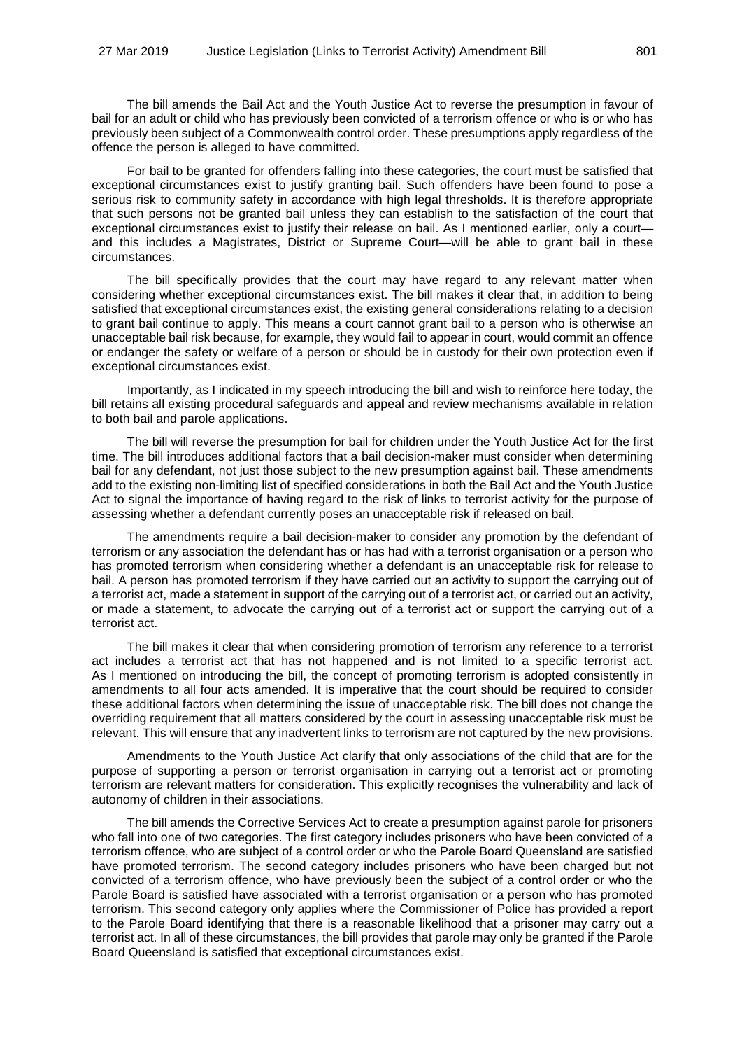The bill amends the Bail Act and the Youth Justice Act to reverse the presumption in favour of bail for an adult or child who has previously been convicted of a terrorism offence or who is or who has previously been subject of a Commonwealth control order. These presumptions apply regardless of the offence the person is alleged to have committed.

For bail to be granted for offenders falling into these categories, the court must be satisfied that exceptional circumstances exist to justify granting bail. Such offenders have been found to pose a serious risk to community safety in accordance with high legal thresholds. It is therefore appropriate that such persons not be granted bail unless they can establish to the satisfaction of the court that exceptional circumstances exist to justify their release on bail. As I mentioned earlier, only a court—and this includes a Magistrates, District or Supreme Court—will be able to grant bail in these circumstances.

The bill specifically provides that the court may have regard to any relevant matter when considering whether exceptional circumstances exist. The bill makes it clear that, in addition to being satisfied that exceptional circumstances exist, the existing general considerations relating to a decision to grant bail continue to apply. This means a court cannot grant bail to a person who is otherwise an unacceptable bail risk because, for example, they would fail to appear in court, would commit an offence or endanger the safety or welfare of a person or should be in custody for their own protection even if exceptional circumstances exist.

Importantly, as I indicated in my speech introducing the bill and wish to reinforce here today, the bill retains all existing procedural safeguards and appeal and review mechanisms available in relation to both bail and parole applications.

The bill will reverse the presumption for bail for children under the Youth Justice Act for the first time. The bill introduces additional factors that a bail decision-maker must consider when determining bail for any defendant, not just those subject to the new presumption against bail. These amendments add to the existing non-limiting list of specified considerations in both the Bail Act and the Youth Justice Act to signal the importance of having regard to the risk of links to terrorist activity for the purpose of assessing whether a defendant currently poses an unacceptable risk if released on bail.

The amendments require a bail decision-maker to consider any promotion by the defendant of terrorism or any association the defendant has or has had with a terrorist organisation or a person who has promoted terrorism when considering whether a defendant is an unacceptable risk for release to bail. A person has promoted terrorism if they have carried out an activity to support the carrying out of a terrorist act, made a statement in support of the carrying out of a terrorist act, or carried out an activity, or made a statement, to advocate the carrying out of a terrorist act or support the carrying out of a terrorist act.

The bill makes it clear that when considering promotion of terrorism any reference to a terrorist act includes a terrorist act that has not happened and is not limited to a specific terrorist act. As I mentioned on introducing the bill, the concept of promoting terrorism is adopted consistently in amendments to all four acts amended. It is imperative that the court should be required to consider these additional factors when determining the issue of unacceptable risk. The bill does not change the overriding requirement that all matters considered by the court in assessing unacceptable risk must be relevant. This will ensure that any inadvertent links to terrorism are not captured by the new provisions.

Amendments to the Youth Justice Act clarify that only associations of the child that are for the purpose of supporting a person or terrorist organisation in carrying out a terrorist act or promoting terrorism are relevant matters for consideration. This explicitly recognises the vulnerability and lack of autonomy of children in their associations.

The bill amends the Corrective Services Act to create a presumption against parole for prisoners who fall into one of two categories. The first category includes prisoners who have been convicted of a terrorism offence, who are subject of a control order or who the Parole Board Queensland are satisfied have promoted terrorism. The second category includes prisoners who have been charged but not convicted of a terrorism offence, who have previously been the subject of a control order or who the Parole Board is satisfied have associated with a terrorist organisation or a person who has promoted terrorism. This second category only applies where the Commissioner of Police has provided a report to the Parole Board identifying that there is a reasonable likelihood that a prisoner may carry out a terrorist act. In all of these circumstances, the bill provides that parole may only be granted if the Parole Board Queensland is satisfied that exceptional circumstances exist.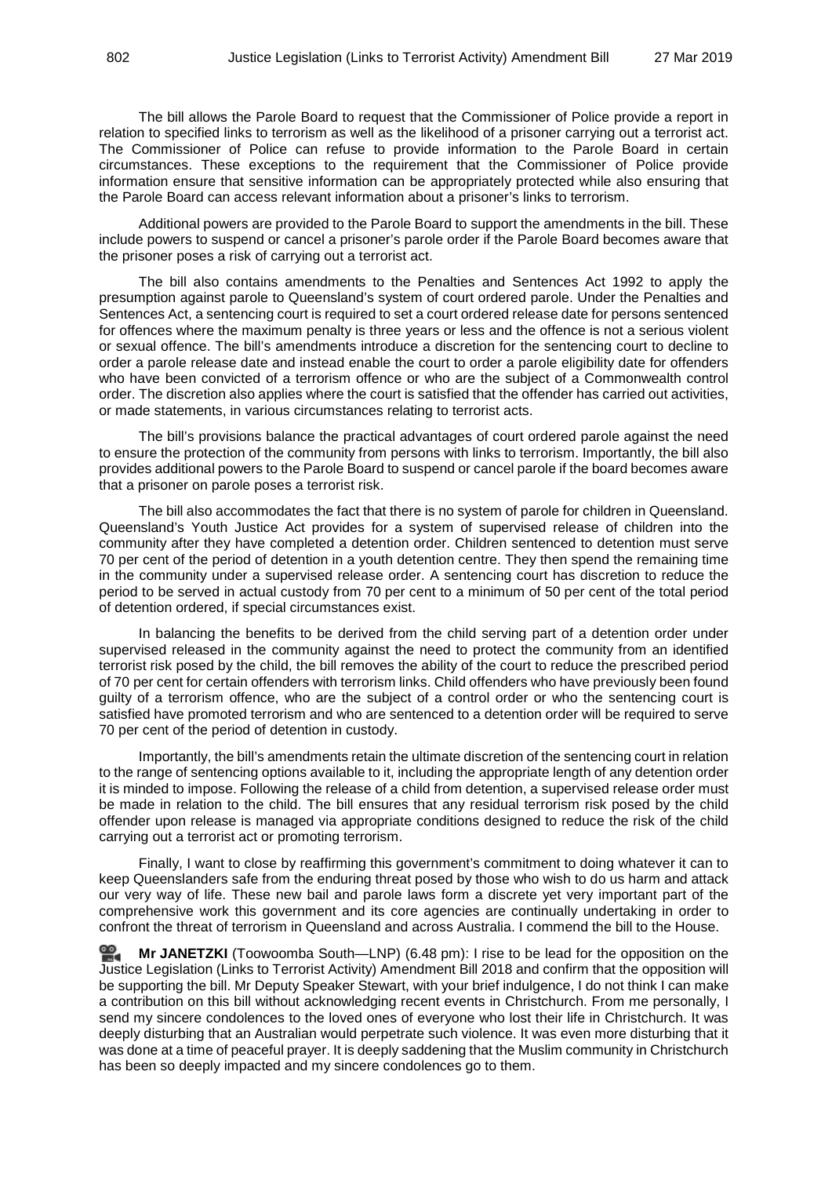The bill allows the Parole Board to request that the Commissioner of Police provide a report in relation to specified links to terrorism as well as the likelihood of a prisoner carrying out a terrorist act. The Commissioner of Police can refuse to provide information to the Parole Board in certain circumstances. These exceptions to the requirement that the Commissioner of Police provide information ensure that sensitive information can be appropriately protected while also ensuring that the Parole Board can access relevant information about a prisoner's links to terrorism.

Additional powers are provided to the Parole Board to support the amendments in the bill. These include powers to suspend or cancel a prisoner's parole order if the Parole Board becomes aware that the prisoner poses a risk of carrying out a terrorist act.

The bill also contains amendments to the Penalties and Sentences Act 1992 to apply the presumption against parole to Queensland's system of court ordered parole. Under the Penalties and Sentences Act, a sentencing court is required to set a court ordered release date for persons sentenced for offences where the maximum penalty is three years or less and the offence is not a serious violent or sexual offence. The bill's amendments introduce a discretion for the sentencing court to decline to order a parole release date and instead enable the court to order a parole eligibility date for offenders who have been convicted of a terrorism offence or who are the subject of a Commonwealth control order. The discretion also applies where the court is satisfied that the offender has carried out activities, or made statements, in various circumstances relating to terrorist acts.

The bill's provisions balance the practical advantages of court ordered parole against the need to ensure the protection of the community from persons with links to terrorism. Importantly, the bill also provides additional powers to the Parole Board to suspend or cancel parole if the board becomes aware that a prisoner on parole poses a terrorist risk.

The bill also accommodates the fact that there is no system of parole for children in Queensland. Queensland's Youth Justice Act provides for a system of supervised release of children into the community after they have completed a detention order. Children sentenced to detention must serve 70 per cent of the period of detention in a youth detention centre. They then spend the remaining time in the community under a supervised release order. A sentencing court has discretion to reduce the period to be served in actual custody from 70 per cent to a minimum of 50 per cent of the total period of detention ordered, if special circumstances exist.

In balancing the benefits to be derived from the child serving part of a detention order under supervised released in the community against the need to protect the community from an identified terrorist risk posed by the child, the bill removes the ability of the court to reduce the prescribed period of 70 per cent for certain offenders with terrorism links. Child offenders who have previously been found guilty of a terrorism offence, who are the subject of a control order or who the sentencing court is satisfied have promoted terrorism and who are sentenced to a detention order will be required to serve 70 per cent of the period of detention in custody.

Importantly, the bill's amendments retain the ultimate discretion of the sentencing court in relation to the range of sentencing options available to it, including the appropriate length of any detention order it is minded to impose. Following the release of a child from detention, a supervised release order must be made in relation to the child. The bill ensures that any residual terrorism risk posed by the child offender upon release is managed via appropriate conditions designed to reduce the risk of the child carrying out a terrorist act or promoting terrorism.

Finally, I want to close by reaffirming this government's commitment to doing whatever it can to keep Queenslanders safe from the enduring threat posed by those who wish to do us harm and attack our very way of life. These new bail and parole laws form a discrete yet very important part of the comprehensive work this government and its core agencies are continually undertaking in order to confront the threat of terrorism in Queensland and across Australia. I commend the bill to the House.

**Mr JANETZKI** (Toowoomba South—LNP) (6.48 pm): I rise to be lead for the opposition on the Justice Legislation (Links to Terrorist Activity) Amendment Bill 2018 and confirm that the opposition will be supporting the bill. Mr Deputy Speaker Stewart, with your brief indulgence, I do not think I can make a contribution on this bill without acknowledging recent events in Christchurch. From me personally, I send my sincere condolences to the loved ones of everyone who lost their life in Christchurch. It was deeply disturbing that an Australian would perpetrate such violence. It was even more disturbing that it was done at a time of peaceful prayer. It is deeply saddening that the Muslim community in Christchurch has been so deeply impacted and my sincere condolences go to them.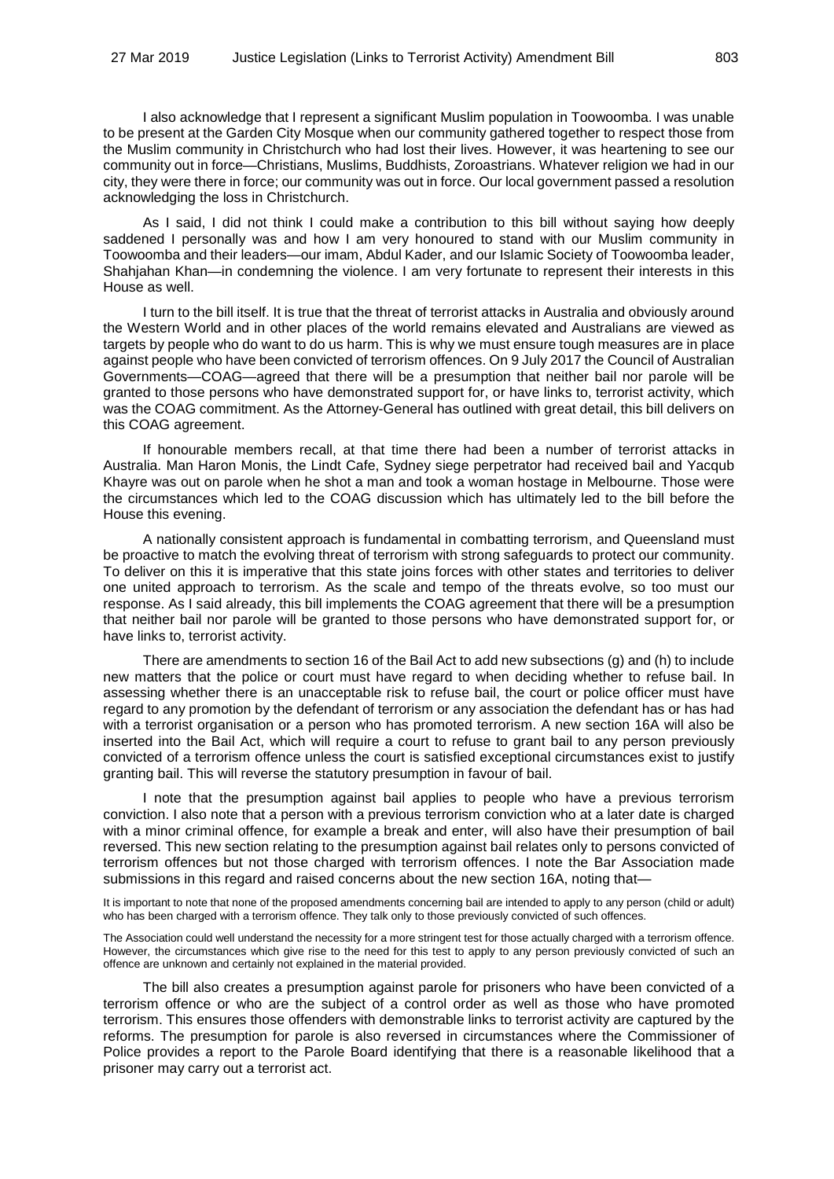I also acknowledge that I represent a significant Muslim population in Toowoomba. I was unable to be present at the Garden City Mosque when our community gathered together to respect those from the Muslim community in Christchurch who had lost their lives. However, it was heartening to see our community out in force—Christians, Muslims, Buddhists, Zoroastrians. Whatever religion we had in our city, they were there in force; our community was out in force. Our local government passed a resolution acknowledging the loss in Christchurch.

As I said, I did not think I could make a contribution to this bill without saying how deeply saddened I personally was and how I am very honoured to stand with our Muslim community in Toowoomba and their leaders—our imam, Abdul Kader, and our Islamic Society of Toowoomba leader, Shahjahan Khan—in condemning the violence. I am very fortunate to represent their interests in this House as well.

I turn to the bill itself. It is true that the threat of terrorist attacks in Australia and obviously around the Western World and in other places of the world remains elevated and Australians are viewed as targets by people who do want to do us harm. This is why we must ensure tough measures are in place against people who have been convicted of terrorism offences. On 9 July 2017 the Council of Australian Governments—COAG—agreed that there will be a presumption that neither bail nor parole will be granted to those persons who have demonstrated support for, or have links to, terrorist activity, which was the COAG commitment. As the Attorney-General has outlined with great detail, this bill delivers on this COAG agreement.

If honourable members recall, at that time there had been a number of terrorist attacks in Australia. Man Haron Monis, the Lindt Cafe, Sydney siege perpetrator had received bail and Yacqub Khayre was out on parole when he shot a man and took a woman hostage in Melbourne. Those were the circumstances which led to the COAG discussion which has ultimately led to the bill before the House this evening.

A nationally consistent approach is fundamental in combatting terrorism, and Queensland must be proactive to match the evolving threat of terrorism with strong safeguards to protect our community. To deliver on this it is imperative that this state joins forces with other states and territories to deliver one united approach to terrorism. As the scale and tempo of the threats evolve, so too must our response. As I said already, this bill implements the COAG agreement that there will be a presumption that neither bail nor parole will be granted to those persons who have demonstrated support for, or have links to, terrorist activity.

There are amendments to section 16 of the Bail Act to add new subsections (g) and (h) to include new matters that the police or court must have regard to when deciding whether to refuse bail. In assessing whether there is an unacceptable risk to refuse bail, the court or police officer must have regard to any promotion by the defendant of terrorism or any association the defendant has or has had with a terrorist organisation or a person who has promoted terrorism. A new section 16A will also be inserted into the Bail Act, which will require a court to refuse to grant bail to any person previously convicted of a terrorism offence unless the court is satisfied exceptional circumstances exist to justify granting bail. This will reverse the statutory presumption in favour of bail.

I note that the presumption against bail applies to people who have a previous terrorism conviction. I also note that a person with a previous terrorism conviction who at a later date is charged with a minor criminal offence, for example a break and enter, will also have their presumption of bail reversed. This new section relating to the presumption against bail relates only to persons convicted of terrorism offences but not those charged with terrorism offences. I note the Bar Association made submissions in this regard and raised concerns about the new section 16A, noting that—

> It is important to note that none of the proposed amendments concerning bail are intended to apply to any person (child or adult) who has been charged with a terrorism offence. They talk only to those previously convicted of such offences.
>
> The Association could well understand the necessity for a more stringent test for those actually charged with a terrorism offence. However, the circumstances which give rise to the need for this test to apply to any person previously convicted of such an offence are unknown and certainly not explained in the material provided.

The bill also creates a presumption against parole for prisoners who have been convicted of a terrorism offence or who are the subject of a control order as well as those who have promoted terrorism. This ensures those offenders with demonstrable links to terrorist activity are captured by the reforms. The presumption for parole is also reversed in circumstances where the Commissioner of Police provides a report to the Parole Board identifying that there is a reasonable likelihood that a prisoner may carry out a terrorist act.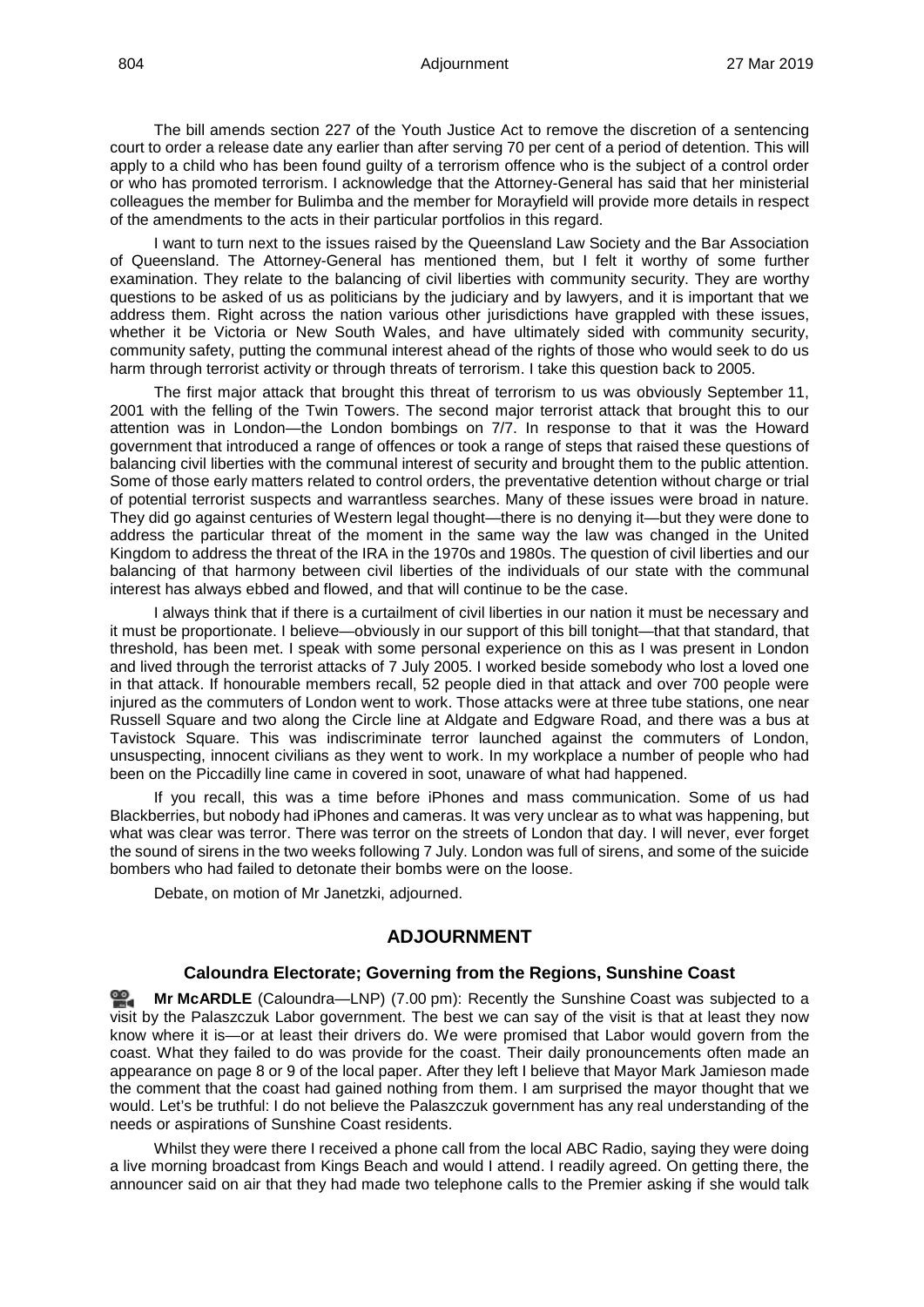The bill amends section 227 of the Youth Justice Act to remove the discretion of a sentencing court to order a release date any earlier than after serving 70 per cent of a period of detention. This will apply to a child who has been found guilty of a terrorism offence who is the subject of a control order or who has promoted terrorism. I acknowledge that the Attorney-General has said that her ministerial colleagues the member for Bulimba and the member for Morayfield will provide more details in respect of the amendments to the acts in their particular portfolios in this regard.

I want to turn next to the issues raised by the Queensland Law Society and the Bar Association of Queensland. The Attorney-General has mentioned them, but I felt it worthy of some further examination. They relate to the balancing of civil liberties with community security. They are worthy questions to be asked of us as politicians by the judiciary and by lawyers, and it is important that we address them. Right across the nation various other jurisdictions have grappled with these issues, whether it be Victoria or New South Wales, and have ultimately sided with community security, community safety, putting the communal interest ahead of the rights of those who would seek to do us harm through terrorist activity or through threats of terrorism. I take this question back to 2005.

The first major attack that brought this threat of terrorism to us was obviously September 11, 2001 with the felling of the Twin Towers. The second major terrorist attack that brought this to our attention was in London—the London bombings on 7/7. In response to that it was the Howard government that introduced a range of offences or took a range of steps that raised these questions of balancing civil liberties with the communal interest of security and brought them to the public attention. Some of those early matters related to control orders, the preventative detention without charge or trial of potential terrorist suspects and warrantless searches. Many of these issues were broad in nature. They did go against centuries of Western legal thought—there is no denying it—but they were done to address the particular threat of the moment in the same way the law was changed in the United Kingdom to address the threat of the IRA in the 1970s and 1980s. The question of civil liberties and our balancing of that harmony between civil liberties of the individuals of our state with the communal interest has always ebbed and flowed, and that will continue to be the case.

I always think that if there is a curtailment of civil liberties in our nation it must be necessary and it must be proportionate. I believe—obviously in our support of this bill tonight—that that standard, that threshold, has been met. I speak with some personal experience on this as I was present in London and lived through the terrorist attacks of 7 July 2005. I worked beside somebody who lost a loved one in that attack. If honourable members recall, 52 people died in that attack and over 700 people were injured as the commuters of London went to work. Those attacks were at three tube stations, one near Russell Square and two along the Circle line at Aldgate and Edgware Road, and there was a bus at Tavistock Square. This was indiscriminate terror launched against the commuters of London, unsuspecting, innocent civilians as they went to work. In my workplace a number of people who had been on the Piccadilly line came in covered in soot, unaware of what had happened.

If you recall, this was a time before iPhones and mass communication. Some of us had Blackberries, but nobody had iPhones and cameras. It was very unclear as to what was happening, but what was clear was terror. There was terror on the streets of London that day. I will never, ever forget the sound of sirens in the two weeks following 7 July. London was full of sirens, and some of the suicide bombers who had failed to detonate their bombs were on the loose.

Debate, on motion of Mr Janetzki, adjourned.

## ADJOURNMENT

### Caloundra Electorate; Governing from the Regions, Sunshine Coast

**Mr McARDLE** (Caloundra—LNP) (7.00 pm): Recently the Sunshine Coast was subjected to a visit by the Palaszczuk Labor government. The best we can say of the visit is that at least they now know where it is—or at least their drivers do. We were promised that Labor would govern from the coast. What they failed to do was provide for the coast. Their daily pronouncements often made an appearance on page 8 or 9 of the local paper. After they left I believe that Mayor Mark Jamieson made the comment that the coast had gained nothing from them. I am surprised the mayor thought that we would. Let's be truthful: I do not believe the Palaszczuk government has any real understanding of the needs or aspirations of Sunshine Coast residents.

Whilst they were there I received a phone call from the local ABC Radio, saying they were doing a live morning broadcast from Kings Beach and would I attend. I readily agreed. On getting there, the announcer said on air that they had made two telephone calls to the Premier asking if she would talk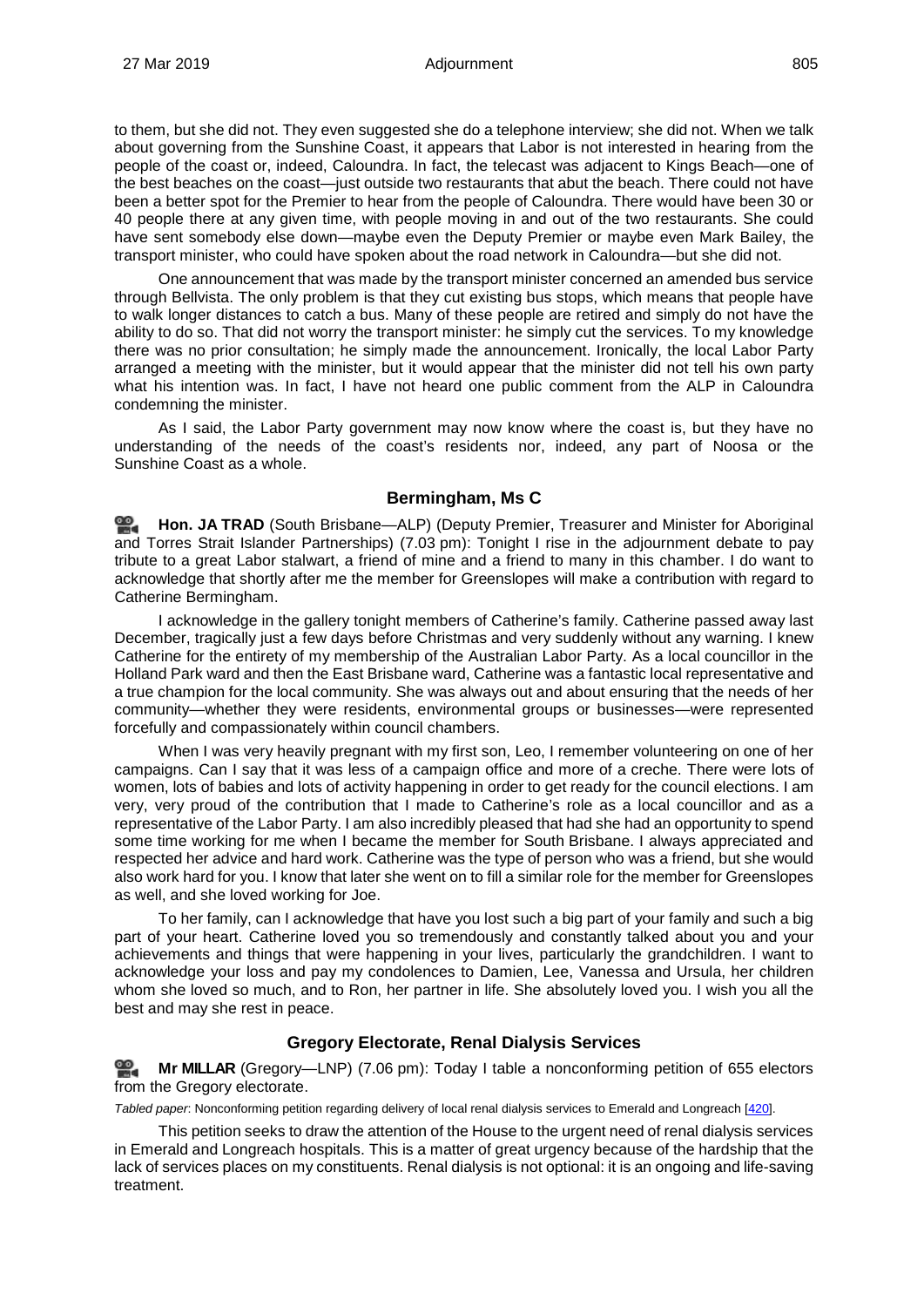to them, but she did not. They even suggested she do a telephone interview; she did not. When we talk about governing from the Sunshine Coast, it appears that Labor is not interested in hearing from the people of the coast or, indeed, Caloundra. In fact, the telecast was adjacent to Kings Beach—one of the best beaches on the coast—just outside two restaurants that abut the beach. There could not have been a better spot for the Premier to hear from the people of Caloundra. There would have been 30 or 40 people there at any given time, with people moving in and out of the two restaurants. She could have sent somebody else down—maybe even the Deputy Premier or maybe even Mark Bailey, the transport minister, who could have spoken about the road network in Caloundra—but she did not.

One announcement that was made by the transport minister concerned an amended bus service through Bellvista. The only problem is that they cut existing bus stops, which means that people have to walk longer distances to catch a bus. Many of these people are retired and simply do not have the ability to do so. That did not worry the transport minister: he simply cut the services. To my knowledge there was no prior consultation; he simply made the announcement. Ironically, the local Labor Party arranged a meeting with the minister, but it would appear that the minister did not tell his own party what his intention was. In fact, I have not heard one public comment from the ALP in Caloundra condemning the minister.

As I said, the Labor Party government may now know where the coast is, but they have no understanding of the needs of the coast's residents nor, indeed, any part of Noosa or the Sunshine Coast as a whole.

## Bermingham, Ms C

**Hon. JA TRAD** (South Brisbane—ALP) (Deputy Premier, Treasurer and Minister for Aboriginal and Torres Strait Islander Partnerships) (7.03 pm): Tonight I rise in the adjournment debate to pay tribute to a great Labor stalwart, a friend of mine and a friend to many in this chamber. I do want to acknowledge that shortly after me the member for Greenslopes will make a contribution with regard to Catherine Bermingham.

I acknowledge in the gallery tonight members of Catherine's family. Catherine passed away last December, tragically just a few days before Christmas and very suddenly without any warning. I knew Catherine for the entirety of my membership of the Australian Labor Party. As a local councillor in the Holland Park ward and then the East Brisbane ward, Catherine was a fantastic local representative and a true champion for the local community. She was always out and about ensuring that the needs of her community—whether they were residents, environmental groups or businesses—were represented forcefully and compassionately within council chambers.

When I was very heavily pregnant with my first son, Leo, I remember volunteering on one of her campaigns. Can I say that it was less of a campaign office and more of a creche. There were lots of women, lots of babies and lots of activity happening in order to get ready for the council elections. I am very, very proud of the contribution that I made to Catherine's role as a local councillor and as a representative of the Labor Party. I am also incredibly pleased that had she had an opportunity to spend some time working for me when I became the member for South Brisbane. I always appreciated and respected her advice and hard work. Catherine was the type of person who was a friend, but she would also work hard for you. I know that later she went on to fill a similar role for the member for Greenslopes as well, and she loved working for Joe.

To her family, can I acknowledge that have you lost such a big part of your family and such a big part of your heart. Catherine loved you so tremendously and constantly talked about you and your achievements and things that were happening in your lives, particularly the grandchildren. I want to acknowledge your loss and pay my condolences to Damien, Lee, Vanessa and Ursula, her children whom she loved so much, and to Ron, her partner in life. She absolutely loved you. I wish you all the best and may she rest in peace.

## Gregory Electorate, Renal Dialysis Services

**Mr MILLAR** (Gregory—LNP) (7.06 pm): Today I table a nonconforming petition of 655 electors from the Gregory electorate.

*Tabled paper*: Nonconforming petition regarding delivery of local renal dialysis services to Emerald and Longreach [420].

This petition seeks to draw the attention of the House to the urgent need of renal dialysis services in Emerald and Longreach hospitals. This is a matter of great urgency because of the hardship that the lack of services places on my constituents. Renal dialysis is not optional: it is an ongoing and life-saving treatment.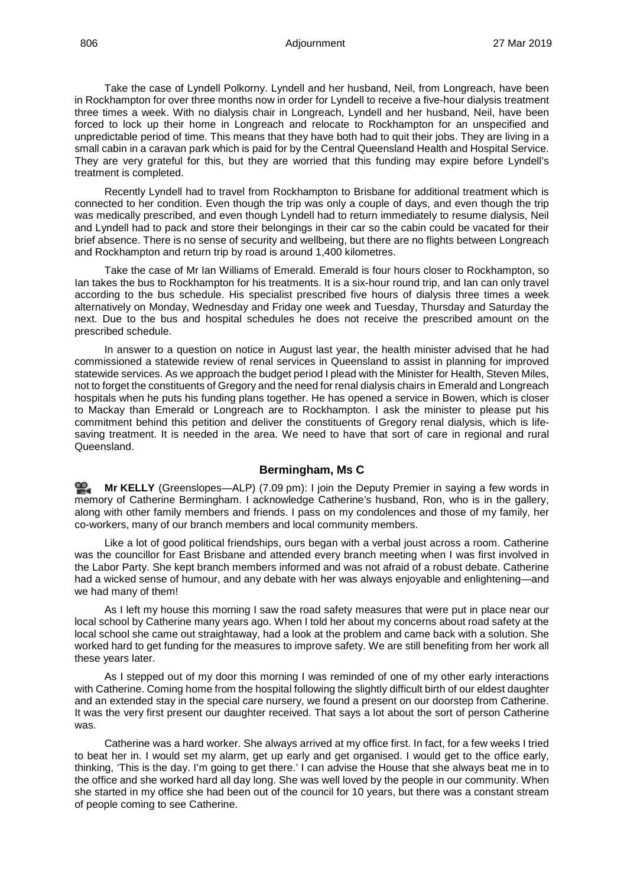Take the case of Lyndell Polkorny. Lyndell and her husband, Neil, from Longreach, have been in Rockhampton for over three months now in order for Lyndell to receive a five-hour dialysis treatment three times a week. With no dialysis chair in Longreach, Lyndell and her husband, Neil, have been forced to lock up their home in Longreach and relocate to Rockhampton for an unspecified and unpredictable period of time. This means that they have both had to quit their jobs. They are living in a small cabin in a caravan park which is paid for by the Central Queensland Health and Hospital Service. They are very grateful for this, but they are worried that this funding may expire before Lyndell's treatment is completed.

Recently Lyndell had to travel from Rockhampton to Brisbane for additional treatment which is connected to her condition. Even though the trip was only a couple of days, and even though the trip was medically prescribed, and even though Lyndell had to return immediately to resume dialysis, Neil and Lyndell had to pack and store their belongings in their car so the cabin could be vacated for their brief absence. There is no sense of security and wellbeing, but there are no flights between Longreach and Rockhampton and return trip by road is around 1,400 kilometres.

Take the case of Mr Ian Williams of Emerald. Emerald is four hours closer to Rockhampton, so Ian takes the bus to Rockhampton for his treatments. It is a six-hour round trip, and Ian can only travel according to the bus schedule. His specialist prescribed five hours of dialysis three times a week alternatively on Monday, Wednesday and Friday one week and Tuesday, Thursday and Saturday the next. Due to the bus and hospital schedules he does not receive the prescribed amount on the prescribed schedule.

In answer to a question on notice in August last year, the health minister advised that he had commissioned a statewide review of renal services in Queensland to assist in planning for improved statewide services. As we approach the budget period I plead with the Minister for Health, Steven Miles, not to forget the constituents of Gregory and the need for renal dialysis chairs in Emerald and Longreach hospitals when he puts his funding plans together. He has opened a service in Bowen, which is closer to Mackay than Emerald or Longreach are to Rockhampton. I ask the minister to please put his commitment behind this petition and deliver the constituents of Gregory renal dialysis, which is life-saving treatment. It is needed in the area. We need to have that sort of care in regional and rural Queensland.

## Bermingham, Ms C

**Mr KELLY** (Greenslopes—ALP) (7.09 pm): I join the Deputy Premier in saying a few words in memory of Catherine Bermingham. I acknowledge Catherine's husband, Ron, who is in the gallery, along with other family members and friends. I pass on my condolences and those of my family, her co-workers, many of our branch members and local community members.

Like a lot of good political friendships, ours began with a verbal joust across a room. Catherine was the councillor for East Brisbane and attended every branch meeting when I was first involved in the Labor Party. She kept branch members informed and was not afraid of a robust debate. Catherine had a wicked sense of humour, and any debate with her was always enjoyable and enlightening—and we had many of them!

As I left my house this morning I saw the road safety measures that were put in place near our local school by Catherine many years ago. When I told her about my concerns about road safety at the local school she came out straightaway, had a look at the problem and came back with a solution. She worked hard to get funding for the measures to improve safety. We are still benefiting from her work all these years later.

As I stepped out of my door this morning I was reminded of one of my other early interactions with Catherine. Coming home from the hospital following the slightly difficult birth of our eldest daughter and an extended stay in the special care nursery, we found a present on our doorstep from Catherine. It was the very first present our daughter received. That says a lot about the sort of person Catherine was.

Catherine was a hard worker. She always arrived at my office first. In fact, for a few weeks I tried to beat her in. I would set my alarm, get up early and get organised. I would get to the office early, thinking, 'This is the day. I'm going to get there.' I can advise the House that she always beat me in to the office and she worked hard all day long. She was well loved by the people in our community. When she started in my office she had been out of the council for 10 years, but there was a constant stream of people coming to see Catherine.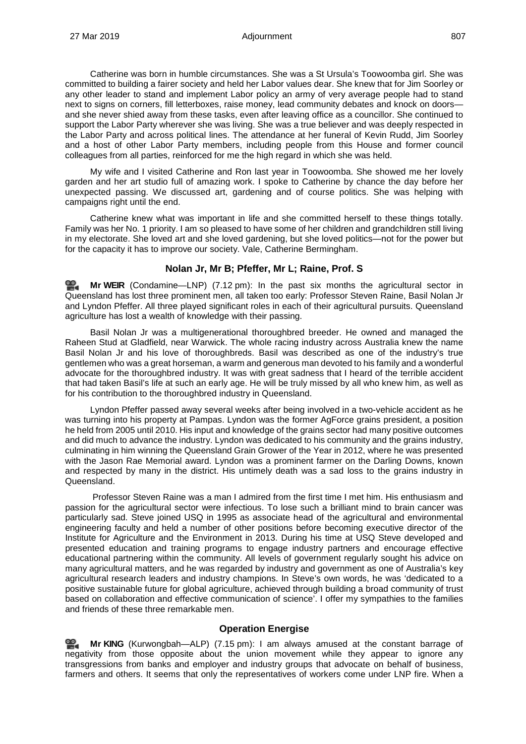Catherine was born in humble circumstances. She was a St Ursula's Toowoomba girl. She was committed to building a fairer society and held her Labor values dear. She knew that for Jim Soorley or any other leader to stand and implement Labor policy an army of very average people had to stand next to signs on corners, fill letterboxes, raise money, lead community debates and knock on doors—and she never shied away from these tasks, even after leaving office as a councillor. She continued to support the Labor Party wherever she was living. She was a true believer and was deeply respected in the Labor Party and across political lines. The attendance at her funeral of Kevin Rudd, Jim Soorley and a host of other Labor Party members, including people from this House and former council colleagues from all parties, reinforced for me the high regard in which she was held.

My wife and I visited Catherine and Ron last year in Toowoomba. She showed me her lovely garden and her art studio full of amazing work. I spoke to Catherine by chance the day before her unexpected passing. We discussed art, gardening and of course politics. She was helping with campaigns right until the end.

Catherine knew what was important in life and she committed herself to these things totally. Family was her No. 1 priority. I am so pleased to have some of her children and grandchildren still living in my electorate. She loved art and she loved gardening, but she loved politics—not for the power but for the capacity it has to improve our society. Vale, Catherine Bermingham.

## Nolan Jr, Mr B; Pfeffer, Mr L; Raine, Prof. S

**Mr WEIR** (Condamine—LNP) (7.12 pm): In the past six months the agricultural sector in Queensland has lost three prominent men, all taken too early: Professor Steven Raine, Basil Nolan Jr and Lyndon Pfeffer. All three played significant roles in each of their agricultural pursuits. Queensland agriculture has lost a wealth of knowledge with their passing.

Basil Nolan Jr was a multigenerational thoroughbred breeder. He owned and managed the Raheen Stud at Gladfield, near Warwick. The whole racing industry across Australia knew the name Basil Nolan Jr and his love of thoroughbreds. Basil was described as one of the industry's true gentlemen who was a great horseman, a warm and generous man devoted to his family and a wonderful advocate for the thoroughbred industry. It was with great sadness that I heard of the terrible accident that had taken Basil's life at such an early age. He will be truly missed by all who knew him, as well as for his contribution to the thoroughbred industry in Queensland.

Lyndon Pfeffer passed away several weeks after being involved in a two-vehicle accident as he was turning into his property at Pampas. Lyndon was the former AgForce grains president, a position he held from 2005 until 2010. His input and knowledge of the grains sector had many positive outcomes and did much to advance the industry. Lyndon was dedicated to his community and the grains industry, culminating in him winning the Queensland Grain Grower of the Year in 2012, where he was presented with the Jason Rae Memorial award. Lyndon was a prominent farmer on the Darling Downs, known and respected by many in the district. His untimely death was a sad loss to the grains industry in Queensland.

Professor Steven Raine was a man I admired from the first time I met him. His enthusiasm and passion for the agricultural sector were infectious. To lose such a brilliant mind to brain cancer was particularly sad. Steve joined USQ in 1995 as associate head of the agricultural and environmental engineering faculty and held a number of other positions before becoming executive director of the Institute for Agriculture and the Environment in 2013. During his time at USQ Steve developed and presented education and training programs to engage industry partners and encourage effective educational partnering within the community. All levels of government regularly sought his advice on many agricultural matters, and he was regarded by industry and government as one of Australia's key agricultural research leaders and industry champions. In Steve's own words, he was 'dedicated to a positive sustainable future for global agriculture, achieved through building a broad community of trust based on collaboration and effective communication of science'. I offer my sympathies to the families and friends of these three remarkable men.

## Operation Energise

**Mr KING** (Kurwongbah—ALP) (7.15 pm): I am always amused at the constant barrage of negativity from those opposite about the union movement while they appear to ignore any transgressions from banks and employer and industry groups that advocate on behalf of business, farmers and others. It seems that only the representatives of workers come under LNP fire. When a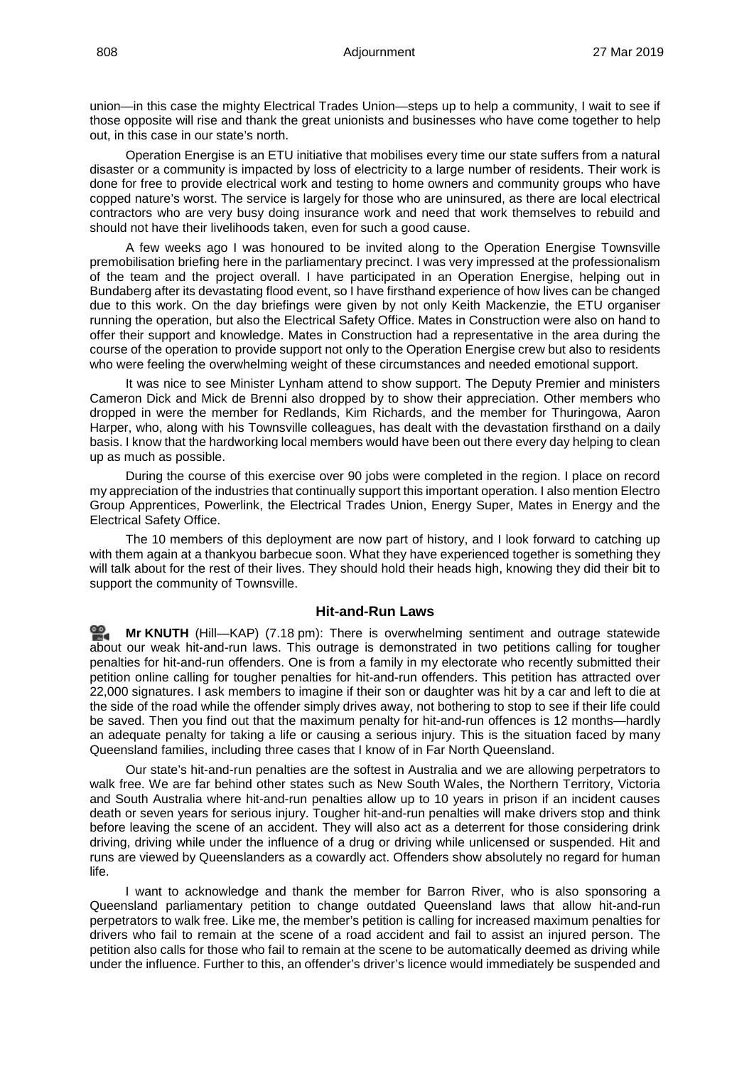union—in this case the mighty Electrical Trades Union—steps up to help a community, I wait to see if those opposite will rise and thank the great unionists and businesses who have come together to help out, in this case in our state's north.

Operation Energise is an ETU initiative that mobilises every time our state suffers from a natural disaster or a community is impacted by loss of electricity to a large number of residents. Their work is done for free to provide electrical work and testing to home owners and community groups who have copped nature's worst. The service is largely for those who are uninsured, as there are local electrical contractors who are very busy doing insurance work and need that work themselves to rebuild and should not have their livelihoods taken, even for such a good cause.

A few weeks ago I was honoured to be invited along to the Operation Energise Townsville premobilisation briefing here in the parliamentary precinct. I was very impressed at the professionalism of the team and the project overall. I have participated in an Operation Energise, helping out in Bundaberg after its devastating flood event, so I have firsthand experience of how lives can be changed due to this work. On the day briefings were given by not only Keith Mackenzie, the ETU organiser running the operation, but also the Electrical Safety Office. Mates in Construction were also on hand to offer their support and knowledge. Mates in Construction had a representative in the area during the course of the operation to provide support not only to the Operation Energise crew but also to residents who were feeling the overwhelming weight of these circumstances and needed emotional support.

It was nice to see Minister Lynham attend to show support. The Deputy Premier and ministers Cameron Dick and Mick de Brenni also dropped by to show their appreciation. Other members who dropped in were the member for Redlands, Kim Richards, and the member for Thuringowa, Aaron Harper, who, along with his Townsville colleagues, has dealt with the devastation firsthand on a daily basis. I know that the hardworking local members would have been out there every day helping to clean up as much as possible.

During the course of this exercise over 90 jobs were completed in the region. I place on record my appreciation of the industries that continually support this important operation. I also mention Electro Group Apprentices, Powerlink, the Electrical Trades Union, Energy Super, Mates in Energy and the Electrical Safety Office.

The 10 members of this deployment are now part of history, and I look forward to catching up with them again at a thankyou barbecue soon. What they have experienced together is something they will talk about for the rest of their lives. They should hold their heads high, knowing they did their bit to support the community of Townsville.

### Hit-and-Run Laws

**Mr KNUTH** (Hill—KAP) (7.18 pm): There is overwhelming sentiment and outrage statewide about our weak hit-and-run laws. This outrage is demonstrated in two petitions calling for tougher penalties for hit-and-run offenders. One is from a family in my electorate who recently submitted their petition online calling for tougher penalties for hit-and-run offenders. This petition has attracted over 22,000 signatures. I ask members to imagine if their son or daughter was hit by a car and left to die at the side of the road while the offender simply drives away, not bothering to stop to see if their life could be saved. Then you find out that the maximum penalty for hit-and-run offences is 12 months—hardly an adequate penalty for taking a life or causing a serious injury. This is the situation faced by many Queensland families, including three cases that I know of in Far North Queensland.

Our state's hit-and-run penalties are the softest in Australia and we are allowing perpetrators to walk free. We are far behind other states such as New South Wales, the Northern Territory, Victoria and South Australia where hit-and-run penalties allow up to 10 years in prison if an incident causes death or seven years for serious injury. Tougher hit-and-run penalties will make drivers stop and think before leaving the scene of an accident. They will also act as a deterrent for those considering drink driving, driving while under the influence of a drug or driving while unlicensed or suspended. Hit and runs are viewed by Queenslanders as a cowardly act. Offenders show absolutely no regard for human life.

I want to acknowledge and thank the member for Barron River, who is also sponsoring a Queensland parliamentary petition to change outdated Queensland laws that allow hit-and-run perpetrators to walk free. Like me, the member's petition is calling for increased maximum penalties for drivers who fail to remain at the scene of a road accident and fail to assist an injured person. The petition also calls for those who fail to remain at the scene to be automatically deemed as driving while under the influence. Further to this, an offender's driver's licence would immediately be suspended and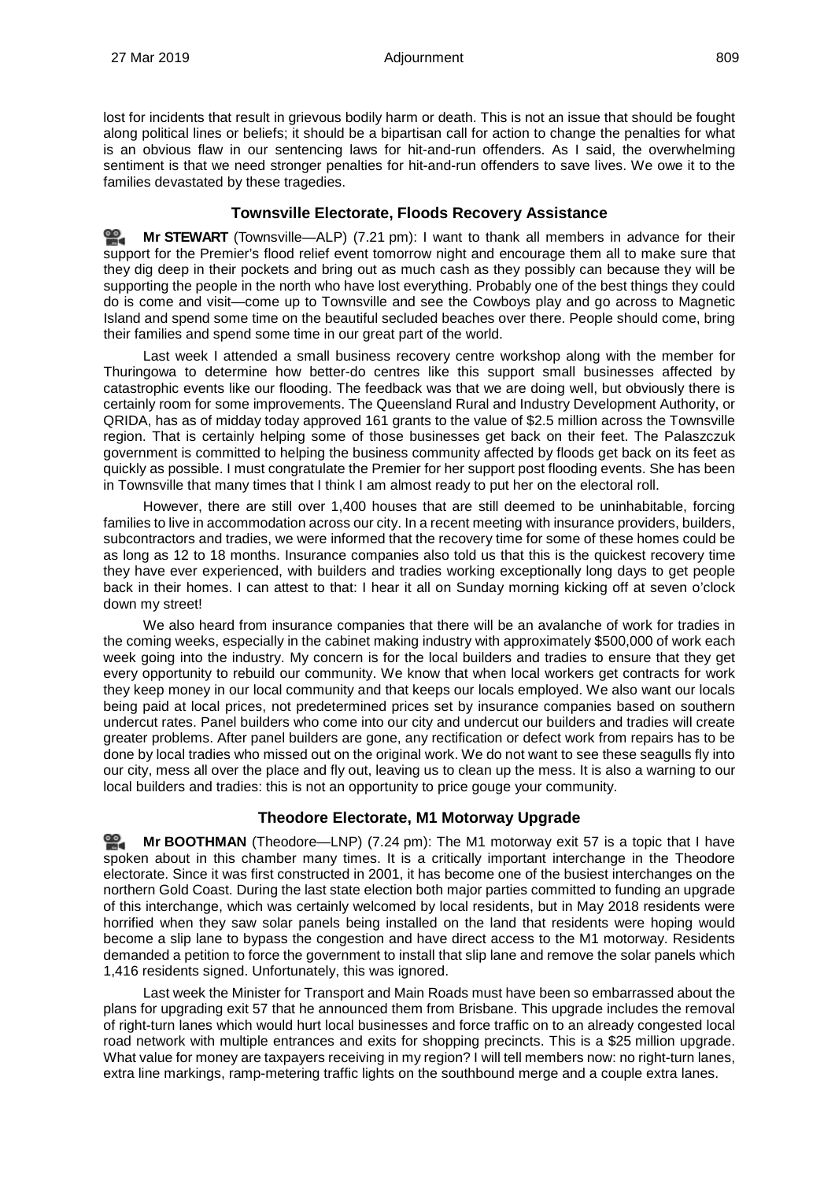lost for incidents that result in grievous bodily harm or death. This is not an issue that should be fought along political lines or beliefs; it should be a bipartisan call for action to change the penalties for what is an obvious flaw in our sentencing laws for hit-and-run offenders. As I said, the overwhelming sentiment is that we need stronger penalties for hit-and-run offenders to save lives. We owe it to the families devastated by these tragedies.

### Townsville Electorate, Floods Recovery Assistance

**Mr STEWART** (Townsville—ALP) (7.21 pm): I want to thank all members in advance for their support for the Premier's flood relief event tomorrow night and encourage them all to make sure that they dig deep in their pockets and bring out as much cash as they possibly can because they will be supporting the people in the north who have lost everything. Probably one of the best things they could do is come and visit—come up to Townsville and see the Cowboys play and go across to Magnetic Island and spend some time on the beautiful secluded beaches over there. People should come, bring their families and spend some time in our great part of the world.

Last week I attended a small business recovery centre workshop along with the member for Thuringowa to determine how better-do centres like this support small businesses affected by catastrophic events like our flooding. The feedback was that we are doing well, but obviously there is certainly room for some improvements. The Queensland Rural and Industry Development Authority, or QRIDA, has as of midday today approved 161 grants to the value of $2.5 million across the Townsville region. That is certainly helping some of those businesses get back on their feet. The Palaszczuk government is committed to helping the business community affected by floods get back on its feet as quickly as possible. I must congratulate the Premier for her support post flooding events. She has been in Townsville that many times that I think I am almost ready to put her on the electoral roll.

However, there are still over 1,400 houses that are still deemed to be uninhabitable, forcing families to live in accommodation across our city. In a recent meeting with insurance providers, builders, subcontractors and tradies, we were informed that the recovery time for some of these homes could be as long as 12 to 18 months. Insurance companies also told us that this is the quickest recovery time they have ever experienced, with builders and tradies working exceptionally long days to get people back in their homes. I can attest to that: I hear it all on Sunday morning kicking off at seven o'clock down my street!

We also heard from insurance companies that there will be an avalanche of work for tradies in the coming weeks, especially in the cabinet making industry with approximately $500,000 of work each week going into the industry. My concern is for the local builders and tradies to ensure that they get every opportunity to rebuild our community. We know that when local workers get contracts for work they keep money in our local community and that keeps our locals employed. We also want our locals being paid at local prices, not predetermined prices set by insurance companies based on southern undercut rates. Panel builders who come into our city and undercut our builders and tradies will create greater problems. After panel builders are gone, any rectification or defect work from repairs has to be done by local tradies who missed out on the original work. We do not want to see these seagulls fly into our city, mess all over the place and fly out, leaving us to clean up the mess. It is also a warning to our local builders and tradies: this is not an opportunity to price gouge your community.

### Theodore Electorate, M1 Motorway Upgrade

**Mr BOOTHMAN** (Theodore—LNP) (7.24 pm): The M1 motorway exit 57 is a topic that I have spoken about in this chamber many times. It is a critically important interchange in the Theodore electorate. Since it was first constructed in 2001, it has become one of the busiest interchanges on the northern Gold Coast. During the last state election both major parties committed to funding an upgrade of this interchange, which was certainly welcomed by local residents, but in May 2018 residents were horrified when they saw solar panels being installed on the land that residents were hoping would become a slip lane to bypass the congestion and have direct access to the M1 motorway. Residents demanded a petition to force the government to install that slip lane and remove the solar panels which 1,416 residents signed. Unfortunately, this was ignored.

Last week the Minister for Transport and Main Roads must have been so embarrassed about the plans for upgrading exit 57 that he announced them from Brisbane. This upgrade includes the removal of right-turn lanes which would hurt local businesses and force traffic on to an already congested local road network with multiple entrances and exits for shopping precincts. This is a $25 million upgrade. What value for money are taxpayers receiving in my region? I will tell members now: no right-turn lanes, extra line markings, ramp-metering traffic lights on the southbound merge and a couple extra lanes.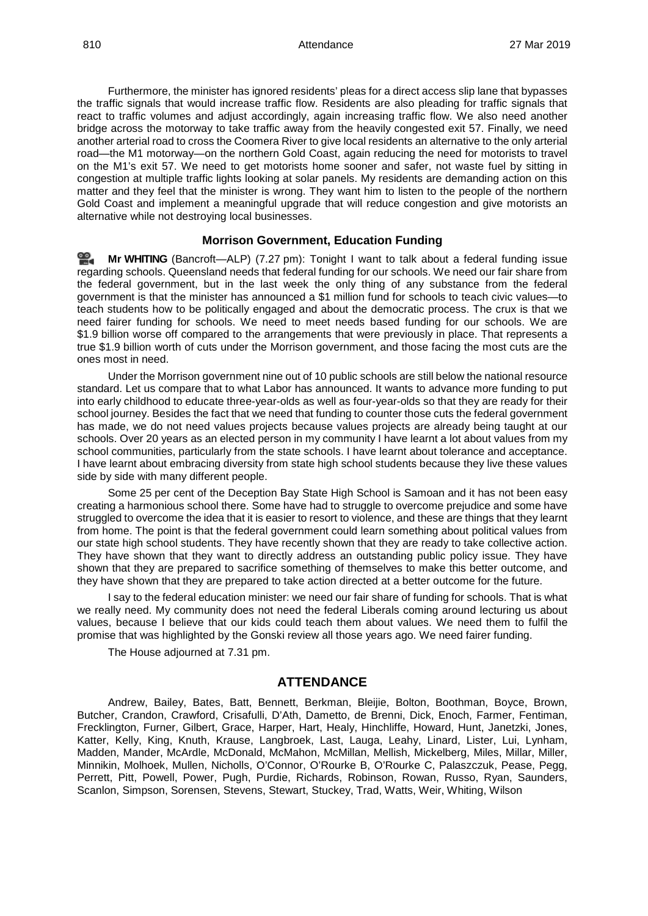Furthermore, the minister has ignored residents' pleas for a direct access slip lane that bypasses the traffic signals that would increase traffic flow. Residents are also pleading for traffic signals that react to traffic volumes and adjust accordingly, again increasing traffic flow. We also need another bridge across the motorway to take traffic away from the heavily congested exit 57. Finally, we need another arterial road to cross the Coomera River to give local residents an alternative to the only arterial road—the M1 motorway—on the northern Gold Coast, again reducing the need for motorists to travel on the M1's exit 57. We need to get motorists home sooner and safer, not waste fuel by sitting in congestion at multiple traffic lights looking at solar panels. My residents are demanding action on this matter and they feel that the minister is wrong. They want him to listen to the people of the northern Gold Coast and implement a meaningful upgrade that will reduce congestion and give motorists an alternative while not destroying local businesses.

### Morrison Government, Education Funding

**Mr WHITING** (Bancroft—ALP) (7.27 pm): Tonight I want to talk about a federal funding issue regarding schools. Queensland needs that federal funding for our schools. We need our fair share from the federal government, but in the last week the only thing of any substance from the federal government is that the minister has announced a $1 million fund for schools to teach civic values—to teach students how to be politically engaged and about the democratic process. The crux is that we need fairer funding for schools. We need to meet needs based funding for our schools. We are $1.9 billion worse off compared to the arrangements that were previously in place. That represents a true $1.9 billion worth of cuts under the Morrison government, and those facing the most cuts are the ones most in need.

Under the Morrison government nine out of 10 public schools are still below the national resource standard. Let us compare that to what Labor has announced. It wants to advance more funding to put into early childhood to educate three-year-olds as well as four-year-olds so that they are ready for their school journey. Besides the fact that we need that funding to counter those cuts the federal government has made, we do not need values projects because values projects are already being taught at our schools. Over 20 years as an elected person in my community I have learnt a lot about values from my school communities, particularly from the state schools. I have learnt about tolerance and acceptance. I have learnt about embracing diversity from state high school students because they live these values side by side with many different people.

Some 25 per cent of the Deception Bay State High School is Samoan and it has not been easy creating a harmonious school there. Some have had to struggle to overcome prejudice and some have struggled to overcome the idea that it is easier to resort to violence, and these are things that they learnt from home. The point is that the federal government could learn something about political values from our state high school students. They have recently shown that they are ready to take collective action. They have shown that they want to directly address an outstanding public policy issue. They have shown that they are prepared to sacrifice something of themselves to make this better outcome, and they have shown that they are prepared to take action directed at a better outcome for the future.

I say to the federal education minister: we need our fair share of funding for schools. That is what we really need. My community does not need the federal Liberals coming around lecturing us about values, because I believe that our kids could teach them about values. We need them to fulfil the promise that was highlighted by the Gonski review all those years ago. We need fairer funding.

The House adjourned at 7.31 pm.

## ATTENDANCE

Andrew, Bailey, Bates, Batt, Bennett, Berkman, Bleijie, Bolton, Boothman, Boyce, Brown, Butcher, Crandon, Crawford, Crisafulli, D'Ath, Dametto, de Brenni, Dick, Enoch, Farmer, Fentiman, Frecklington, Furner, Gilbert, Grace, Harper, Hart, Healy, Hinchliffe, Howard, Hunt, Janetzki, Jones, Katter, Kelly, King, Knuth, Krause, Langbroek, Last, Lauga, Leahy, Linard, Lister, Lui, Lynham, Madden, Mander, McArdle, McDonald, McMahon, McMillan, Mellish, Mickelberg, Miles, Millar, Miller, Minnikin, Molhoek, Mullen, Nicholls, O'Connor, O'Rourke B, O'Rourke C, Palaszczuk, Pease, Pegg, Perrett, Pitt, Powell, Power, Pugh, Purdie, Richards, Robinson, Rowan, Russo, Ryan, Saunders, Scanlon, Simpson, Sorensen, Stevens, Stewart, Stuckey, Trad, Watts, Weir, Whiting, Wilson